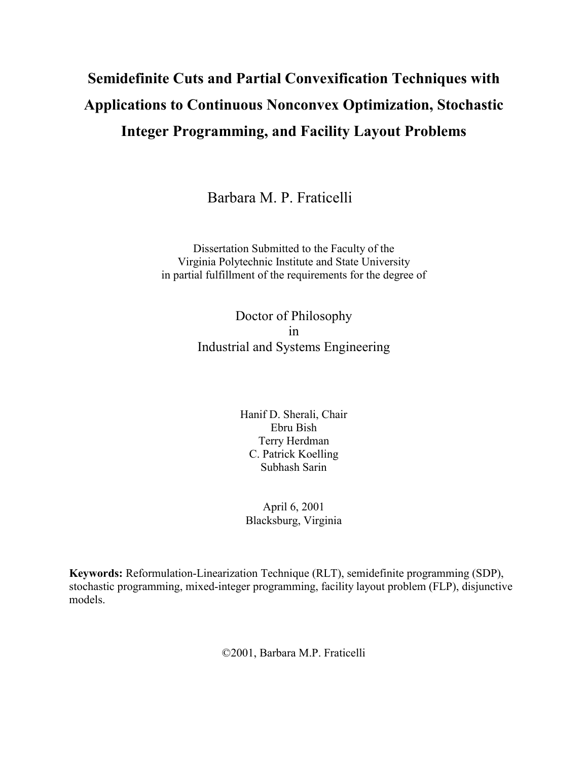# Semidefinite Cuts and Partial Convexification Techniques with Applications to Continuous Nonconvex Optimization, Stochastic Integer Programming, and Facility Layout Problems

Barbara M. P. Fraticelli

Dissertation Submitted to the Faculty of the
Virginia Polytechnic Institute and State University
in partial fulfillment of the requirements for the degree of

Doctor of Philosophy
in
Industrial and Systems Engineering

Hanif D. Sherali, Chair
Ebru Bish
Terry Herdman
C. Patrick Koelling
Subhash Sarin

April 6, 2001
Blacksburg, Virginia

**Keywords:** Reformulation-Linearization Technique (RLT), semidefinite programming (SDP), stochastic programming, mixed-integer programming, facility layout problem (FLP), disjunctive models.

©2001, Barbara M.P. Fraticelli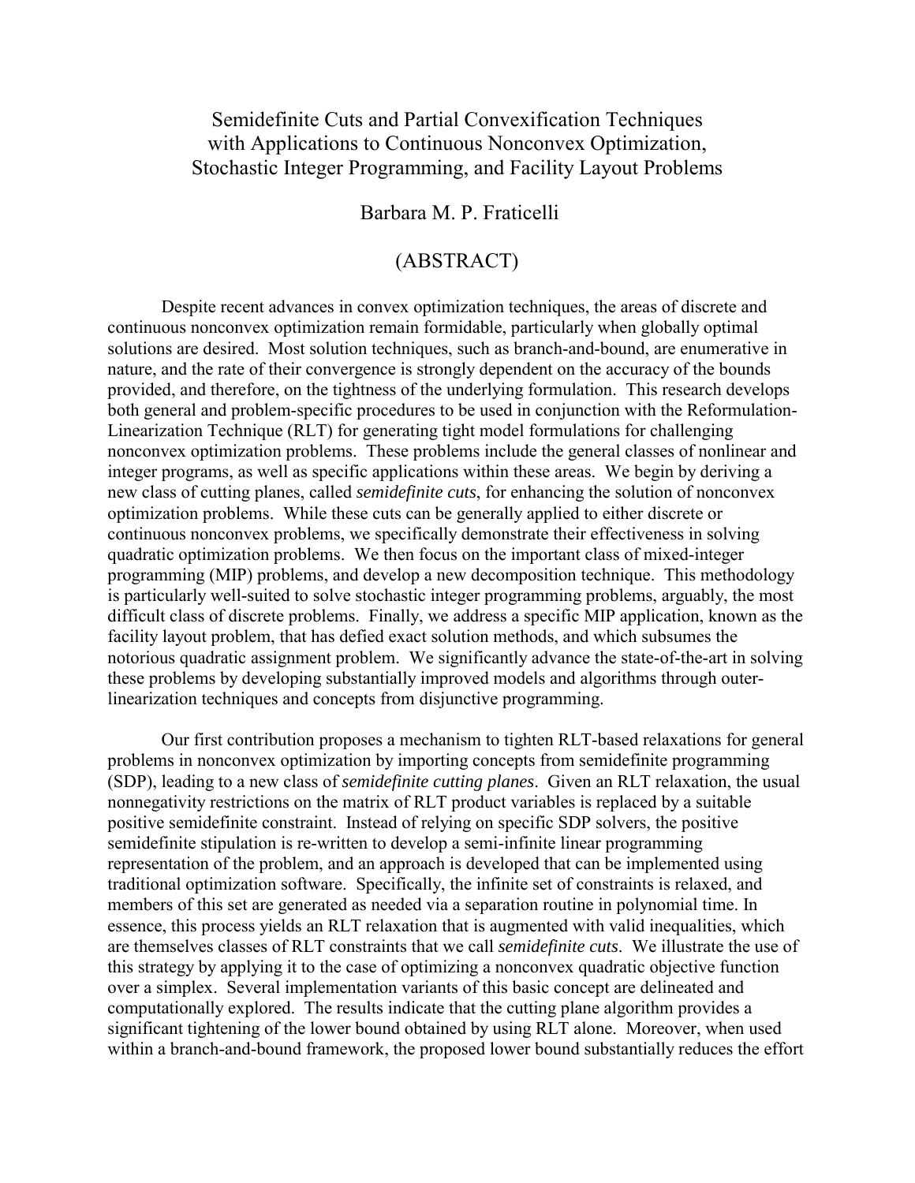# Semidefinite Cuts and Partial Convexification Techniques with Applications to Continuous Nonconvex Optimization, Stochastic Integer Programming, and Facility Layout Problems

Barbara M. P. Fraticelli

## (ABSTRACT)

Despite recent advances in convex optimization techniques, the areas of discrete and continuous nonconvex optimization remain formidable, particularly when globally optimal solutions are desired. Most solution techniques, such as branch-and-bound, are enumerative in nature, and the rate of their convergence is strongly dependent on the accuracy of the bounds provided, and therefore, on the tightness of the underlying formulation. This research develops both general and problem-specific procedures to be used in conjunction with the Reformulation-Linearization Technique (RLT) for generating tight model formulations for challenging nonconvex optimization problems. These problems include the general classes of nonlinear and integer programs, as well as specific applications within these areas. We begin by deriving a new class of cutting planes, called *semidefinite cuts*, for enhancing the solution of nonconvex optimization problems. While these cuts can be generally applied to either discrete or continuous nonconvex problems, we specifically demonstrate their effectiveness in solving quadratic optimization problems. We then focus on the important class of mixed-integer programming (MIP) problems, and develop a new decomposition technique. This methodology is particularly well-suited to solve stochastic integer programming problems, arguably, the most difficult class of discrete problems. Finally, we address a specific MIP application, known as the facility layout problem, that has defied exact solution methods, and which subsumes the notorious quadratic assignment problem. We significantly advance the state-of-the-art in solving these problems by developing substantially improved models and algorithms through outer-linearization techniques and concepts from disjunctive programming.

Our first contribution proposes a mechanism to tighten RLT-based relaxations for general problems in nonconvex optimization by importing concepts from semidefinite programming (SDP), leading to a new class of *semidefinite cutting planes*. Given an RLT relaxation, the usual nonnegativity restrictions on the matrix of RLT product variables is replaced by a suitable positive semidefinite constraint. Instead of relying on specific SDP solvers, the positive semidefinite stipulation is re-written to develop a semi-infinite linear programming representation of the problem, and an approach is developed that can be implemented using traditional optimization software. Specifically, the infinite set of constraints is relaxed, and members of this set are generated as needed via a separation routine in polynomial time. In essence, this process yields an RLT relaxation that is augmented with valid inequalities, which are themselves classes of RLT constraints that we call *semidefinite cuts*. We illustrate the use of this strategy by applying it to the case of optimizing a nonconvex quadratic objective function over a simplex. Several implementation variants of this basic concept are delineated and computationally explored. The results indicate that the cutting plane algorithm provides a significant tightening of the lower bound obtained by using RLT alone. Moreover, when used within a branch-and-bound framework, the proposed lower bound substantially reduces the effort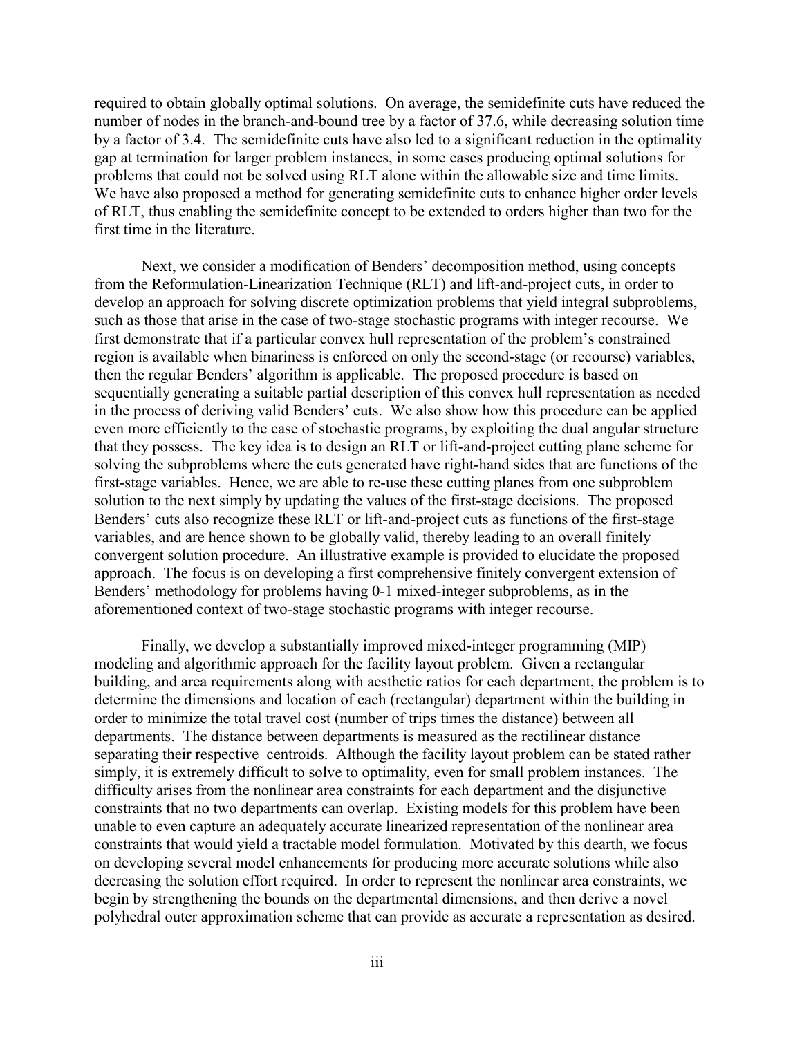required to obtain globally optimal solutions. On average, the semidefinite cuts have reduced the number of nodes in the branch-and-bound tree by a factor of 37.6, while decreasing solution time by a factor of 3.4. The semidefinite cuts have also led to a significant reduction in the optimality gap at termination for larger problem instances, in some cases producing optimal solutions for problems that could not be solved using RLT alone within the allowable size and time limits. We have also proposed a method for generating semidefinite cuts to enhance higher order levels of RLT, thus enabling the semidefinite concept to be extended to orders higher than two for the first time in the literature.

Next, we consider a modification of Benders' decomposition method, using concepts from the Reformulation-Linearization Technique (RLT) and lift-and-project cuts, in order to develop an approach for solving discrete optimization problems that yield integral subproblems, such as those that arise in the case of two-stage stochastic programs with integer recourse. We first demonstrate that if a particular convex hull representation of the problem's constrained region is available when binariness is enforced on only the second-stage (or recourse) variables, then the regular Benders' algorithm is applicable. The proposed procedure is based on sequentially generating a suitable partial description of this convex hull representation as needed in the process of deriving valid Benders' cuts. We also show how this procedure can be applied even more efficiently to the case of stochastic programs, by exploiting the dual angular structure that they possess. The key idea is to design an RLT or lift-and-project cutting plane scheme for solving the subproblems where the cuts generated have right-hand sides that are functions of the first-stage variables. Hence, we are able to re-use these cutting planes from one subproblem solution to the next simply by updating the values of the first-stage decisions. The proposed Benders' cuts also recognize these RLT or lift-and-project cuts as functions of the first-stage variables, and are hence shown to be globally valid, thereby leading to an overall finitely convergent solution procedure. An illustrative example is provided to elucidate the proposed approach. The focus is on developing a first comprehensive finitely convergent extension of Benders' methodology for problems having 0-1 mixed-integer subproblems, as in the aforementioned context of two-stage stochastic programs with integer recourse.

Finally, we develop a substantially improved mixed-integer programming (MIP) modeling and algorithmic approach for the facility layout problem. Given a rectangular building, and area requirements along with aesthetic ratios for each department, the problem is to determine the dimensions and location of each (rectangular) department within the building in order to minimize the total travel cost (number of trips times the distance) between all departments. The distance between departments is measured as the rectilinear distance separating their respective centroids. Although the facility layout problem can be stated rather simply, it is extremely difficult to solve to optimality, even for small problem instances. The difficulty arises from the nonlinear area constraints for each department and the disjunctive constraints that no two departments can overlap. Existing models for this problem have been unable to even capture an adequately accurate linearized representation of the nonlinear area constraints that would yield a tractable model formulation. Motivated by this dearth, we focus on developing several model enhancements for producing more accurate solutions while also decreasing the solution effort required. In order to represent the nonlinear area constraints, we begin by strengthening the bounds on the departmental dimensions, and then derive a novel polyhedral outer approximation scheme that can provide as accurate a representation as desired.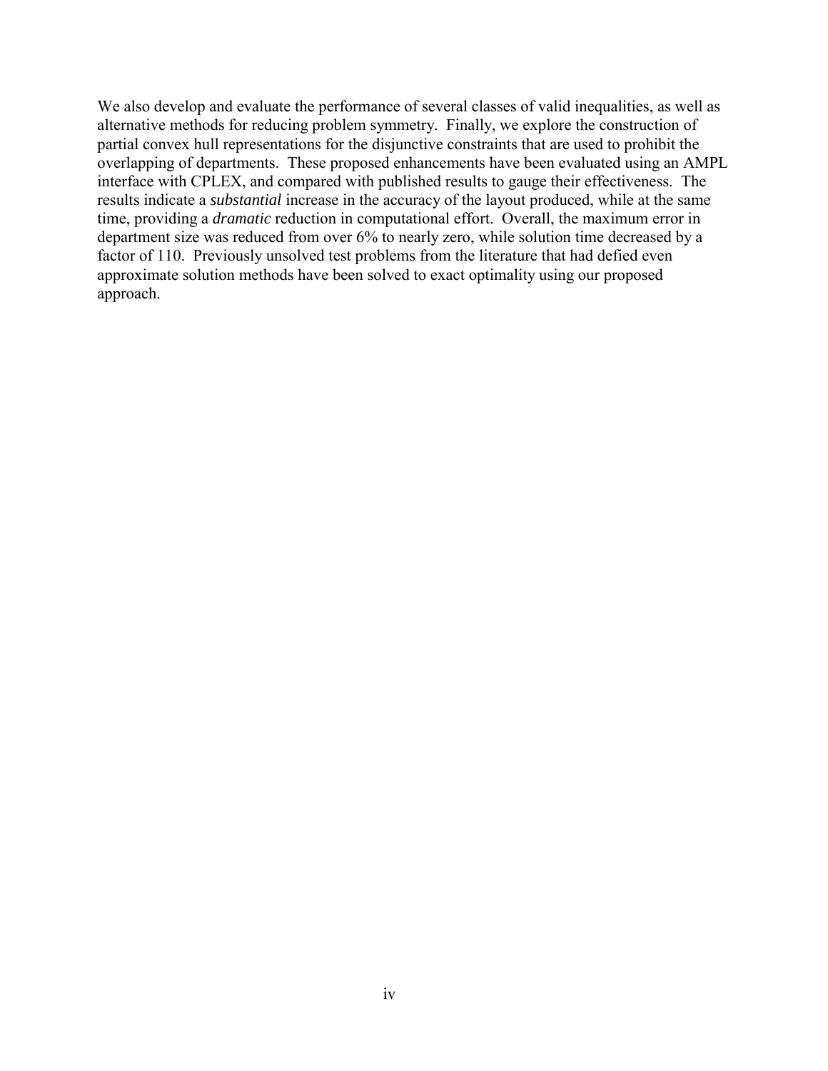We also develop and evaluate the performance of several classes of valid inequalities, as well as alternative methods for reducing problem symmetry. Finally, we explore the construction of partial convex hull representations for the disjunctive constraints that are used to prohibit the overlapping of departments. These proposed enhancements have been evaluated using an AMPL interface with CPLEX, and compared with published results to gauge their effectiveness. The results indicate a *substantial* increase in the accuracy of the layout produced, while at the same time, providing a *dramatic* reduction in computational effort. Overall, the maximum error in department size was reduced from over 6% to nearly zero, while solution time decreased by a factor of 110. Previously unsolved test problems from the literature that had defied even approximate solution methods have been solved to exact optimality using our proposed approach.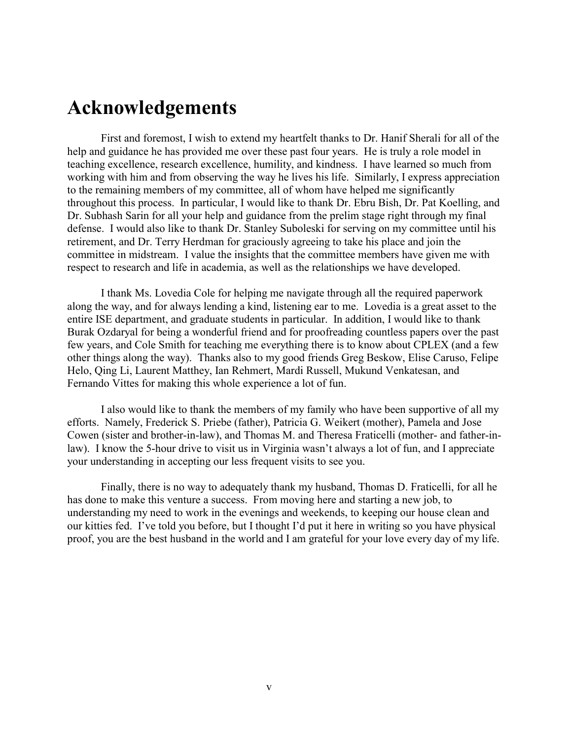# Acknowledgements

First and foremost, I wish to extend my heartfelt thanks to Dr. Hanif Sherali for all of the help and guidance he has provided me over these past four years. He is truly a role model in teaching excellence, research excellence, humility, and kindness. I have learned so much from working with him and from observing the way he lives his life. Similarly, I express appreciation to the remaining members of my committee, all of whom have helped me significantly throughout this process. In particular, I would like to thank Dr. Ebru Bish, Dr. Pat Koelling, and Dr. Subhash Sarin for all your help and guidance from the prelim stage right through my final defense. I would also like to thank Dr. Stanley Suboleski for serving on my committee until his retirement, and Dr. Terry Herdman for graciously agreeing to take his place and join the committee in midstream. I value the insights that the committee members have given me with respect to research and life in academia, as well as the relationships we have developed.

I thank Ms. Lovedia Cole for helping me navigate through all the required paperwork along the way, and for always lending a kind, listening ear to me. Lovedia is a great asset to the entire ISE department, and graduate students in particular. In addition, I would like to thank Burak Ozdaryal for being a wonderful friend and for proofreading countless papers over the past few years, and Cole Smith for teaching me everything there is to know about CPLEX (and a few other things along the way). Thanks also to my good friends Greg Beskow, Elise Caruso, Felipe Helo, Qing Li, Laurent Matthey, Ian Rehmert, Mardi Russell, Mukund Venkatesan, and Fernando Vittes for making this whole experience a lot of fun.

I also would like to thank the members of my family who have been supportive of all my efforts. Namely, Frederick S. Priebe (father), Patricia G. Weikert (mother), Pamela and Jose Cowen (sister and brother-in-law), and Thomas M. and Theresa Fraticelli (mother- and father-in-law). I know the 5-hour drive to visit us in Virginia wasn't always a lot of fun, and I appreciate your understanding in accepting our less frequent visits to see you.

Finally, there is no way to adequately thank my husband, Thomas D. Fraticelli, for all he has done to make this venture a success. From moving here and starting a new job, to understanding my need to work in the evenings and weekends, to keeping our house clean and our kitties fed. I've told you before, but I thought I'd put it here in writing so you have physical proof, you are the best husband in the world and I am grateful for your love every day of my life.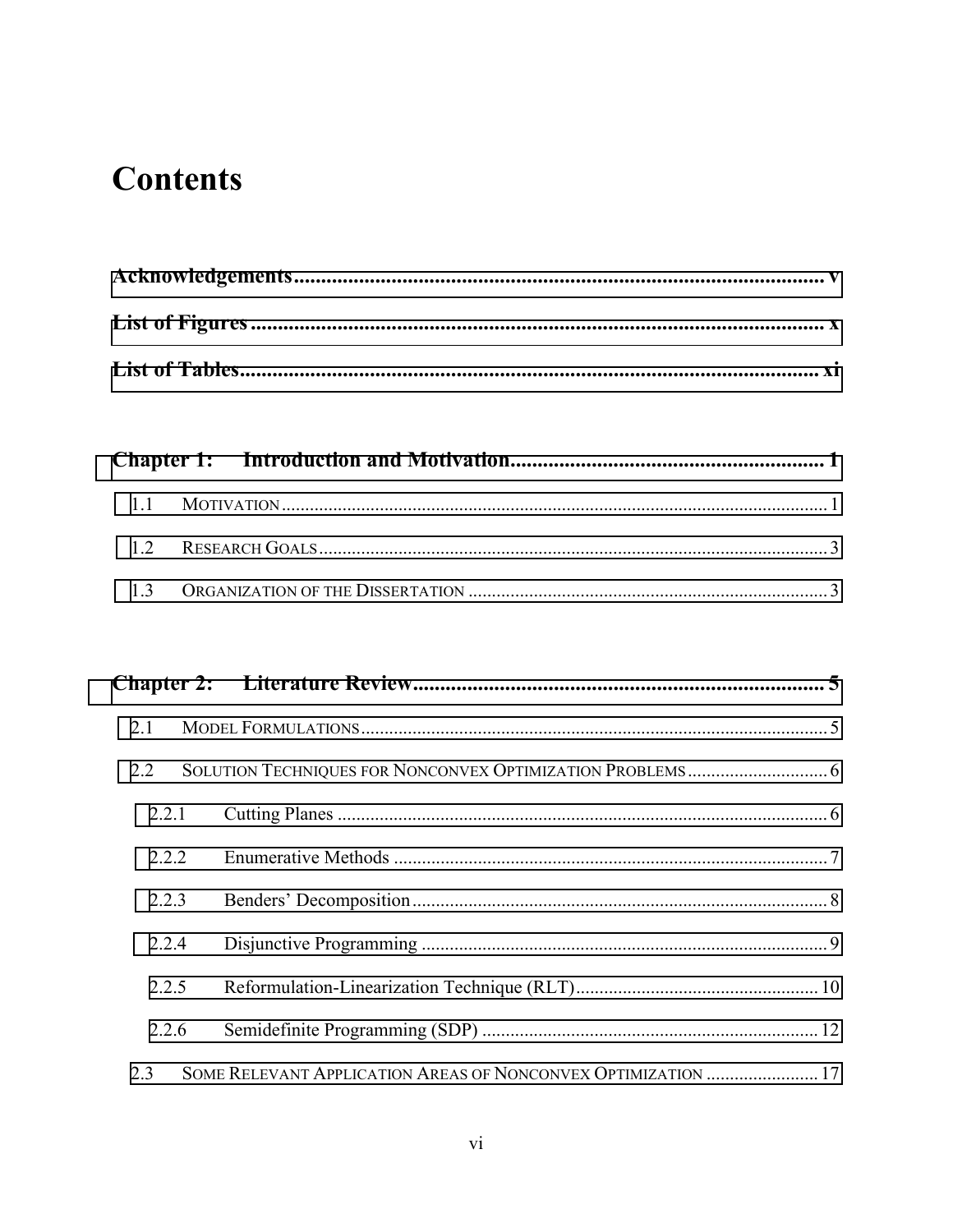# Contents

**Acknowledgements** ........................................................................................ v

**List of Figures** ............................................................................................. x

**List of Tables** .............................................................................................. xi

**Chapter 1: Introduction and Motivation** .......................................................... 1

- 1.1 MOTIVATION ..................................................................................... 1
- 1.2 RESEARCH GOALS ............................................................................. 3
- 1.3 ORGANIZATION OF THE DISSERTATION ............................................. 3

**Chapter 2: Literature Review** .......................................................................... 5

- 2.1 MODEL FORMULATIONS ...................................................................... 5
- 2.2 SOLUTION TECHNIQUES FOR NONCONVEX OPTIMIZATION PROBLEMS .............. 6
  - 2.2.1 Cutting Planes ................................................................................ 6
  - 2.2.2 Enumerative Methods ...................................................................... 7
  - 2.2.3 Benders' Decomposition ................................................................... 8
  - 2.2.4 Disjunctive Programming .................................................................. 9
  - 2.2.5 Reformulation-Linearization Technique (RLT) ....................................... 10
  - 2.2.6 Semidefinite Programming (SDP) ....................................................... 12
- 2.3 SOME RELEVANT APPLICATION AREAS OF NONCONVEX OPTIMIZATION ............ 17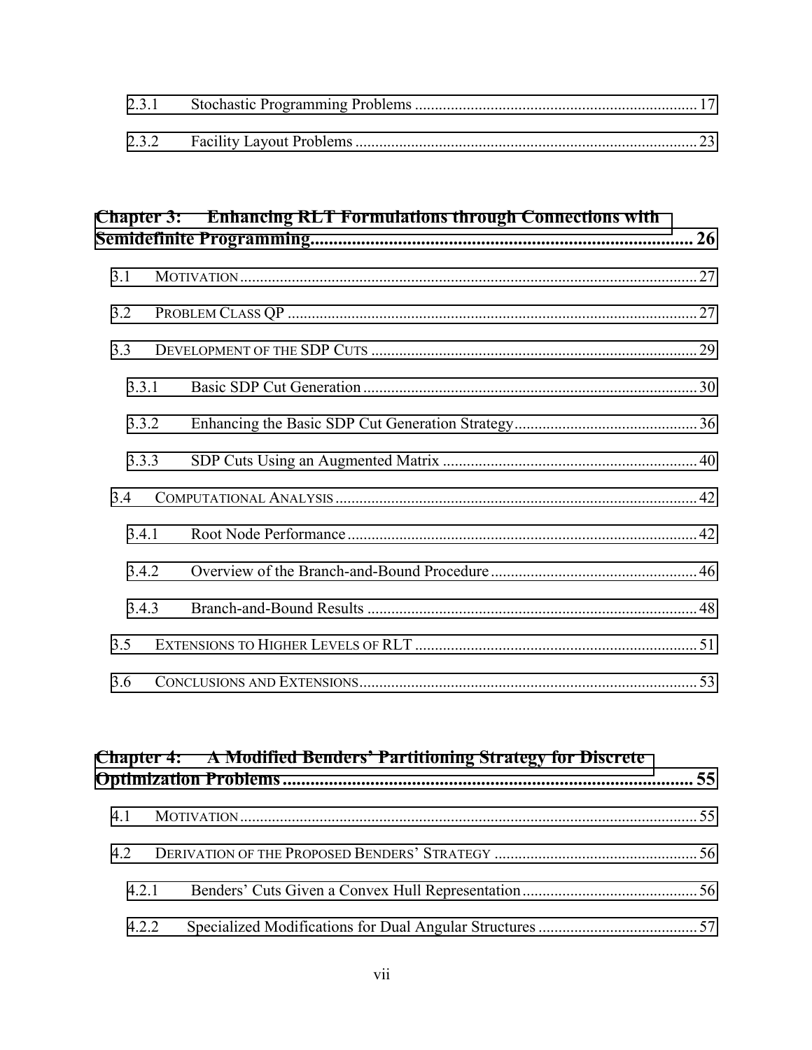2.3.1 Stochastic Programming Problems ....................................................................... 17

2.3.2 Facility Layout Problems ..................................................................................... 23

**Chapter 3: Enhancing RLT Formulations through Connections with Semidefinite Programming.................................................................................. 26**

3.1 MOTIVATION .................................................................................................................. 27

3.2 PROBLEM CLASS QP ....................................................................................................... 27

3.3 DEVELOPMENT OF THE SDP CUTS .................................................................................. 29

3.3.1 Basic SDP Cut Generation .................................................................................... 30

3.3.2 Enhancing the Basic SDP Cut Generation Strategy.............................................. 36

3.3.3 SDP Cuts Using an Augmented Matrix ................................................................ 40

3.4 COMPUTATIONAL ANALYSIS ........................................................................................... 42

3.4.1 Root Node Performance ........................................................................................ 42

3.4.2 Overview of the Branch-and-Bound Procedure .................................................... 46

3.4.3 Branch-and-Bound Results ................................................................................... 48

3.5 EXTENSIONS TO HIGHER LEVELS OF RLT ....................................................................... 51

3.6 CONCLUSIONS AND EXTENSIONS..................................................................................... 53

**Chapter 4: A Modified Benders' Partitioning Strategy for Discrete Optimization Problems........................................................................................... 55**

4.1 MOTIVATION .................................................................................................................. 55

4.2 DERIVATION OF THE PROPOSED BENDERS' STRATEGY ................................................... 56

4.2.1 Benders' Cuts Given a Convex Hull Representation ............................................ 56

4.2.2 Specialized Modifications for Dual Angular Structures ........................................ 57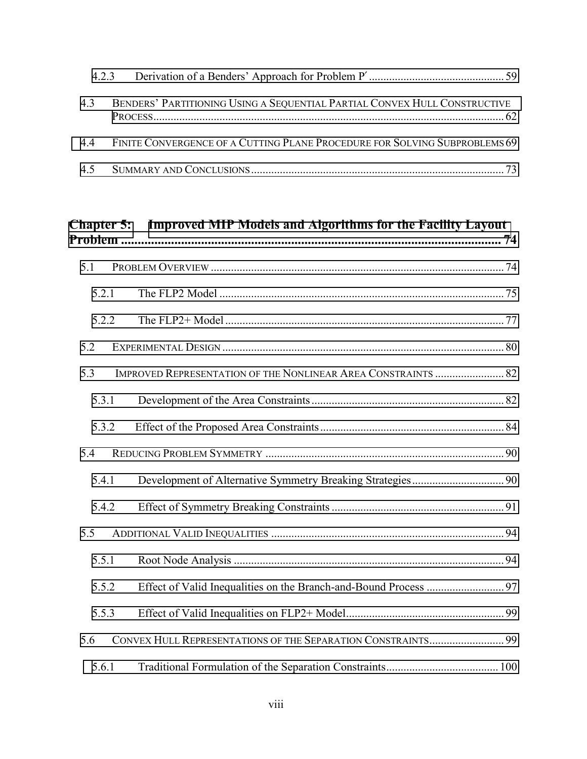4.2.3 Derivation of a Benders' Approach for Problem P′ ............................................... 59

4.3 BENDERS' PARTITIONING USING A SEQUENTIAL PARTIAL CONVEX HULL CONSTRUCTIVE PROCESS........................................................................................................................... 62

4.4 FINITE CONVERGENCE OF A CUTTING PLANE PROCEDURE FOR SOLVING SUBPROBLEMS 69

4.5 SUMMARY AND CONCLUSIONS........................................................................................ 73

**Chapter 5: Improved MIP Models and Algorithms for the Facility Layout Problem ..................................................................................................................... 74**

5.1 PROBLEM OVERVIEW ...................................................................................................... 74

5.2.1 The FLP2 Model ................................................................................................... 75

5.2.2 The FLP2+ Model ................................................................................................. 77

5.2 EXPERIMENTAL DESIGN .................................................................................................. 80

5.3 IMPROVED REPRESENTATION OF THE NONLINEAR AREA CONSTRAINTS ........................ 82

5.3.1 Development of the Area Constraints ................................................................... 82

5.3.2 Effect of the Proposed Area Constraints ................................................................ 84

5.4 REDUCING PROBLEM SYMMETRY ................................................................................... 90

5.4.1 Development of Alternative Symmetry Breaking Strategies ................................ 90

5.4.2 Effect of Symmetry Breaking Constraints ............................................................ 91

5.5 ADDITIONAL VALID INEQUALITIES ................................................................................. 94

5.5.1 Root Node Analysis .............................................................................................. 94

5.5.2 Effect of Valid Inequalities on the Branch-and-Bound Process ........................... 97

5.5.3 Effect of Valid Inequalities on FLP2+ Model....................................................... 99

5.6 CONVEX HULL REPRESENTATIONS OF THE SEPARATION CONSTRAINTS.......................... 99

5.6.1 Traditional Formulation of the Separation Constraints....................................... 100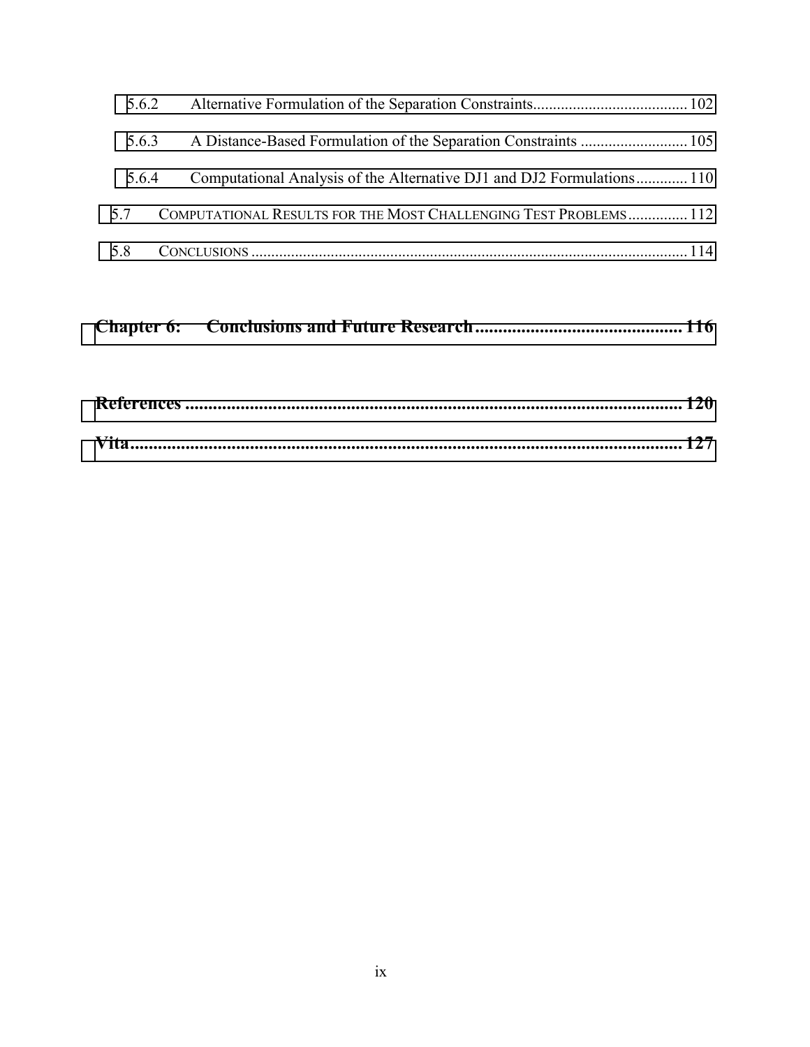5.6.2 Alternative Formulation of the Separation Constraints....................................... 102

5.6.3 A Distance-Based Formulation of the Separation Constraints ........................... 105

5.6.4 Computational Analysis of the Alternative DJ1 and DJ2 Formulations............. 110

5.7 COMPUTATIONAL RESULTS FOR THE MOST CHALLENGING TEST PROBLEMS............... 112

5.8 CONCLUSIONS ............................................................................................................ 114

**Chapter 6: Conclusions and Future Research ............................................. 116**

**References ............................................................................................................ 120**

**Vita........................................................................................................................ 127**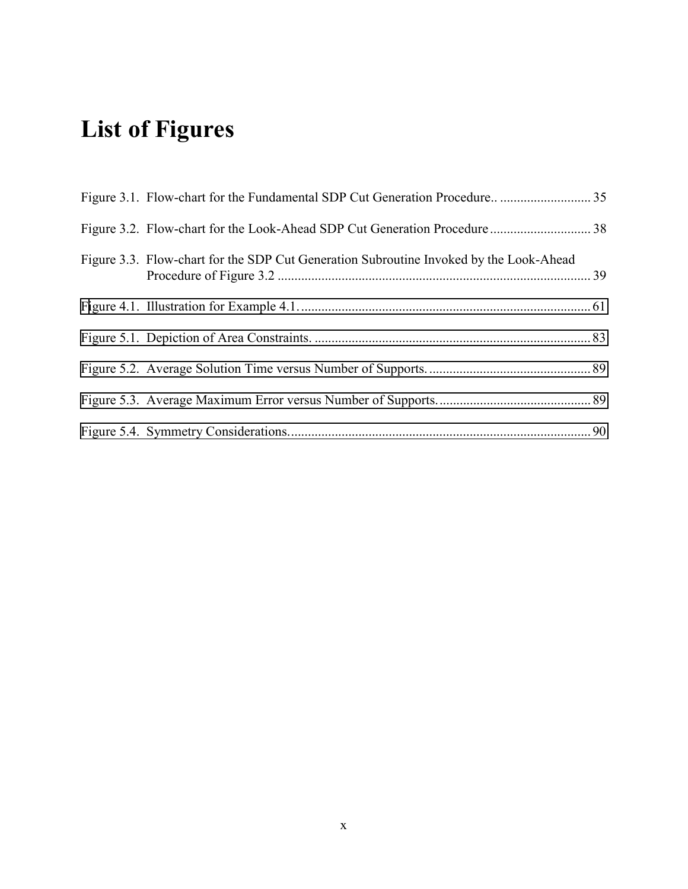# List of Figures

Figure 3.1. Flow-chart for the Fundamental SDP Cut Generation Procedure.. ........................... 35

Figure 3.2. Flow-chart for the Look-Ahead SDP Cut Generation Procedure .............................. 38

Figure 3.3. Flow-chart for the SDP Cut Generation Subroutine Invoked by the Look-Ahead Procedure of Figure 3.2 ............................................................................................ 39

Figure 4.1. Illustration for Example 4.1. ...................................................................................... 61

Figure 5.1. Depiction of Area Constraints. .................................................................................. 83

Figure 5.2. Average Solution Time versus Number of Supports. ................................................ 89

Figure 5.3. Average Maximum Error versus Number of Supports. ............................................. 89

Figure 5.4. Symmetry Considerations. ......................................................................................... 90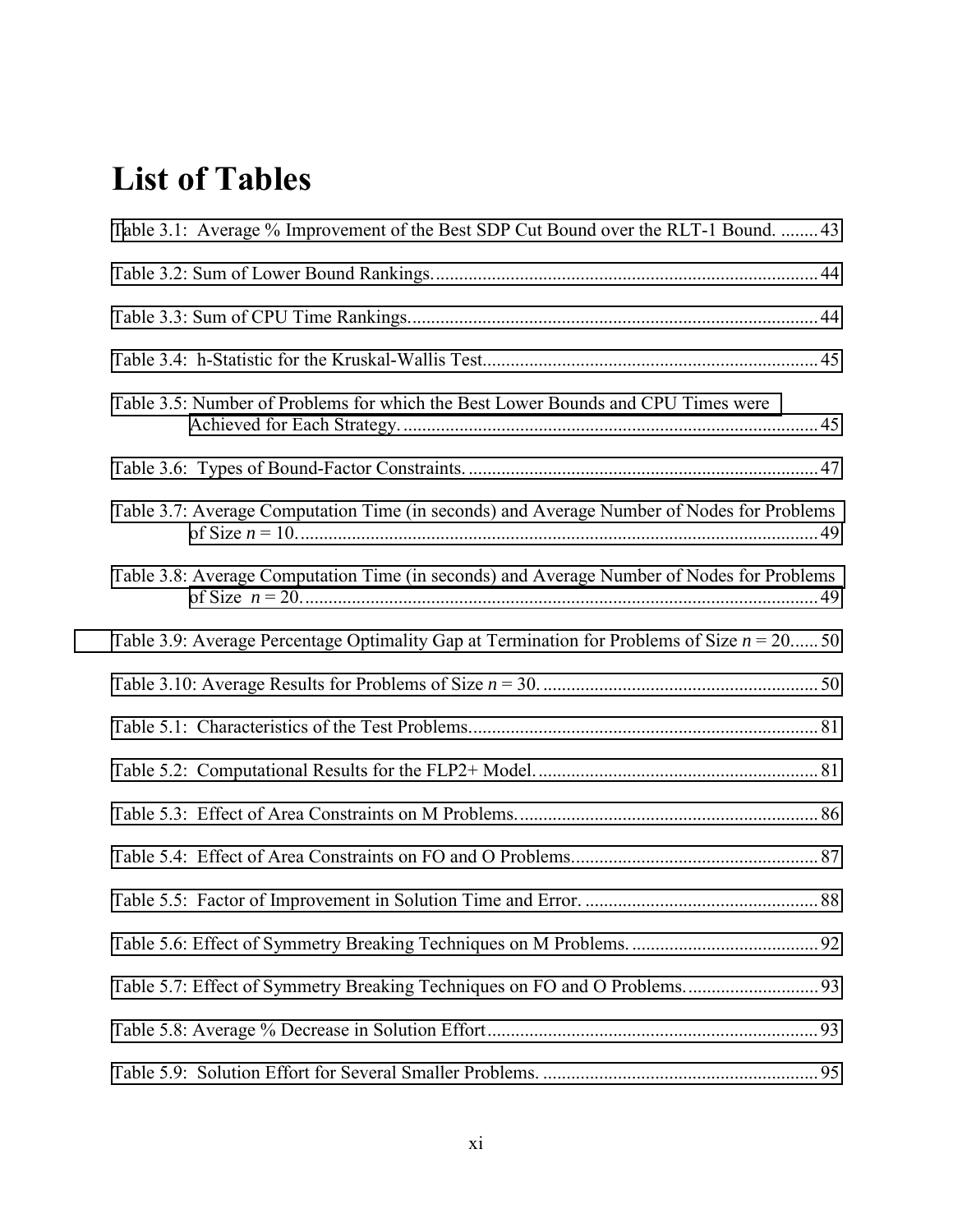# List of Tables

Table 3.1: Average % Improvement of the Best SDP Cut Bound over the RLT-1 Bound. ........ 43

Table 3.2: Sum of Lower Bound Rankings................................................................................... 44

Table 3.3: Sum of CPU Time Rankings........................................................................................ 44

Table 3.4: h-Statistic for the Kruskal-Wallis Test....................................................................... 45

Table 3.5: Number of Problems for which the Best Lower Bounds and CPU Times were Achieved for Each Strategy.......................................................................................... 45

Table 3.6: Types of Bound-Factor Constraints. ........................................................................... 47

Table 3.7: Average Computation Time (in seconds) and Average Number of Nodes for Problems of Size $n = 10$................................................................................................................ 49

Table 3.8: Average Computation Time (in seconds) and Average Number of Nodes for Problems of Size $n = 20$................................................................................................................ 49

Table 3.9: Average Percentage Optimality Gap at Termination for Problems of Size $n = 20$...... 50

Table 3.10: Average Results for Problems of Size $n = 30$. .......................................................... 50

Table 5.1: Characteristics of the Test Problems.......................................................................... 81

Table 5.2: Computational Results for the FLP2+ Model. ............................................................ 81

Table 5.3: Effect of Area Constraints on M Problems................................................................. 86

Table 5.4: Effect of Area Constraints on FO and O Problems..................................................... 87

Table 5.5: Factor of Improvement in Solution Time and Error. .................................................. 88

Table 5.6: Effect of Symmetry Breaking Techniques on M Problems. ........................................ 92

Table 5.7: Effect of Symmetry Breaking Techniques on FO and O Problems............................. 93

Table 5.8: Average % Decrease in Solution Effort....................................................................... 93

Table 5.9: Solution Effort for Several Smaller Problems. ........................................................... 95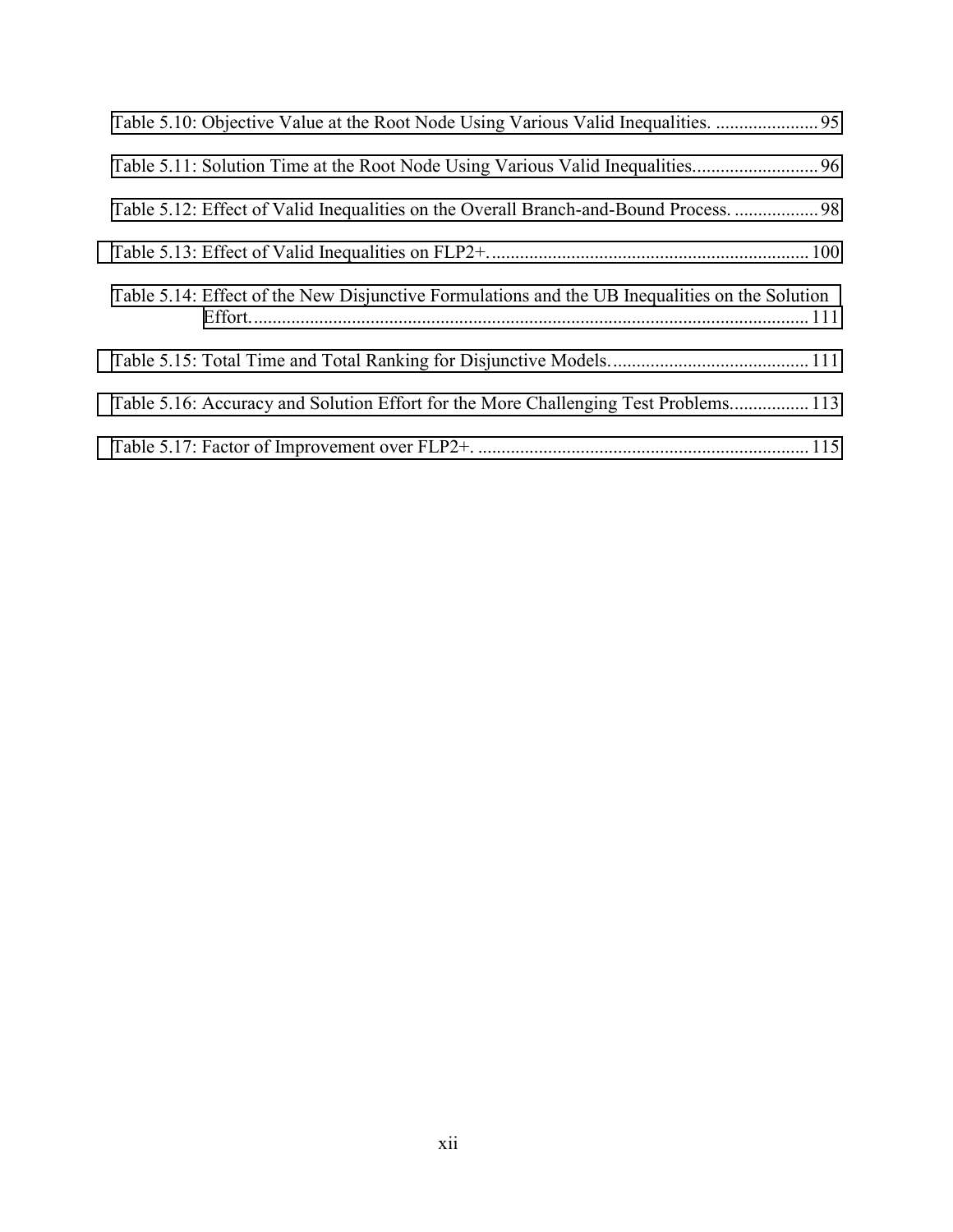Table 5.10: Objective Value at the Root Node Using Various Valid Inequalities. ...................... 95

Table 5.11: Solution Time at the Root Node Using Various Valid Inequalities........................... 96

Table 5.12: Effect of Valid Inequalities on the Overall Branch-and-Bound Process. .................. 98

Table 5.13: Effect of Valid Inequalities on FLP2+..................................................................... 100

Table 5.14: Effect of the New Disjunctive Formulations and the UB Inequalities on the Solution Effort......................................................................................................................... 111

Table 5.15: Total Time and Total Ranking for Disjunctive Models........................................... 111

Table 5.16: Accuracy and Solution Effort for the More Challenging Test Problems................. 113

Table 5.17: Factor of Improvement over FLP2+. ....................................................................... 115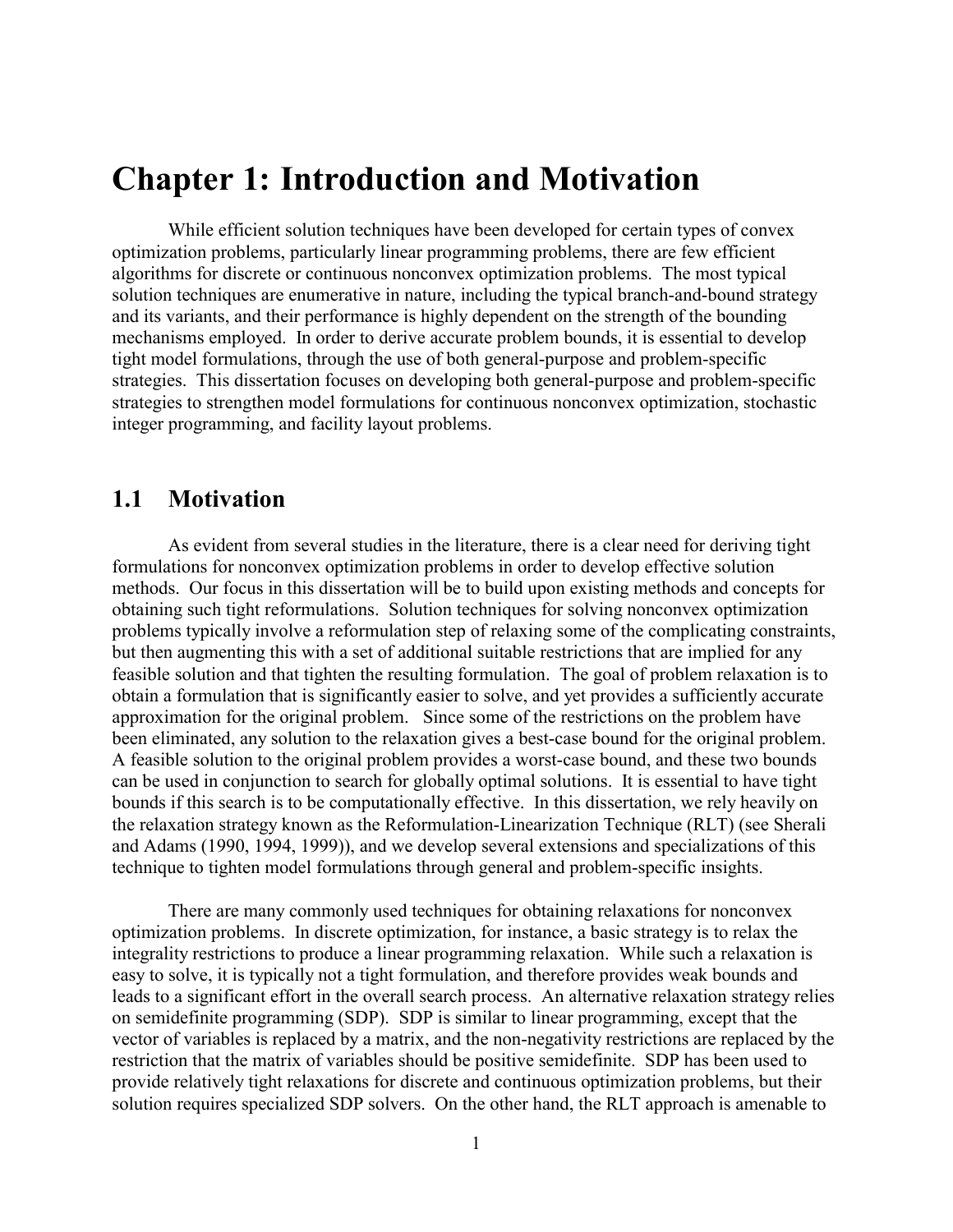# Chapter 1: Introduction and Motivation

While efficient solution techniques have been developed for certain types of convex optimization problems, particularly linear programming problems, there are few efficient algorithms for discrete or continuous nonconvex optimization problems. The most typical solution techniques are enumerative in nature, including the typical branch-and-bound strategy and its variants, and their performance is highly dependent on the strength of the bounding mechanisms employed. In order to derive accurate problem bounds, it is essential to develop tight model formulations, through the use of both general-purpose and problem-specific strategies. This dissertation focuses on developing both general-purpose and problem-specific strategies to strengthen model formulations for continuous nonconvex optimization, stochastic integer programming, and facility layout problems.

## 1.1 Motivation

As evident from several studies in the literature, there is a clear need for deriving tight formulations for nonconvex optimization problems in order to develop effective solution methods. Our focus in this dissertation will be to build upon existing methods and concepts for obtaining such tight reformulations. Solution techniques for solving nonconvex optimization problems typically involve a reformulation step of relaxing some of the complicating constraints, but then augmenting this with a set of additional suitable restrictions that are implied for any feasible solution and that tighten the resulting formulation. The goal of problem relaxation is to obtain a formulation that is significantly easier to solve, and yet provides a sufficiently accurate approximation for the original problem. Since some of the restrictions on the problem have been eliminated, any solution to the relaxation gives a best-case bound for the original problem. A feasible solution to the original problem provides a worst-case bound, and these two bounds can be used in conjunction to search for globally optimal solutions. It is essential to have tight bounds if this search is to be computationally effective. In this dissertation, we rely heavily on the relaxation strategy known as the Reformulation-Linearization Technique (RLT) (see Sherali and Adams (1990, 1994, 1999)), and we develop several extensions and specializations of this technique to tighten model formulations through general and problem-specific insights.

There are many commonly used techniques for obtaining relaxations for nonconvex optimization problems. In discrete optimization, for instance, a basic strategy is to relax the integrality restrictions to produce a linear programming relaxation. While such a relaxation is easy to solve, it is typically not a tight formulation, and therefore provides weak bounds and leads to a significant effort in the overall search process. An alternative relaxation strategy relies on semidefinite programming (SDP). SDP is similar to linear programming, except that the vector of variables is replaced by a matrix, and the non-negativity restrictions are replaced by the restriction that the matrix of variables should be positive semidefinite. SDP has been used to provide relatively tight relaxations for discrete and continuous optimization problems, but their solution requires specialized SDP solvers. On the other hand, the RLT approach is amenable to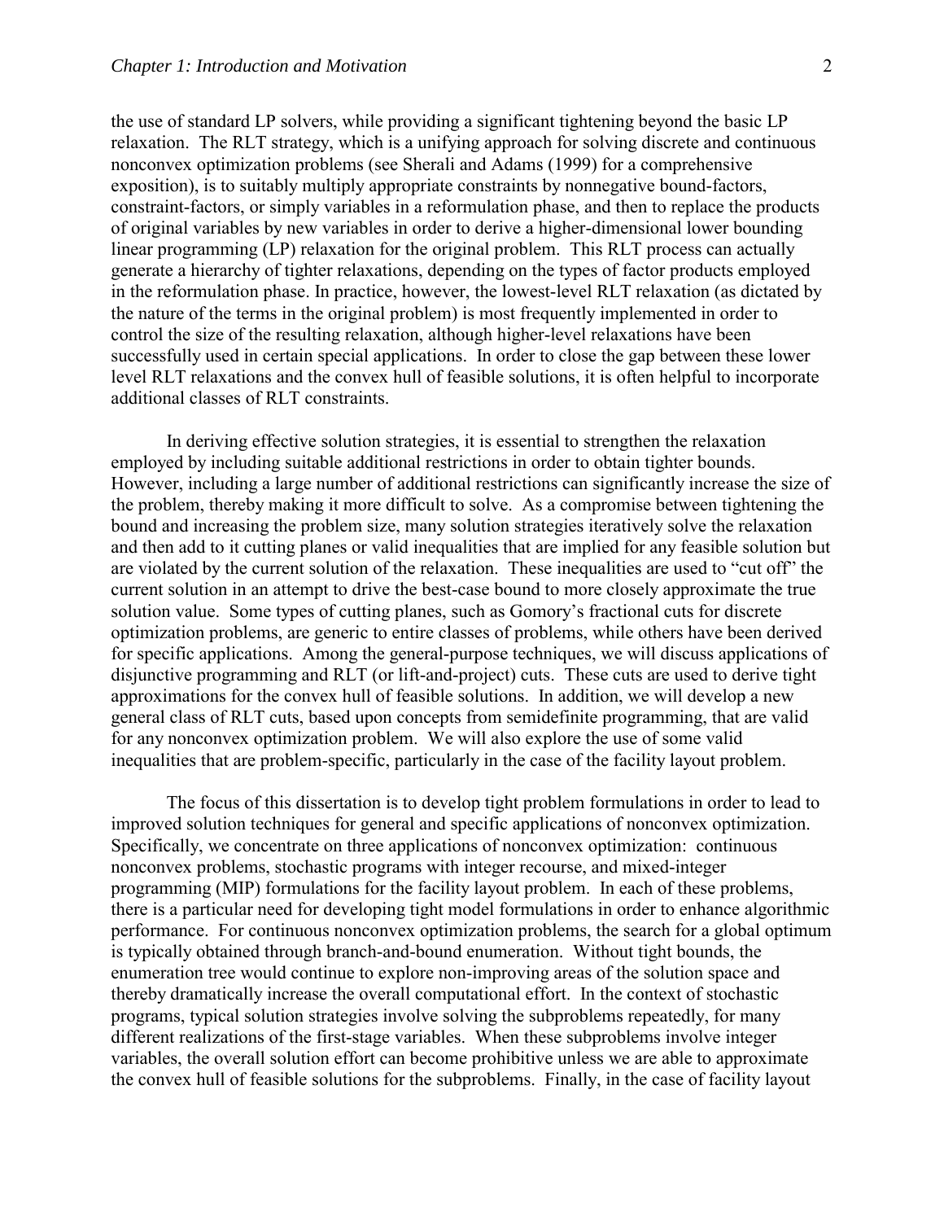the use of standard LP solvers, while providing a significant tightening beyond the basic LP relaxation. The RLT strategy, which is a unifying approach for solving discrete and continuous nonconvex optimization problems (see Sherali and Adams (1999) for a comprehensive exposition), is to suitably multiply appropriate constraints by nonnegative bound-factors, constraint-factors, or simply variables in a reformulation phase, and then to replace the products of original variables by new variables in order to derive a higher-dimensional lower bounding linear programming (LP) relaxation for the original problem. This RLT process can actually generate a hierarchy of tighter relaxations, depending on the types of factor products employed in the reformulation phase. In practice, however, the lowest-level RLT relaxation (as dictated by the nature of the terms in the original problem) is most frequently implemented in order to control the size of the resulting relaxation, although higher-level relaxations have been successfully used in certain special applications. In order to close the gap between these lower level RLT relaxations and the convex hull of feasible solutions, it is often helpful to incorporate additional classes of RLT constraints.

In deriving effective solution strategies, it is essential to strengthen the relaxation employed by including suitable additional restrictions in order to obtain tighter bounds. However, including a large number of additional restrictions can significantly increase the size of the problem, thereby making it more difficult to solve. As a compromise between tightening the bound and increasing the problem size, many solution strategies iteratively solve the relaxation and then add to it cutting planes or valid inequalities that are implied for any feasible solution but are violated by the current solution of the relaxation. These inequalities are used to "cut off" the current solution in an attempt to drive the best-case bound to more closely approximate the true solution value. Some types of cutting planes, such as Gomory's fractional cuts for discrete optimization problems, are generic to entire classes of problems, while others have been derived for specific applications. Among the general-purpose techniques, we will discuss applications of disjunctive programming and RLT (or lift-and-project) cuts. These cuts are used to derive tight approximations for the convex hull of feasible solutions. In addition, we will develop a new general class of RLT cuts, based upon concepts from semidefinite programming, that are valid for any nonconvex optimization problem. We will also explore the use of some valid inequalities that are problem-specific, particularly in the case of the facility layout problem.

The focus of this dissertation is to develop tight problem formulations in order to lead to improved solution techniques for general and specific applications of nonconvex optimization. Specifically, we concentrate on three applications of nonconvex optimization: continuous nonconvex problems, stochastic programs with integer recourse, and mixed-integer programming (MIP) formulations for the facility layout problem. In each of these problems, there is a particular need for developing tight model formulations in order to enhance algorithmic performance. For continuous nonconvex optimization problems, the search for a global optimum is typically obtained through branch-and-bound enumeration. Without tight bounds, the enumeration tree would continue to explore non-improving areas of the solution space and thereby dramatically increase the overall computational effort. In the context of stochastic programs, typical solution strategies involve solving the subproblems repeatedly, for many different realizations of the first-stage variables. When these subproblems involve integer variables, the overall solution effort can become prohibitive unless we are able to approximate the convex hull of feasible solutions for the subproblems. Finally, in the case of facility layout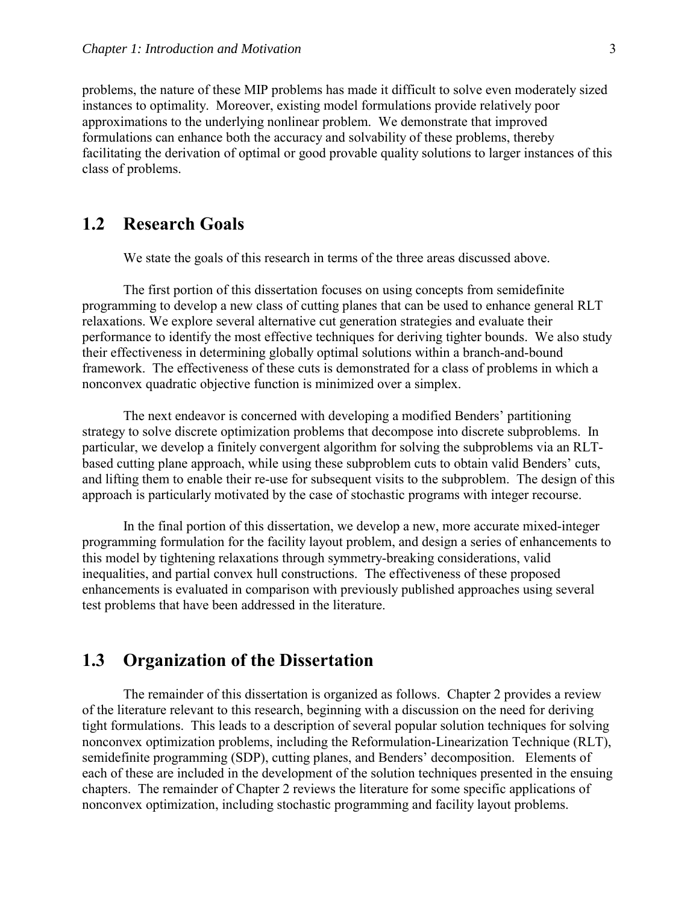problems, the nature of these MIP problems has made it difficult to solve even moderately sized instances to optimality. Moreover, existing model formulations provide relatively poor approximations to the underlying nonlinear problem. We demonstrate that improved formulations can enhance both the accuracy and solvability of these problems, thereby facilitating the derivation of optimal or good provable quality solutions to larger instances of this class of problems.

## 1.2 Research Goals

We state the goals of this research in terms of the three areas discussed above.

The first portion of this dissertation focuses on using concepts from semidefinite programming to develop a new class of cutting planes that can be used to enhance general RLT relaxations. We explore several alternative cut generation strategies and evaluate their performance to identify the most effective techniques for deriving tighter bounds. We also study their effectiveness in determining globally optimal solutions within a branch-and-bound framework. The effectiveness of these cuts is demonstrated for a class of problems in which a nonconvex quadratic objective function is minimized over a simplex.

The next endeavor is concerned with developing a modified Benders' partitioning strategy to solve discrete optimization problems that decompose into discrete subproblems. In particular, we develop a finitely convergent algorithm for solving the subproblems via an RLT-based cutting plane approach, while using these subproblem cuts to obtain valid Benders' cuts, and lifting them to enable their re-use for subsequent visits to the subproblem. The design of this approach is particularly motivated by the case of stochastic programs with integer recourse.

In the final portion of this dissertation, we develop a new, more accurate mixed-integer programming formulation for the facility layout problem, and design a series of enhancements to this model by tightening relaxations through symmetry-breaking considerations, valid inequalities, and partial convex hull constructions. The effectiveness of these proposed enhancements is evaluated in comparison with previously published approaches using several test problems that have been addressed in the literature.

## 1.3 Organization of the Dissertation

The remainder of this dissertation is organized as follows. Chapter 2 provides a review of the literature relevant to this research, beginning with a discussion on the need for deriving tight formulations. This leads to a description of several popular solution techniques for solving nonconvex optimization problems, including the Reformulation-Linearization Technique (RLT), semidefinite programming (SDP), cutting planes, and Benders' decomposition. Elements of each of these are included in the development of the solution techniques presented in the ensuing chapters. The remainder of Chapter 2 reviews the literature for some specific applications of nonconvex optimization, including stochastic programming and facility layout problems.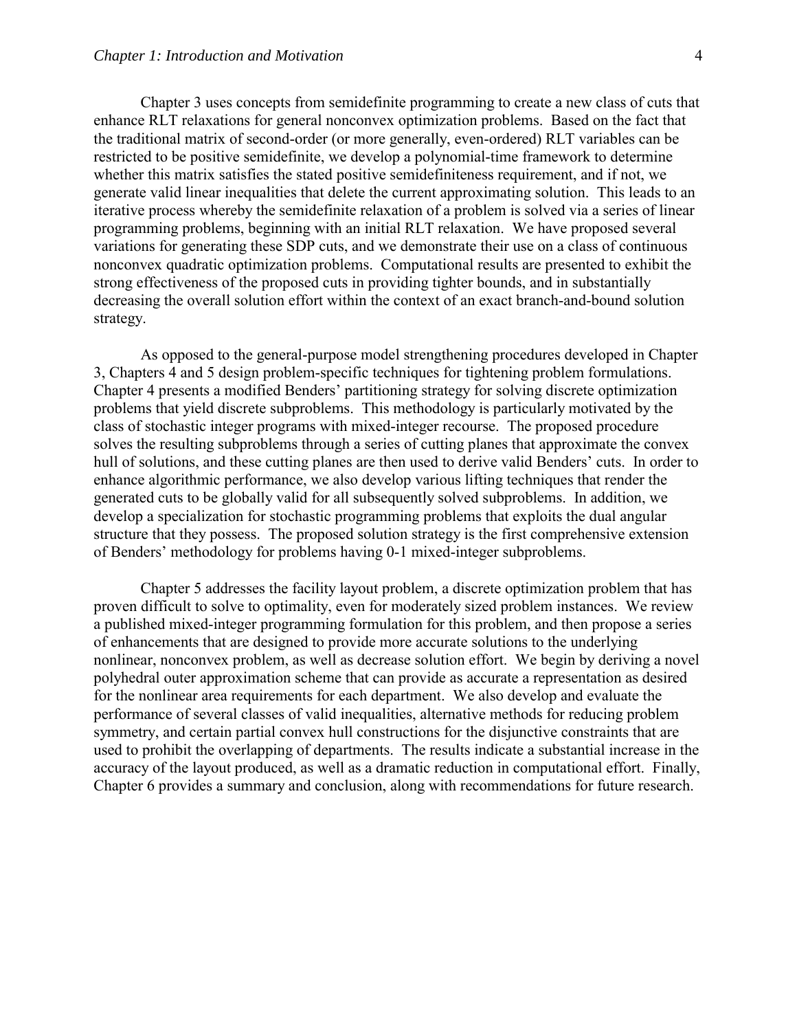Chapter 3 uses concepts from semidefinite programming to create a new class of cuts that enhance RLT relaxations for general nonconvex optimization problems. Based on the fact that the traditional matrix of second-order (or more generally, even-ordered) RLT variables can be restricted to be positive semidefinite, we develop a polynomial-time framework to determine whether this matrix satisfies the stated positive semidefiniteness requirement, and if not, we generate valid linear inequalities that delete the current approximating solution. This leads to an iterative process whereby the semidefinite relaxation of a problem is solved via a series of linear programming problems, beginning with an initial RLT relaxation. We have proposed several variations for generating these SDP cuts, and we demonstrate their use on a class of continuous nonconvex quadratic optimization problems. Computational results are presented to exhibit the strong effectiveness of the proposed cuts in providing tighter bounds, and in substantially decreasing the overall solution effort within the context of an exact branch-and-bound solution strategy.

As opposed to the general-purpose model strengthening procedures developed in Chapter 3, Chapters 4 and 5 design problem-specific techniques for tightening problem formulations. Chapter 4 presents a modified Benders' partitioning strategy for solving discrete optimization problems that yield discrete subproblems. This methodology is particularly motivated by the class of stochastic integer programs with mixed-integer recourse. The proposed procedure solves the resulting subproblems through a series of cutting planes that approximate the convex hull of solutions, and these cutting planes are then used to derive valid Benders' cuts. In order to enhance algorithmic performance, we also develop various lifting techniques that render the generated cuts to be globally valid for all subsequently solved subproblems. In addition, we develop a specialization for stochastic programming problems that exploits the dual angular structure that they possess. The proposed solution strategy is the first comprehensive extension of Benders' methodology for problems having 0-1 mixed-integer subproblems.

Chapter 5 addresses the facility layout problem, a discrete optimization problem that has proven difficult to solve to optimality, even for moderately sized problem instances. We review a published mixed-integer programming formulation for this problem, and then propose a series of enhancements that are designed to provide more accurate solutions to the underlying nonlinear, nonconvex problem, as well as decrease solution effort. We begin by deriving a novel polyhedral outer approximation scheme that can provide as accurate a representation as desired for the nonlinear area requirements for each department. We also develop and evaluate the performance of several classes of valid inequalities, alternative methods for reducing problem symmetry, and certain partial convex hull constructions for the disjunctive constraints that are used to prohibit the overlapping of departments. The results indicate a substantial increase in the accuracy of the layout produced, as well as a dramatic reduction in computational effort. Finally, Chapter 6 provides a summary and conclusion, along with recommendations for future research.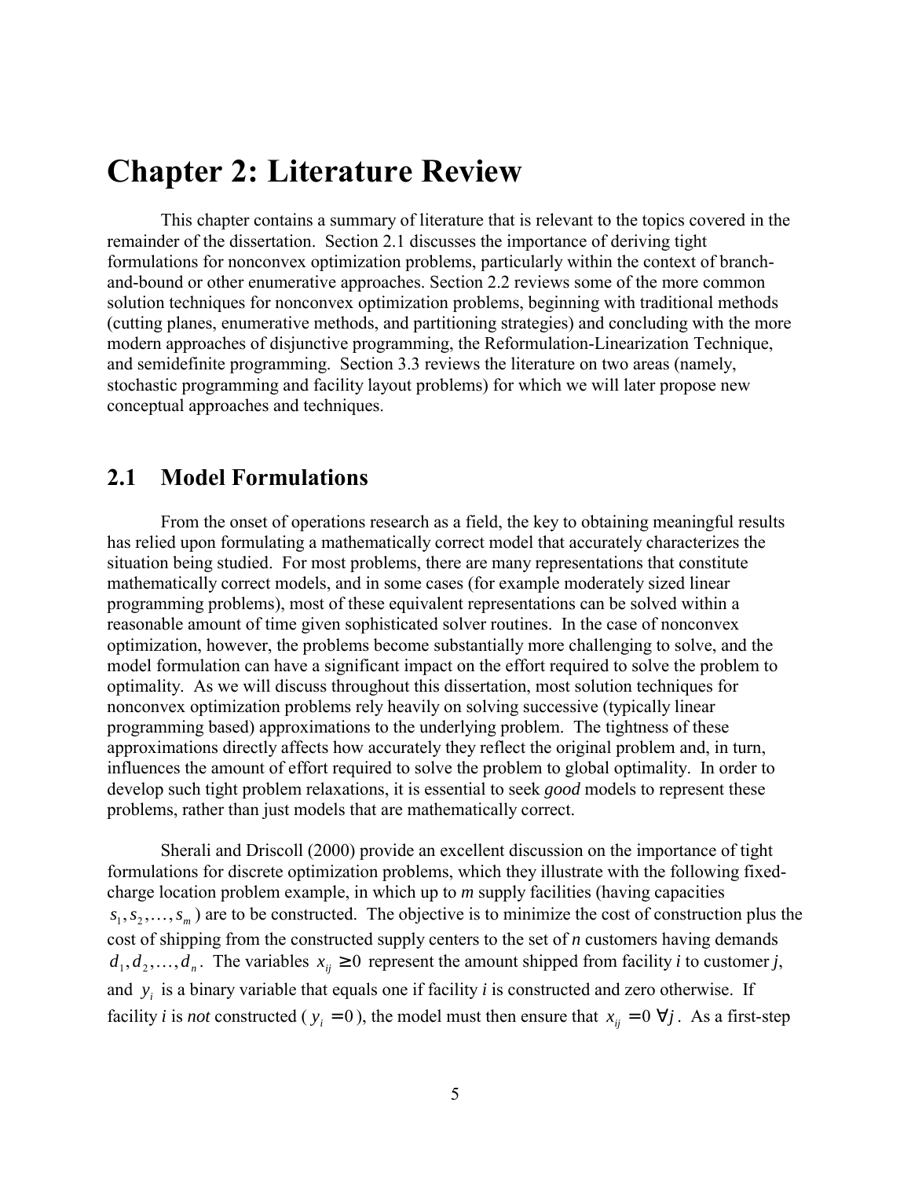# Chapter 2: Literature Review

This chapter contains a summary of literature that is relevant to the topics covered in the remainder of the dissertation. Section 2.1 discusses the importance of deriving tight formulations for nonconvex optimization problems, particularly within the context of branch-and-bound or other enumerative approaches. Section 2.2 reviews some of the more common solution techniques for nonconvex optimization problems, beginning with traditional methods (cutting planes, enumerative methods, and partitioning strategies) and concluding with the more modern approaches of disjunctive programming, the Reformulation-Linearization Technique, and semidefinite programming. Section 3.3 reviews the literature on two areas (namely, stochastic programming and facility layout problems) for which we will later propose new conceptual approaches and techniques.

## 2.1 Model Formulations

From the onset of operations research as a field, the key to obtaining meaningful results has relied upon formulating a mathematically correct model that accurately characterizes the situation being studied. For most problems, there are many representations that constitute mathematically correct models, and in some cases (for example moderately sized linear programming problems), most of these equivalent representations can be solved within a reasonable amount of time given sophisticated solver routines. In the case of nonconvex optimization, however, the problems become substantially more challenging to solve, and the model formulation can have a significant impact on the effort required to solve the problem to optimality. As we will discuss throughout this dissertation, most solution techniques for nonconvex optimization problems rely heavily on solving successive (typically linear programming based) approximations to the underlying problem. The tightness of these approximations directly affects how accurately they reflect the original problem and, in turn, influences the amount of effort required to solve the problem to global optimality. In order to develop such tight problem relaxations, it is essential to seek *good* models to represent these problems, rather than just models that are mathematically correct.

Sherali and Driscoll (2000) provide an excellent discussion on the importance of tight formulations for discrete optimization problems, which they illustrate with the following fixed-charge location problem example, in which up to *m* supply facilities (having capacities $s_1, s_2, \ldots, s_m$) are to be constructed. The objective is to minimize the cost of construction plus the cost of shipping from the constructed supply centers to the set of *n* customers having demands $d_1, d_2, \ldots, d_n$. The variables $x_{ij} \geq 0$ represent the amount shipped from facility *i* to customer *j*, and $y_i$ is a binary variable that equals one if facility *i* is constructed and zero otherwise. If facility *i* is *not* constructed ($y_i = 0$), the model must then ensure that $x_{ij} = 0 \ \forall j$. As a first-step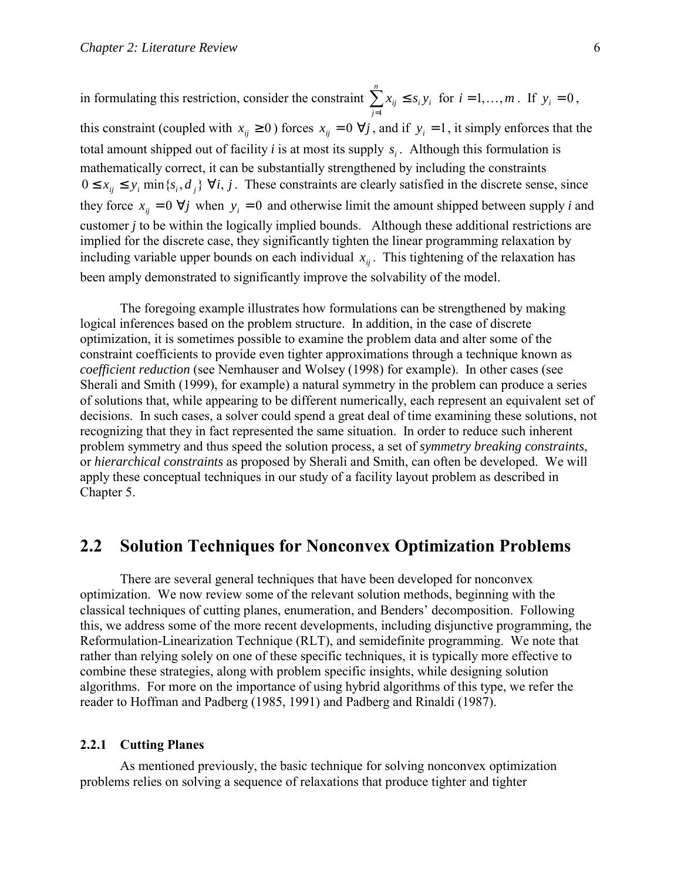in formulating this restriction, consider the constraint $\sum_{j=1}^{n} x_{ij} \le s_i y_i$ for $i = 1, \ldots, m$. If $y_i = 0$, this constraint (coupled with $x_{ij} \ge 0$) forces $x_{ij} = 0\ \forall j$, and if $y_i = 1$, it simply enforces that the total amount shipped out of facility *i* is at most its supply $s_i$. Although this formulation is mathematically correct, it can be substantially strengthened by including the constraints $0 \le x_{ij} \le y_i \min\{s_i, d_j\}\ \forall i, j$. These constraints are clearly satisfied in the discrete sense, since they force $x_{ij} = 0\ \forall j$ when $y_i = 0$ and otherwise limit the amount shipped between supply *i* and customer *j* to be within the logically implied bounds. Although these additional restrictions are implied for the discrete case, they significantly tighten the linear programming relaxation by including variable upper bounds on each individual $x_{ij}$. This tightening of the relaxation has been amply demonstrated to significantly improve the solvability of the model.

The foregoing example illustrates how formulations can be strengthened by making logical inferences based on the problem structure. In addition, in the case of discrete optimization, it is sometimes possible to examine the problem data and alter some of the constraint coefficients to provide even tighter approximations through a technique known as *coefficient reduction* (see Nemhauser and Wolsey (1998) for example). In other cases (see Sherali and Smith (1999), for example) a natural symmetry in the problem can produce a series of solutions that, while appearing to be different numerically, each represent an equivalent set of decisions. In such cases, a solver could spend a great deal of time examining these solutions, not recognizing that they in fact represented the same situation. In order to reduce such inherent problem symmetry and thus speed the solution process, a set of *symmetry breaking constraints*, or *hierarchical constraints* as proposed by Sherali and Smith, can often be developed. We will apply these conceptual techniques in our study of a facility layout problem as described in Chapter 5.

## 2.2 Solution Techniques for Nonconvex Optimization Problems

There are several general techniques that have been developed for nonconvex optimization. We now review some of the relevant solution methods, beginning with the classical techniques of cutting planes, enumeration, and Benders' decomposition. Following this, we address some of the more recent developments, including disjunctive programming, the Reformulation-Linearization Technique (RLT), and semidefinite programming. We note that rather than relying solely on one of these specific techniques, it is typically more effective to combine these strategies, along with problem specific insights, while designing solution algorithms. For more on the importance of using hybrid algorithms of this type, we refer the reader to Hoffman and Padberg (1985, 1991) and Padberg and Rinaldi (1987).

### 2.2.1 Cutting Planes

As mentioned previously, the basic technique for solving nonconvex optimization problems relies on solving a sequence of relaxations that produce tighter and tighter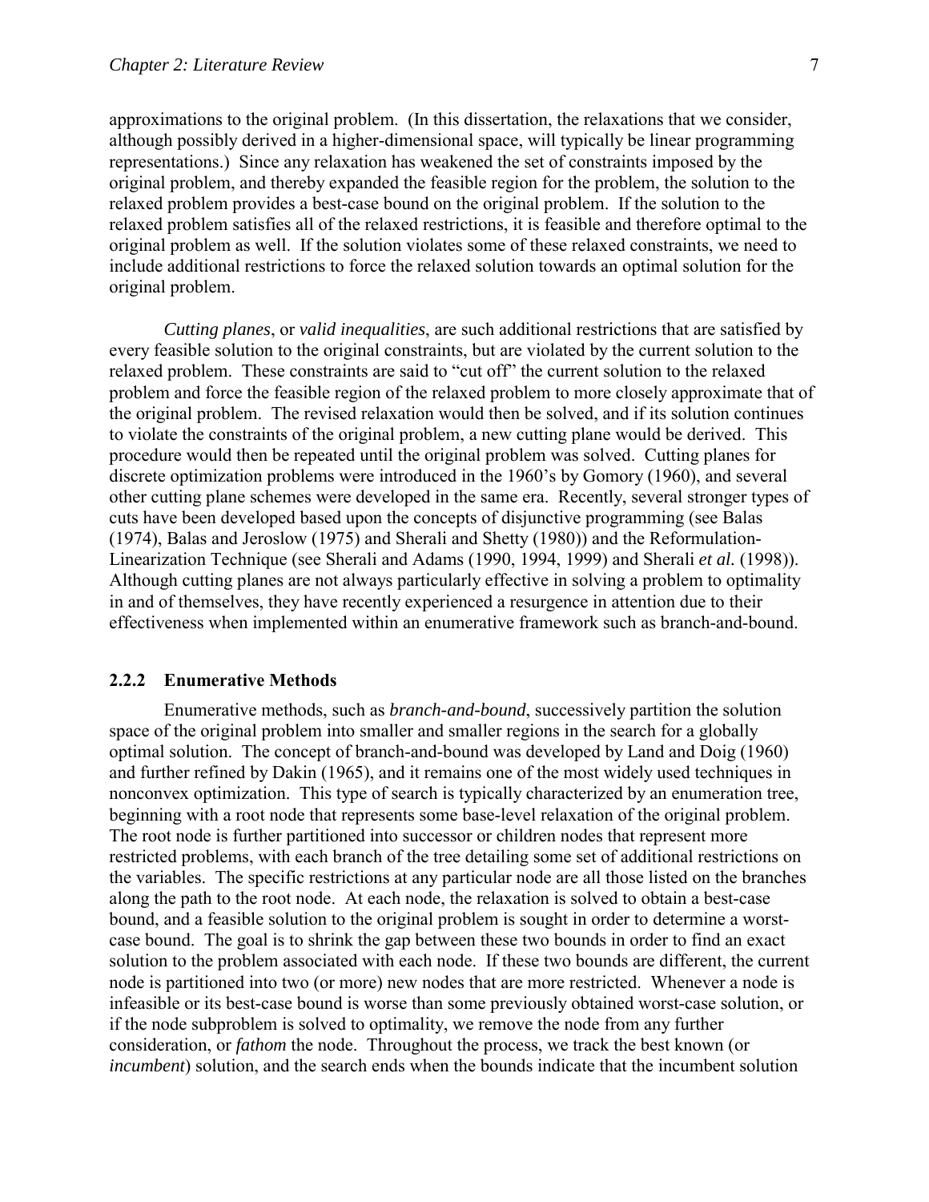approximations to the original problem. (In this dissertation, the relaxations that we consider, although possibly derived in a higher-dimensional space, will typically be linear programming representations.) Since any relaxation has weakened the set of constraints imposed by the original problem, and thereby expanded the feasible region for the problem, the solution to the relaxed problem provides a best-case bound on the original problem. If the solution to the relaxed problem satisfies all of the relaxed restrictions, it is feasible and therefore optimal to the original problem as well. If the solution violates some of these relaxed constraints, we need to include additional restrictions to force the relaxed solution towards an optimal solution for the original problem.

*Cutting planes*, or *valid inequalities*, are such additional restrictions that are satisfied by every feasible solution to the original constraints, but are violated by the current solution to the relaxed problem. These constraints are said to "cut off" the current solution to the relaxed problem and force the feasible region of the relaxed problem to more closely approximate that of the original problem. The revised relaxation would then be solved, and if its solution continues to violate the constraints of the original problem, a new cutting plane would be derived. This procedure would then be repeated until the original problem was solved. Cutting planes for discrete optimization problems were introduced in the 1960's by Gomory (1960), and several other cutting plane schemes were developed in the same era. Recently, several stronger types of cuts have been developed based upon the concepts of disjunctive programming (see Balas (1974), Balas and Jeroslow (1975) and Sherali and Shetty (1980)) and the Reformulation-Linearization Technique (see Sherali and Adams (1990, 1994, 1999) and Sherali *et al.* (1998)). Although cutting planes are not always particularly effective in solving a problem to optimality in and of themselves, they have recently experienced a resurgence in attention due to their effectiveness when implemented within an enumerative framework such as branch-and-bound.

### 2.2.2 Enumerative Methods

Enumerative methods, such as *branch-and-bound*, successively partition the solution space of the original problem into smaller and smaller regions in the search for a globally optimal solution. The concept of branch-and-bound was developed by Land and Doig (1960) and further refined by Dakin (1965), and it remains one of the most widely used techniques in nonconvex optimization. This type of search is typically characterized by an enumeration tree, beginning with a root node that represents some base-level relaxation of the original problem. The root node is further partitioned into successor or children nodes that represent more restricted problems, with each branch of the tree detailing some set of additional restrictions on the variables. The specific restrictions at any particular node are all those listed on the branches along the path to the root node. At each node, the relaxation is solved to obtain a best-case bound, and a feasible solution to the original problem is sought in order to determine a worst-case bound. The goal is to shrink the gap between these two bounds in order to find an exact solution to the problem associated with each node. If these two bounds are different, the current node is partitioned into two (or more) new nodes that are more restricted. Whenever a node is infeasible or its best-case bound is worse than some previously obtained worst-case solution, or if the node subproblem is solved to optimality, we remove the node from any further consideration, or *fathom* the node. Throughout the process, we track the best known (or *incumbent*) solution, and the search ends when the bounds indicate that the incumbent solution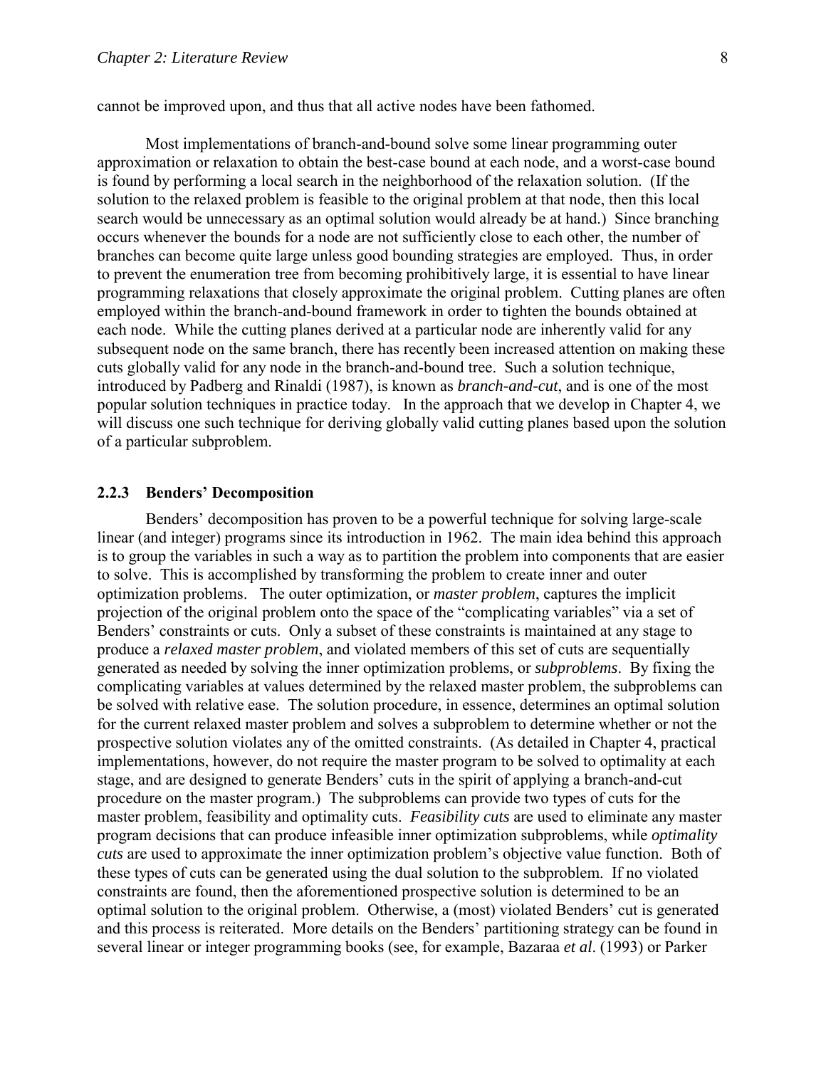cannot be improved upon, and thus that all active nodes have been fathomed.

Most implementations of branch-and-bound solve some linear programming outer approximation or relaxation to obtain the best-case bound at each node, and a worst-case bound is found by performing a local search in the neighborhood of the relaxation solution. (If the solution to the relaxed problem is feasible to the original problem at that node, then this local search would be unnecessary as an optimal solution would already be at hand.) Since branching occurs whenever the bounds for a node are not sufficiently close to each other, the number of branches can become quite large unless good bounding strategies are employed. Thus, in order to prevent the enumeration tree from becoming prohibitively large, it is essential to have linear programming relaxations that closely approximate the original problem. Cutting planes are often employed within the branch-and-bound framework in order to tighten the bounds obtained at each node. While the cutting planes derived at a particular node are inherently valid for any subsequent node on the same branch, there has recently been increased attention on making these cuts globally valid for any node in the branch-and-bound tree. Such a solution technique, introduced by Padberg and Rinaldi (1987), is known as *branch-and-cut*, and is one of the most popular solution techniques in practice today. In the approach that we develop in Chapter 4, we will discuss one such technique for deriving globally valid cutting planes based upon the solution of a particular subproblem.

### 2.2.3 Benders' Decomposition

Benders' decomposition has proven to be a powerful technique for solving large-scale linear (and integer) programs since its introduction in 1962. The main idea behind this approach is to group the variables in such a way as to partition the problem into components that are easier to solve. This is accomplished by transforming the problem to create inner and outer optimization problems. The outer optimization, or *master problem*, captures the implicit projection of the original problem onto the space of the "complicating variables" via a set of Benders' constraints or cuts. Only a subset of these constraints is maintained at any stage to produce a *relaxed master problem*, and violated members of this set of cuts are sequentially generated as needed by solving the inner optimization problems, or *subproblems*. By fixing the complicating variables at values determined by the relaxed master problem, the subproblems can be solved with relative ease. The solution procedure, in essence, determines an optimal solution for the current relaxed master problem and solves a subproblem to determine whether or not the prospective solution violates any of the omitted constraints. (As detailed in Chapter 4, practical implementations, however, do not require the master program to be solved to optimality at each stage, and are designed to generate Benders' cuts in the spirit of applying a branch-and-cut procedure on the master program.) The subproblems can provide two types of cuts for the master problem, feasibility and optimality cuts. *Feasibility cuts* are used to eliminate any master program decisions that can produce infeasible inner optimization subproblems, while *optimality cuts* are used to approximate the inner optimization problem's objective value function. Both of these types of cuts can be generated using the dual solution to the subproblem. If no violated constraints are found, then the aforementioned prospective solution is determined to be an optimal solution to the original problem. Otherwise, a (most) violated Benders' cut is generated and this process is reiterated. More details on the Benders' partitioning strategy can be found in several linear or integer programming books (see, for example, Bazaraa *et al*. (1993) or Parker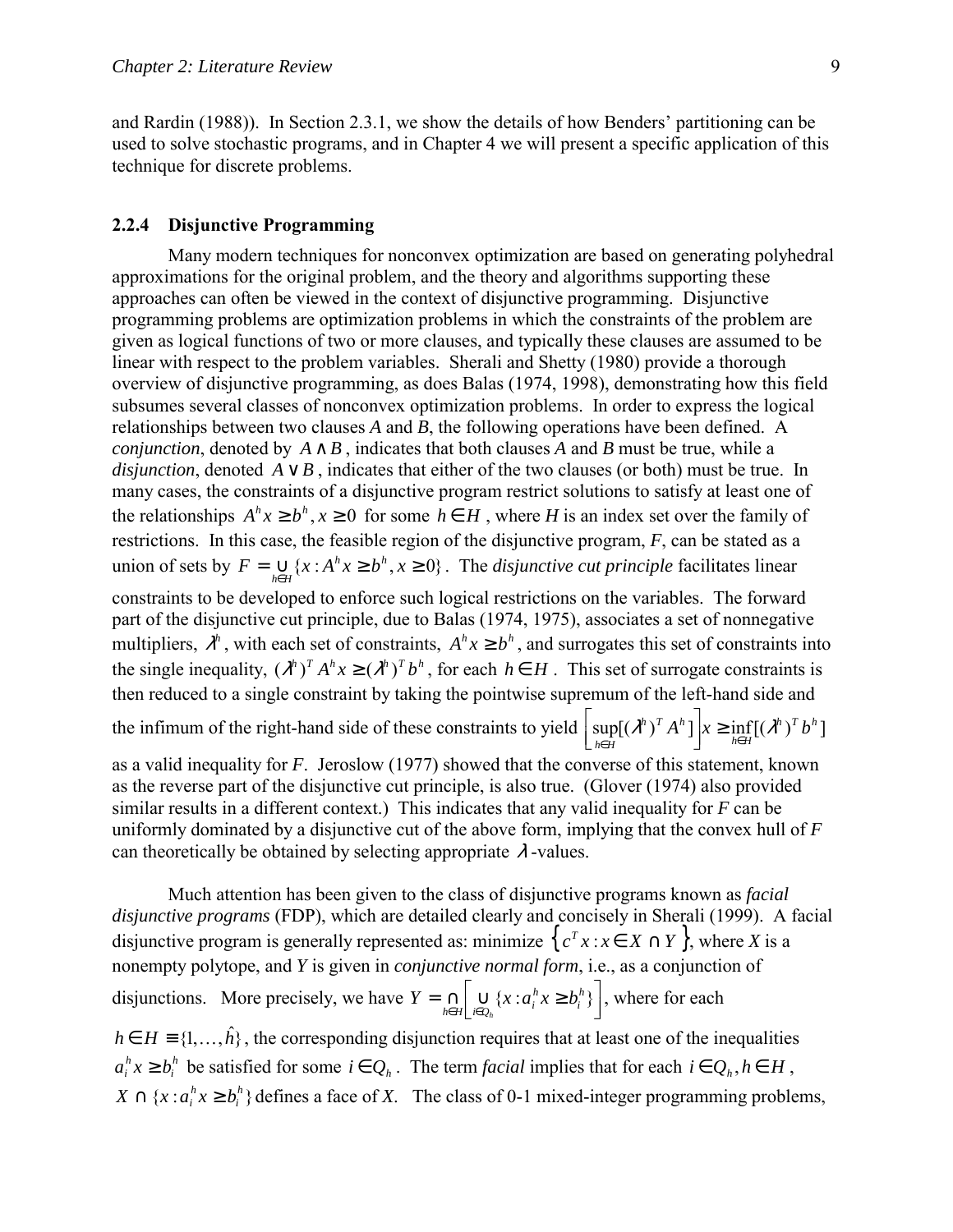and Rardin (1988)). In Section 2.3.1, we show the details of how Benders' partitioning can be used to solve stochastic programs, and in Chapter 4 we will present a specific application of this technique for discrete problems.

### 2.2.4 Disjunctive Programming

Many modern techniques for nonconvex optimization are based on generating polyhedral approximations for the original problem, and the theory and algorithms supporting these approaches can often be viewed in the context of disjunctive programming. Disjunctive programming problems are optimization problems in which the constraints of the problem are given as logical functions of two or more clauses, and typically these clauses are assumed to be linear with respect to the problem variables. Sherali and Shetty (1980) provide a thorough overview of disjunctive programming, as does Balas (1974, 1998), demonstrating how this field subsumes several classes of nonconvex optimization problems. In order to express the logical relationships between two clauses *A* and *B*, the following operations have been defined. A *conjunction*, denoted by $A \wedge B$, indicates that both clauses *A* and *B* must be true, while a *disjunction*, denoted $A \vee B$, indicates that either of the two clauses (or both) must be true. In many cases, the constraints of a disjunctive program restrict solutions to satisfy at least one of the relationships $A^h x \geq b^h, x \geq 0$ for some $h \in H$, where *H* is an index set over the family of restrictions. In this case, the feasible region of the disjunctive program, *F*, can be stated as a union of sets by $F = \bigcup_{h \in H} \{x : A^h x \geq b^h, x \geq 0\}$. The *disjunctive cut principle* facilitates linear constraints to be developed to enforce such logical restrictions on the variables. The forward part of the disjunctive cut principle, due to Balas (1974, 1975), associates a set of nonnegative multipliers, $\lambda^h$, with each set of constraints, $A^h x \geq b^h$, and surrogates this set of constraints into the single inequality, $(\lambda^h)^T A^h x \geq (\lambda^h)^T b^h$, for each $h \in H$. This set of surrogate constraints is then reduced to a single constraint by taking the pointwise supremum of the left-hand side and the infimum of the right-hand side of these constraints to yield $\left[\sup_{h \in H} [(\lambda^h)^T A^h]\right] x \geq \inf_{h \in H} [(\lambda^h)^T b^h]$ as a valid inequality for *F*. Jeroslow (1977) showed that the converse of this statement, known as the reverse part of the disjunctive cut principle, is also true. (Glover (1974) also provided similar results in a different context.) This indicates that any valid inequality for *F* can be uniformly dominated by a disjunctive cut of the above form, implying that the convex hull of *F* can theoretically be obtained by selecting appropriate $\lambda$-values.

Much attention has been given to the class of disjunctive programs known as *facial disjunctive programs* (FDP), which are detailed clearly and concisely in Sherali (1999). A facial disjunctive program is generally represented as: minimize $\left\{c^T x : x \in X \cap Y\right\}$, where *X* is a nonempty polytope, and *Y* is given in *conjunctive normal form*, i.e., as a conjunction of disjunctions. More precisely, we have $Y = \bigcap_{h \in H} \left[\bigcup_{i \in Q_h} \{x : a_i^h x \geq b_i^h\}\right]$, where for each $h \in H \equiv \{1, \ldots, \hat{h}\}$, the corresponding disjunction requires that at least one of the inequalities $a_i^h x \geq b_i^h$ be satisfied for some $i \in Q_h$. The term *facial* implies that for each $i \in Q_h, h \in H$, $X \cap \{x : a_i^h x \geq b_i^h\}$ defines a face of *X*. The class of 0-1 mixed-integer programming problems,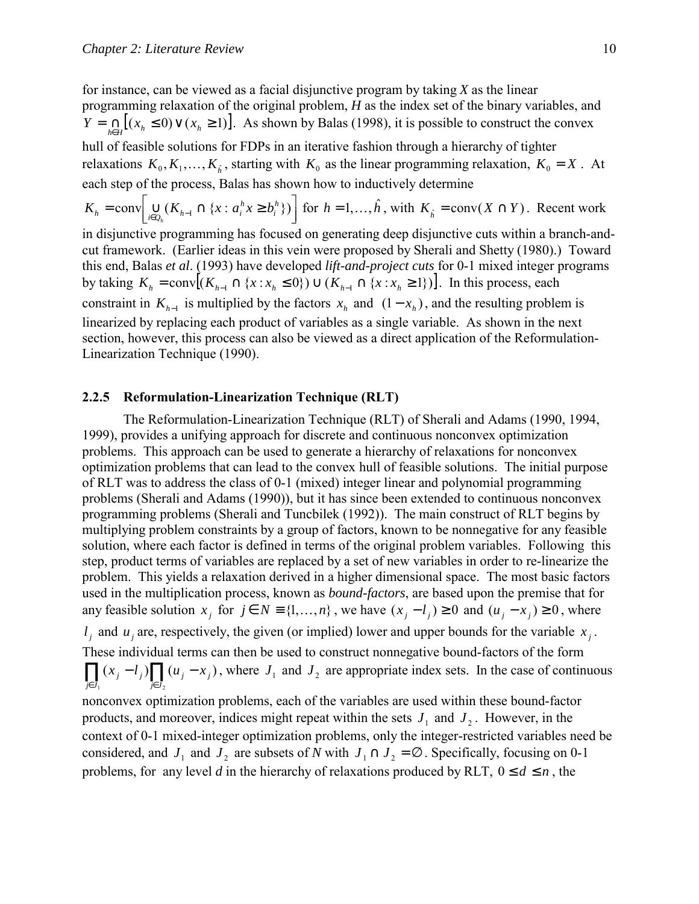for instance, can be viewed as a facial disjunctive program by taking *X* as the linear programming relaxation of the original problem, *H* as the index set of the binary variables, and $Y = \bigcap_{h \in H} \left[ (x_h \leq 0) \vee (x_h \geq 1) \right]$. As shown by Balas (1998), it is possible to construct the convex hull of feasible solutions for FDPs in an iterative fashion through a hierarchy of tighter relaxations $K_0, K_1, \ldots, K_{\hat{h}}$, starting with $K_0$ as the linear programming relaxation, $K_0 = X$. At each step of the process, Balas has shown how to inductively determine $K_h = \text{conv}\left[ \bigcup_{i \in Q_h} (K_{h-1} \cap \{x : a_i^h x \geq b_i^h\}) \right]$ for $h = 1, \ldots, \hat{h}$, with $K_{\hat{h}} = \text{conv}(X \cap Y)$. Recent work in disjunctive programming has focused on generating deep disjunctive cuts within a branch-and-cut framework. (Earlier ideas in this vein were proposed by Sherali and Shetty (1980).) Toward this end, Balas *et al*. (1993) have developed *lift-and-project cuts* for 0-1 mixed integer programs by taking $K_h = \text{conv}\left[ (K_{h-1} \cap \{x : x_h \leq 0\}) \cup (K_{h-1} \cap \{x : x_h \geq 1\}) \right]$. In this process, each constraint in $K_{h-1}$ is multiplied by the factors $x_h$ and $(1 - x_h)$, and the resulting problem is linearized by replacing each product of variables as a single variable. As shown in the next section, however, this process can also be viewed as a direct application of the Reformulation-Linearization Technique (1990).

### 2.2.5 Reformulation-Linearization Technique (RLT)

The Reformulation-Linearization Technique (RLT) of Sherali and Adams (1990, 1994, 1999), provides a unifying approach for discrete and continuous nonconvex optimization problems. This approach can be used to generate a hierarchy of relaxations for nonconvex optimization problems that can lead to the convex hull of feasible solutions. The initial purpose of RLT was to address the class of 0-1 (mixed) integer linear and polynomial programming problems (Sherali and Adams (1990)), but it has since been extended to continuous nonconvex programming problems (Sherali and Tuncbilek (1992)). The main construct of RLT begins by multiplying problem constraints by a group of factors, known to be nonnegative for any feasible solution, where each factor is defined in terms of the original problem variables. Following this step, product terms of variables are replaced by a set of new variables in order to re-linearize the problem. This yields a relaxation derived in a higher dimensional space. The most basic factors used in the multiplication process, known as *bound-factors*, are based upon the premise that for any feasible solution $x_j$ for $j \in N \equiv \{1, \ldots, n\}$, we have $(x_j - l_j) \geq 0$ and $(u_j - x_j) \geq 0$, where $l_j$ and $u_j$ are, respectively, the given (or implied) lower and upper bounds for the variable $x_j$. These individual terms can then be used to construct nonnegative bound-factors of the form $\prod_{j \in J_1} (x_j - l_j) \prod_{j \in J_2} (u_j - x_j)$, where $J_1$ and $J_2$ are appropriate index sets. In the case of continuous nonconvex optimization problems, each of the variables are used within these bound-factor products, and moreover, indices might repeat within the sets $J_1$ and $J_2$. However, in the context of 0-1 mixed-integer optimization problems, only the integer-restricted variables need be considered, and $J_1$ and $J_2$ are subsets of *N* with $J_1 \cap J_2 = \emptyset$. Specifically, focusing on 0-1 problems, for any level *d* in the hierarchy of relaxations produced by RLT, $0 \leq d \leq n$, the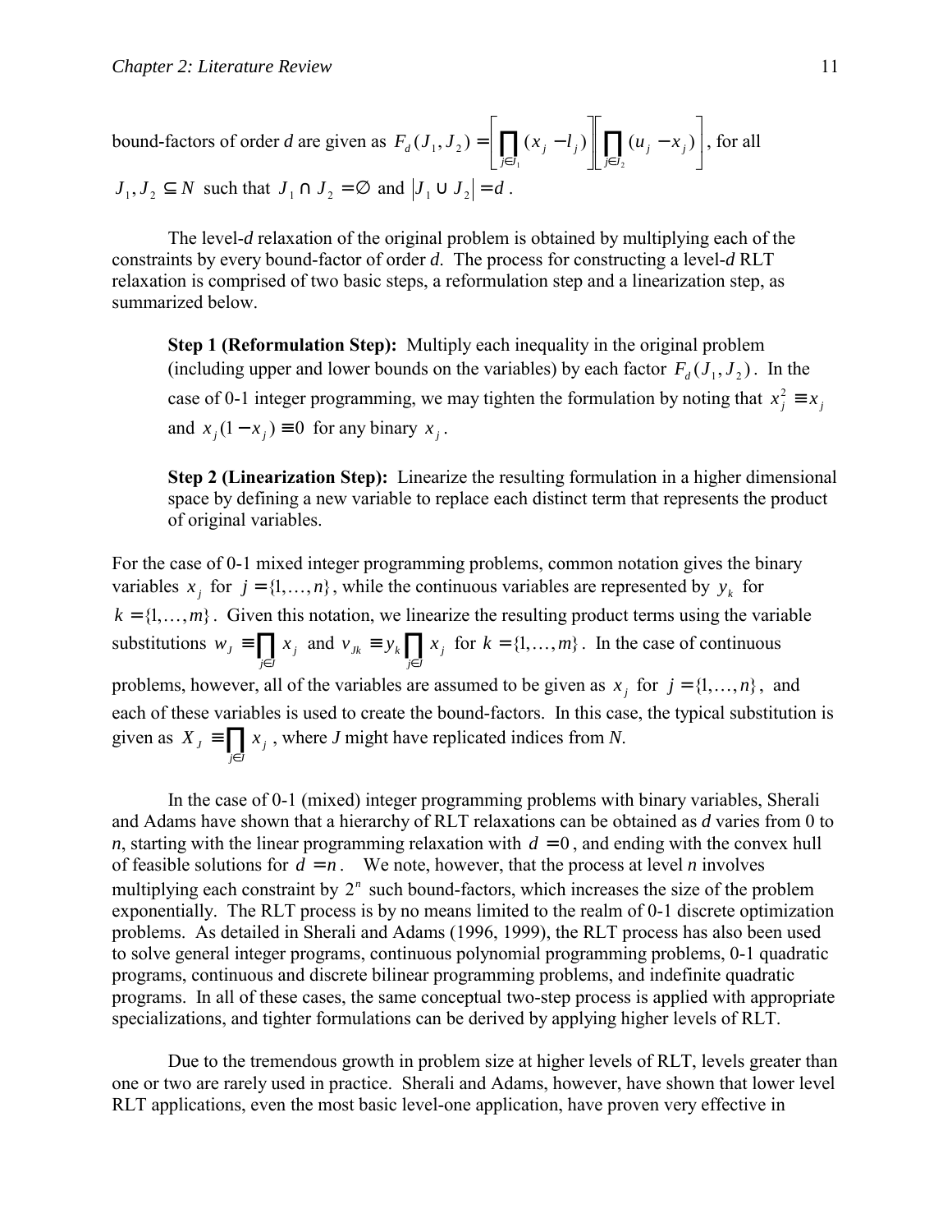bound-factors of order *d* are given as $F_d(J_1, J_2) = \left[\prod_{j \in J_1} (x_j - l_j)\right]\left[\prod_{j \in J_2} (u_j - x_j)\right]$, for all $J_1, J_2 \subseteq N$ such that $J_1 \cap J_2 = \emptyset$ and $|J_1 \cup J_2| = d$.

The level-*d* relaxation of the original problem is obtained by multiplying each of the constraints by every bound-factor of order *d*. The process for constructing a level-*d* RLT relaxation is comprised of two basic steps, a reformulation step and a linearization step, as summarized below.

> **Step 1 (Reformulation Step):** Multiply each inequality in the original problem (including upper and lower bounds on the variables) by each factor $F_d(J_1, J_2)$. In the case of 0-1 integer programming, we may tighten the formulation by noting that $x_j^2 \equiv x_j$ and $x_j(1 - x_j) \equiv 0$ for any binary $x_j$.
>
> **Step 2 (Linearization Step):** Linearize the resulting formulation in a higher dimensional space by defining a new variable to replace each distinct term that represents the product of original variables.

For the case of 0-1 mixed integer programming problems, common notation gives the binary variables $x_j$ for $j = \{1, \ldots, n\}$, while the continuous variables are represented by $y_k$ for $k = \{1, \ldots, m\}$. Given this notation, we linearize the resulting product terms using the variable substitutions $w_J \equiv \prod_{j \in J} x_j$ and $v_{Jk} \equiv y_k \prod_{j \in J} x_j$ for $k = \{1, \ldots, m\}$. In the case of continuous problems, however, all of the variables are assumed to be given as $x_j$ for $j = \{1, \ldots, n\}$, and each of these variables is used to create the bound-factors. In this case, the typical substitution is given as $X_J \equiv \prod_{j \in J} x_j$, where *J* might have replicated indices from *N*.

In the case of 0-1 (mixed) integer programming problems with binary variables, Sherali and Adams have shown that a hierarchy of RLT relaxations can be obtained as *d* varies from 0 to *n*, starting with the linear programming relaxation with $d = 0$, and ending with the convex hull of feasible solutions for $d = n$. We note, however, that the process at level *n* involves multiplying each constraint by $2^n$ such bound-factors, which increases the size of the problem exponentially. The RLT process is by no means limited to the realm of 0-1 discrete optimization problems. As detailed in Sherali and Adams (1996, 1999), the RLT process has also been used to solve general integer programs, continuous polynomial programming problems, 0-1 quadratic programs, continuous and discrete bilinear programming problems, and indefinite quadratic programs. In all of these cases, the same conceptual two-step process is applied with appropriate specializations, and tighter formulations can be derived by applying higher levels of RLT.

Due to the tremendous growth in problem size at higher levels of RLT, levels greater than one or two are rarely used in practice. Sherali and Adams, however, have shown that lower level RLT applications, even the most basic level-one application, have proven very effective in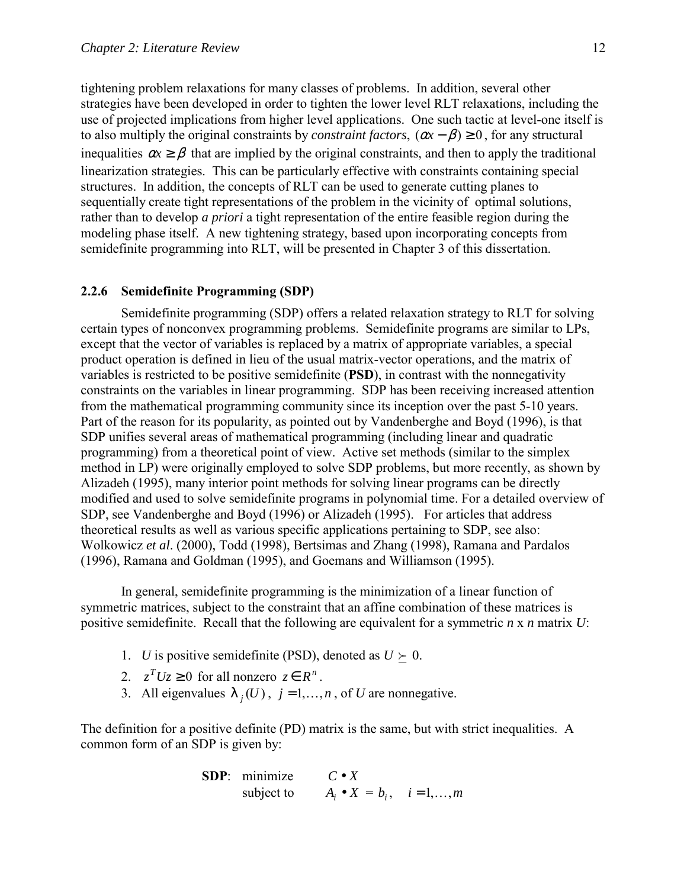tightening problem relaxations for many classes of problems. In addition, several other strategies have been developed in order to tighten the lower level RLT relaxations, including the use of projected implications from higher level applications. One such tactic at level-one itself is to also multiply the original constraints by *constraint factors*, $(\alpha x - \beta) \geq 0$, for any structural inequalities $\alpha x \geq \beta$ that are implied by the original constraints, and then to apply the traditional linearization strategies. This can be particularly effective with constraints containing special structures. In addition, the concepts of RLT can be used to generate cutting planes to sequentially create tight representations of the problem in the vicinity of optimal solutions, rather than to develop *a priori* a tight representation of the entire feasible region during the modeling phase itself. A new tightening strategy, based upon incorporating concepts from semidefinite programming into RLT, will be presented in Chapter 3 of this dissertation.

### 2.2.6 Semidefinite Programming (SDP)

Semidefinite programming (SDP) offers a related relaxation strategy to RLT for solving certain types of nonconvex programming problems. Semidefinite programs are similar to LPs, except that the vector of variables is replaced by a matrix of appropriate variables, a special product operation is defined in lieu of the usual matrix-vector operations, and the matrix of variables is restricted to be positive semidefinite (**PSD**), in contrast with the nonnegativity constraints on the variables in linear programming. SDP has been receiving increased attention from the mathematical programming community since its inception over the past 5-10 years. Part of the reason for its popularity, as pointed out by Vandenberghe and Boyd (1996), is that SDP unifies several areas of mathematical programming (including linear and quadratic programming) from a theoretical point of view. Active set methods (similar to the simplex method in LP) were originally employed to solve SDP problems, but more recently, as shown by Alizadeh (1995), many interior point methods for solving linear programs can be directly modified and used to solve semidefinite programs in polynomial time. For a detailed overview of SDP, see Vandenberghe and Boyd (1996) or Alizadeh (1995). For articles that address theoretical results as well as various specific applications pertaining to SDP, see also: Wolkowicz *et al*. (2000), Todd (1998), Bertsimas and Zhang (1998), Ramana and Pardalos (1996), Ramana and Goldman (1995), and Goemans and Williamson (1995).

In general, semidefinite programming is the minimization of a linear function of symmetric matrices, subject to the constraint that an affine combination of these matrices is positive semidefinite. Recall that the following are equivalent for a symmetric *n* x *n* matrix *U*:

1. *U* is positive semidefinite (PSD), denoted as $U \succeq 0$.
2. $z^T U z \geq 0$ for all nonzero $z \in R^n$.
3. All eigenvalues $\lambda_j(U)$, $j = 1, \ldots, n$, of *U* are nonnegative.

The definition for a positive definite (PD) matrix is the same, but with strict inequalities. A common form of an SDP is given by:

$$
\textbf{SDP}: \quad \begin{array}{ll} \text{minimize} & C \bullet X \\ \text{subject to} & A_i \bullet X = b_i, \quad i = 1, \ldots, m \end{array}
$$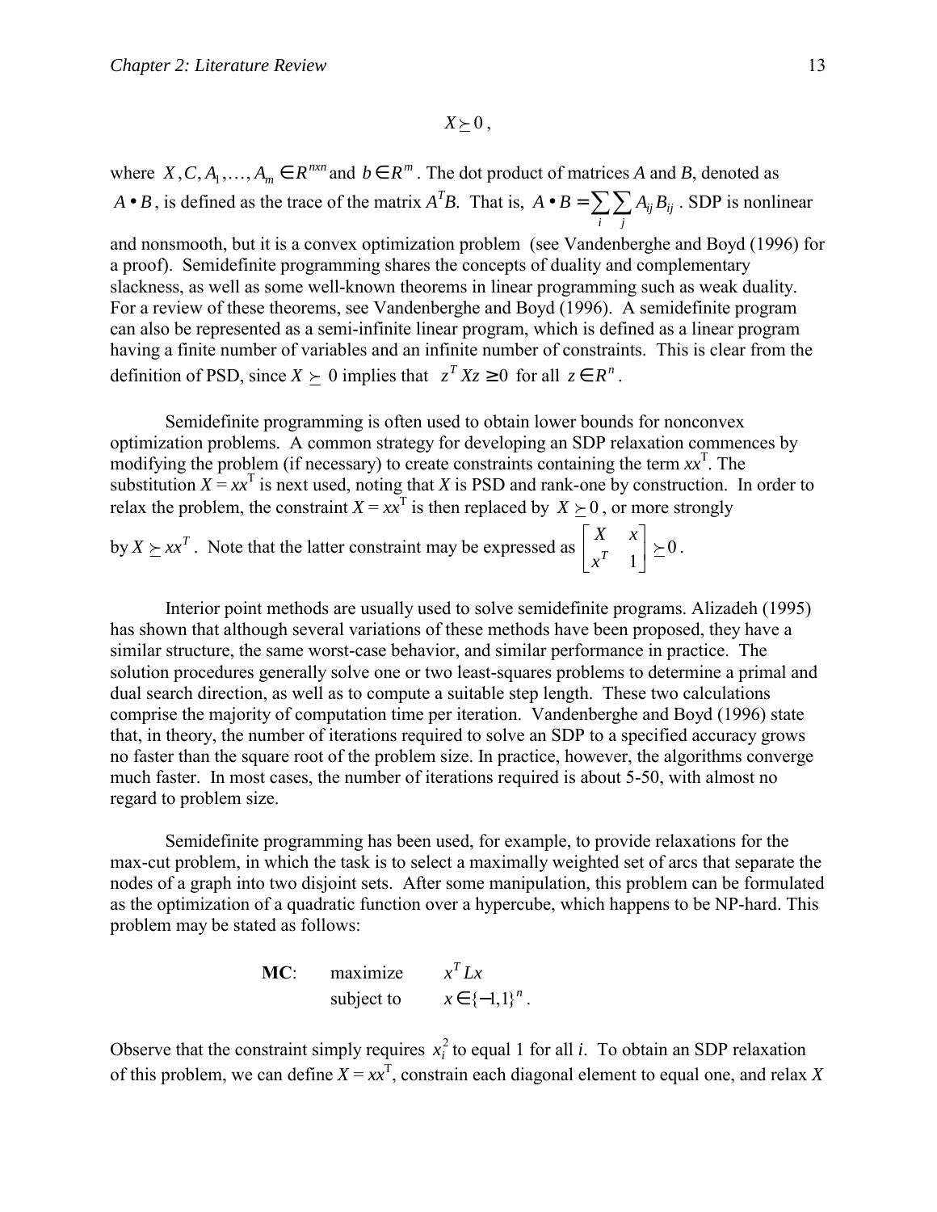$$X \succeq 0,$$

where $X, C, A_1, \ldots, A_m \in R^{nxn}$ and $b \in R^m$. The dot product of matrices *A* and *B*, denoted as $A \bullet B$, is defined as the trace of the matrix $A^T B$. That is, $A \bullet B = \sum_i \sum_j A_{ij} B_{ij}$. SDP is nonlinear and nonsmooth, but it is a convex optimization problem (see Vandenberghe and Boyd (1996) for a proof). Semidefinite programming shares the concepts of duality and complementary slackness, as well as some well-known theorems in linear programming such as weak duality. For a review of these theorems, see Vandenberghe and Boyd (1996). A semidefinite program can also be represented as a semi-infinite linear program, which is defined as a linear program having a finite number of variables and an infinite number of constraints. This is clear from the definition of PSD, since $X \succeq 0$ implies that $z^T X z \geq 0$ for all $z \in R^n$.

Semidefinite programming is often used to obtain lower bounds for nonconvex optimization problems. A common strategy for developing an SDP relaxation commences by modifying the problem (if necessary) to create constraints containing the term $xx^T$. The substitution $X = xx^T$ is next used, noting that *X* is PSD and rank-one by construction. In order to relax the problem, the constraint $X = xx^T$ is then replaced by $X \succeq 0$, or more strongly by $X \succeq xx^T$. Note that the latter constraint may be expressed as $\begin{bmatrix} X & x \\ x^T & 1 \end{bmatrix} \succeq 0$.

Interior point methods are usually used to solve semidefinite programs. Alizadeh (1995) has shown that although several variations of these methods have been proposed, they have a similar structure, the same worst-case behavior, and similar performance in practice. The solution procedures generally solve one or two least-squares problems to determine a primal and dual search direction, as well as to compute a suitable step length. These two calculations comprise the majority of computation time per iteration. Vandenberghe and Boyd (1996) state that, in theory, the number of iterations required to solve an SDP to a specified accuracy grows no faster than the square root of the problem size. In practice, however, the algorithms converge much faster. In most cases, the number of iterations required is about 5-50, with almost no regard to problem size.

Semidefinite programming has been used, for example, to provide relaxations for the max-cut problem, in which the task is to select a maximally weighted set of arcs that separate the nodes of a graph into two disjoint sets. After some manipulation, this problem can be formulated as the optimization of a quadratic function over a hypercube, which happens to be NP-hard. This problem may be stated as follows:

**MC**: maximize $x^T L x$

subject to $x \in \{-1, 1\}^n$.

Observe that the constraint simply requires $x_i^2$ to equal 1 for all *i*. To obtain an SDP relaxation of this problem, we can define $X = xx^T$, constrain each diagonal element to equal one, and relax *X*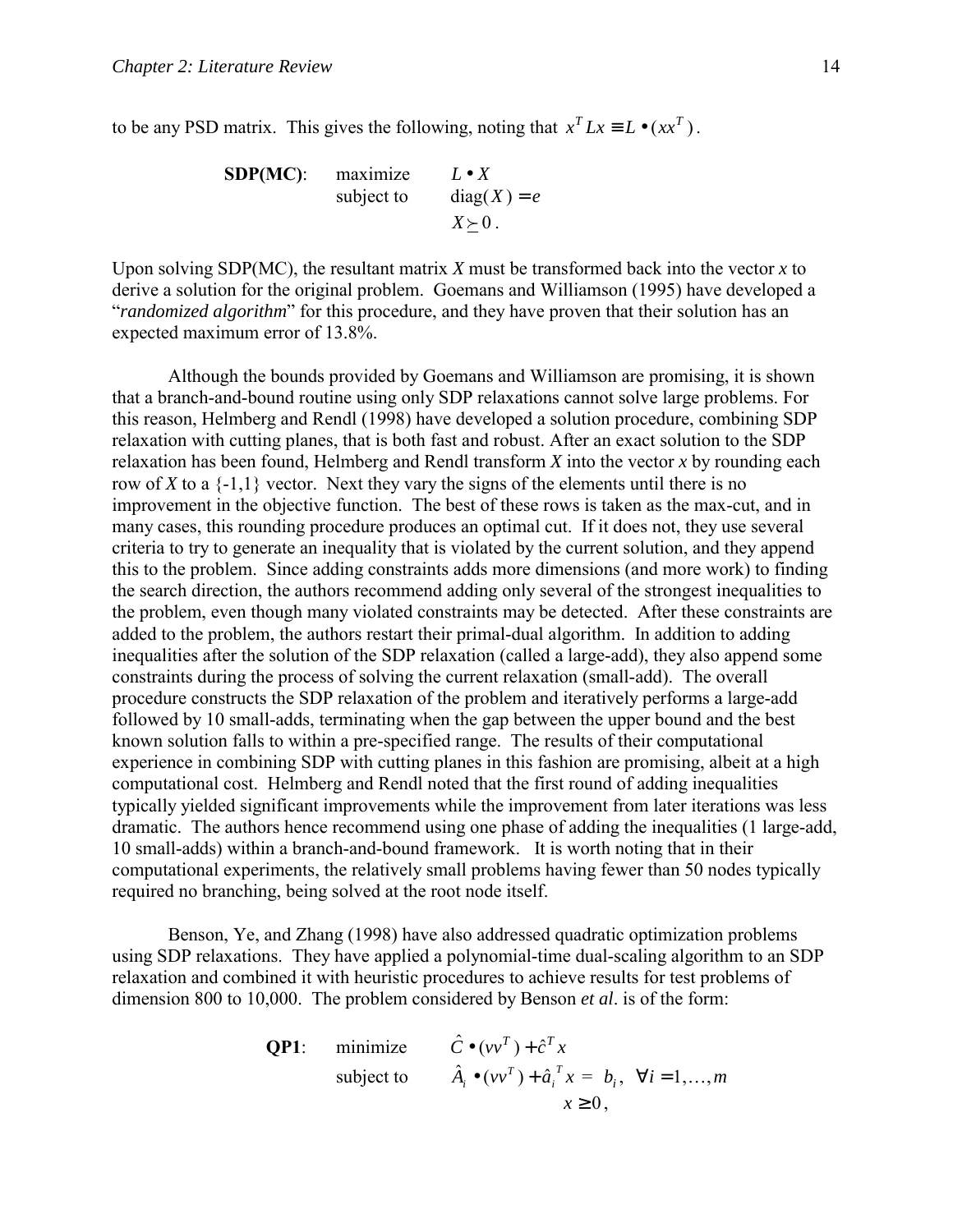to be any PSD matrix. This gives the following, noting that $x^T Lx \equiv L \bullet (xx^T)$.

$$
\textbf{SDP(MC)}: \quad \begin{array}{ll} \text{maximize} & L \bullet X \\ \text{subject to} & \text{diag}(X) = e \\ & X \succeq 0 . \end{array}
$$

Upon solving SDP(MC), the resultant matrix *X* must be transformed back into the vector *x* to derive a solution for the original problem. Goemans and Williamson (1995) have developed a "*randomized algorithm*" for this procedure, and they have proven that their solution has an expected maximum error of 13.8%.

Although the bounds provided by Goemans and Williamson are promising, it is shown that a branch-and-bound routine using only SDP relaxations cannot solve large problems. For this reason, Helmberg and Rendl (1998) have developed a solution procedure, combining SDP relaxation with cutting planes, that is both fast and robust. After an exact solution to the SDP relaxation has been found, Helmberg and Rendl transform *X* into the vector *x* by rounding each row of *X* to a {-1,1} vector. Next they vary the signs of the elements until there is no improvement in the objective function. The best of these rows is taken as the max-cut, and in many cases, this rounding procedure produces an optimal cut. If it does not, they use several criteria to try to generate an inequality that is violated by the current solution, and they append this to the problem. Since adding constraints adds more dimensions (and more work) to finding the search direction, the authors recommend adding only several of the strongest inequalities to the problem, even though many violated constraints may be detected. After these constraints are added to the problem, the authors restart their primal-dual algorithm. In addition to adding inequalities after the solution of the SDP relaxation (called a large-add), they also append some constraints during the process of solving the current relaxation (small-add). The overall procedure constructs the SDP relaxation of the problem and iteratively performs a large-add followed by 10 small-adds, terminating when the gap between the upper bound and the best known solution falls to within a pre-specified range. The results of their computational experience in combining SDP with cutting planes in this fashion are promising, albeit at a high computational cost. Helmberg and Rendl noted that the first round of adding inequalities typically yielded significant improvements while the improvement from later iterations was less dramatic. The authors hence recommend using one phase of adding the inequalities (1 large-add, 10 small-adds) within a branch-and-bound framework. It is worth noting that in their computational experiments, the relatively small problems having fewer than 50 nodes typically required no branching, being solved at the root node itself.

Benson, Ye, and Zhang (1998) have also addressed quadratic optimization problems using SDP relaxations. They have applied a polynomial-time dual-scaling algorithm to an SDP relaxation and combined it with heuristic procedures to achieve results for test problems of dimension 800 to 10,000. The problem considered by Benson *et al*. is of the form:

$$
\textbf{QP1}: \quad \begin{array}{ll} \text{minimize} & \hat{C} \bullet (vv^T) + \hat{c}^T x \\ \text{subject to} & \hat{A}_i \bullet (vv^T) + \hat{a}_i^{\,T} x = b_i, \;\; \forall i = 1,\ldots,m \\ & x \geq 0 , \end{array}
$$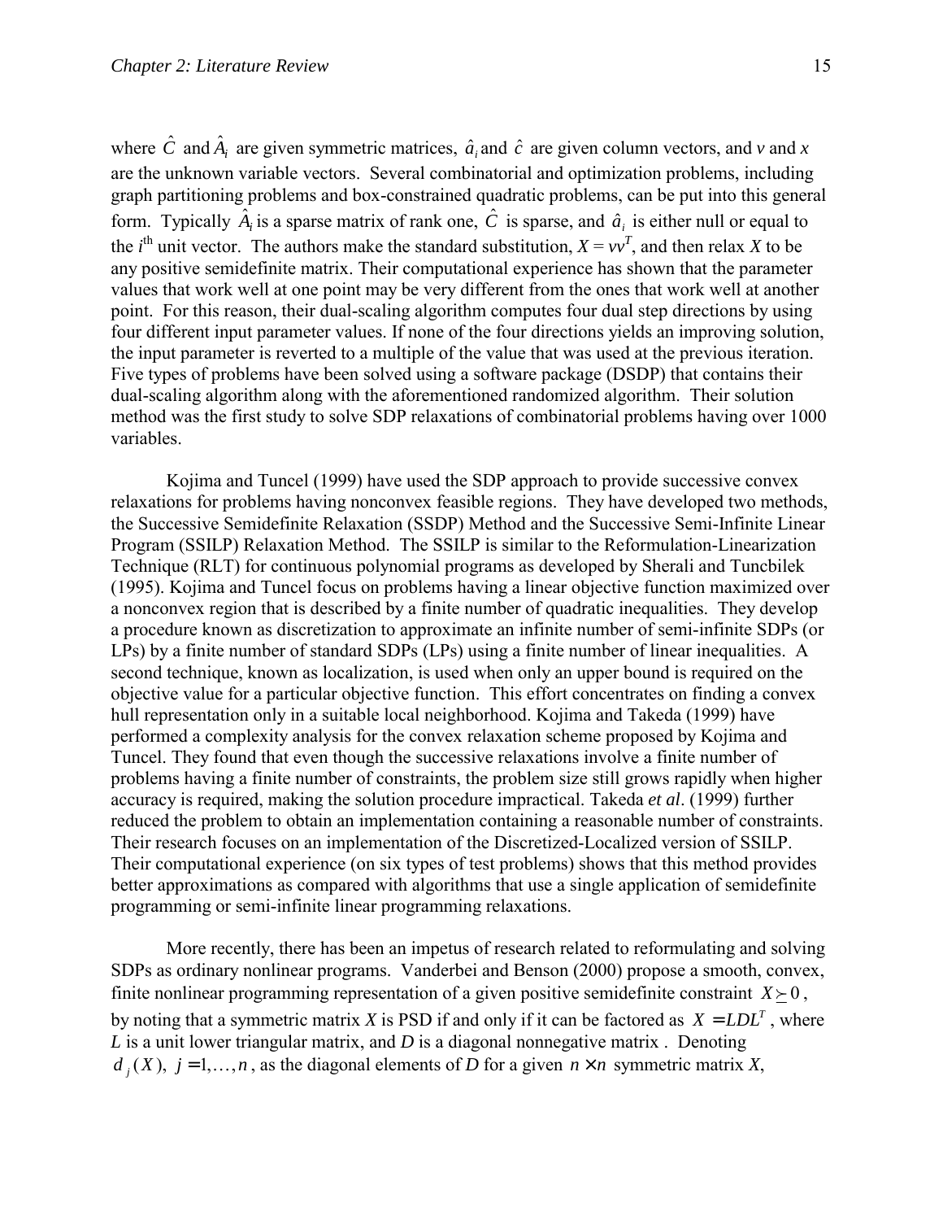where $\hat{C}$ and $\hat{A}_i$ are given symmetric matrices, $\hat{a}_i$ and $\hat{c}$ are given column vectors, and $v$ and $x$ are the unknown variable vectors. Several combinatorial and optimization problems, including graph partitioning problems and box-constrained quadratic problems, can be put into this general form. Typically $\hat{A}_i$ is a sparse matrix of rank one, $\hat{C}$ is sparse, and $\hat{a}_i$ is either null or equal to the $i^{\text{th}}$ unit vector. The authors make the standard substitution, $X = vv^T$, and then relax $X$ to be any positive semidefinite matrix. Their computational experience has shown that the parameter values that work well at one point may be very different from the ones that work well at another point. For this reason, their dual-scaling algorithm computes four dual step directions by using four different input parameter values. If none of the four directions yields an improving solution, the input parameter is reverted to a multiple of the value that was used at the previous iteration. Five types of problems have been solved using a software package (DSDP) that contains their dual-scaling algorithm along with the aforementioned randomized algorithm. Their solution method was the first study to solve SDP relaxations of combinatorial problems having over 1000 variables.

Kojima and Tuncel (1999) have used the SDP approach to provide successive convex relaxations for problems having nonconvex feasible regions. They have developed two methods, the Successive Semidefinite Relaxation (SSDP) Method and the Successive Semi-Infinite Linear Program (SSILP) Relaxation Method. The SSILP is similar to the Reformulation-Linearization Technique (RLT) for continuous polynomial programs as developed by Sherali and Tuncbilek (1995). Kojima and Tuncel focus on problems having a linear objective function maximized over a nonconvex region that is described by a finite number of quadratic inequalities. They develop a procedure known as discretization to approximate an infinite number of semi-infinite SDPs (or LPs) by a finite number of standard SDPs (LPs) using a finite number of linear inequalities. A second technique, known as localization, is used when only an upper bound is required on the objective value for a particular objective function. This effort concentrates on finding a convex hull representation only in a suitable local neighborhood. Kojima and Takeda (1999) have performed a complexity analysis for the convex relaxation scheme proposed by Kojima and Tuncel. They found that even though the successive relaxations involve a finite number of problems having a finite number of constraints, the problem size still grows rapidly when higher accuracy is required, making the solution procedure impractical. Takeda *et al*. (1999) further reduced the problem to obtain an implementation containing a reasonable number of constraints. Their research focuses on an implementation of the Discretized-Localized version of SSILP. Their computational experience (on six types of test problems) shows that this method provides better approximations as compared with algorithms that use a single application of semidefinite programming or semi-infinite linear programming relaxations.

More recently, there has been an impetus of research related to reformulating and solving SDPs as ordinary nonlinear programs. Vanderbei and Benson (2000) propose a smooth, convex, finite nonlinear programming representation of a given positive semidefinite constraint $X \succeq 0$, by noting that a symmetric matrix $X$ is PSD if and only if it can be factored as $X = LDL^T$, where $L$ is a unit lower triangular matrix, and $D$ is a diagonal nonnegative matrix . Denoting $d_j(X),\ j = 1,\ldots,n$, as the diagonal elements of $D$ for a given $n \times n$ symmetric matrix $X$,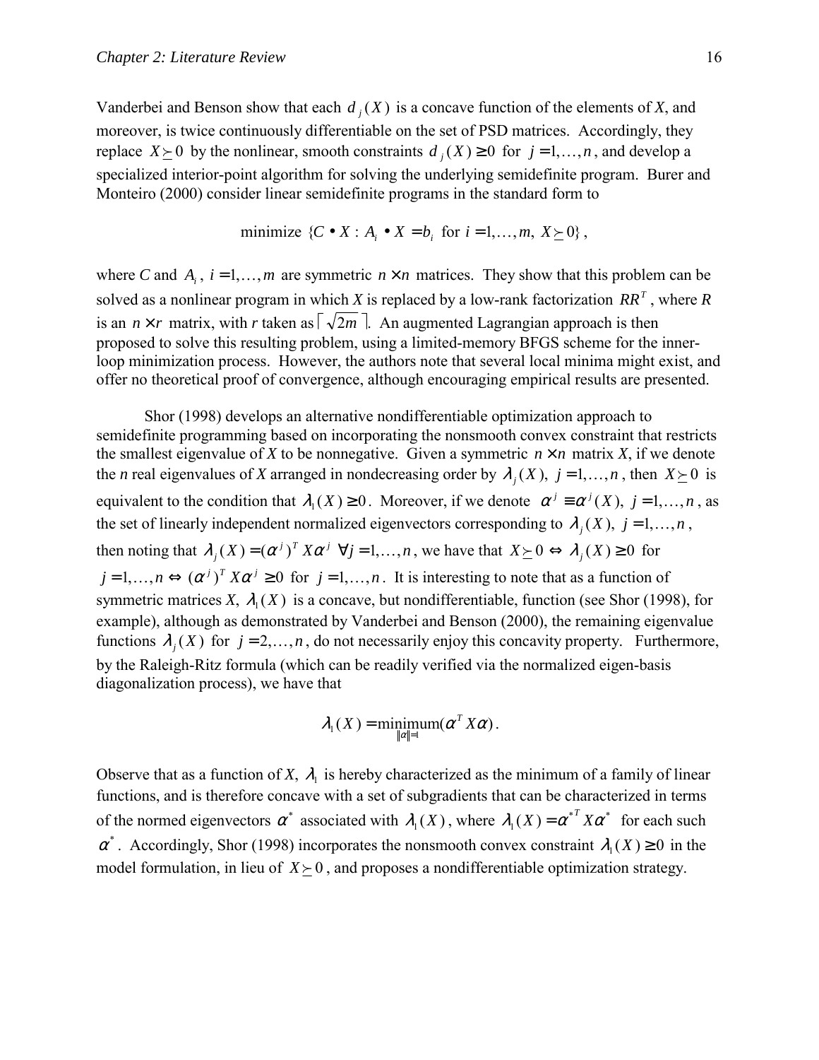Vanderbei and Benson show that each $d_j(X)$ is a concave function of the elements of *X*, and moreover, is twice continuously differentiable on the set of PSD matrices. Accordingly, they replace $X \succeq 0$ by the nonlinear, smooth constraints $d_j(X) \geq 0$ for $j = 1, \ldots, n$, and develop a specialized interior-point algorithm for solving the underlying semidefinite program. Burer and Monteiro (2000) consider linear semidefinite programs in the standard form to

$$\text{minimize } \{C \bullet X : A_i \bullet X = b_i \text{ for } i = 1, \ldots, m,\ X \succeq 0\},$$

where *C* and $A_i$, $i = 1, \ldots, m$ are symmetric $n \times n$ matrices. They show that this problem can be solved as a nonlinear program in which *X* is replaced by a low-rank factorization $RR^T$, where *R* is an $n \times r$ matrix, with *r* taken as $\lceil \sqrt{2m} \rceil$. An augmented Lagrangian approach is then proposed to solve this resulting problem, using a limited-memory BFGS scheme for the inner-loop minimization process. However, the authors note that several local minima might exist, and offer no theoretical proof of convergence, although encouraging empirical results are presented.

Shor (1998) develops an alternative nondifferentiable optimization approach to semidefinite programming based on incorporating the nonsmooth convex constraint that restricts the smallest eigenvalue of *X* to be nonnegative. Given a symmetric $n \times n$ matrix *X*, if we denote the *n* real eigenvalues of *X* arranged in nondecreasing order by $\lambda_j(X)$, $j = 1, \ldots, n$, then $X \succeq 0$ is equivalent to the condition that $\lambda_1(X) \geq 0$. Moreover, if we denote $\alpha^j \equiv \alpha^j(X)$, $j = 1, \ldots, n$, as the set of linearly independent normalized eigenvectors corresponding to $\lambda_j(X)$, $j = 1, \ldots, n$, then noting that $\lambda_j(X) = (\alpha^j)^T X \alpha^j \ \forall j = 1, \ldots, n$, we have that $X \succeq 0 \Leftrightarrow \lambda_j(X) \geq 0$ for $j = 1, \ldots, n \Leftrightarrow (\alpha^j)^T X \alpha^j \geq 0$ for $j = 1, \ldots, n$. It is interesting to note that as a function of symmetric matrices *X*, $\lambda_1(X)$ is a concave, but nondifferentiable, function (see Shor (1998), for example), although as demonstrated by Vanderbei and Benson (2000), the remaining eigenvalue functions $\lambda_j(X)$ for $j = 2, \ldots, n$, do not necessarily enjoy this concavity property. Furthermore, by the Raleigh-Ritz formula (which can be readily verified via the normalized eigen-basis diagonalization process), we have that

$$\lambda_1(X) = \underset{\|\alpha\|=1}{\text{minimum}}(\alpha^T X \alpha).$$

Observe that as a function of *X*, $\lambda_1$ is hereby characterized as the minimum of a family of linear functions, and is therefore concave with a set of subgradients that can be characterized in terms of the normed eigenvectors $\alpha^*$ associated with $\lambda_1(X)$, where $\lambda_1(X) = \alpha^{*T} X \alpha^*$ for each such $\alpha^*$. Accordingly, Shor (1998) incorporates the nonsmooth convex constraint $\lambda_1(X) \geq 0$ in the model formulation, in lieu of $X \succeq 0$, and proposes a nondifferentiable optimization strategy.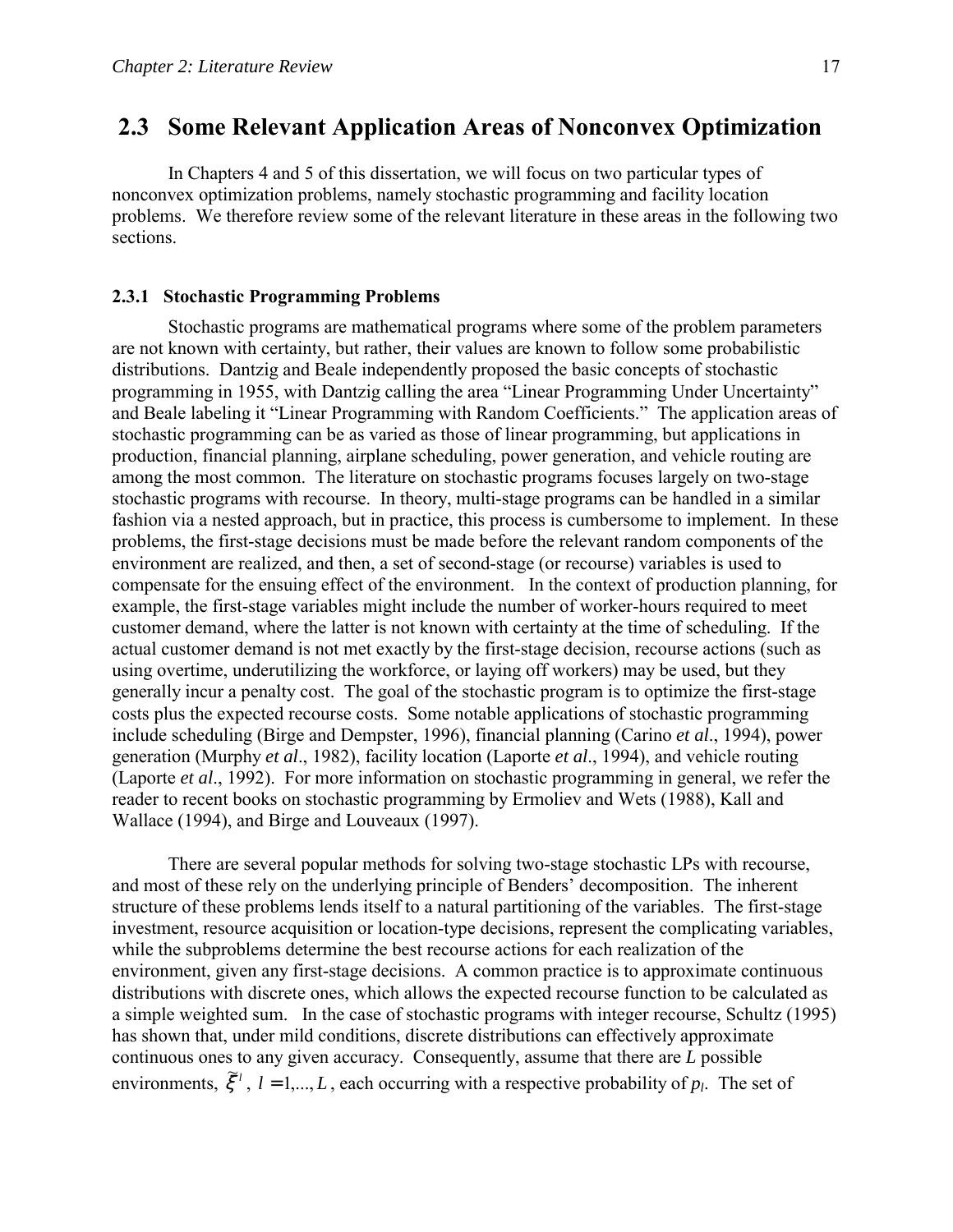## 2.3 Some Relevant Application Areas of Nonconvex Optimization

In Chapters 4 and 5 of this dissertation, we will focus on two particular types of nonconvex optimization problems, namely stochastic programming and facility location problems. We therefore review some of the relevant literature in these areas in the following two sections.

### 2.3.1 Stochastic Programming Problems

Stochastic programs are mathematical programs where some of the problem parameters are not known with certainty, but rather, their values are known to follow some probabilistic distributions. Dantzig and Beale independently proposed the basic concepts of stochastic programming in 1955, with Dantzig calling the area "Linear Programming Under Uncertainty" and Beale labeling it "Linear Programming with Random Coefficients." The application areas of stochastic programming can be as varied as those of linear programming, but applications in production, financial planning, airplane scheduling, power generation, and vehicle routing are among the most common. The literature on stochastic programs focuses largely on two-stage stochastic programs with recourse. In theory, multi-stage programs can be handled in a similar fashion via a nested approach, but in practice, this process is cumbersome to implement. In these problems, the first-stage decisions must be made before the relevant random components of the environment are realized, and then, a set of second-stage (or recourse) variables is used to compensate for the ensuing effect of the environment. In the context of production planning, for example, the first-stage variables might include the number of worker-hours required to meet customer demand, where the latter is not known with certainty at the time of scheduling. If the actual customer demand is not met exactly by the first-stage decision, recourse actions (such as using overtime, underutilizing the workforce, or laying off workers) may be used, but they generally incur a penalty cost. The goal of the stochastic program is to optimize the first-stage costs plus the expected recourse costs. Some notable applications of stochastic programming include scheduling (Birge and Dempster, 1996), financial planning (Carino *et al*., 1994), power generation (Murphy *et al*., 1982), facility location (Laporte *et al*., 1994), and vehicle routing (Laporte *et al*., 1992). For more information on stochastic programming in general, we refer the reader to recent books on stochastic programming by Ermoliev and Wets (1988), Kall and Wallace (1994), and Birge and Louveaux (1997).

There are several popular methods for solving two-stage stochastic LPs with recourse, and most of these rely on the underlying principle of Benders' decomposition. The inherent structure of these problems lends itself to a natural partitioning of the variables. The first-stage investment, resource acquisition or location-type decisions, represent the complicating variables, while the subproblems determine the best recourse actions for each realization of the environment, given any first-stage decisions. A common practice is to approximate continuous distributions with discrete ones, which allows the expected recourse function to be calculated as a simple weighted sum. In the case of stochastic programs with integer recourse, Schultz (1995) has shown that, under mild conditions, discrete distributions can effectively approximate continuous ones to any given accuracy. Consequently, assume that there are $L$ possible environments, $\tilde{\xi}^l$, $l = 1,..., L$, each occurring with a respective probability of $p_l$. The set of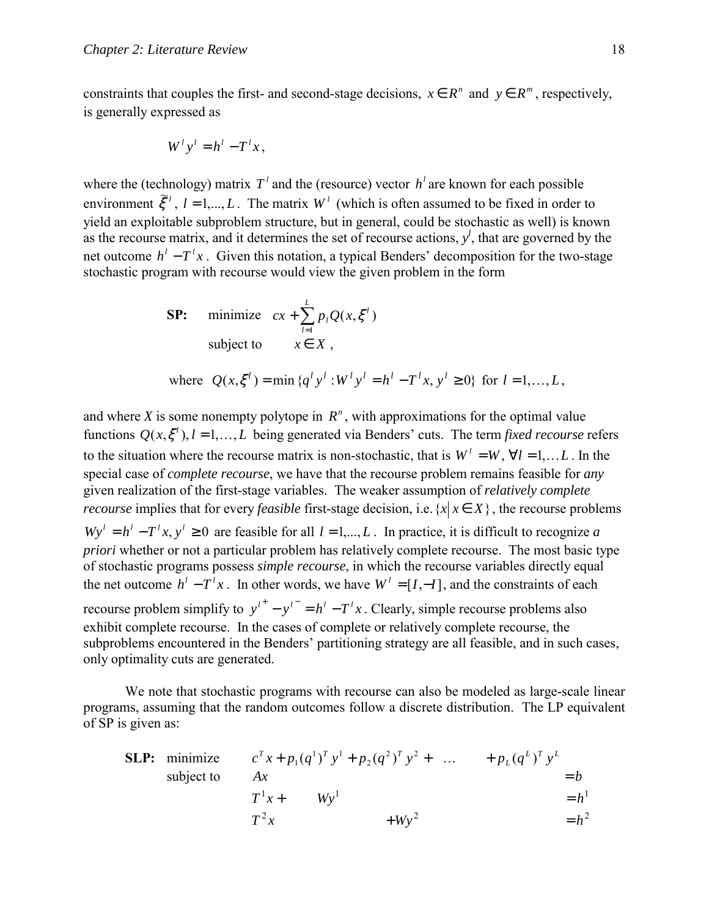constraints that couples the first- and second-stage decisions, $x \in R^n$ and $y \in R^m$, respectively, is generally expressed as

$$W^l y^l = h^l - T^l x,$$

where the (technology) matrix $T^l$ and the (resource) vector $h^l$ are known for each possible environment $\tilde{\xi}^l$, $l = 1,...,L$. The matrix $W^l$ (which is often assumed to be fixed in order to yield an exploitable subproblem structure, but in general, could be stochastic as well) is known as the recourse matrix, and it determines the set of recourse actions, $y^l$, that are governed by the net outcome $h^l - T^l x$. Given this notation, a typical Benders' decomposition for the two-stage stochastic program with recourse would view the given problem in the form

$$\textbf{SP:} \quad \text{minimize} \quad cx + \sum_{l=1}^{L} p_l Q(x, \xi^l)$$

$$\text{subject to} \quad x \in X,$$

$$\text{where} \quad Q(x, \xi^l) = \min \{q^l y^l : W^l y^l = h^l - T^l x, y^l \geq 0\} \text{ for } l = 1, \ldots, L,$$

and where $X$ is some nonempty polytope in $R^n$, with approximations for the optimal value functions $Q(x, \xi^l), l = 1, \ldots, L$ being generated via Benders' cuts. The term *fixed recourse* refers to the situation where the recourse matrix is non-stochastic, that is $W^l = W, \forall l = 1, \ldots L$. In the special case of *complete recourse*, we have that the recourse problem remains feasible for *any* given realization of the first-stage variables. The weaker assumption of *relatively complete recourse* implies that for every *feasible* first-stage decision, i.e. $\{x | x \in X\}$, the recourse problems $Wy^l = h^l - T^l x, y^l \geq 0$ are feasible for all $l = 1,...,L$. In practice, it is difficult to recognize *a priori* whether or not a particular problem has relatively complete recourse. The most basic type of stochastic programs possess *simple recourse*, in which the recourse variables directly equal the net outcome $h^l - T^l x$. In other words, we have $W^l = [I, -I]$, and the constraints of each recourse problem simplify to $y^{l^+} - y^{l^-} = h^l - T^l x$. Clearly, simple recourse problems also exhibit complete recourse. In the cases of complete or relatively complete recourse, the subproblems encountered in the Benders' partitioning strategy are all feasible, and in such cases, only optimality cuts are generated.

We note that stochastic programs with recourse can also be modeled as large-scale linear programs, assuming that the random outcomes follow a discrete distribution. The LP equivalent of SP is given as:

$$\begin{array}{llllll}
\textbf{SLP:} & \text{minimize} & c^T x + p_1 (q^1)^T y^1 & + p_2 (q^2)^T y^2 + \ \ldots & + p_L (q^L)^T y^L & \\
& \text{subject to} & Ax & & & = b \\
& & T^1 x + \quad W y^1 & & & = h^1 \\
& & T^2 x & + W y^2 & & = h^2
\end{array}$$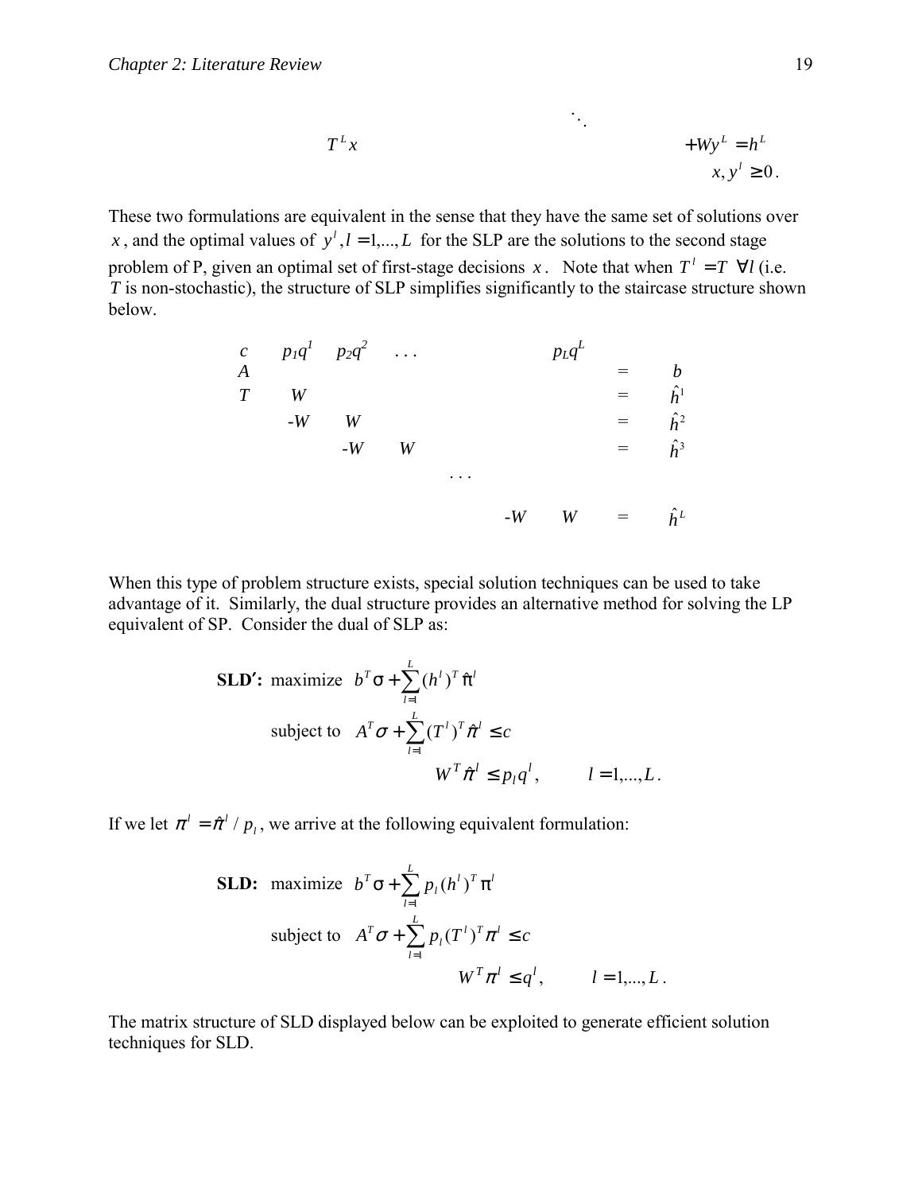$$
\begin{array}{lll}
 & \ddots & \\
T^L x & & + W y^L = h^L \\
 & & x, y^l \geq 0 .
\end{array}
$$

These two formulations are equivalent in the sense that they have the same set of solutions over $x$, and the optimal values of $y^l, l = 1,...,L$ for the SLP are the solutions to the second stage problem of P, given an optimal set of first-stage decisions $x$. Note that when $T^l = T \;\; \forall l$ (i.e. $T$ is non-stochastic), the structure of SLP simplifies significantly to the staircase structure shown below.

$$
\begin{array}{ccccccccc}
c & p_1 q^1 & p_2 q^2 & \cdots & & & p_L q^L & & \\
A & & & & & & & = & b \\
T & W & & & & & & = & \hat{h}^1 \\
 & -W & W & & & & & = & \hat{h}^2 \\
 & & -W & W & & & & = & \hat{h}^3 \\
 & & & & \cdots & & & & \\
 & & & & & -W & W & = & \hat{h}^L
\end{array}
$$

When this type of problem structure exists, special solution techniques can be used to take advantage of it. Similarly, the dual structure provides an alternative method for solving the LP equivalent of SP. Consider the dual of SLP as:

$$
\textbf{SLD}'\textbf{:} \quad \text{maximize} \quad b^T \sigma + \sum_{l=1}^{L} (h^l)^T \hat{\pi}^l
$$

$$
\text{subject to} \quad A^T \sigma + \sum_{l=1}^{L} (T^l)^T \hat{\pi}^l \leq c
$$

$$
W^T \hat{\pi}^l \leq p_l q^l, \qquad l = 1,...,L .
$$

If we let $\pi^l = \hat{\pi}^l / p_l$, we arrive at the following equivalent formulation:

$$
\textbf{SLD:} \quad \text{maximize} \quad b^T \sigma + \sum_{l=1}^{L} p_l (h^l)^T \pi^l
$$

$$
\text{subject to} \quad A^T \sigma + \sum_{l=1}^{L} p_l (T^l)^T \pi^l \leq c
$$

$$
W^T \pi^l \leq q^l, \qquad l = 1,...,L .
$$

The matrix structure of SLD displayed below can be exploited to generate efficient solution techniques for SLD.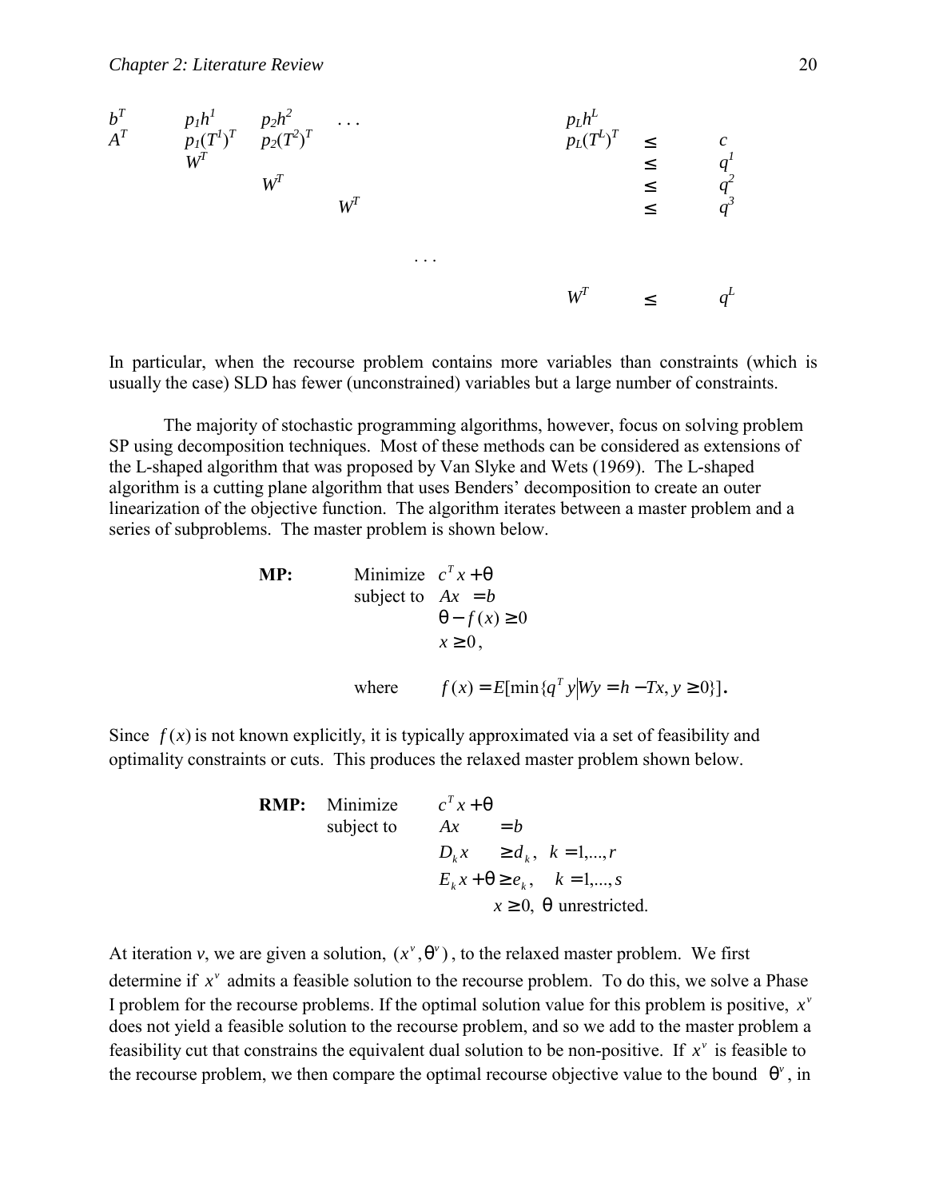$$
\begin{array}{cccccccc}
b^T & p_1 h^1 & p_2 h^2 & \cdots & & p_L h^L & & \\
A^T & p_1 (T^1)^T & p_2 (T^2)^T & & & p_L (T^L)^T & \leq & c \\
& W^T & & & & & \leq & q^1 \\
& & W^T & & & & \leq & q^2 \\
& & & W^T & & & \leq & q^3 \\
& & & & \cdots & & & \\
& & & & & W^T & \leq & q^L
\end{array}
$$

In particular, when the recourse problem contains more variables than constraints (which is usually the case) SLD has fewer (unconstrained) variables but a large number of constraints.

The majority of stochastic programming algorithms, however, focus on solving problem SP using decomposition techniques. Most of these methods can be considered as extensions of the L-shaped algorithm that was proposed by Van Slyke and Wets (1969). The L-shaped algorithm is a cutting plane algorithm that uses Benders' decomposition to create an outer linearization of the objective function. The algorithm iterates between a master problem and a series of subproblems. The master problem is shown below.

$$
\textbf{MP:} \quad \begin{array}{ll}
\text{Minimize} & c^T x + \theta \\
\text{subject to} & Ax = b \\
& \theta - f(x) \geq 0 \\
& x \geq 0,
\end{array}
$$

$$
\text{where} \qquad f(x) = E[\min\{q^T y \mid Wy = h - Tx, y \geq 0\}].
$$

Since $f(x)$ is not known explicitly, it is typically approximated via a set of feasibility and optimality constraints or cuts. This produces the relaxed master problem shown below.

$$
\textbf{RMP:} \quad \begin{array}{lll}
\text{Minimize} & c^T x + \theta & \\
\text{subject to} & Ax = b & \\
& D_k x \geq d_k, & k = 1, \ldots, r \\
& E_k x + \theta \geq e_k, & k = 1, \ldots, s \\
& x \geq 0, \ \theta \text{ unrestricted.} &
\end{array}
$$

At iteration $v$, we are given a solution, $(x^v, \theta^v)$, to the relaxed master problem. We first determine if $x^v$ admits a feasible solution to the recourse problem. To do this, we solve a Phase I problem for the recourse problems. If the optimal solution value for this problem is positive, $x^v$ does not yield a feasible solution to the recourse problem, and so we add to the master problem a feasibility cut that constrains the equivalent dual solution to be non-positive. If $x^v$ is feasible to the recourse problem, we then compare the optimal recourse objective value to the bound $\theta^v$, in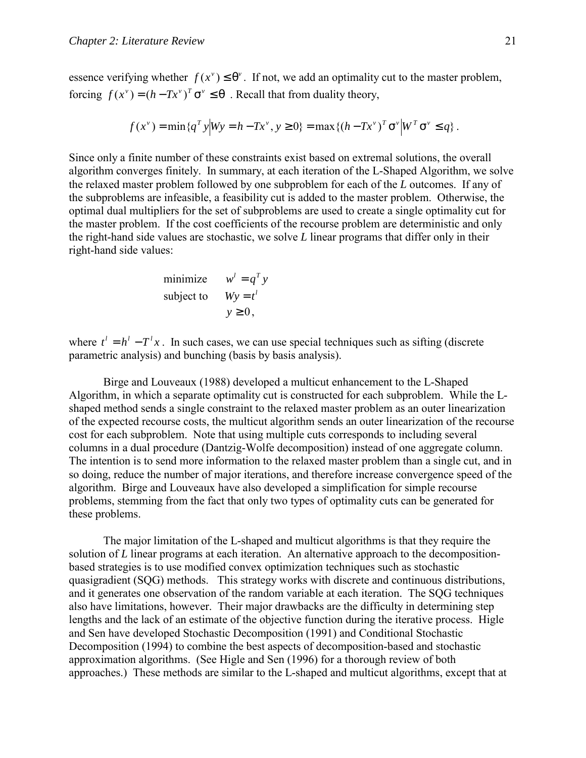essence verifying whether $f(x^v) \le \theta^v$. If not, we add an optimality cut to the master problem, forcing $f(x^v) = (h - Tx^v)^T \sigma^v \le \theta$. Recall that from duality theory,

$$f(x^v) = \min\{q^T y \,|\, Wy = h - Tx^v, y \ge 0\} = \max\{(h - Tx^v)^T \sigma^v \,|\, W^T \sigma^v \le q\}.$$

Since only a finite number of these constraints exist based on extremal solutions, the overall algorithm converges finitely. In summary, at each iteration of the L-Shaped Algorithm, we solve the relaxed master problem followed by one subproblem for each of the *L* outcomes. If any of the subproblems are infeasible, a feasibility cut is added to the master problem. Otherwise, the optimal dual multipliers for the set of subproblems are used to create a single optimality cut for the master problem. If the cost coefficients of the recourse problem are deterministic and only the right-hand side values are stochastic, we solve *L* linear programs that differ only in their right-hand side values:

$$\begin{aligned} \text{minimize} \quad & w^l = q^T y \\ \text{subject to} \quad & Wy = t^l \\ & y \ge 0, \end{aligned}$$

where $t^l = h^l - T^l x$. In such cases, we can use special techniques such as sifting (discrete parametric analysis) and bunching (basis by basis analysis).

Birge and Louveaux (1988) developed a multicut enhancement to the L-Shaped Algorithm, in which a separate optimality cut is constructed for each subproblem. While the L-shaped method sends a single constraint to the relaxed master problem as an outer linearization of the expected recourse costs, the multicut algorithm sends an outer linearization of the recourse cost for each subproblem. Note that using multiple cuts corresponds to including several columns in a dual procedure (Dantzig-Wolfe decomposition) instead of one aggregate column. The intention is to send more information to the relaxed master problem than a single cut, and in so doing, reduce the number of major iterations, and therefore increase convergence speed of the algorithm. Birge and Louveaux have also developed a simplification for simple recourse problems, stemming from the fact that only two types of optimality cuts can be generated for these problems.

The major limitation of the L-shaped and multicut algorithms is that they require the solution of *L* linear programs at each iteration. An alternative approach to the decomposition-based strategies is to use modified convex optimization techniques such as stochastic quasigradient (SQG) methods. This strategy works with discrete and continuous distributions, and it generates one observation of the random variable at each iteration. The SQG techniques also have limitations, however. Their major drawbacks are the difficulty in determining step lengths and the lack of an estimate of the objective function during the iterative process. Higle and Sen have developed Stochastic Decomposition (1991) and Conditional Stochastic Decomposition (1994) to combine the best aspects of decomposition-based and stochastic approximation algorithms. (See Higle and Sen (1996) for a thorough review of both approaches.) These methods are similar to the L-shaped and multicut algorithms, except that at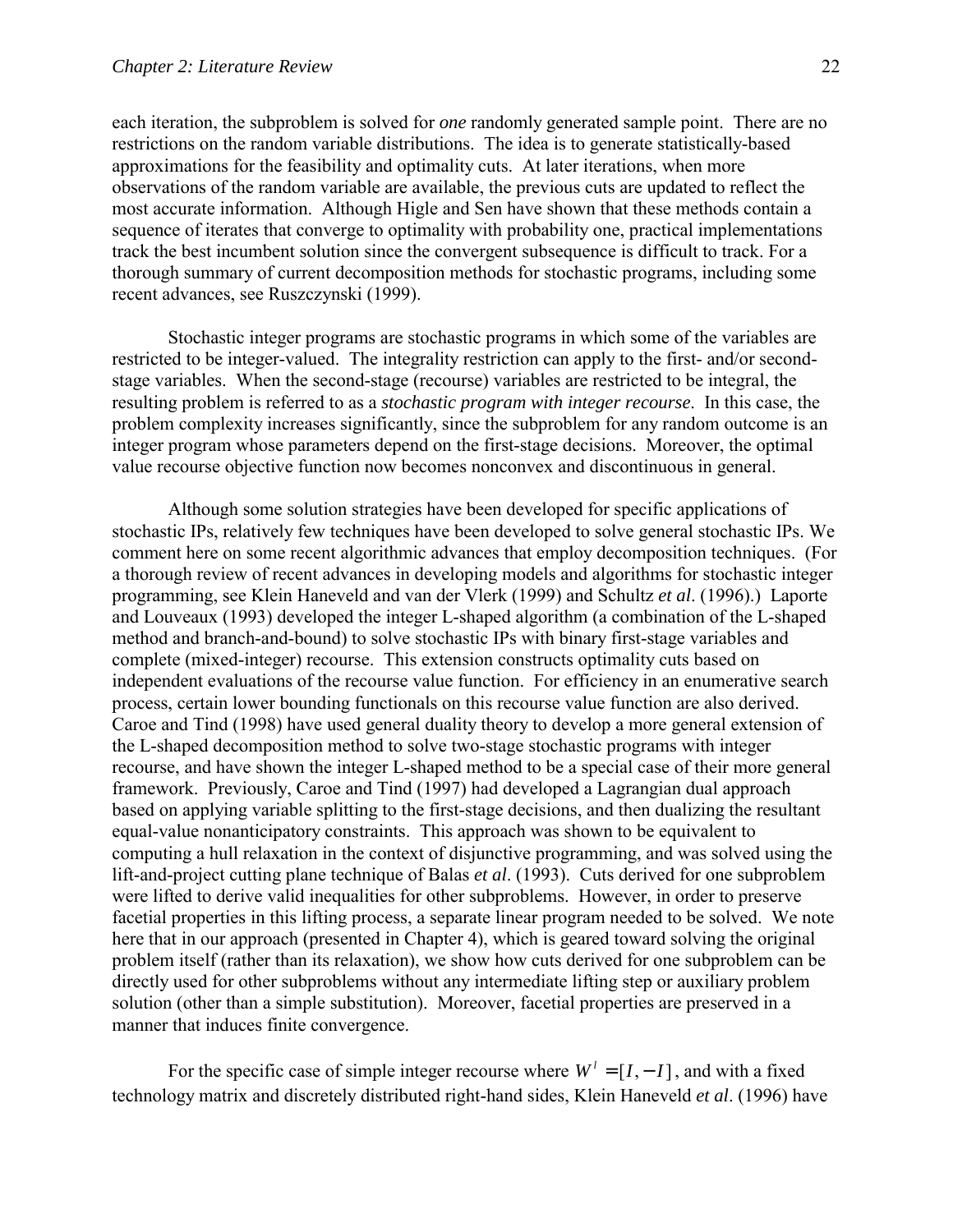each iteration, the subproblem is solved for *one* randomly generated sample point. There are no restrictions on the random variable distributions. The idea is to generate statistically-based approximations for the feasibility and optimality cuts. At later iterations, when more observations of the random variable are available, the previous cuts are updated to reflect the most accurate information. Although Higle and Sen have shown that these methods contain a sequence of iterates that converge to optimality with probability one, practical implementations track the best incumbent solution since the convergent subsequence is difficult to track. For a thorough summary of current decomposition methods for stochastic programs, including some recent advances, see Ruszczynski (1999).

Stochastic integer programs are stochastic programs in which some of the variables are restricted to be integer-valued. The integrality restriction can apply to the first- and/or second-stage variables. When the second-stage (recourse) variables are restricted to be integral, the resulting problem is referred to as a *stochastic program with integer recourse*. In this case, the problem complexity increases significantly, since the subproblem for any random outcome is an integer program whose parameters depend on the first-stage decisions. Moreover, the optimal value recourse objective function now becomes nonconvex and discontinuous in general.

Although some solution strategies have been developed for specific applications of stochastic IPs, relatively few techniques have been developed to solve general stochastic IPs. We comment here on some recent algorithmic advances that employ decomposition techniques. (For a thorough review of recent advances in developing models and algorithms for stochastic integer programming, see Klein Haneveld and van der Vlerk (1999) and Schultz *et al*. (1996).) Laporte and Louveaux (1993) developed the integer L-shaped algorithm (a combination of the L-shaped method and branch-and-bound) to solve stochastic IPs with binary first-stage variables and complete (mixed-integer) recourse. This extension constructs optimality cuts based on independent evaluations of the recourse value function. For efficiency in an enumerative search process, certain lower bounding functionals on this recourse value function are also derived. Caroe and Tind (1998) have used general duality theory to develop a more general extension of the L-shaped decomposition method to solve two-stage stochastic programs with integer recourse, and have shown the integer L-shaped method to be a special case of their more general framework. Previously, Caroe and Tind (1997) had developed a Lagrangian dual approach based on applying variable splitting to the first-stage decisions, and then dualizing the resultant equal-value nonanticipatory constraints. This approach was shown to be equivalent to computing a hull relaxation in the context of disjunctive programming, and was solved using the lift-and-project cutting plane technique of Balas *et al*. (1993). Cuts derived for one subproblem were lifted to derive valid inequalities for other subproblems. However, in order to preserve facetial properties in this lifting process, a separate linear program needed to be solved. We note here that in our approach (presented in Chapter 4), which is geared toward solving the original problem itself (rather than its relaxation), we show how cuts derived for one subproblem can be directly used for other subproblems without any intermediate lifting step or auxiliary problem solution (other than a simple substitution). Moreover, facetial properties are preserved in a manner that induces finite convergence.

For the specific case of simple integer recourse where $W^1 = [I, -I]$, and with a fixed technology matrix and discretely distributed right-hand sides, Klein Haneveld *et al*. (1996) have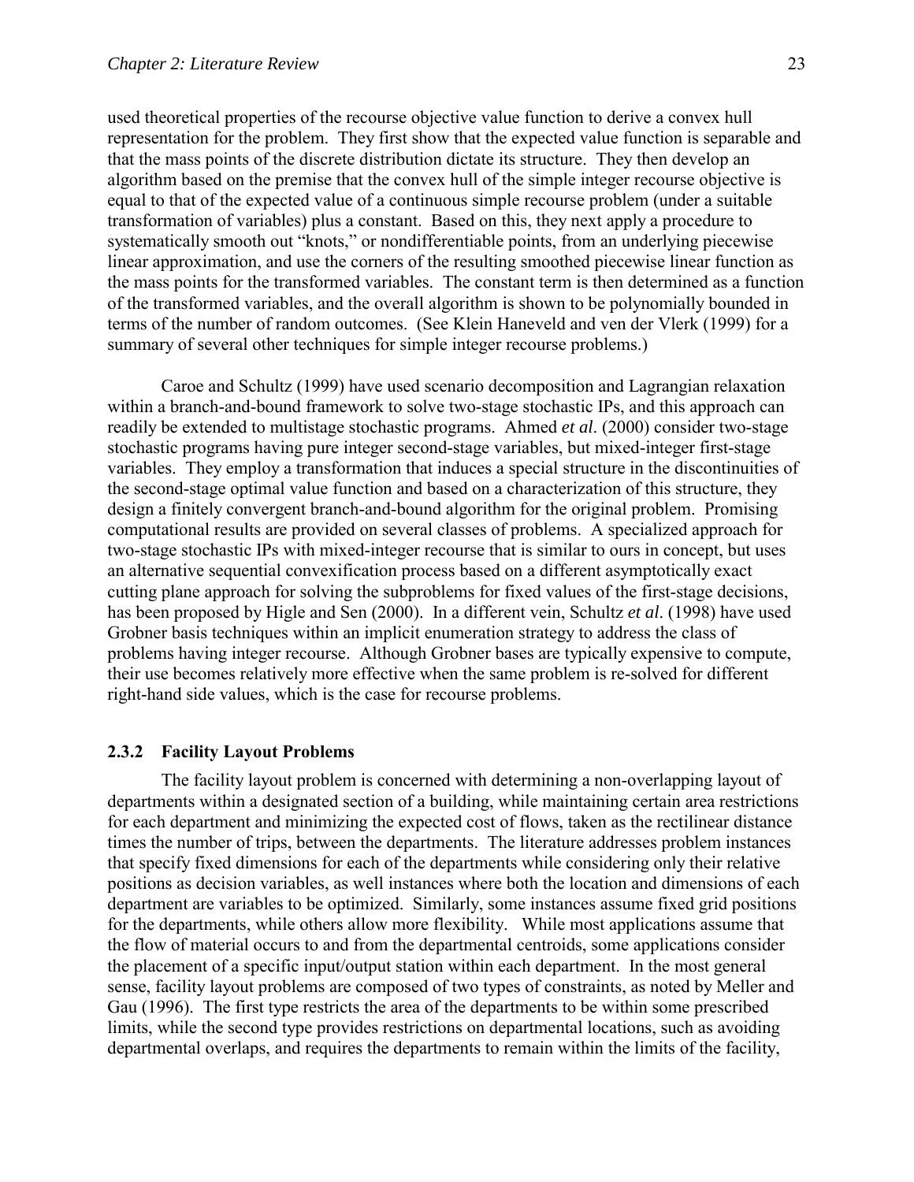used theoretical properties of the recourse objective value function to derive a convex hull representation for the problem. They first show that the expected value function is separable and that the mass points of the discrete distribution dictate its structure. They then develop an algorithm based on the premise that the convex hull of the simple integer recourse objective is equal to that of the expected value of a continuous simple recourse problem (under a suitable transformation of variables) plus a constant. Based on this, they next apply a procedure to systematically smooth out "knots," or nondifferentiable points, from an underlying piecewise linear approximation, and use the corners of the resulting smoothed piecewise linear function as the mass points for the transformed variables. The constant term is then determined as a function of the transformed variables, and the overall algorithm is shown to be polynomially bounded in terms of the number of random outcomes. (See Klein Haneveld and ven der Vlerk (1999) for a summary of several other techniques for simple integer recourse problems.)

Caroe and Schultz (1999) have used scenario decomposition and Lagrangian relaxation within a branch-and-bound framework to solve two-stage stochastic IPs, and this approach can readily be extended to multistage stochastic programs. Ahmed *et al*. (2000) consider two-stage stochastic programs having pure integer second-stage variables, but mixed-integer first-stage variables. They employ a transformation that induces a special structure in the discontinuities of the second-stage optimal value function and based on a characterization of this structure, they design a finitely convergent branch-and-bound algorithm for the original problem. Promising computational results are provided on several classes of problems. A specialized approach for two-stage stochastic IPs with mixed-integer recourse that is similar to ours in concept, but uses an alternative sequential convexification process based on a different asymptotically exact cutting plane approach for solving the subproblems for fixed values of the first-stage decisions, has been proposed by Higle and Sen (2000). In a different vein, Schultz *et al*. (1998) have used Grobner basis techniques within an implicit enumeration strategy to address the class of problems having integer recourse. Although Grobner bases are typically expensive to compute, their use becomes relatively more effective when the same problem is re-solved for different right-hand side values, which is the case for recourse problems.

### 2.3.2 Facility Layout Problems

The facility layout problem is concerned with determining a non-overlapping layout of departments within a designated section of a building, while maintaining certain area restrictions for each department and minimizing the expected cost of flows, taken as the rectilinear distance times the number of trips, between the departments. The literature addresses problem instances that specify fixed dimensions for each of the departments while considering only their relative positions as decision variables, as well instances where both the location and dimensions of each department are variables to be optimized. Similarly, some instances assume fixed grid positions for the departments, while others allow more flexibility. While most applications assume that the flow of material occurs to and from the departmental centroids, some applications consider the placement of a specific input/output station within each department. In the most general sense, facility layout problems are composed of two types of constraints, as noted by Meller and Gau (1996). The first type restricts the area of the departments to be within some prescribed limits, while the second type provides restrictions on departmental locations, such as avoiding departmental overlaps, and requires the departments to remain within the limits of the facility,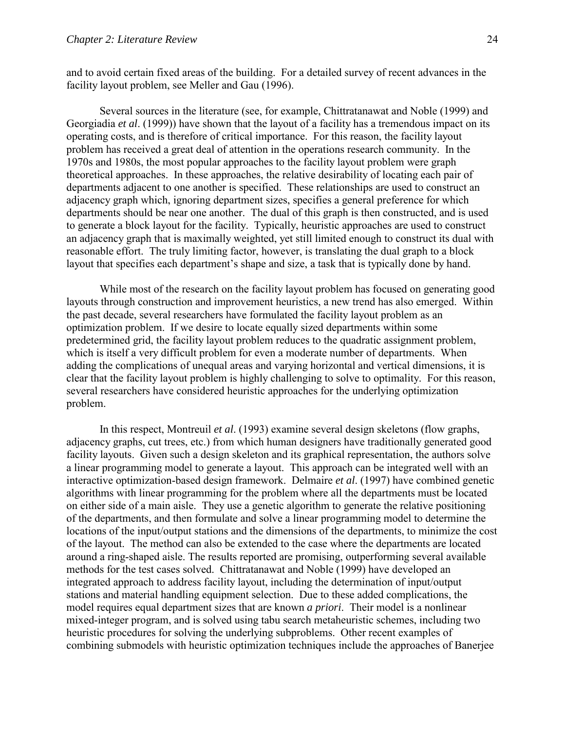and to avoid certain fixed areas of the building. For a detailed survey of recent advances in the facility layout problem, see Meller and Gau (1996).

Several sources in the literature (see, for example, Chittratanawat and Noble (1999) and Georgiadia *et al*. (1999)) have shown that the layout of a facility has a tremendous impact on its operating costs, and is therefore of critical importance. For this reason, the facility layout problem has received a great deal of attention in the operations research community. In the 1970s and 1980s, the most popular approaches to the facility layout problem were graph theoretical approaches. In these approaches, the relative desirability of locating each pair of departments adjacent to one another is specified. These relationships are used to construct an adjacency graph which, ignoring department sizes, specifies a general preference for which departments should be near one another. The dual of this graph is then constructed, and is used to generate a block layout for the facility. Typically, heuristic approaches are used to construct an adjacency graph that is maximally weighted, yet still limited enough to construct its dual with reasonable effort. The truly limiting factor, however, is translating the dual graph to a block layout that specifies each department's shape and size, a task that is typically done by hand.

While most of the research on the facility layout problem has focused on generating good layouts through construction and improvement heuristics, a new trend has also emerged. Within the past decade, several researchers have formulated the facility layout problem as an optimization problem. If we desire to locate equally sized departments within some predetermined grid, the facility layout problem reduces to the quadratic assignment problem, which is itself a very difficult problem for even a moderate number of departments. When adding the complications of unequal areas and varying horizontal and vertical dimensions, it is clear that the facility layout problem is highly challenging to solve to optimality. For this reason, several researchers have considered heuristic approaches for the underlying optimization problem.

In this respect, Montreuil *et al*. (1993) examine several design skeletons (flow graphs, adjacency graphs, cut trees, etc.) from which human designers have traditionally generated good facility layouts. Given such a design skeleton and its graphical representation, the authors solve a linear programming model to generate a layout. This approach can be integrated well with an interactive optimization-based design framework. Delmaire *et al*. (1997) have combined genetic algorithms with linear programming for the problem where all the departments must be located on either side of a main aisle. They use a genetic algorithm to generate the relative positioning of the departments, and then formulate and solve a linear programming model to determine the locations of the input/output stations and the dimensions of the departments, to minimize the cost of the layout. The method can also be extended to the case where the departments are located around a ring-shaped aisle. The results reported are promising, outperforming several available methods for the test cases solved. Chittratanawat and Noble (1999) have developed an integrated approach to address facility layout, including the determination of input/output stations and material handling equipment selection. Due to these added complications, the model requires equal department sizes that are known *a priori*. Their model is a nonlinear mixed-integer program, and is solved using tabu search metaheuristic schemes, including two heuristic procedures for solving the underlying subproblems. Other recent examples of combining submodels with heuristic optimization techniques include the approaches of Banerjee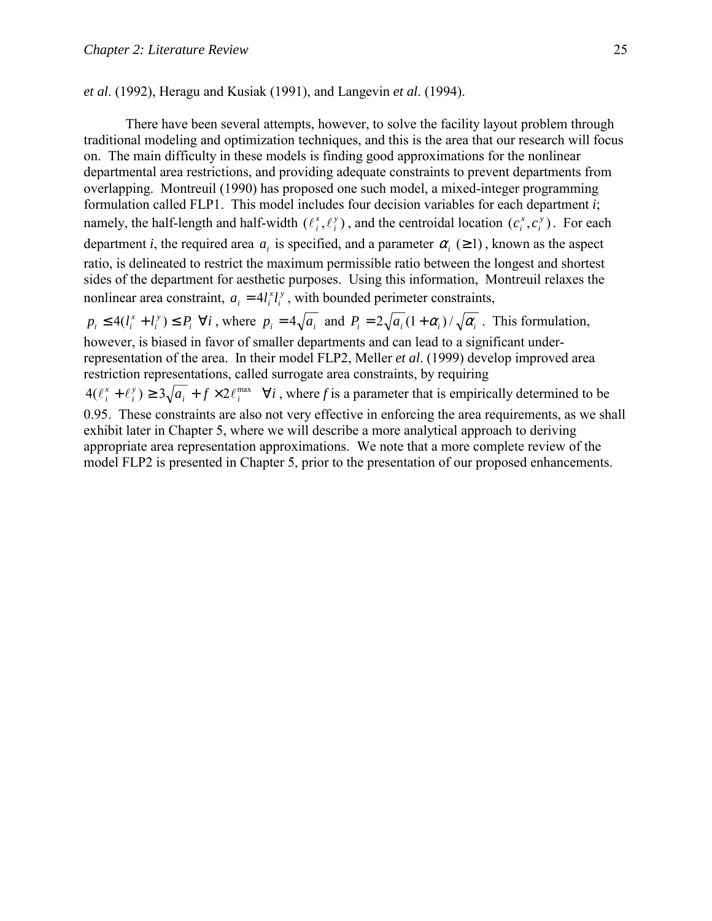*et al*. (1992), Heragu and Kusiak (1991), and Langevin *et al*. (1994).

There have been several attempts, however, to solve the facility layout problem through traditional modeling and optimization techniques, and this is the area that our research will focus on. The main difficulty in these models is finding good approximations for the nonlinear departmental area restrictions, and providing adequate constraints to prevent departments from overlapping. Montreuil (1990) has proposed one such model, a mixed-integer programming formulation called FLP1. This model includes four decision variables for each department *i*; namely, the half-length and half-width $(\ell_i^x, \ell_i^y)$, and the centroidal location $(c_i^x, c_i^y)$. For each department *i*, the required area $a_i$ is specified, and a parameter $\alpha_i \ (\geq 1)$, known as the aspect ratio, is delineated to restrict the maximum permissible ratio between the longest and shortest sides of the department for aesthetic purposes. Using this information, Montreuil relaxes the nonlinear area constraint, $a_i = 4 l_i^x l_i^y$, with bounded perimeter constraints, $p_i \leq 4(l_i^x + l_i^y) \leq P_i \ \forall i$, where $p_i = 4\sqrt{a_i}$ and $P_i = 2\sqrt{a_i}(1+\alpha_i)/\sqrt{\alpha_i}$. This formulation, however, is biased in favor of smaller departments and can lead to a significant under-representation of the area. In their model FLP2, Meller *et al*. (1999) develop improved area restriction representations, called surrogate area constraints, by requiring $4(\ell_i^x + \ell_i^y) \geq 3\sqrt{a_i} + f \times 2\ell_i^{\max} \quad \forall i$, where *f* is a parameter that is empirically determined to be 0.95. These constraints are also not very effective in enforcing the area requirements, as we shall exhibit later in Chapter 5, where we will describe a more analytical approach to deriving appropriate area representation approximations. We note that a more complete review of the model FLP2 is presented in Chapter 5, prior to the presentation of our proposed enhancements.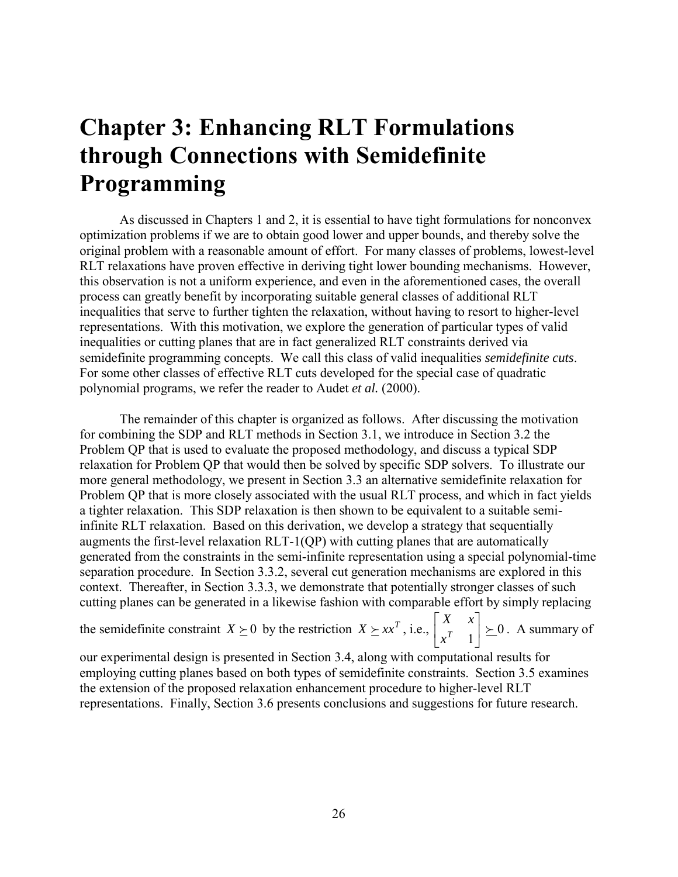# Chapter 3: Enhancing RLT Formulations through Connections with Semidefinite Programming

As discussed in Chapters 1 and 2, it is essential to have tight formulations for nonconvex optimization problems if we are to obtain good lower and upper bounds, and thereby solve the original problem with a reasonable amount of effort. For many classes of problems, lowest-level RLT relaxations have proven effective in deriving tight lower bounding mechanisms. However, this observation is not a uniform experience, and even in the aforementioned cases, the overall process can greatly benefit by incorporating suitable general classes of additional RLT inequalities that serve to further tighten the relaxation, without having to resort to higher-level representations. With this motivation, we explore the generation of particular types of valid inequalities or cutting planes that are in fact generalized RLT constraints derived via semidefinite programming concepts. We call this class of valid inequalities *semidefinite cuts*. For some other classes of effective RLT cuts developed for the special case of quadratic polynomial programs, we refer the reader to Audet *et al.* (2000).

The remainder of this chapter is organized as follows. After discussing the motivation for combining the SDP and RLT methods in Section 3.1, we introduce in Section 3.2 the Problem QP that is used to evaluate the proposed methodology, and discuss a typical SDP relaxation for Problem QP that would then be solved by specific SDP solvers. To illustrate our more general methodology, we present in Section 3.3 an alternative semidefinite relaxation for Problem QP that is more closely associated with the usual RLT process, and which in fact yields a tighter relaxation. This SDP relaxation is then shown to be equivalent to a suitable semi-infinite RLT relaxation. Based on this derivation, we develop a strategy that sequentially augments the first-level relaxation RLT-1(QP) with cutting planes that are automatically generated from the constraints in the semi-infinite representation using a special polynomial-time separation procedure. In Section 3.3.2, several cut generation mechanisms are explored in this context. Thereafter, in Section 3.3.3, we demonstrate that potentially stronger classes of such cutting planes can be generated in a likewise fashion with comparable effort by simply replacing the semidefinite constraint $X \succeq 0$ by the restriction $X \succeq xx^T$, i.e., $\begin{bmatrix} X & x \\ x^T & 1 \end{bmatrix} \succeq 0$. A summary of our experimental design is presented in Section 3.4, along with computational results for employing cutting planes based on both types of semidefinite constraints. Section 3.5 examines the extension of the proposed relaxation enhancement procedure to higher-level RLT representations. Finally, Section 3.6 presents conclusions and suggestions for future research.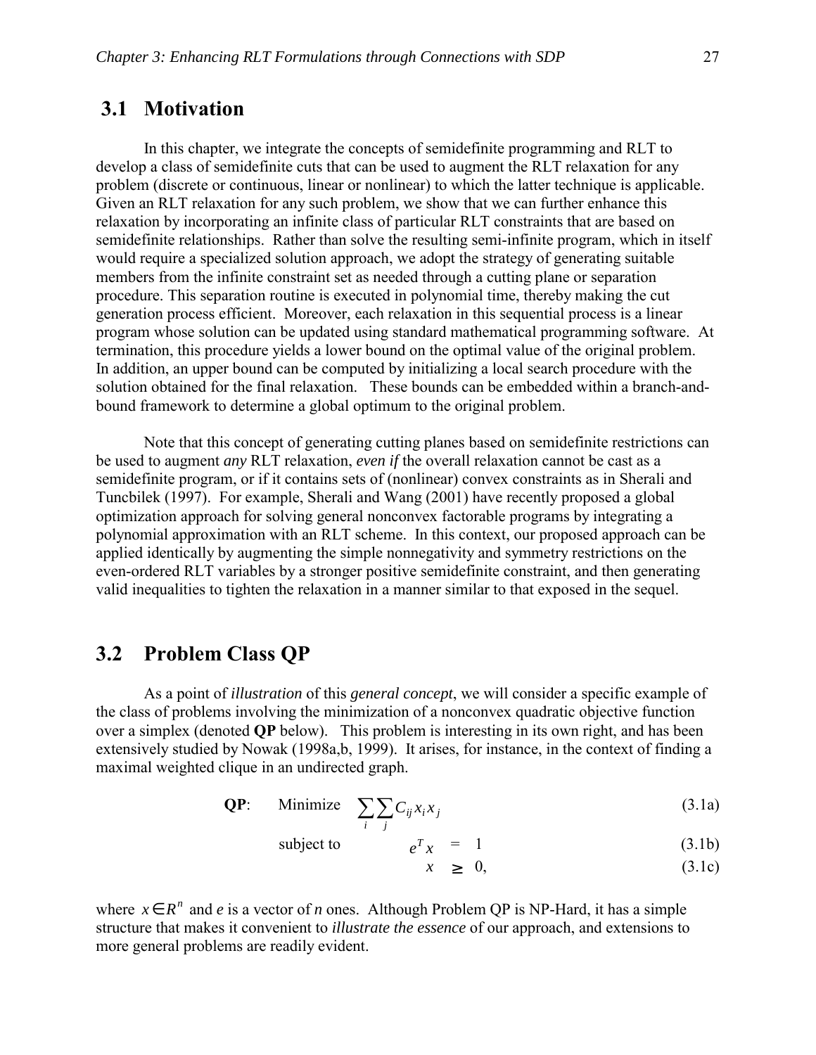## 3.1 Motivation

In this chapter, we integrate the concepts of semidefinite programming and RLT to develop a class of semidefinite cuts that can be used to augment the RLT relaxation for any problem (discrete or continuous, linear or nonlinear) to which the latter technique is applicable. Given an RLT relaxation for any such problem, we show that we can further enhance this relaxation by incorporating an infinite class of particular RLT constraints that are based on semidefinite relationships. Rather than solve the resulting semi-infinite program, which in itself would require a specialized solution approach, we adopt the strategy of generating suitable members from the infinite constraint set as needed through a cutting plane or separation procedure. This separation routine is executed in polynomial time, thereby making the cut generation process efficient. Moreover, each relaxation in this sequential process is a linear program whose solution can be updated using standard mathematical programming software. At termination, this procedure yields a lower bound on the optimal value of the original problem. In addition, an upper bound can be computed by initializing a local search procedure with the solution obtained for the final relaxation. These bounds can be embedded within a branch-and-bound framework to determine a global optimum to the original problem.

Note that this concept of generating cutting planes based on semidefinite restrictions can be used to augment *any* RLT relaxation, *even if* the overall relaxation cannot be cast as a semidefinite program, or if it contains sets of (nonlinear) convex constraints as in Sherali and Tuncbilek (1997). For example, Sherali and Wang (2001) have recently proposed a global optimization approach for solving general nonconvex factorable programs by integrating a polynomial approximation with an RLT scheme. In this context, our proposed approach can be applied identically by augmenting the simple nonnegativity and symmetry restrictions on the even-ordered RLT variables by a stronger positive semidefinite constraint, and then generating valid inequalities to tighten the relaxation in a manner similar to that exposed in the sequel.

## 3.2 Problem Class QP

As a point of *illustration* of this *general concept*, we will consider a specific example of the class of problems involving the minimization of a nonconvex quadratic objective function over a simplex (denoted **QP** below). This problem is interesting in its own right, and has been extensively studied by Nowak (1998a,b, 1999). It arises, for instance, in the context of finding a maximal weighted clique in an undirected graph.

$$\textbf{QP}: \quad \text{Minimize} \quad \sum_i \sum_j C_{ij} x_i x_j \tag{3.1a}$$

$$\text{subject to} \quad e^T x = 1 \tag{3.1b}$$

$$x \geq 0, \tag{3.1c}$$

where $x \in R^n$ and $e$ is a vector of $n$ ones. Although Problem QP is NP-Hard, it has a simple structure that makes it convenient to *illustrate the essence* of our approach, and extensions to more general problems are readily evident.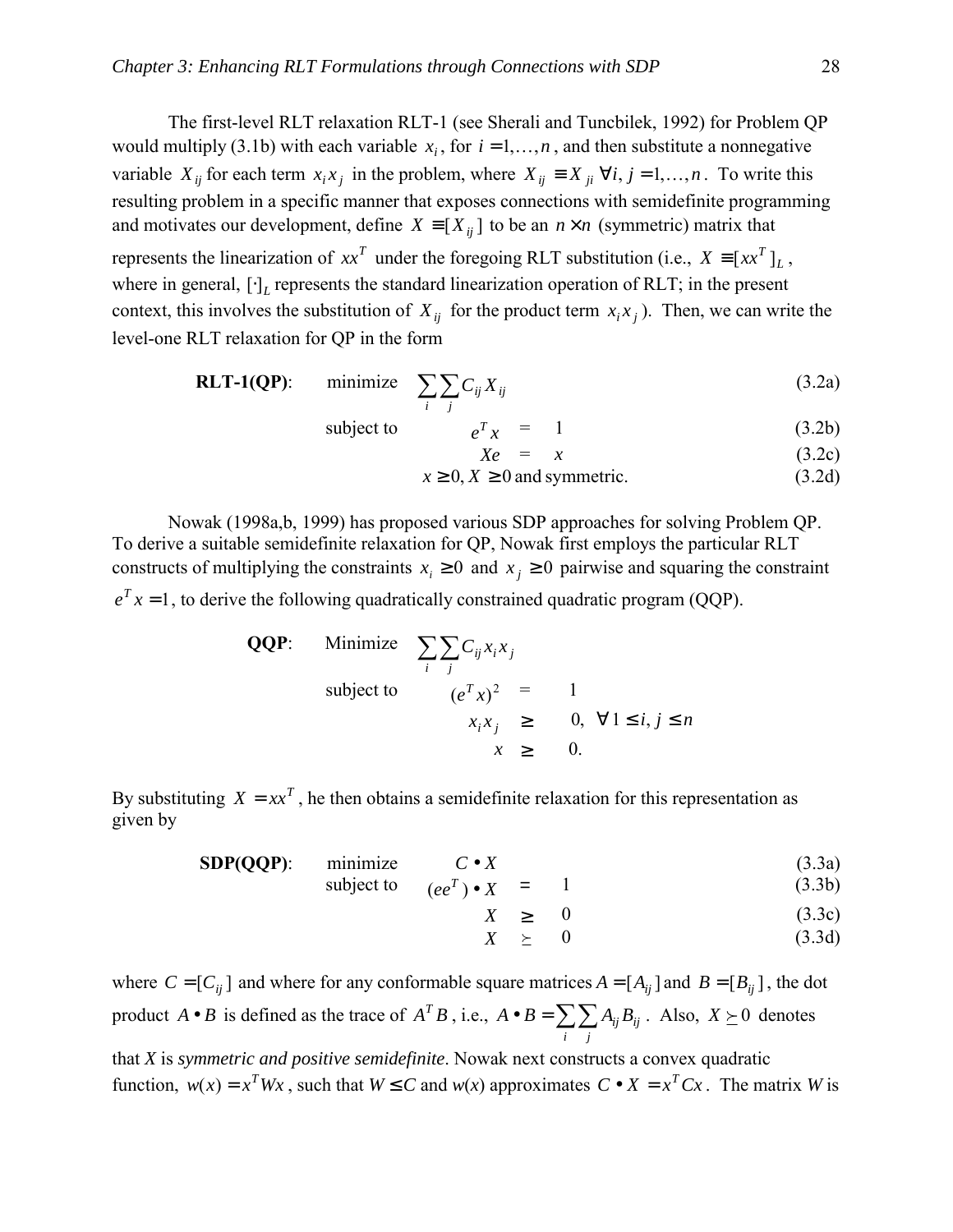The first-level RLT relaxation RLT-1 (see Sherali and Tuncbilek, 1992) for Problem QP would multiply (3.1b) with each variable $x_i$, for $i = 1,\ldots,n$, and then substitute a nonnegative variable $X_{ij}$ for each term $x_i x_j$ in the problem, where $X_{ij} \equiv X_{ji}\ \forall i, j = 1,\ldots,n$. To write this resulting problem in a specific manner that exposes connections with semidefinite programming and motivates our development, define $X \equiv [X_{ij}]$ to be an $n \times n$ (symmetric) matrix that represents the linearization of $xx^T$ under the foregoing RLT substitution (i.e., $X \equiv [xx^T]_L$, where in general, $[\cdot]_L$ represents the standard linearization operation of RLT; in the present context, this involves the substitution of $X_{ij}$ for the product term $x_i x_j$). Then, we can write the level-one RLT relaxation for QP in the form

**RLT-1(QP)**:

$$\text{minimize} \quad \sum_i \sum_j C_{ij} X_{ij} \tag{3.2a}$$

$$\text{subject to} \quad e^T x = 1 \tag{3.2b}$$

$$Xe = x \tag{3.2c}$$

$$x \geq 0,\ X \geq 0 \text{ and symmetric.} \tag{3.2d}$$

Nowak (1998a,b, 1999) has proposed various SDP approaches for solving Problem QP. To derive a suitable semidefinite relaxation for QP, Nowak first employs the particular RLT constructs of multiplying the constraints $x_i \geq 0$ and $x_j \geq 0$ pairwise and squaring the constraint $e^T x = 1$, to derive the following quadratically constrained quadratic program (QQP).

**QQP**:

$$\begin{aligned}
\text{Minimize} \quad & \sum_i \sum_j C_{ij} x_i x_j \\
\text{subject to} \quad & (e^T x)^2 = 1 \\
& x_i x_j \geq 0, \quad \forall\, 1 \leq i, j \leq n \\
& x \geq 0.
\end{aligned}$$

By substituting $X = xx^T$, he then obtains a semidefinite relaxation for this representation as given by

**SDP(QQP)**:

$$\text{minimize} \quad C \bullet X \tag{3.3a}$$

$$\text{subject to} \quad (ee^T) \bullet X = 1 \tag{3.3b}$$

$$X \geq 0 \tag{3.3c}$$

$$X \succeq 0 \tag{3.3d}$$

where $C = [C_{ij}]$ and where for any conformable square matrices $A = [A_{ij}]$ and $B = [B_{ij}]$, the dot product $A \bullet B$ is defined as the trace of $A^T B$, i.e., $A \bullet B = \sum_i \sum_j A_{ij} B_{ij}$. Also, $X \succeq 0$ denotes that $X$ is *symmetric and positive semidefinite*. Nowak next constructs a convex quadratic function, $w(x) = x^T W x$, such that $W \leq C$ and $w(x)$ approximates $C \bullet X = x^T C x$. The matrix $W$ is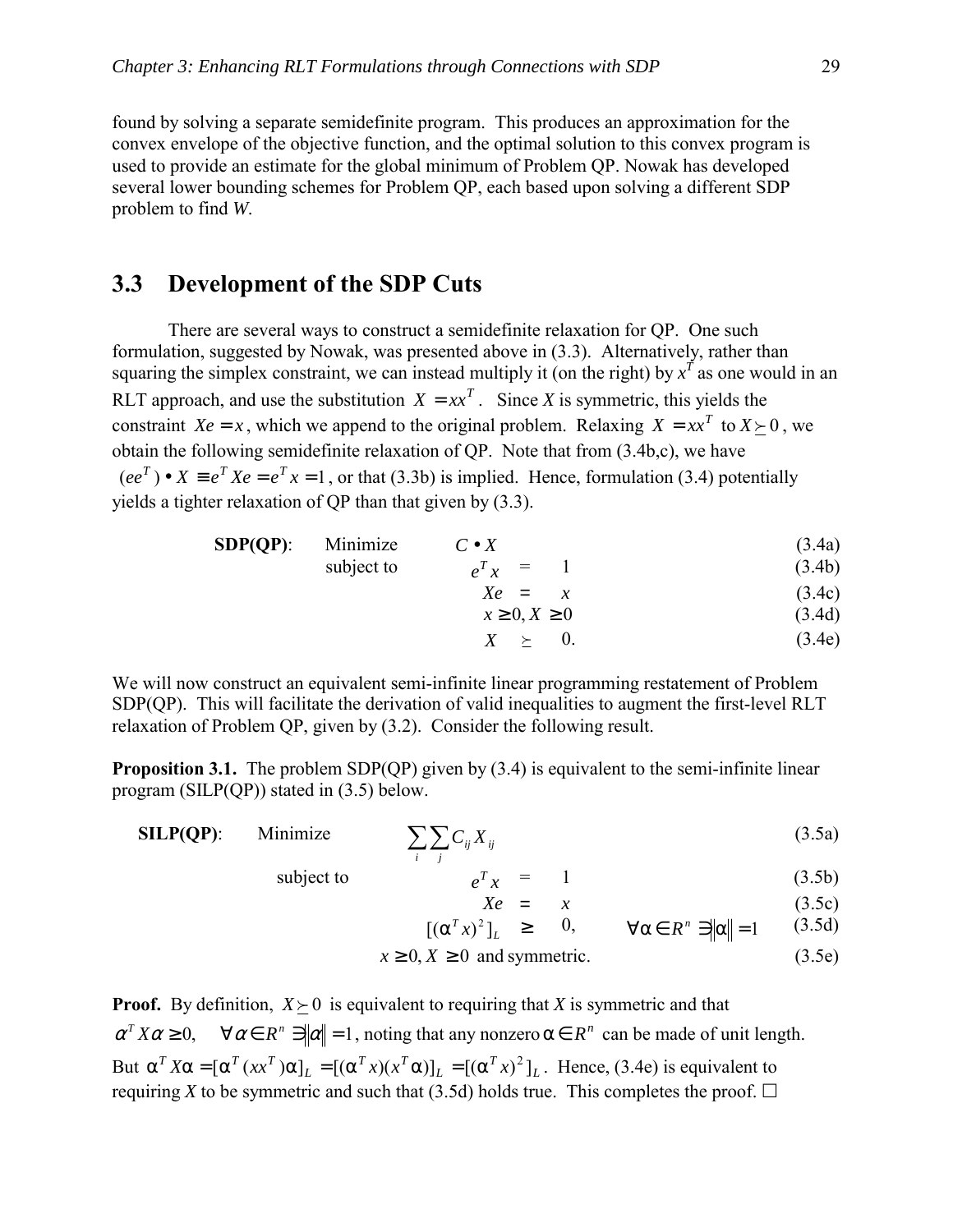found by solving a separate semidefinite program. This produces an approximation for the convex envelope of the objective function, and the optimal solution to this convex program is used to provide an estimate for the global minimum of Problem QP. Nowak has developed several lower bounding schemes for Problem QP, each based upon solving a different SDP problem to find *W*.

## 3.3 Development of the SDP Cuts

There are several ways to construct a semidefinite relaxation for QP. One such formulation, suggested by Nowak, was presented above in (3.3). Alternatively, rather than squaring the simplex constraint, we can instead multiply it (on the right) by $x^T$ as one would in an RLT approach, and use the substitution $X = xx^T$. Since $X$ is symmetric, this yields the constraint $Xe = x$, which we append to the original problem. Relaxing $X = xx^T$ to $X \succeq 0$, we obtain the following semidefinite relaxation of QP. Note that from (3.4b,c), we have $(ee^T) \bullet X \equiv e^T Xe = e^T x = 1$, or that (3.3b) is implied. Hence, formulation (3.4) potentially yields a tighter relaxation of QP than that given by (3.3).

**SDP(QP)**:

$$
\begin{aligned}
\text{Minimize} \quad & C \bullet X && (3.4a)\\
\text{subject to} \quad & e^T x = 1 && (3.4b)\\
& Xe = x && (3.4c)\\
& x \geq 0, X \geq 0 && (3.4d)\\
& X \succeq 0. && (3.4e)
\end{aligned}
$$

We will now construct an equivalent semi-infinite linear programming restatement of Problem SDP(QP). This will facilitate the derivation of valid inequalities to augment the first-level RLT relaxation of Problem QP, given by (3.2). Consider the following result.

**Proposition 3.1.** The problem SDP(QP) given by (3.4) is equivalent to the semi-infinite linear program (SILP(QP)) stated in (3.5) below.

**SILP(QP)**:

$$
\begin{aligned}
\text{Minimize} \quad & \sum_i \sum_j C_{ij} X_{ij} && (3.5a)\\
\text{subject to} \quad & e^T x = 1 && (3.5b)\\
& Xe = x && (3.5c)\\
& [(\alpha^T x)^2]_L \geq 0, \qquad \forall \alpha \in R^n \ni \|\alpha\| = 1 && (3.5d)\\
& x \geq 0, X \geq 0 \text{ and symmetric.} && (3.5e)
\end{aligned}
$$

**Proof.** By definition, $X \succeq 0$ is equivalent to requiring that $X$ is symmetric and that $\alpha^T X \alpha \geq 0, \quad \forall \alpha \in R^n \ni \|\alpha\| = 1$, noting that any nonzero $\alpha \in R^n$ can be made of unit length. But $\alpha^T X \alpha = [\alpha^T (xx^T)\alpha]_L = [(\alpha^T x)(x^T \alpha)]_L = [(\alpha^T x)^2]_L$. Hence, (3.4e) is equivalent to requiring $X$ to be symmetric and such that (3.5d) holds true. This completes the proof. □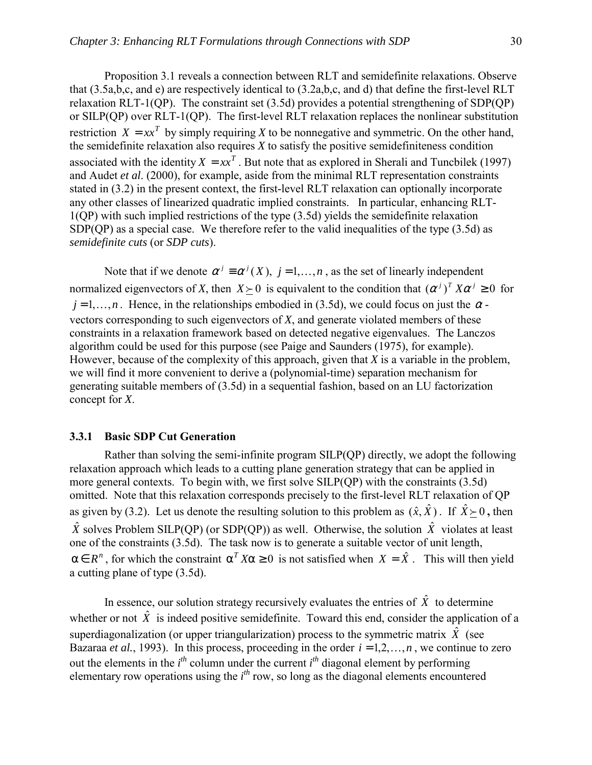Proposition 3.1 reveals a connection between RLT and semidefinite relaxations. Observe that (3.5a,b,c, and e) are respectively identical to (3.2a,b,c, and d) that define the first-level RLT relaxation RLT-1(QP). The constraint set (3.5d) provides a potential strengthening of SDP(QP) or SILP(QP) over RLT-1(QP). The first-level RLT relaxation replaces the nonlinear substitution restriction $X = xx^T$ by simply requiring $X$ to be nonnegative and symmetric. On the other hand, the semidefinite relaxation also requires $X$ to satisfy the positive semidefiniteness condition associated with the identity $X = xx^T$. But note that as explored in Sherali and Tuncbilek (1997) and Audet *et al*. (2000), for example, aside from the minimal RLT representation constraints stated in (3.2) in the present context, the first-level RLT relaxation can optionally incorporate any other classes of linearized quadratic implied constraints. In particular, enhancing RLT-1(QP) with such implied restrictions of the type (3.5d) yields the semidefinite relaxation SDP(QP) as a special case. We therefore refer to the valid inequalities of the type (3.5d) as *semidefinite cuts* (or *SDP cuts*).

Note that if we denote $\alpha^j \equiv \alpha^j(X),\ j = 1,\ldots,n$, as the set of linearly independent normalized eigenvectors of $X$, then $X \succeq 0$ is equivalent to the condition that $(\alpha^j)^T X \alpha^j \geq 0$ for $j = 1,\ldots,n$. Hence, in the relationships embodied in (3.5d), we could focus on just the $\alpha$-vectors corresponding to such eigenvectors of $X$, and generate violated members of these constraints in a relaxation framework based on detected negative eigenvalues. The Lanczos algorithm could be used for this purpose (see Paige and Saunders (1975), for example). However, because of the complexity of this approach, given that $X$ is a variable in the problem, we will find it more convenient to derive a (polynomial-time) separation mechanism for generating suitable members of (3.5d) in a sequential fashion, based on an LU factorization concept for $X$.

### 3.3.1 Basic SDP Cut Generation

Rather than solving the semi-infinite program SILP(QP) directly, we adopt the following relaxation approach which leads to a cutting plane generation strategy that can be applied in more general contexts. To begin with, we first solve SILP(QP) with the constraints (3.5d) omitted. Note that this relaxation corresponds precisely to the first-level RLT relaxation of QP as given by (3.2). Let us denote the resulting solution to this problem as $(\hat{x}, \hat{X})$. If $\hat{X} \succeq 0$, then $\hat{X}$ solves Problem SILP(QP) (or SDP(QP)) as well. Otherwise, the solution $\hat{X}$ violates at least one of the constraints (3.5d). The task now is to generate a suitable vector of unit length, $\alpha \in R^n$, for which the constraint $\alpha^T X \alpha \geq 0$ is not satisfied when $X = \hat{X}$. This will then yield a cutting plane of type (3.5d).

In essence, our solution strategy recursively evaluates the entries of $\hat{X}$ to determine whether or not $\hat{X}$ is indeed positive semidefinite. Toward this end, consider the application of a superdiagonalization (or upper triangularization) process to the symmetric matrix $\hat{X}$ (see Bazaraa *et al.*, 1993). In this process, proceeding in the order $i = 1,2,\ldots,n$, we continue to zero out the elements in the $i^{th}$ column under the current $i^{th}$ diagonal element by performing elementary row operations using the $i^{th}$ row, so long as the diagonal elements encountered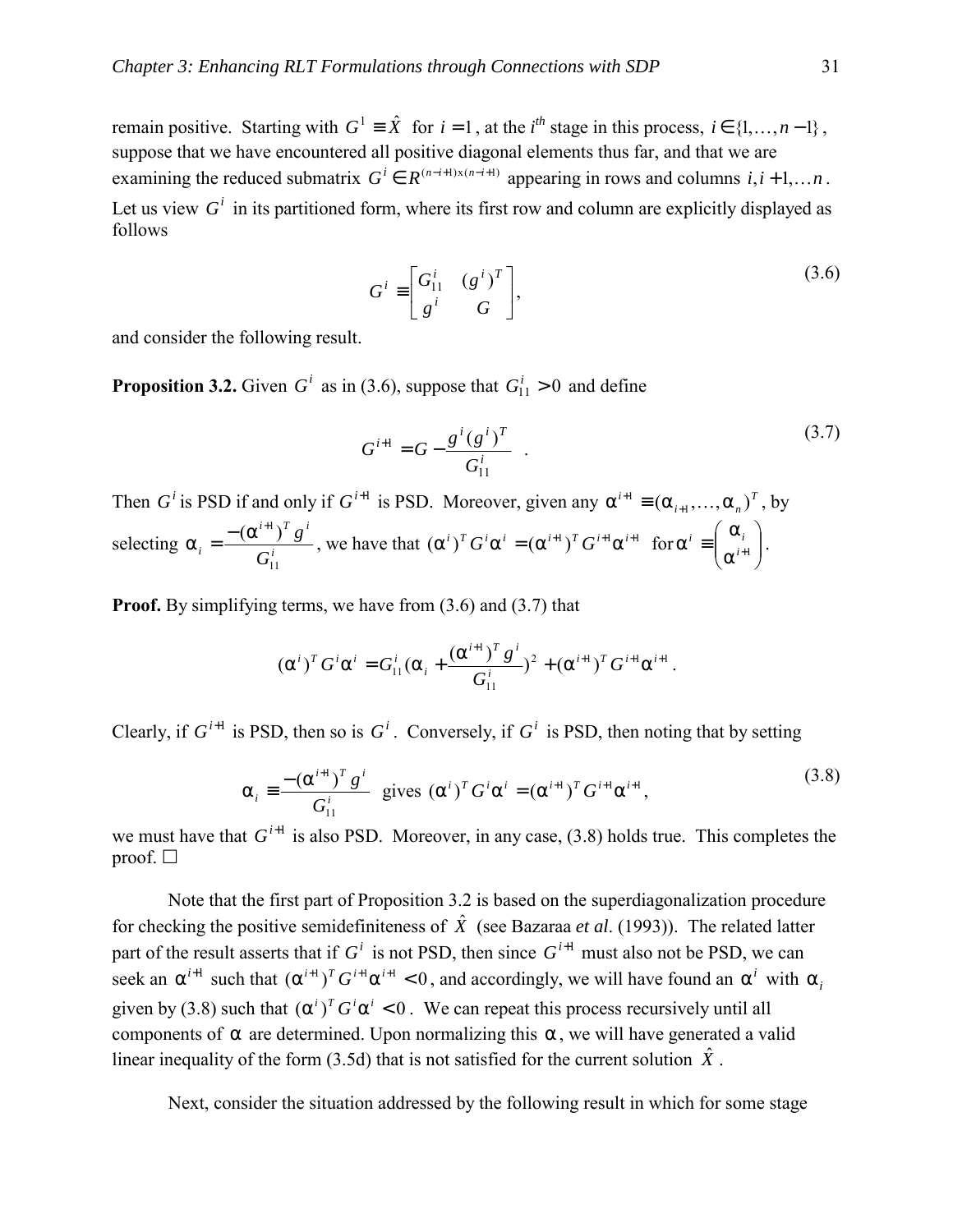remain positive. Starting with $G^1 \equiv \hat{X}$ for $i = 1$, at the $i^{th}$ stage in this process, $i \in \{1, \ldots, n-1\}$, suppose that we have encountered all positive diagonal elements thus far, and that we are examining the reduced submatrix $G^i \in R^{(n-i+1)\times(n-i+1)}$ appearing in rows and columns $i, i+1, \ldots n$. Let us view $G^i$ in its partitioned form, where its first row and column are explicitly displayed as follows

$$G^i \equiv \begin{bmatrix} G_{11}^i & (g^i)^T \\ g^i & G \end{bmatrix}, \tag{3.6}$$

and consider the following result.

**Proposition 3.2.** Given $G^i$ as in (3.6), suppose that $G_{11}^i > 0$ and define

$$G^{i+1} = G - \frac{g^i (g^i)^T}{G_{11}^i} \quad . \tag{3.7}$$

Then $G^i$ is PSD if and only if $G^{i+1}$ is PSD. Moreover, given any $\alpha^{i+1} \equiv (\alpha_{i+1}, \ldots, \alpha_n)^T$, by selecting $\alpha_i = \frac{-(\alpha^{i+1})^T g^i}{G_{11}^i}$, we have that $(\alpha^i)^T G^i \alpha^i = (\alpha^{i+1})^T G^{i+1} \alpha^{i+1}$ for $\alpha^i \equiv \begin{pmatrix} \alpha_i \\ \alpha^{i+1} \end{pmatrix}$.

**Proof.** By simplifying terms, we have from (3.6) and (3.7) that

$$(\alpha^i)^T G^i \alpha^i = G_{11}^i (\alpha_i + \frac{(\alpha^{i+1})^T g^i}{G_{11}^i})^2 + (\alpha^{i+1})^T G^{i+1} \alpha^{i+1}.$$

Clearly, if $G^{i+1}$ is PSD, then so is $G^i$. Conversely, if $G^i$ is PSD, then noting that by setting

$$\alpha_i \equiv \frac{-(\alpha^{i+1})^T g^i}{G_{11}^i} \text{ gives } (\alpha^i)^T G^i \alpha^i = (\alpha^{i+1})^T G^{i+1} \alpha^{i+1}, \tag{3.8}$$

we must have that $G^{i+1}$ is also PSD. Moreover, in any case, (3.8) holds true. This completes the proof. □

Note that the first part of Proposition 3.2 is based on the superdiagonalization procedure for checking the positive semidefiniteness of $\hat{X}$ (see Bazaraa *et al.* (1993)). The related latter part of the result asserts that if $G^i$ is not PSD, then since $G^{i+1}$ must also not be PSD, we can seek an $\alpha^{i+1}$ such that $(\alpha^{i+1})^T G^{i+1} \alpha^{i+1} < 0$, and accordingly, we will have found an $\alpha^i$ with $\alpha_i$ given by (3.8) such that $(\alpha^i)^T G^i \alpha^i < 0$. We can repeat this process recursively until all components of $\alpha$ are determined. Upon normalizing this $\alpha$, we will have generated a valid linear inequality of the form (3.5d) that is not satisfied for the current solution $\hat{X}$.

Next, consider the situation addressed by the following result in which for some stage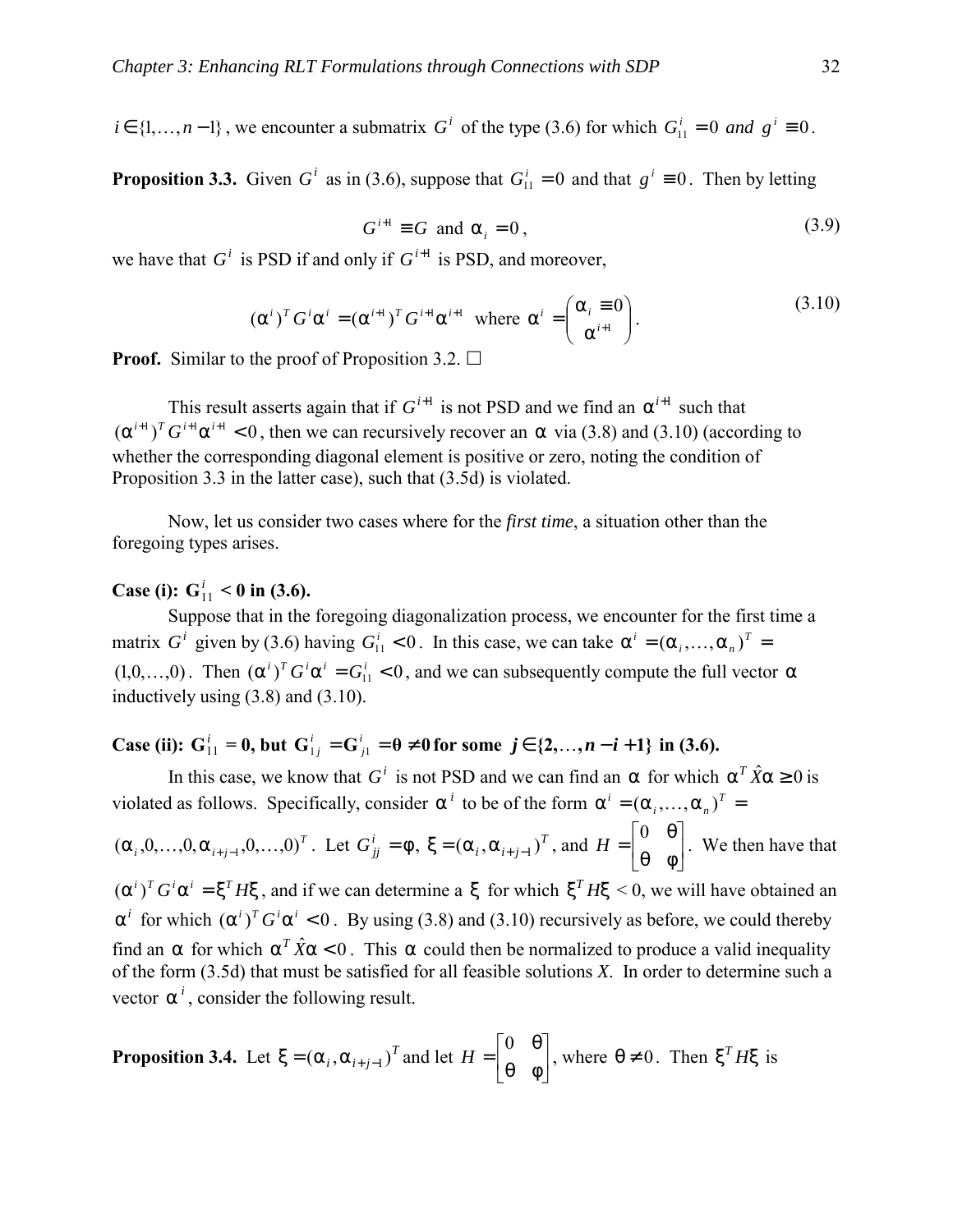$i \in \{1, \ldots, n-1\}$, we encounter a submatrix $G^i$ of the type (3.6) for which $G^i_{11} = 0$ *and* $g^i \equiv 0$.

**Proposition 3.3.** Given $G^i$ as in (3.6), suppose that $G^i_{11} = 0$ and that $g^i \equiv 0$. Then by letting

$$G^{i+1} \equiv G \text{ and } \alpha_i = 0, \tag{3.9}$$

we have that $G^i$ is PSD if and only if $G^{i+1}$ is PSD, and moreover,

$$(\alpha^i)^T G^i \alpha^i = (\alpha^{i+1})^T G^{i+1} \alpha^{i+1} \text{ where } \alpha^i = \begin{pmatrix} \alpha_i \equiv 0 \\ \alpha^{i+1} \end{pmatrix}. \tag{3.10}$$

**Proof.** Similar to the proof of Proposition 3.2. □

This result asserts again that if $G^{i+1}$ is not PSD and we find an $\alpha^{i+1}$ such that $(\alpha^{i+1})^T G^{i+1} \alpha^{i+1} < 0$, then we can recursively recover an $\alpha$ via (3.8) and (3.10) (according to whether the corresponding diagonal element is positive or zero, noting the condition of Proposition 3.3 in the latter case), such that (3.5d) is violated.

Now, let us consider two cases where for the *first time*, a situation other than the foregoing types arises.

**Case (i): $G^i_{11} < 0$ in (3.6).**

Suppose that in the foregoing diagonalization process, we encounter for the first time a matrix $G^i$ given by (3.6) having $G^i_{11} < 0$. In this case, we can take $\alpha^i = (\alpha_i, \ldots, \alpha_n)^T = (1, 0, \ldots, 0)$. Then $(\alpha^i)^T G^i \alpha^i = G^i_{11} < 0$, and we can subsequently compute the full vector $\alpha$ inductively using (3.8) and (3.10).

**Case (ii): $G^i_{11} = 0$, but $G^i_{1j} = G^i_{j1} = \theta \neq 0$ for some $j \in \{2, \ldots, n-i+1\}$ in (3.6).**

In this case, we know that $G^i$ is not PSD and we can find an $\alpha$ for which $\alpha^T \hat{X} \alpha \geq 0$ is violated as follows. Specifically, consider $\alpha^i$ to be of the form $\alpha^i = (\alpha_i, \ldots, \alpha_n)^T = (\alpha_i, 0, \ldots, 0, \alpha_{i+j-1}, 0, \ldots, 0)^T$. Let $G^i_{jj} = \phi$, $\xi = (\alpha_i, \alpha_{i+j-1})^T$, and $H = \begin{bmatrix} 0 & \theta \\ \theta & \phi \end{bmatrix}$. We then have that $(\alpha^i)^T G^i \alpha^i = \xi^T H \xi$, and if we can determine a $\xi$ for which $\xi^T H \xi < 0$, we will have obtained an $\alpha^i$ for which $(\alpha^i)^T G^i \alpha^i < 0$. By using (3.8) and (3.10) recursively as before, we could thereby find an $\alpha$ for which $\alpha^T \hat{X} \alpha < 0$. This $\alpha$ could then be normalized to produce a valid inequality of the form (3.5d) that must be satisfied for all feasible solutions $X$. In order to determine such a vector $\alpha^i$, consider the following result.

**Proposition 3.4.** Let $\xi = (\alpha_i, \alpha_{i+j-1})^T$ and let $H = \begin{bmatrix} 0 & \theta \\ \theta & \phi \end{bmatrix}$, where $\theta \neq 0$. Then $\xi^T H \xi$ is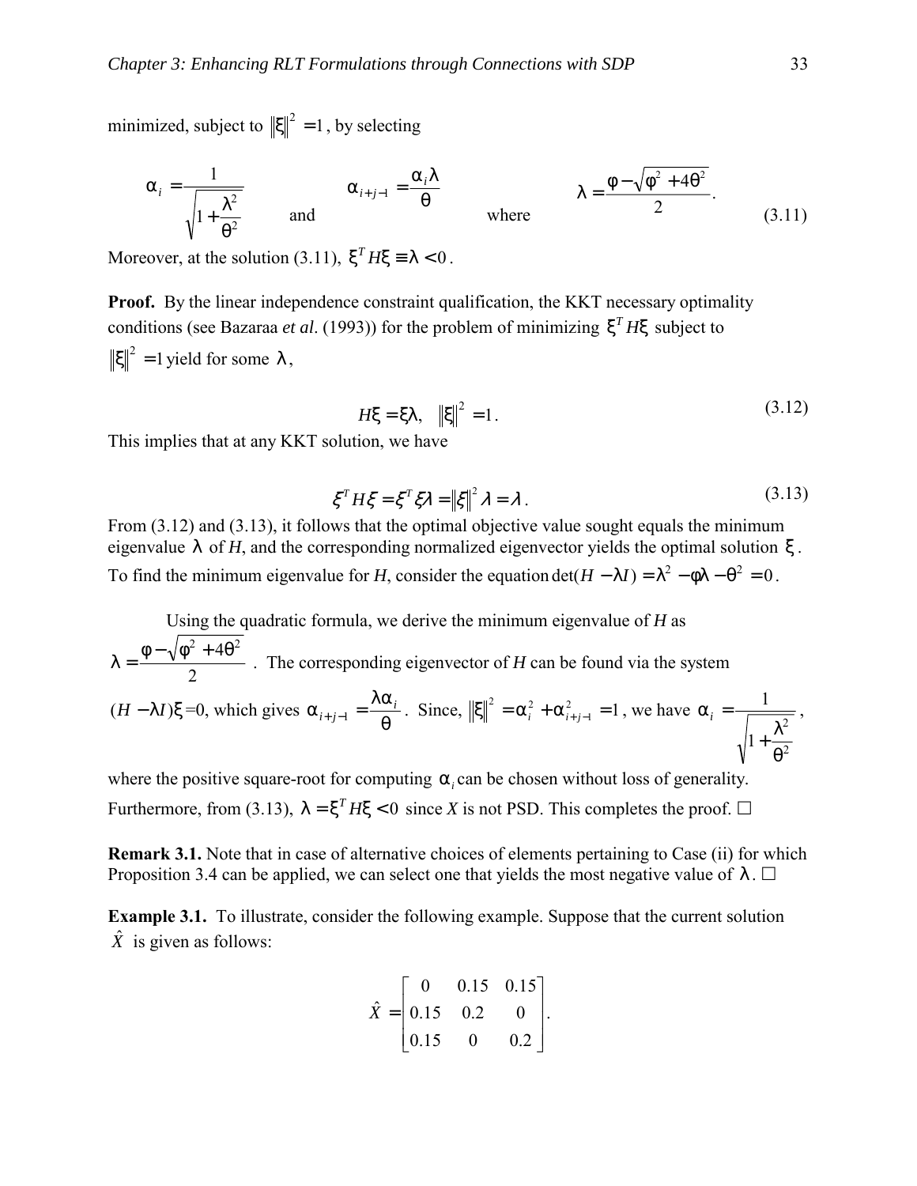minimized, subject to $\|\xi\|^2 = 1$, by selecting

$$\alpha_i = \frac{1}{\sqrt{1+\frac{\lambda^2}{\theta^2}}} \quad \text{and} \quad \alpha_{i+j-1} = \frac{\alpha_i \lambda}{\theta} \quad \text{where} \quad \lambda = \frac{\varphi - \sqrt{\varphi^2 + 4\theta^2}}{2}. \tag{3.11}$$

Moreover, at the solution (3.11), $\xi^T H \xi \equiv \lambda < 0$.

**Proof.** By the linear independence constraint qualification, the KKT necessary optimality conditions (see Bazaraa *et al*. (1993)) for the problem of minimizing $\xi^T H \xi$ subject to $\|\xi\|^2 = 1$ yield for some $\lambda$,

$$H\xi = \xi\lambda, \quad \|\xi\|^2 = 1. \tag{3.12}$$

This implies that at any KKT solution, we have

$$\xi^T H \xi = \xi^T \xi \lambda = \|\xi\|^2 \lambda = \lambda. \tag{3.13}$$

From (3.12) and (3.13), it follows that the optimal objective value sought equals the minimum eigenvalue $\lambda$ of *H*, and the corresponding normalized eigenvector yields the optimal solution $\xi$. To find the minimum eigenvalue for *H*, consider the equation $\det(H - \lambda I) = \lambda^2 - \varphi\lambda - \theta^2 = 0$.

Using the quadratic formula, we derive the minimum eigenvalue of *H* as $\lambda = \frac{\varphi - \sqrt{\varphi^2 + 4\theta^2}}{2}$. The corresponding eigenvector of *H* can be found via the system $(H - \lambda I)\xi = 0$, which gives $\alpha_{i+j-1} = \frac{\lambda \alpha_i}{\theta}$. Since, $\|\xi\|^2 = \alpha_i^2 + \alpha_{i+j-1}^2 = 1$, we have $\alpha_i = \frac{1}{\sqrt{1+\frac{\lambda^2}{\theta^2}}}$, where the positive square-root for computing $\alpha_i$ can be chosen without loss of generality. Furthermore, from (3.13), $\lambda = \xi^T H \xi < 0$ since *X* is not PSD. This completes the proof. □

**Remark 3.1.** Note that in case of alternative choices of elements pertaining to Case (ii) for which Proposition 3.4 can be applied, we can select one that yields the most negative value of $\lambda$. □

**Example 3.1.** To illustrate, consider the following example. Suppose that the current solution $\hat{X}$ is given as follows:

$$\hat{X} = \begin{bmatrix} 0 & 0.15 & 0.15 \\ 0.15 & 0.2 & 0 \\ 0.15 & 0 & 0.2 \end{bmatrix}.$$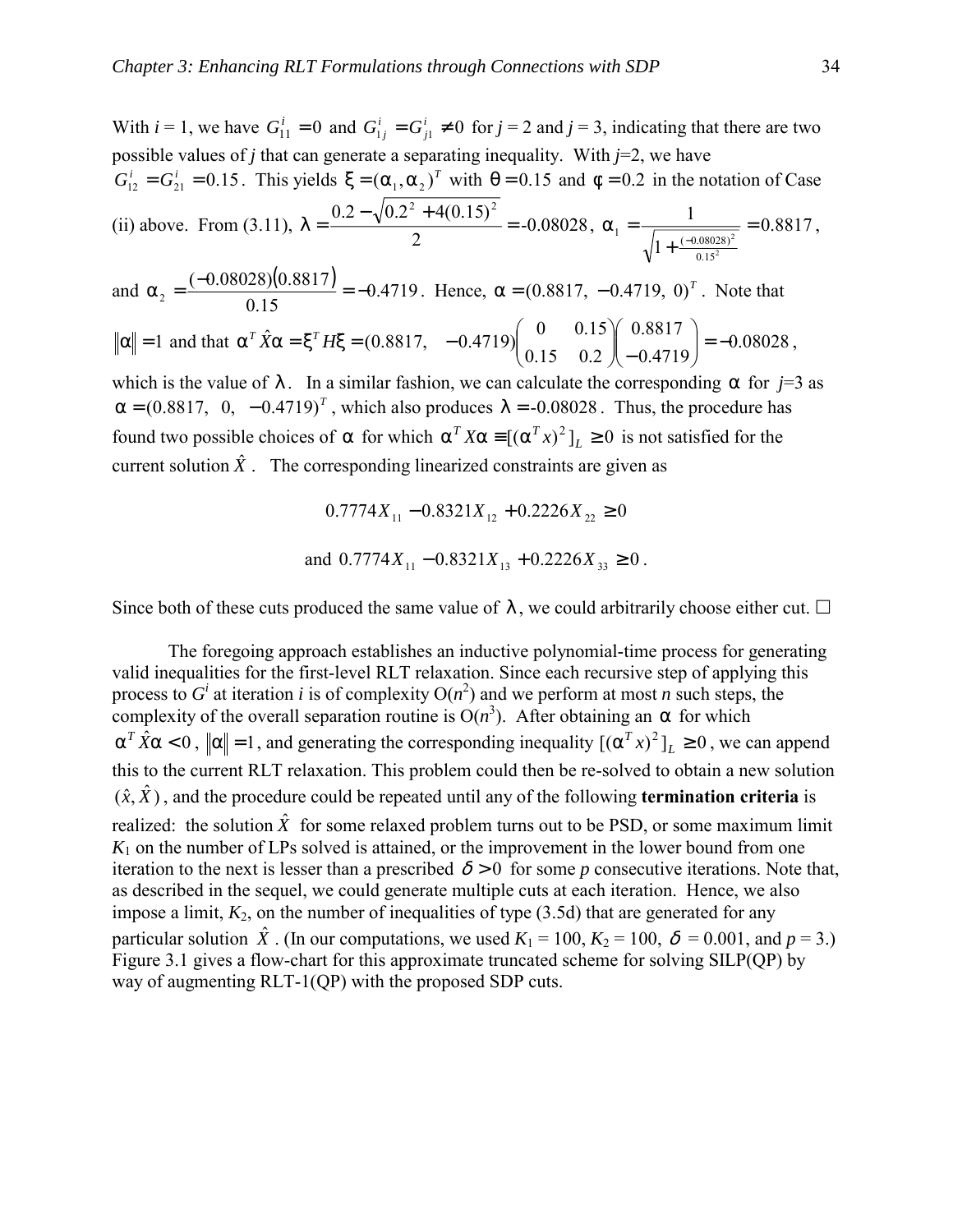With $i = 1$, we have $G_{11}^i = 0$ and $G_{1j}^i = G_{j1}^i \neq 0$ for $j = 2$ and $j = 3$, indicating that there are two possible values of $j$ that can generate a separating inequality. With $j$=2, we have $G_{12}^i = G_{21}^i = 0.15$. This yields $\xi = (\alpha_1, \alpha_2)^T$ with $\theta = 0.15$ and $\phi = 0.2$ in the notation of Case (ii) above. From (3.11), $\lambda = \dfrac{0.2 - \sqrt{0.2^2 + 4(0.15)^2}}{2} = \text{-}0.08028$, $\alpha_1 = \dfrac{1}{\sqrt{1 + \frac{(-0.08028)^2}{0.15^2}}} = 0.8817$, and $\alpha_2 = \dfrac{(-0.08028)(0.8817)}{0.15} = -0.4719$. Hence, $\alpha = (0.8817,\ -0.4719,\ 0)^T$. Note that $\|\alpha\| = 1$ and that $\alpha^T \hat{X} \alpha = \xi^T H \xi = (0.8817, \quad -0.4719)\begin{pmatrix} 0 & 0.15 \\ 0.15 & 0.2 \end{pmatrix}\begin{pmatrix} 0.8817 \\ -0.4719 \end{pmatrix} = -0.08028$, which is the value of $\lambda$. In a similar fashion, we can calculate the corresponding $\alpha$ for $j$=3 as $\alpha = (0.8817, \ \ 0, \ \ -0.4719)^T$, which also produces $\lambda = \text{-}0.08028$. Thus, the procedure has found two possible choices of $\alpha$ for which $\alpha^T X \alpha \equiv [(\alpha^T x)^2]_L \geq 0$ is not satisfied for the current solution $\hat{X}$. The corresponding linearized constraints are given as

$$0.7774 X_{11} - 0.8321 X_{12} + 0.2226 X_{22} \geq 0$$

$$\text{and } 0.7774 X_{11} - 0.8321 X_{13} + 0.2226 X_{33} \geq 0 .$$

Since both of these cuts produced the same value of $\lambda$, we could arbitrarily choose either cut. □

The foregoing approach establishes an inductive polynomial-time process for generating valid inequalities for the first-level RLT relaxation. Since each recursive step of applying this process to $G^i$ at iteration $i$ is of complexity $O(n^2)$ and we perform at most $n$ such steps, the complexity of the overall separation routine is $O(n^3)$. After obtaining an $\alpha$ for which $\alpha^T \hat{X} \alpha < 0$, $\|\alpha\| = 1$, and generating the corresponding inequality $[(\alpha^T x)^2]_L \geq 0$, we can append this to the current RLT relaxation. This problem could then be re-solved to obtain a new solution $(\hat{x}, \hat{X})$, and the procedure could be repeated until any of the following **termination criteria** is realized: the solution $\hat{X}$ for some relaxed problem turns out to be PSD, or some maximum limit $K_1$ on the number of LPs solved is attained, or the improvement in the lower bound from one iteration to the next is lesser than a prescribed $\delta > 0$ for some $p$ consecutive iterations. Note that, as described in the sequel, we could generate multiple cuts at each iteration. Hence, we also impose a limit, $K_2$, on the number of inequalities of type (3.5d) that are generated for any particular solution $\hat{X}$. (In our computations, we used $K_1 = 100$, $K_2 = 100$, $\delta = 0.001$, and $p = 3$.) Figure 3.1 gives a flow-chart for this approximate truncated scheme for solving SILP(QP) by way of augmenting RLT-1(QP) with the proposed SDP cuts.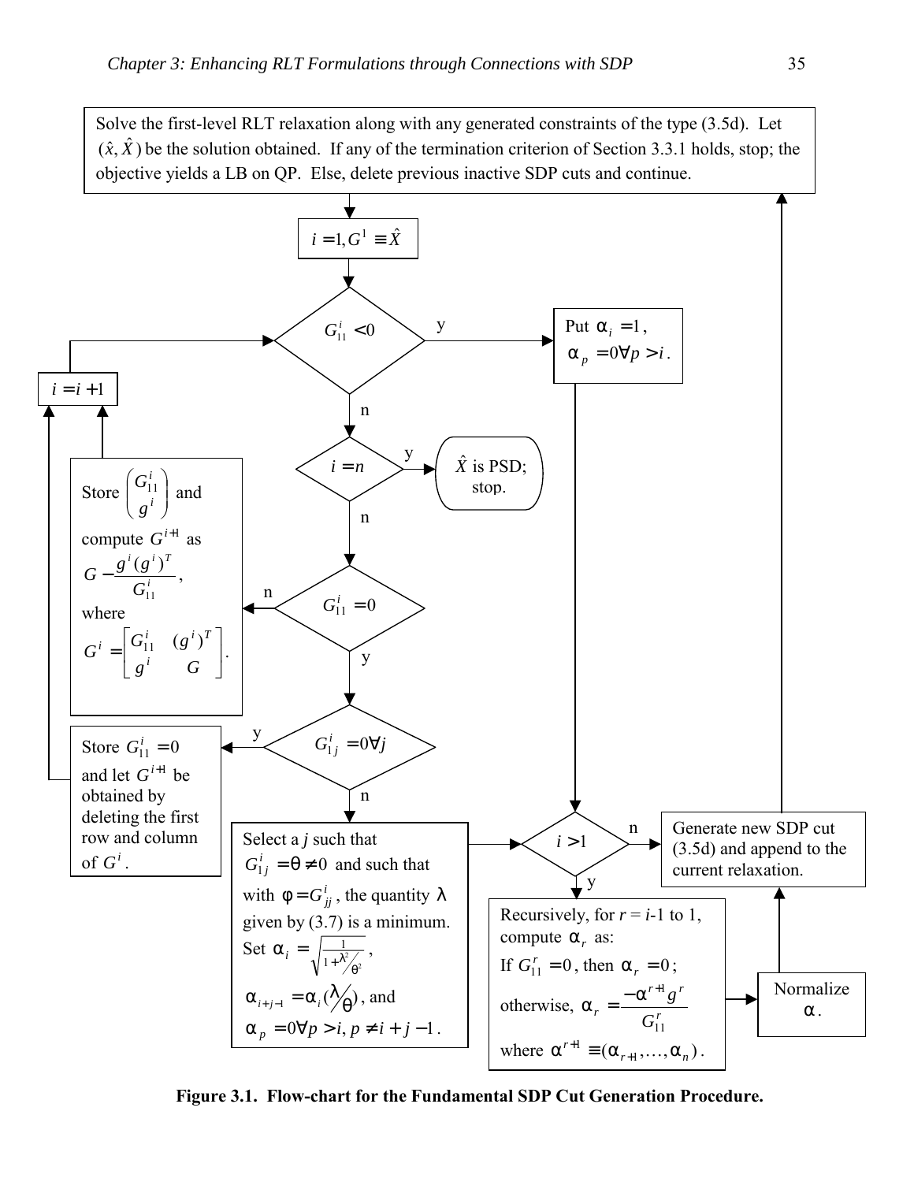Solve the first-level RLT relaxation along with any generated constraints of the type (3.5d). Let $(\hat{x}, \hat{X})$ be the solution obtained. If any of the termination criterion of Section 3.3.1 holds, stop; the objective yields a LB on QP. Else, delete previous inactive SDP cuts and continue.

$i = 1, G^1 \equiv \hat{X}$

$G_{11}^i < 0$ — y: Put $\alpha_i = 1$, $\alpha_p = 0 \forall p > i$.

n: $i = n$ — y: $\hat{X}$ is PSD; stop.

n: $G_{11}^i = 0$ — n: Store $\begin{pmatrix} G_{11}^i \\ g^i \end{pmatrix}$ and compute $G^{i+1}$ as $G - \frac{g^i (g^i)^T}{G_{11}^i}$, where $G^i = \begin{bmatrix} G_{11}^i & (g^i)^T \\ g^i & G \end{bmatrix}$. → $i = i + 1$

y: $G_{1j}^i = 0 \forall j$ — y: Store $G_{11}^i = 0$ and let $G^{i+1}$ be obtained by deleting the first row and column of $G^i$. → $i = i + 1$

n: Select a $j$ such that $G_{1j}^i = \theta \neq 0$ and such that with $\phi = G_{jj}^i$, the quantity $\lambda$ given by (3.7) is a minimum. Set $\alpha_i = \sqrt{\frac{1}{1 + \lambda^2/\theta^2}}$, $\alpha_{i+j-1} = \alpha_i (\lambda/\theta)$, and $\alpha_p = 0 \forall p > i, p \neq i + j - 1$.

$i > 1$ — n: Generate new SDP cut (3.5d) and append to the current relaxation.

y: Recursively, for $r$ = $i$-1 to 1, compute $\alpha_r$ as: If $G_{11}^r = 0$, then $\alpha_r = 0$; otherwise, $\alpha_r = \frac{-\alpha^{r+1} g^r}{G_{11}^r}$ where $\alpha^{r+1} \equiv (\alpha_{r+1}, \ldots, \alpha_n)$. → Normalize $\alpha$. → Generate new SDP cut (3.5d) and append to the current relaxation.

**Figure 3.1. Flow-chart for the Fundamental SDP Cut Generation Procedure.**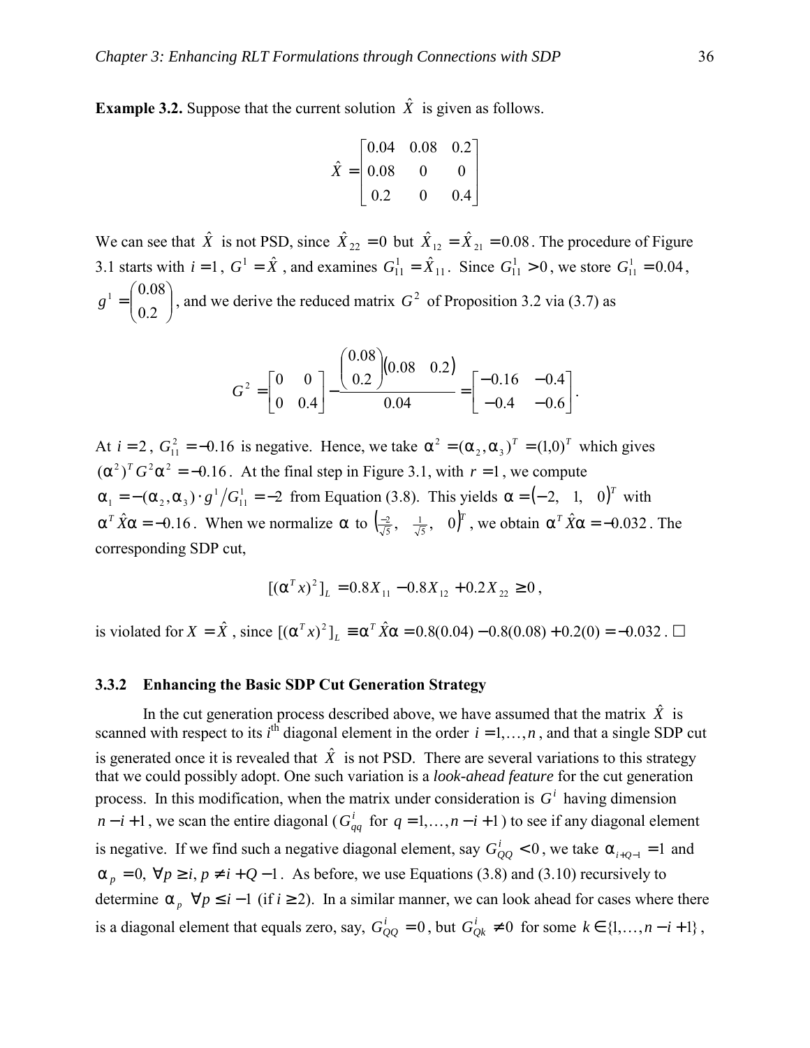**Example 3.2.** Suppose that the current solution $\hat{X}$ is given as follows.

$$\hat{X} = \begin{bmatrix} 0.04 & 0.08 & 0.2 \\ 0.08 & 0 & 0 \\ 0.2 & 0 & 0.4 \end{bmatrix}$$

We can see that $\hat{X}$ is not PSD, since $\hat{X}_{22} = 0$ but $\hat{X}_{12} = \hat{X}_{21} = 0.08$. The procedure of Figure 3.1 starts with $i = 1$, $G^1 = \hat{X}$, and examines $G^1_{11} = \hat{X}_{11}$. Since $G^1_{11} > 0$, we store $G^1_{11} = 0.04$, $g^1 = \begin{pmatrix} 0.08 \\ 0.2 \end{pmatrix}$, and we derive the reduced matrix $G^2$ of Proposition 3.2 via (3.7) as

$$G^2 = \begin{bmatrix} 0 & 0 \\ 0 & 0.4 \end{bmatrix} - \frac{\begin{pmatrix} 0.08 \\ 0.2 \end{pmatrix} \begin{pmatrix} 0.08 & 0.2 \end{pmatrix}}{0.04} = \begin{bmatrix} -0.16 & -0.4 \\ -0.4 & -0.6 \end{bmatrix}.$$

At $i = 2$, $G^2_{11} = -0.16$ is negative. Hence, we take $\alpha^2 = (\alpha_2, \alpha_3)^T = (1,0)^T$ which gives $(\alpha^2)^T G^2 \alpha^2 = -0.16$. At the final step in Figure 3.1, with $r = 1$, we compute $\alpha_1 = -(\alpha_2, \alpha_3) \cdot g^1 / G^1_{11} = -2$ from Equation (3.8). This yields $\alpha = \begin{pmatrix} -2, & 1, & 0 \end{pmatrix}^T$ with $\alpha^T \hat{X} \alpha = -0.16$. When we normalize $\alpha$ to $\begin{pmatrix} \frac{-2}{\sqrt{5}}, & \frac{1}{\sqrt{5}}, & 0 \end{pmatrix}^T$, we obtain $\alpha^T \hat{X} \alpha = -0.032$. The corresponding SDP cut,

$$[(\alpha^T x)^2]_L = 0.8X_{11} - 0.8X_{12} + 0.2X_{22} \geq 0,$$

is violated for $X = \hat{X}$, since $[(\alpha^T x)^2]_L \equiv \alpha^T \hat{X} \alpha = 0.8(0.04) - 0.8(0.08) + 0.2(0) = -0.032$. □

### 3.3.2 Enhancing the Basic SDP Cut Generation Strategy

In the cut generation process described above, we have assumed that the matrix $\hat{X}$ is scanned with respect to its $i^{\text{th}}$ diagonal element in the order $i = 1, \ldots, n$, and that a single SDP cut is generated once it is revealed that $\hat{X}$ is not PSD. There are several variations to this strategy that we could possibly adopt. One such variation is a *look-ahead feature* for the cut generation process. In this modification, when the matrix under consideration is $G^i$ having dimension $n - i + 1$, we scan the entire diagonal ($G^i_{qq}$ for $q = 1, \ldots, n - i + 1$) to see if any diagonal element is negative. If we find such a negative diagonal element, say $G^i_{QQ} < 0$, we take $\alpha_{i+Q-1} = 1$ and $\alpha_p = 0, \ \forall p \geq i, p \neq i + Q - 1$. As before, we use Equations (3.8) and (3.10) recursively to determine $\alpha_p \ \ \forall p \leq i - 1$ (if $i \geq 2$). In a similar manner, we can look ahead for cases where there is a diagonal element that equals zero, say, $G^i_{QQ} = 0$, but $G^i_{Qk} \neq 0$ for some $k \in \{1, \ldots, n - i + 1\}$,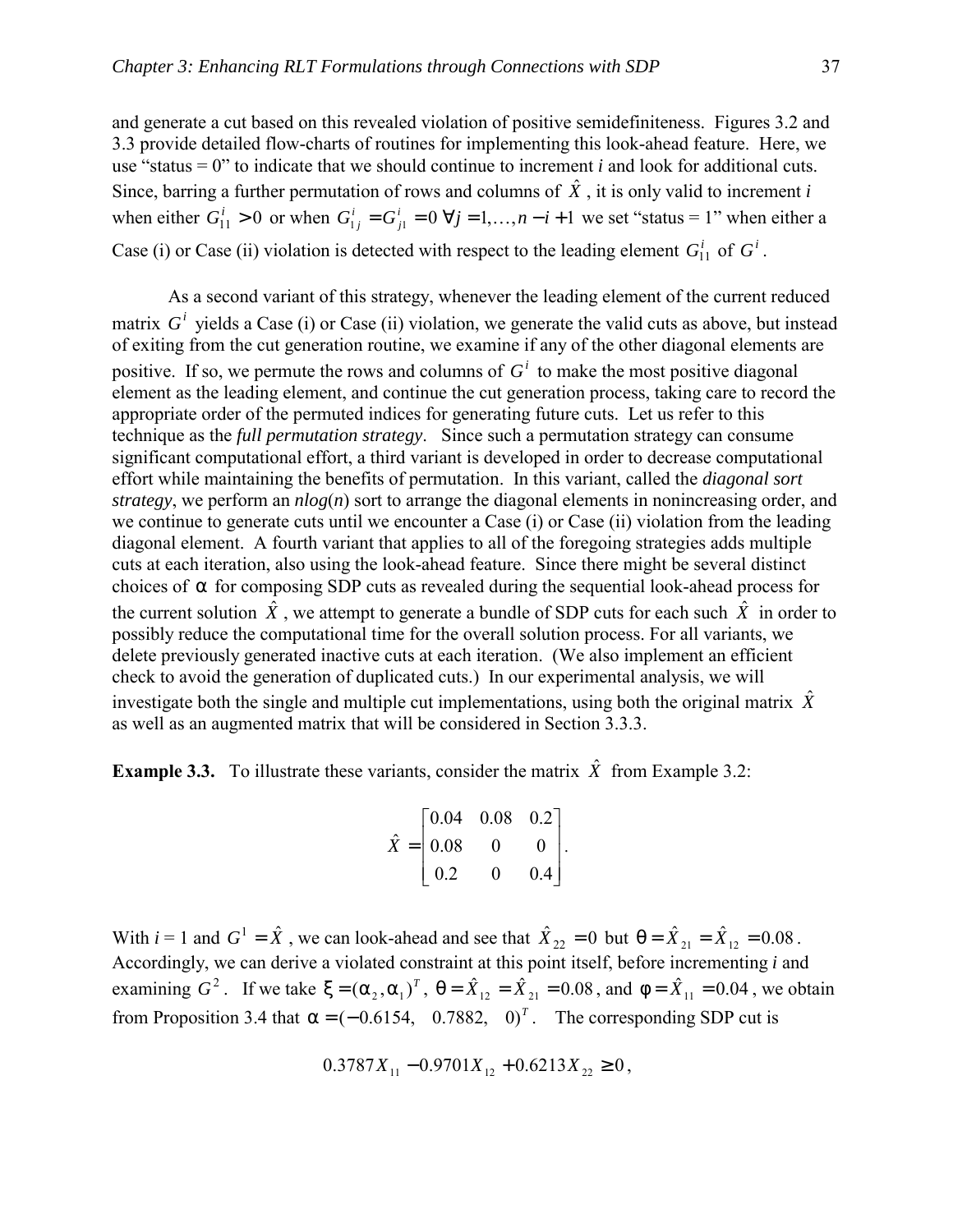and generate a cut based on this revealed violation of positive semidefiniteness. Figures 3.2 and 3.3 provide detailed flow-charts of routines for implementing this look-ahead feature. Here, we use "status = 0" to indicate that we should continue to increment *i* and look for additional cuts. Since, barring a further permutation of rows and columns of $\hat{X}$, it is only valid to increment *i* when either $G_{11}^i > 0$ or when $G_{1j}^i = G_{j1}^i = 0 \;\forall j = 1,\ldots,n-i+1$ we set "status = 1" when either a Case (i) or Case (ii) violation is detected with respect to the leading element $G_{11}^i$ of $G^i$.

As a second variant of this strategy, whenever the leading element of the current reduced matrix $G^i$ yields a Case (i) or Case (ii) violation, we generate the valid cuts as above, but instead of exiting from the cut generation routine, we examine if any of the other diagonal elements are positive. If so, we permute the rows and columns of $G^i$ to make the most positive diagonal element as the leading element, and continue the cut generation process, taking care to record the appropriate order of the permuted indices for generating future cuts. Let us refer to this technique as the *full permutation strategy*. Since such a permutation strategy can consume significant computational effort, a third variant is developed in order to decrease computational effort while maintaining the benefits of permutation. In this variant, called the *diagonal sort strategy*, we perform an $n\log(n)$ sort to arrange the diagonal elements in nonincreasing order, and we continue to generate cuts until we encounter a Case (i) or Case (ii) violation from the leading diagonal element. A fourth variant that applies to all of the foregoing strategies adds multiple cuts at each iteration, also using the look-ahead feature. Since there might be several distinct choices of $\alpha$ for composing SDP cuts as revealed during the sequential look-ahead process for the current solution $\hat{X}$, we attempt to generate a bundle of SDP cuts for each such $\hat{X}$ in order to possibly reduce the computational time for the overall solution process. For all variants, we delete previously generated inactive cuts at each iteration. (We also implement an efficient check to avoid the generation of duplicated cuts.) In our experimental analysis, we will investigate both the single and multiple cut implementations, using both the original matrix $\hat{X}$ as well as an augmented matrix that will be considered in Section 3.3.3.

**Example 3.3.** To illustrate these variants, consider the matrix $\hat{X}$ from Example 3.2:

$$\hat{X} = \begin{bmatrix} 0.04 & 0.08 & 0.2 \\ 0.08 & 0 & 0 \\ 0.2 & 0 & 0.4 \end{bmatrix}.$$

With $i = 1$ and $G^1 = \hat{X}$, we can look-ahead and see that $\hat{X}_{22} = 0$ but $\theta = \hat{X}_{21} = \hat{X}_{12} = 0.08$. Accordingly, we can derive a violated constraint at this point itself, before incrementing *i* and examining $G^2$. If we take $\xi = (\alpha_2, \alpha_1)^T$, $\theta = \hat{X}_{12} = \hat{X}_{21} = 0.08$, and $\phi = \hat{X}_{11} = 0.04$, we obtain from Proposition 3.4 that $\alpha = (-0.6154, \quad 0.7882, \quad 0)^T$. The corresponding SDP cut is

$$0.3787X_{11} - 0.9701X_{12} + 0.6213X_{22} \geq 0,$$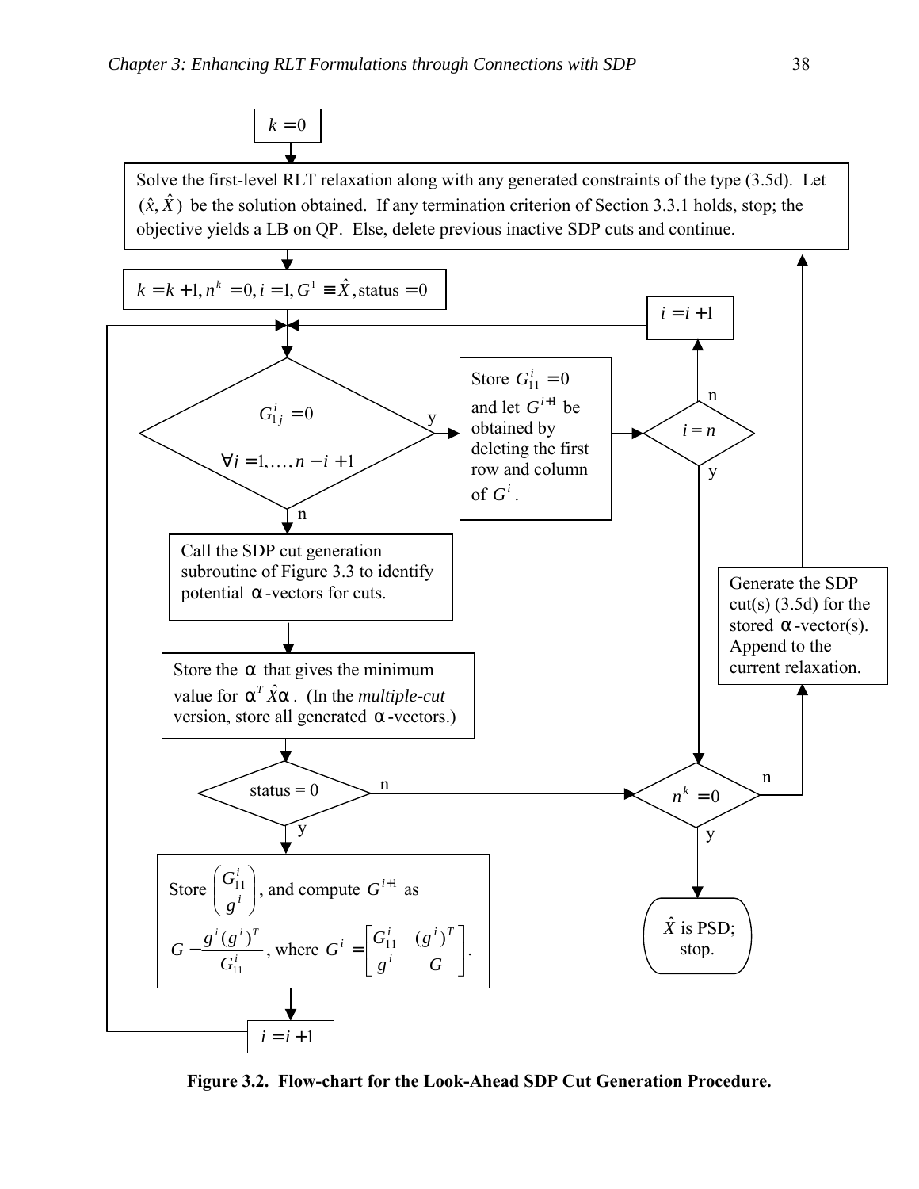$k = 0$

Solve the first-level RLT relaxation along with any generated constraints of the type (3.5d). Let $(\hat{x}, \hat{X})$ be the solution obtained. If any termination criterion of Section 3.3.1 holds, stop; the objective yields a LB on QP. Else, delete previous inactive SDP cuts and continue.

$k = k + 1, n^k = 0, i = 1, G^1 \equiv \hat{X}, \text{status} = 0$

$G^i_{1j} = 0 \quad \forall j = 1, \ldots, n - i + 1$

y

Store $G^i_{11} = 0$ and let $G^{i+1}$ be obtained by deleting the first row and column of $G^i$.

$i = n$

n

$i = i + 1$

y

n

Call the SDP cut generation subroutine of Figure 3.3 to identify potential $\alpha$-vectors for cuts.

Store the $\alpha$ that gives the minimum value for $\alpha^T \hat{X} \alpha$. (In the *multiple-cut* version, store all generated $\alpha$-vectors.)

status = 0

n

$n^k = 0$

n

Generate the SDP cut(s) (3.5d) for the stored $\alpha$-vector(s). Append to the current relaxation.

y

$\hat{X}$ is PSD; stop.

y

Store $\begin{pmatrix} G^i_{11} \\ g^i \end{pmatrix}$, and compute $G^{i+1}$ as $G - \dfrac{g^i (g^i)^T}{G^i_{11}}$, where $G^i = \begin{bmatrix} G^i_{11} & (g^i)^T \\ g^i & G \end{bmatrix}$.

$i = i + 1$

**Figure 3.2. Flow-chart for the Look-Ahead SDP Cut Generation Procedure.**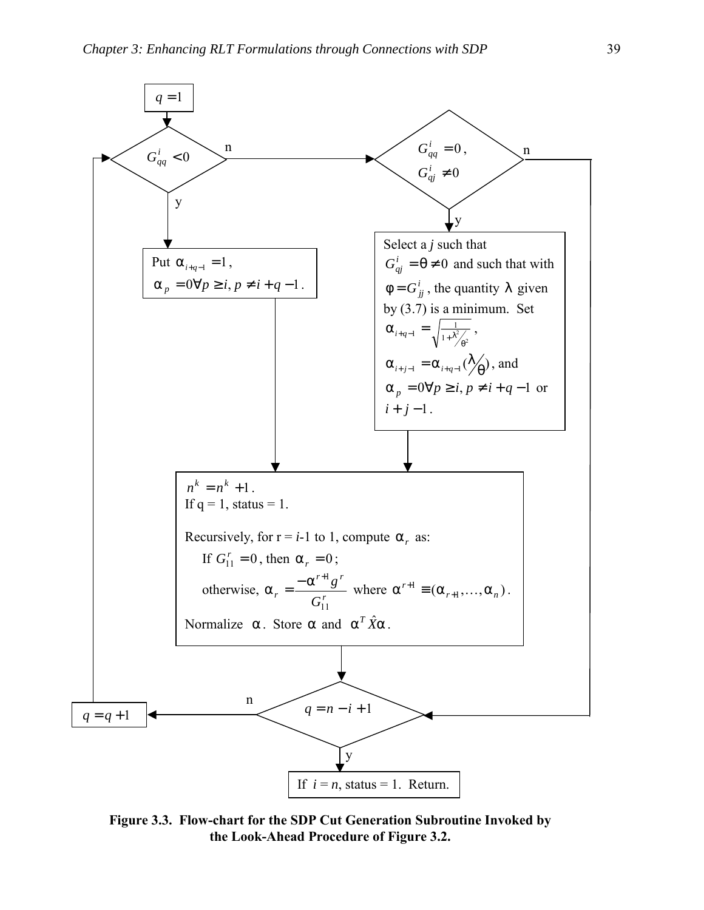$q = 1$

$G^i_{qq} < 0$

n

y

$G^i_{qq} = 0$, $G^i_{qj} \neq 0$

n

y

Put $\alpha_{i+q-1} = 1$, $\alpha_p = 0 \forall p \geq i, p \neq i + q - 1$.

Select a $j$ such that $G^i_{qj} = \theta \neq 0$ and such that with $\phi = G^i_{jj}$, the quantity $\lambda$ given by (3.7) is a minimum. Set $\alpha_{i+q-1} = \sqrt{\frac{1}{1+\lambda^2/\theta^2}}$, $\alpha_{i+j-1} = \alpha_{i+q-1}(\lambda/\theta)$, and $\alpha_p = 0 \forall p \geq i, p \neq i+q-1$ or $i + j - 1$.

$n^k = n^k + 1$.

If q = 1, status = 1.

Recursively, for r = $i$-1 to 1, compute $\alpha_r$ as:

If $G^r_{11} = 0$, then $\alpha_r = 0$;

otherwise, $\alpha_r = \dfrac{-\alpha^{r+1} g^r}{G^r_{11}}$ where $\alpha^{r+1} \equiv (\alpha_{r+1}, \ldots, \alpha_n)$.

Normalize $\alpha$. Store $\alpha$ and $\alpha^T \hat{X} \alpha$.

$q = q + 1$

n

$q = n - i + 1$

y

If $i = n$, status = 1. Return.

**Figure 3.3. Flow-chart for the SDP Cut Generation Subroutine Invoked by the Look-Ahead Procedure of Figure 3.2.**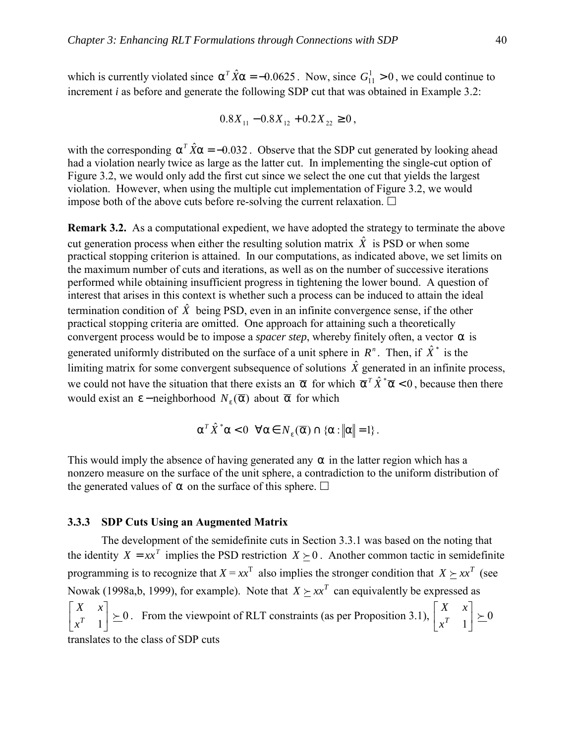which is currently violated since $\alpha^T \hat{X} \alpha = -0.0625$. Now, since $G_{11}^1 > 0$, we could continue to increment *i* as before and generate the following SDP cut that was obtained in Example 3.2:

$$0.8X_{11} - 0.8X_{12} + 0.2X_{22} \geq 0,$$

with the corresponding $\alpha^T \hat{X} \alpha = -0.032$. Observe that the SDP cut generated by looking ahead had a violation nearly twice as large as the latter cut. In implementing the single-cut option of Figure 3.2, we would only add the first cut since we select the one cut that yields the largest violation. However, when using the multiple cut implementation of Figure 3.2, we would impose both of the above cuts before re-solving the current relaxation. □

**Remark 3.2.** As a computational expedient, we have adopted the strategy to terminate the above cut generation process when either the resulting solution matrix $\hat{X}$ is PSD or when some practical stopping criterion is attained. In our computations, as indicated above, we set limits on the maximum number of cuts and iterations, as well as on the number of successive iterations performed while obtaining insufficient progress in tightening the lower bound. A question of interest that arises in this context is whether such a process can be induced to attain the ideal termination condition of $\hat{X}$ being PSD, even in an infinite convergence sense, if the other practical stopping criteria are omitted. One approach for attaining such a theoretically convergent process would be to impose a *spacer step*, whereby finitely often, a vector $\alpha$ is generated uniformly distributed on the surface of a unit sphere in $R^n$. Then, if $\hat{X}^*$ is the limiting matrix for some convergent subsequence of solutions $\hat{X}$ generated in an infinite process, we could not have the situation that there exists an $\overline{\alpha}$ for which $\overline{\alpha}^T \hat{X}^* \overline{\alpha} < 0$, because then there would exist an $\varepsilon-$neighborhood $N_\varepsilon(\overline{\alpha})$ about $\overline{\alpha}$ for which

$$\alpha^T \hat{X}^* \alpha < 0 \quad \forall \alpha \in N_\varepsilon(\overline{\alpha}) \cap \{\alpha : \|\alpha\| = 1\}.$$

This would imply the absence of having generated any $\alpha$ in the latter region which has a nonzero measure on the surface of the unit sphere, a contradiction to the uniform distribution of the generated values of $\alpha$ on the surface of this sphere. □

### 3.3.3 SDP Cuts Using an Augmented Matrix

The development of the semidefinite cuts in Section 3.3.1 was based on the noting that the identity $X = xx^T$ implies the PSD restriction $X \succeq 0$. Another common tactic in semidefinite programming is to recognize that $X = xx^T$ also implies the stronger condition that $X \succeq xx^T$ (see Nowak (1998a,b, 1999), for example). Note that $X \succeq xx^T$ can equivalently be expressed as $\begin{bmatrix} X & x \\ x^T & 1 \end{bmatrix} \succeq 0$. From the viewpoint of RLT constraints (as per Proposition 3.1), $\begin{bmatrix} X & x \\ x^T & 1 \end{bmatrix} \succeq 0$ translates to the class of SDP cuts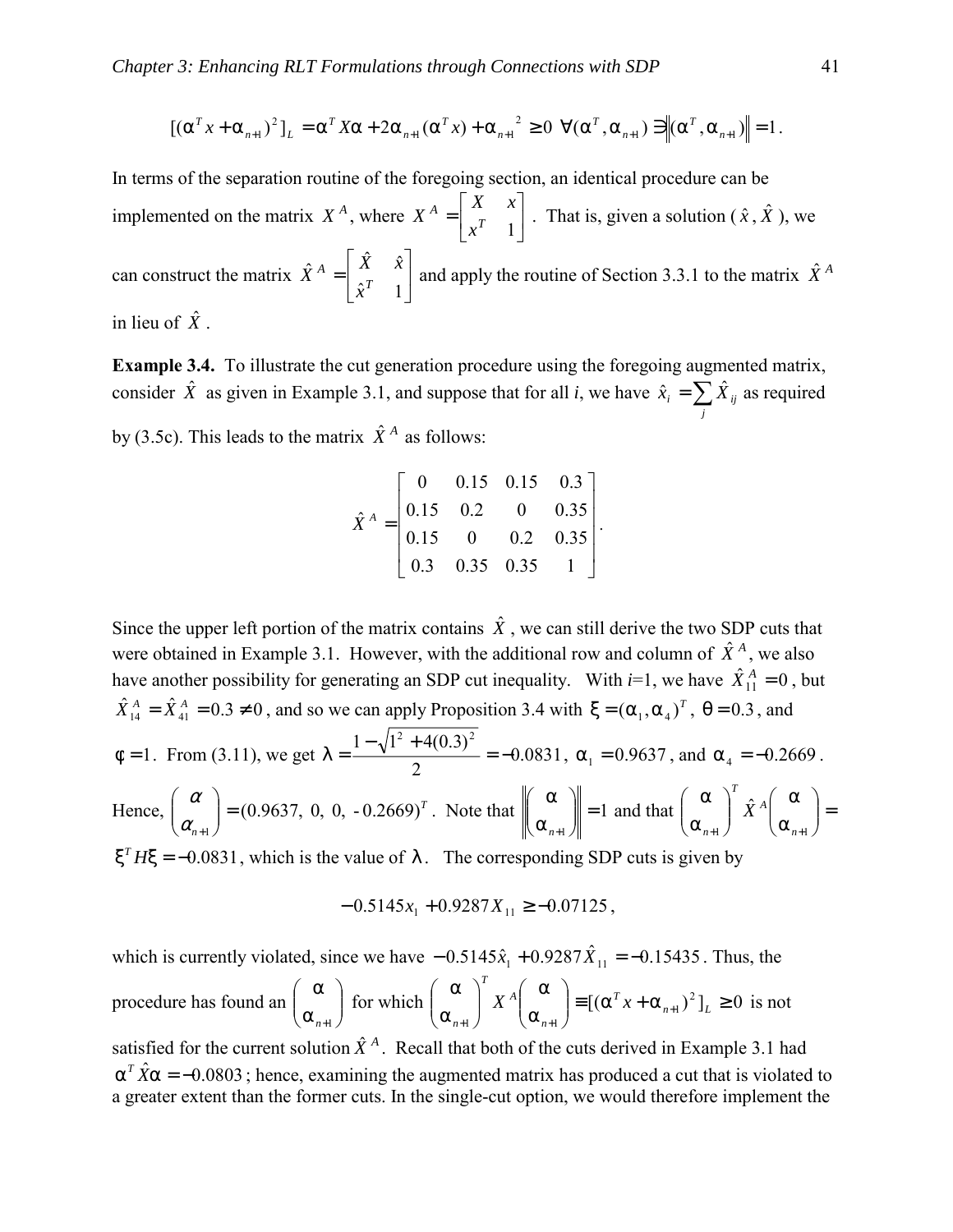$$[(\alpha^T x + \alpha_{n+1})^2]_L = \alpha^T X\alpha + 2\alpha_{n+1}(\alpha^T x) + \alpha_{n+1}{}^2 \geq 0 \ \ \forall (\alpha^T, \alpha_{n+1}) \ni \left\| (\alpha^T, \alpha_{n+1}) \right\| = 1.$$

In terms of the separation routine of the foregoing section, an identical procedure can be implemented on the matrix $X^A$, where $X^A = \begin{bmatrix} X & x \\ x^T & 1 \end{bmatrix}$. That is, given a solution ($\hat{x}, \hat{X}$), we can construct the matrix $\hat{X}^A = \begin{bmatrix} \hat{X} & \hat{x} \\ \hat{x}^T & 1 \end{bmatrix}$ and apply the routine of Section 3.3.1 to the matrix $\hat{X}^A$ in lieu of $\hat{X}$.

**Example 3.4.** To illustrate the cut generation procedure using the foregoing augmented matrix, consider $\hat{X}$ as given in Example 3.1, and suppose that for all *i*, we have $\hat{x}_i = \sum_j \hat{X}_{ij}$ as required by (3.5c). This leads to the matrix $\hat{X}^A$ as follows:

$$\hat{X}^A = \begin{bmatrix} 0 & 0.15 & 0.15 & 0.3 \\ 0.15 & 0.2 & 0 & 0.35 \\ 0.15 & 0 & 0.2 & 0.35 \\ 0.3 & 0.35 & 0.35 & 1 \end{bmatrix}.$$

Since the upper left portion of the matrix contains $\hat{X}$, we can still derive the two SDP cuts that were obtained in Example 3.1. However, with the additional row and column of $\hat{X}^A$, we also have another possibility for generating an SDP cut inequality. With *i*=1, we have $\hat{X}^A_{11} = 0$, but $\hat{X}^A_{14} = \hat{X}^A_{41} = 0.3 \neq 0$, and so we can apply Proposition 3.4 with $\xi = (\alpha_1, \alpha_4)^T$, $\theta = 0.3$, and $\phi = 1$. From (3.11), we get $\lambda = \dfrac{1 - \sqrt{1^2 + 4(0.3)^2}}{2} = -0.0831$, $\alpha_1 = 0.9637$, and $\alpha_4 = -0.2669$. Hence, $\begin{pmatrix} \alpha \\ \alpha_{n+1} \end{pmatrix} = (0.9637,\ 0,\ 0,\ \text{-}0.2669)^T$. Note that $\left\| \begin{pmatrix} \alpha \\ \alpha_{n+1} \end{pmatrix} \right\| = 1$ and that $\begin{pmatrix} \alpha \\ \alpha_{n+1} \end{pmatrix}^T \hat{X}^A \begin{pmatrix} \alpha \\ \alpha_{n+1} \end{pmatrix} = \xi^T H \xi = -0.0831$, which is the value of $\lambda$. The corresponding SDP cuts is given by

$$-0.5145x_1 + 0.9287X_{11} \geq -0.07125,$$

which is currently violated, since we have $-0.5145\hat{x}_1 + 0.9287\hat{X}_{11} = -0.15435$. Thus, the procedure has found an $\begin{pmatrix} \alpha \\ \alpha_{n+1} \end{pmatrix}$ for which $\begin{pmatrix} \alpha \\ \alpha_{n+1} \end{pmatrix}^T X^A \begin{pmatrix} \alpha \\ \alpha_{n+1} \end{pmatrix} \equiv [(\alpha^T x + \alpha_{n+1})^2]_L \geq 0$ is not satisfied for the current solution $\hat{X}^A$. Recall that both of the cuts derived in Example 3.1 had $\alpha^T \hat{X}\alpha = -0.0803$; hence, examining the augmented matrix has produced a cut that is violated to a greater extent than the former cuts. In the single-cut option, we would therefore implement the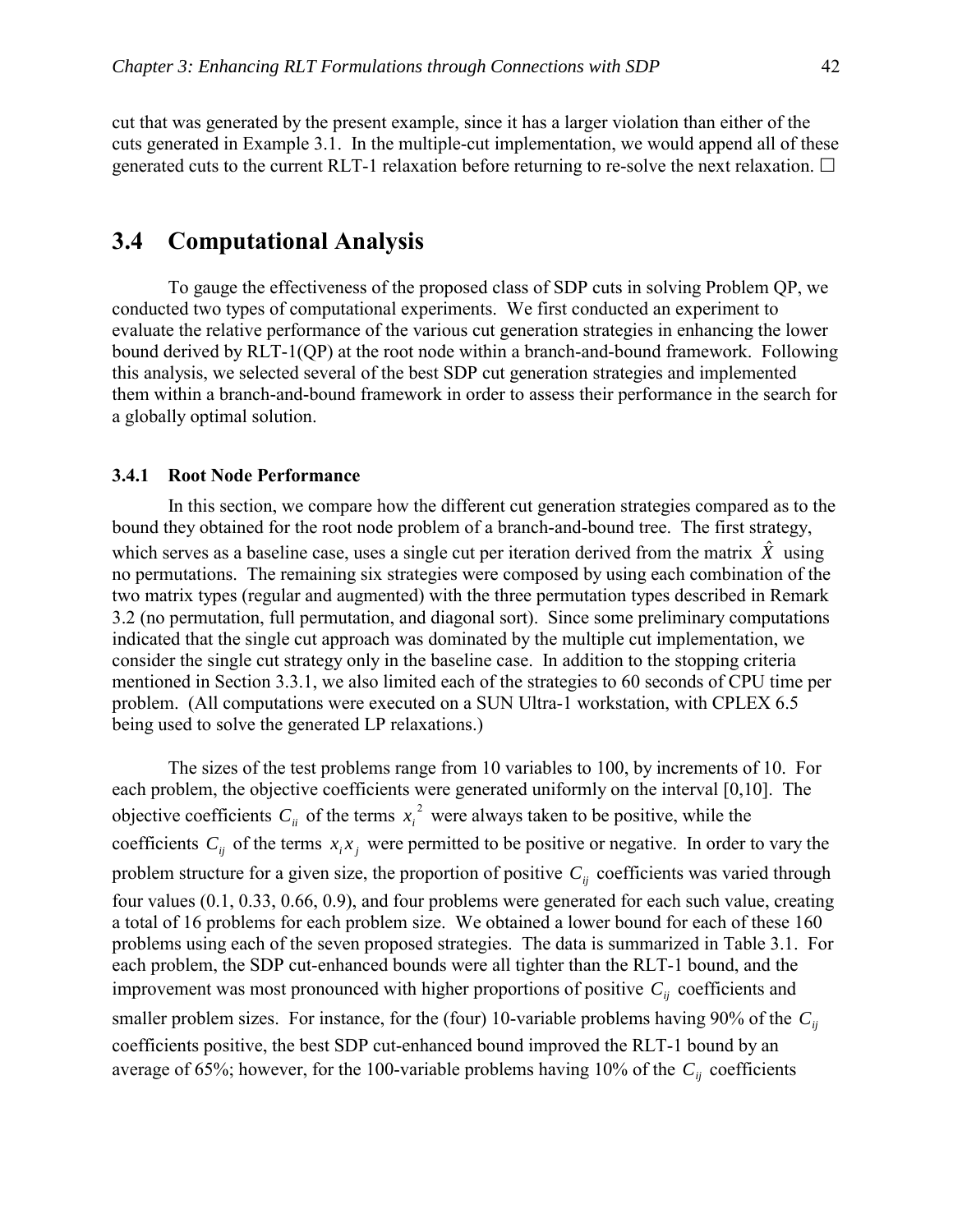cut that was generated by the present example, since it has a larger violation than either of the cuts generated in Example 3.1. In the multiple-cut implementation, we would append all of these generated cuts to the current RLT-1 relaxation before returning to re-solve the next relaxation. □

## 3.4 Computational Analysis

To gauge the effectiveness of the proposed class of SDP cuts in solving Problem QP, we conducted two types of computational experiments. We first conducted an experiment to evaluate the relative performance of the various cut generation strategies in enhancing the lower bound derived by RLT-1(QP) at the root node within a branch-and-bound framework. Following this analysis, we selected several of the best SDP cut generation strategies and implemented them within a branch-and-bound framework in order to assess their performance in the search for a globally optimal solution.

### 3.4.1 Root Node Performance

In this section, we compare how the different cut generation strategies compared as to the bound they obtained for the root node problem of a branch-and-bound tree. The first strategy, which serves as a baseline case, uses a single cut per iteration derived from the matrix $\hat{X}$ using no permutations. The remaining six strategies were composed by using each combination of the two matrix types (regular and augmented) with the three permutation types described in Remark 3.2 (no permutation, full permutation, and diagonal sort). Since some preliminary computations indicated that the single cut approach was dominated by the multiple cut implementation, we consider the single cut strategy only in the baseline case. In addition to the stopping criteria mentioned in Section 3.3.1, we also limited each of the strategies to 60 seconds of CPU time per problem. (All computations were executed on a SUN Ultra-1 workstation, with CPLEX 6.5 being used to solve the generated LP relaxations.)

The sizes of the test problems range from 10 variables to 100, by increments of 10. For each problem, the objective coefficients were generated uniformly on the interval [0,10]. The objective coefficients $C_{ii}$ of the terms $x_i^2$ were always taken to be positive, while the coefficients $C_{ij}$ of the terms $x_i x_j$ were permitted to be positive or negative. In order to vary the problem structure for a given size, the proportion of positive $C_{ij}$ coefficients was varied through four values (0.1, 0.33, 0.66, 0.9), and four problems were generated for each such value, creating a total of 16 problems for each problem size. We obtained a lower bound for each of these 160 problems using each of the seven proposed strategies. The data is summarized in Table 3.1. For each problem, the SDP cut-enhanced bounds were all tighter than the RLT-1 bound, and the improvement was most pronounced with higher proportions of positive $C_{ij}$ coefficients and smaller problem sizes. For instance, for the (four) 10-variable problems having 90% of the $C_{ij}$ coefficients positive, the best SDP cut-enhanced bound improved the RLT-1 bound by an average of 65%; however, for the 100-variable problems having 10% of the $C_{ij}$ coefficients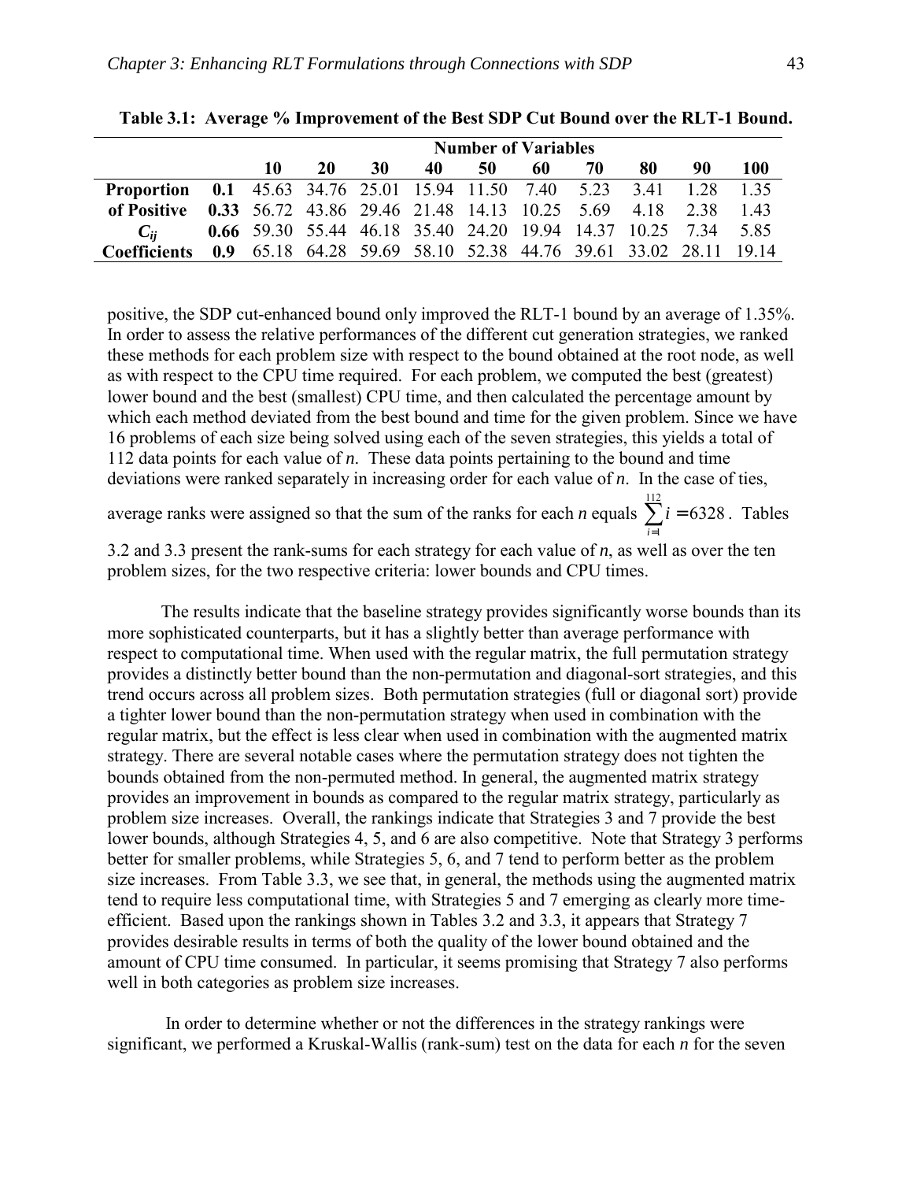**Table 3.1: Average % Improvement of the Best SDP Cut Bound over the RLT-1 Bound.**

| | | Number of Variables | | | | | | | | | |
|---|---|---|---|---|---|---|---|---|---|---|---|
| | | **10** | **20** | **30** | **40** | **50** | **60** | **70** | **80** | **90** | **100** |
| **Proportion** | **0.1** | 45.63 | 34.76 | 25.01 | 15.94 | 11.50 | 7.40 | 5.23 | 3.41 | 1.28 | 1.35 |
| **of Positive** | **0.33** | 56.72 | 43.86 | 29.46 | 21.48 | 14.13 | 10.25 | 5.69 | 4.18 | 2.38 | 1.43 |
| $C_{ij}$ | **0.66** | 59.30 | 55.44 | 46.18 | 35.40 | 24.20 | 19.94 | 14.37 | 10.25 | 7.34 | 5.85 |
| **Coefficients** | **0.9** | 65.18 | 64.28 | 59.69 | 58.10 | 52.38 | 44.76 | 39.61 | 33.02 | 28.11 | 19.14 |

positive, the SDP cut-enhanced bound only improved the RLT-1 bound by an average of 1.35%. In order to assess the relative performances of the different cut generation strategies, we ranked these methods for each problem size with respect to the bound obtained at the root node, as well as with respect to the CPU time required. For each problem, we computed the best (greatest) lower bound and the best (smallest) CPU time, and then calculated the percentage amount by which each method deviated from the best bound and time for the given problem. Since we have 16 problems of each size being solved using each of the seven strategies, this yields a total of 112 data points for each value of *n*. These data points pertaining to the bound and time deviations were ranked separately in increasing order for each value of *n*. In the case of ties, average ranks were assigned so that the sum of the ranks for each *n* equals $\sum_{i=1}^{112} i = 6328$. Tables 3.2 and 3.3 present the rank-sums for each strategy for each value of *n*, as well as over the ten problem sizes, for the two respective criteria: lower bounds and CPU times.

The results indicate that the baseline strategy provides significantly worse bounds than its more sophisticated counterparts, but it has a slightly better than average performance with respect to computational time. When used with the regular matrix, the full permutation strategy provides a distinctly better bound than the non-permutation and diagonal-sort strategies, and this trend occurs across all problem sizes. Both permutation strategies (full or diagonal sort) provide a tighter lower bound than the non-permutation strategy when used in combination with the regular matrix, but the effect is less clear when used in combination with the augmented matrix strategy. There are several notable cases where the permutation strategy does not tighten the bounds obtained from the non-permuted method. In general, the augmented matrix strategy provides an improvement in bounds as compared to the regular matrix strategy, particularly as problem size increases. Overall, the rankings indicate that Strategies 3 and 7 provide the best lower bounds, although Strategies 4, 5, and 6 are also competitive. Note that Strategy 3 performs better for smaller problems, while Strategies 5, 6, and 7 tend to perform better as the problem size increases. From Table 3.3, we see that, in general, the methods using the augmented matrix tend to require less computational time, with Strategies 5 and 7 emerging as clearly more time-efficient. Based upon the rankings shown in Tables 3.2 and 3.3, it appears that Strategy 7 provides desirable results in terms of both the quality of the lower bound obtained and the amount of CPU time consumed. In particular, it seems promising that Strategy 7 also performs well in both categories as problem size increases.

In order to determine whether or not the differences in the strategy rankings were significant, we performed a Kruskal-Wallis (rank-sum) test on the data for each *n* for the seven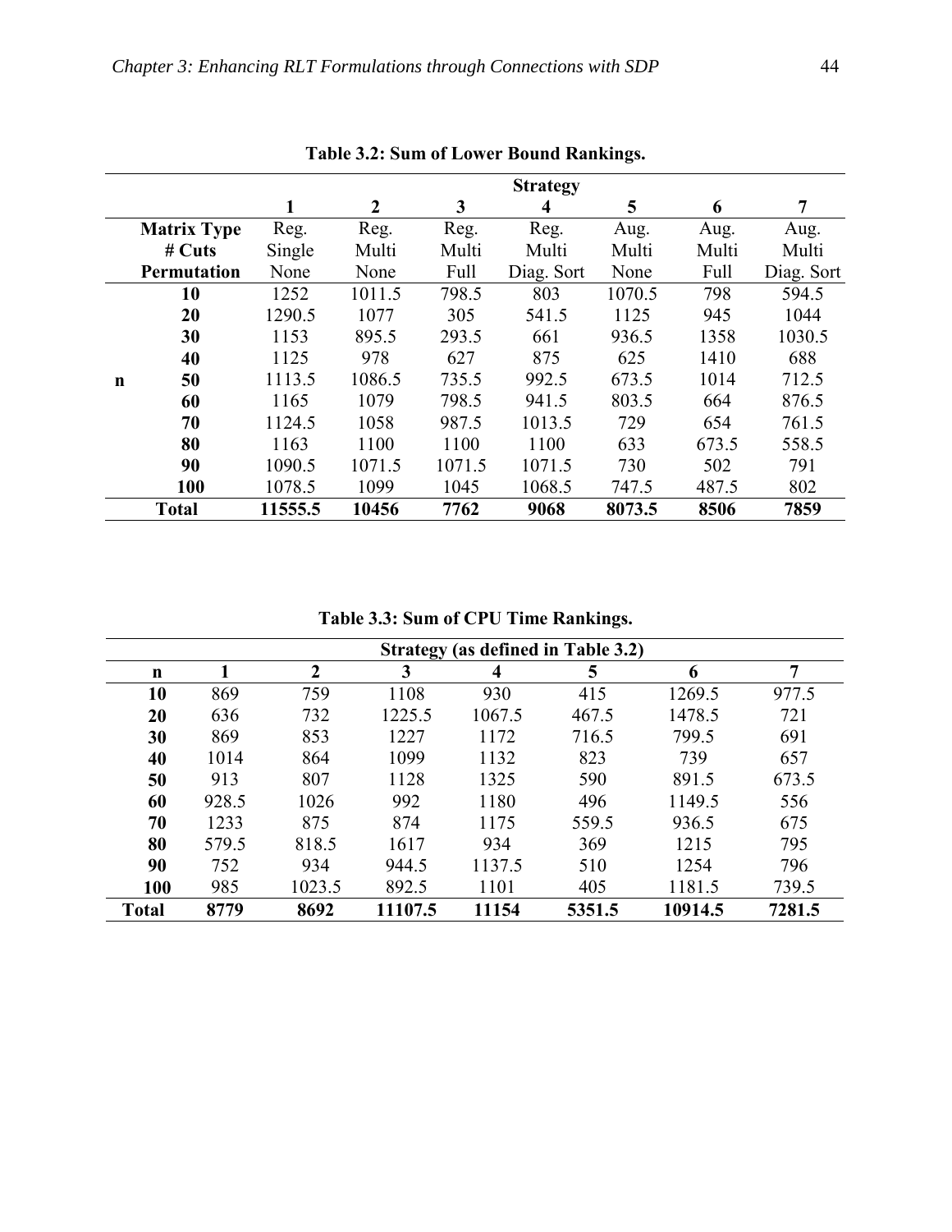**Table 3.2: Sum of Lower Bound Rankings.**

| | | Strategy | | | | | | |
|---|---|---|---|---|---|---|---|---|
| | | 1 | 2 | 3 | 4 | 5 | 6 | 7 |
| | **Matrix Type** | Reg. | Reg. | Reg. | Reg. | Aug. | Aug. | Aug. |
| | **# Cuts** | Single | Multi | Multi | Multi | Multi | Multi | Multi |
| | **Permutation** | None | None | Full | Diag. Sort | None | Full | Diag. Sort |
| **n** | **10** | 1252 | 1011.5 | 798.5 | 803 | 1070.5 | 798 | 594.5 |
| | **20** | 1290.5 | 1077 | 305 | 541.5 | 1125 | 945 | 1044 |
| | **30** | 1153 | 895.5 | 293.5 | 661 | 936.5 | 1358 | 1030.5 |
| | **40** | 1125 | 978 | 627 | 875 | 625 | 1410 | 688 |
| | **50** | 1113.5 | 1086.5 | 735.5 | 992.5 | 673.5 | 1014 | 712.5 |
| | **60** | 1165 | 1079 | 798.5 | 941.5 | 803.5 | 664 | 876.5 |
| | **70** | 1124.5 | 1058 | 987.5 | 1013.5 | 729 | 654 | 761.5 |
| | **80** | 1163 | 1100 | 1100 | 1100 | 633 | 673.5 | 558.5 |
| | **90** | 1090.5 | 1071.5 | 1071.5 | 1071.5 | 730 | 502 | 791 |
| | **100** | 1078.5 | 1099 | 1045 | 1068.5 | 747.5 | 487.5 | 802 |
| | **Total** | **11555.5** | **10456** | **7762** | **9068** | **8073.5** | **8506** | **7859** |

**Table 3.3: Sum of CPU Time Rankings.**

| | Strategy (as defined in Table 3.2) | | | | | | |
|---|---|---|---|---|---|---|---|
| **n** | **1** | **2** | **3** | **4** | **5** | **6** | **7** |
| **10** | 869 | 759 | 1108 | 930 | 415 | 1269.5 | 977.5 |
| **20** | 636 | 732 | 1225.5 | 1067.5 | 467.5 | 1478.5 | 721 |
| **30** | 869 | 853 | 1227 | 1172 | 716.5 | 799.5 | 691 |
| **40** | 1014 | 864 | 1099 | 1132 | 823 | 739 | 657 |
| **50** | 913 | 807 | 1128 | 1325 | 590 | 891.5 | 673.5 |
| **60** | 928.5 | 1026 | 992 | 1180 | 496 | 1149.5 | 556 |
| **70** | 1233 | 875 | 874 | 1175 | 559.5 | 936.5 | 675 |
| **80** | 579.5 | 818.5 | 1617 | 934 | 369 | 1215 | 795 |
| **90** | 752 | 934 | 944.5 | 1137.5 | 510 | 1254 | 796 |
| **100** | 985 | 1023.5 | 892.5 | 1101 | 405 | 1181.5 | 739.5 |
| **Total** | **8779** | **8692** | **11107.5** | **11154** | **5351.5** | **10914.5** | **7281.5** |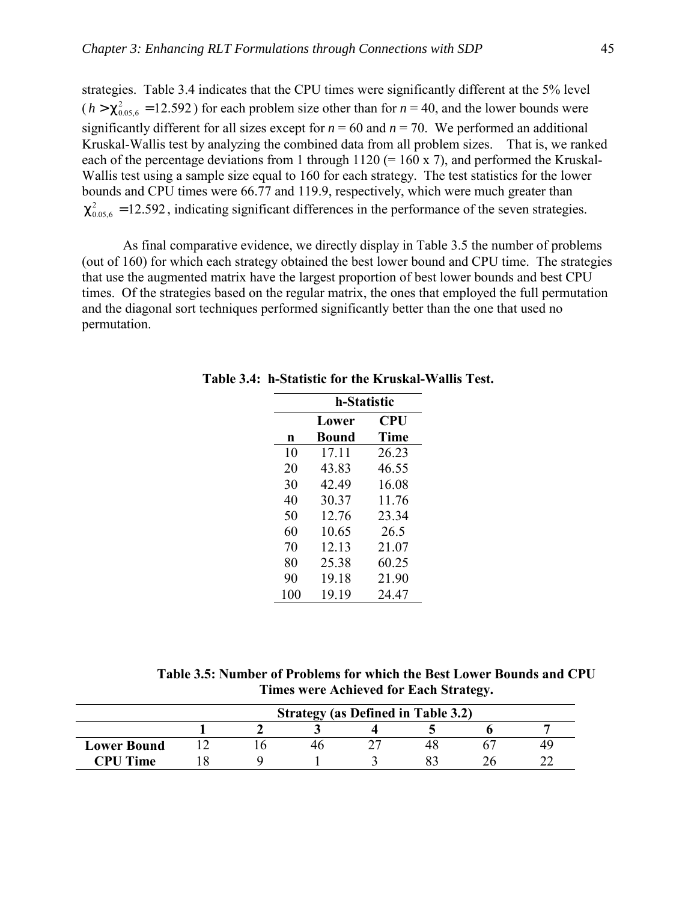strategies. Table 3.4 indicates that the CPU times were significantly different at the 5% level ($h > \chi^2_{0.05,6} = 12.592$) for each problem size other than for $n = 40$, and the lower bounds were significantly different for all sizes except for $n = 60$ and $n = 70$. We performed an additional Kruskal-Wallis test by analyzing the combined data from all problem sizes. That is, we ranked each of the percentage deviations from 1 through 1120 (= 160 x 7), and performed the Kruskal-Wallis test using a sample size equal to 160 for each strategy. The test statistics for the lower bounds and CPU times were 66.77 and 119.9, respectively, which were much greater than $\chi^2_{0.05,6} = 12.592$, indicating significant differences in the performance of the seven strategies.

As final comparative evidence, we directly display in Table 3.5 the number of problems (out of 160) for which each strategy obtained the best lower bound and CPU time. The strategies that use the augmented matrix have the largest proportion of best lower bounds and best CPU times. Of the strategies based on the regular matrix, the ones that employed the full permutation and the diagonal sort techniques performed significantly better than the one that used no permutation.

**Table 3.4: h-Statistic for the Kruskal-Wallis Test.**

| | h-Statistic | |
|---|---|---|
| **n** | **Lower Bound** | **CPU Time** |
| 10 | 17.11 | 26.23 |
| 20 | 43.83 | 46.55 |
| 30 | 42.49 | 16.08 |
| 40 | 30.37 | 11.76 |
| 50 | 12.76 | 23.34 |
| 60 | 10.65 | 26.5 |
| 70 | 12.13 | 21.07 |
| 80 | 25.38 | 60.25 |
| 90 | 19.18 | 21.90 |
| 100 | 19.19 | 24.47 |

**Table 3.5: Number of Problems for which the Best Lower Bounds and CPU Times were Achieved for Each Strategy.**

| | Strategy (as Defined in Table 3.2) | | | | | | |
|---|---|---|---|---|---|---|---|
| | **1** | **2** | **3** | **4** | **5** | **6** | **7** |
| **Lower Bound** | 12 | 16 | 46 | 27 | 48 | 67 | 49 |
| **CPU Time** | 18 | 9 | 1 | 3 | 83 | 26 | 22 |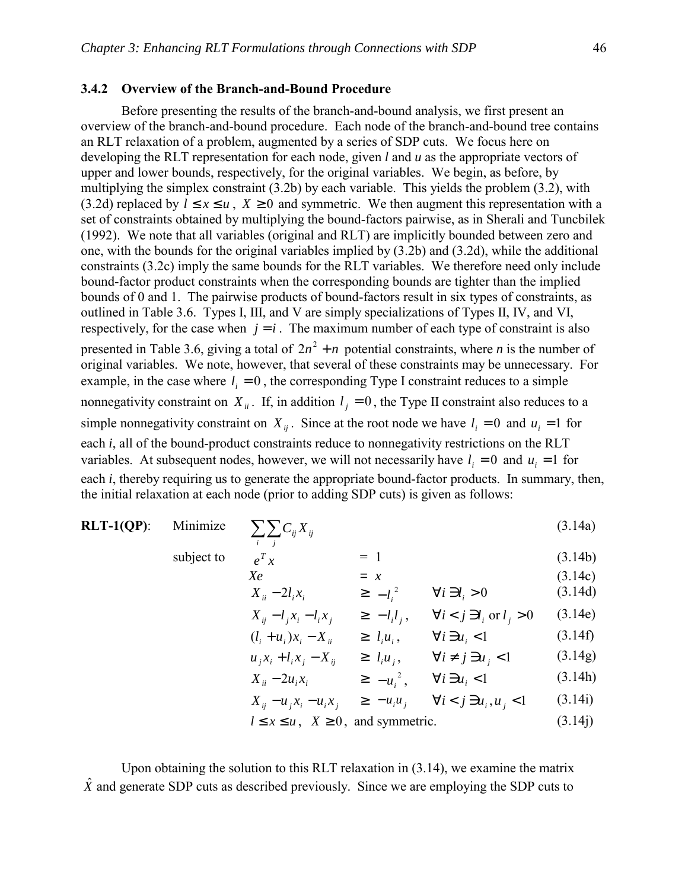### 3.4.2 Overview of the Branch-and-Bound Procedure

Before presenting the results of the branch-and-bound analysis, we first present an overview of the branch-and-bound procedure. Each node of the branch-and-bound tree contains an RLT relaxation of a problem, augmented by a series of SDP cuts. We focus here on developing the RLT representation for each node, given *l* and *u* as the appropriate vectors of upper and lower bounds, respectively, for the original variables. We begin, as before, by multiplying the simplex constraint (3.2b) by each variable. This yields the problem (3.2), with (3.2d) replaced by $l \leq x \leq u$, $X \geq 0$ and symmetric. We then augment this representation with a set of constraints obtained by multiplying the bound-factors pairwise, as in Sherali and Tuncbilek (1992). We note that all variables (original and RLT) are implicitly bounded between zero and one, with the bounds for the original variables implied by (3.2b) and (3.2d), while the additional constraints (3.2c) imply the same bounds for the RLT variables. We therefore need only include bound-factor product constraints when the corresponding bounds are tighter than the implied bounds of 0 and 1. The pairwise products of bound-factors result in six types of constraints, as outlined in Table 3.6. Types I, III, and V are simply specializations of Types II, IV, and VI, respectively, for the case when $j = i$. The maximum number of each type of constraint is also presented in Table 3.6, giving a total of $2n^2 + n$ potential constraints, where *n* is the number of original variables. We note, however, that several of these constraints may be unnecessary. For example, in the case where $l_i = 0$, the corresponding Type I constraint reduces to a simple nonnegativity constraint on $X_{ii}$. If, in addition $l_j = 0$, the Type II constraint also reduces to a simple nonnegativity constraint on $X_{ij}$. Since at the root node we have $l_i = 0$ and $u_i = 1$ for each *i*, all of the bound-product constraints reduce to nonnegativity restrictions on the RLT variables. At subsequent nodes, however, we will not necessarily have $l_i = 0$ and $u_i = 1$ for each *i*, thereby requiring us to generate the appropriate bound-factor products. In summary, then, the initial relaxation at each node (prior to adding SDP cuts) is given as follows:

**RLT-1(QP)**: Minimize $\sum_i \sum_j C_{ij} X_{ij}$ (3.14a)

subject to

$$e^T x = 1 \quad (3.14b)$$

$$Xe = x \quad (3.14c)$$

$$X_{ii} - 2l_i x_i \geq -l_i^2 \quad \forall i \ni l_i > 0 \quad (3.14d)$$

$$X_{ij} - l_j x_i - l_i x_j \geq -l_i l_j, \quad \forall i < j \ni l_i \text{ or } l_j > 0 \quad (3.14e)$$

$$(l_i + u_i)x_i - X_{ii} \geq l_i u_i, \quad \forall i \ni u_i < 1 \quad (3.14f)$$

$$u_j x_i + l_i x_j - X_{ij} \geq l_i u_j, \quad \forall i \neq j \ni u_j < 1 \quad (3.14g)$$

$$X_{ii} - 2u_i x_i \geq -u_i^2, \quad \forall i \ni u_i < 1 \quad (3.14h)$$

$$X_{ij} - u_j x_i - u_i x_j \geq -u_i u_j \quad \forall i < j \ni u_i, u_j < 1 \quad (3.14i)$$

$$l \leq x \leq u, \quad X \geq 0, \text{ and symmetric.} \quad (3.14j)$$

Upon obtaining the solution to this RLT relaxation in (3.14), we examine the matrix $\hat{X}$ and generate SDP cuts as described previously. Since we are employing the SDP cuts to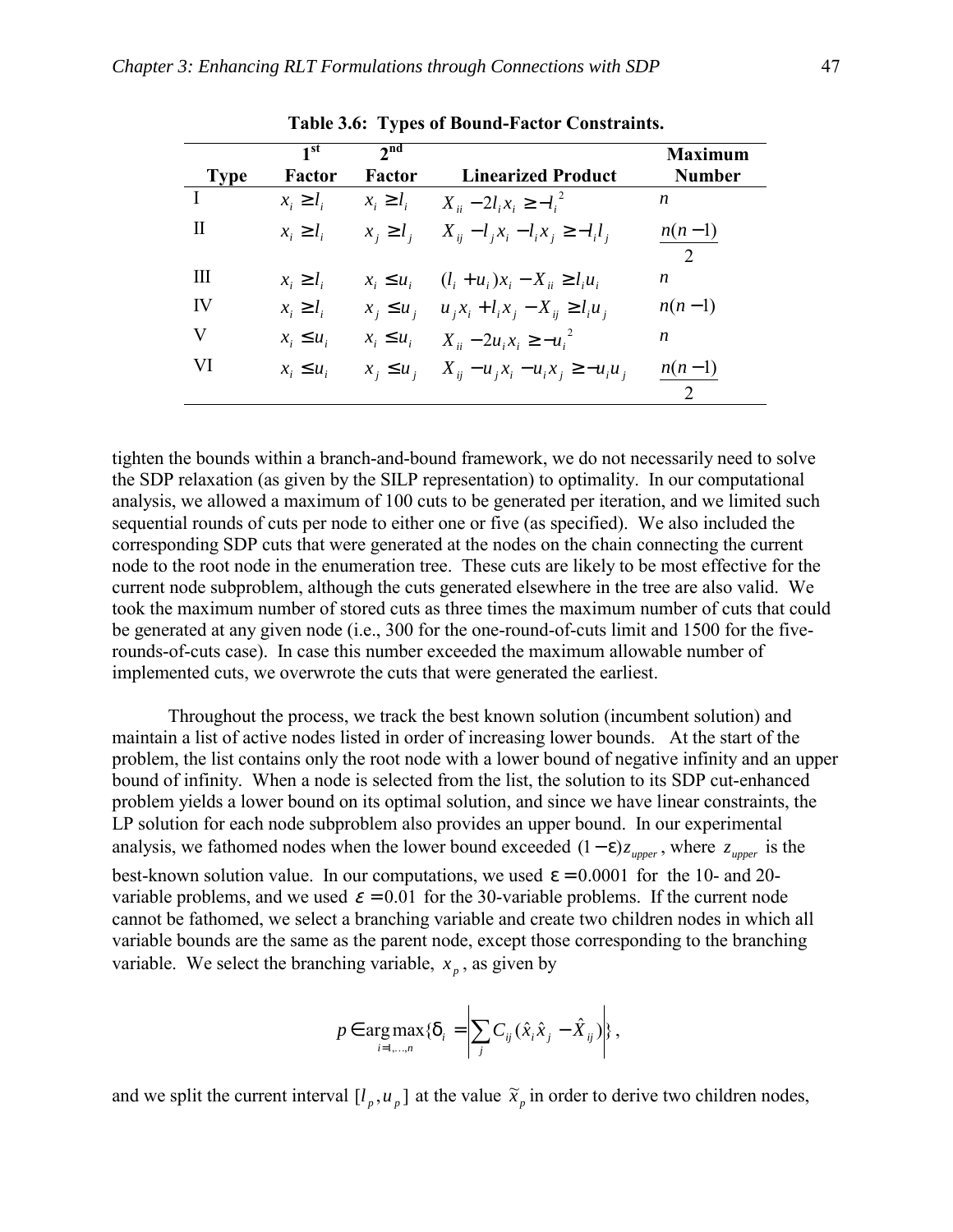**Table 3.6: Types of Bound-Factor Constraints.**

| Type | 1st Factor | 2nd Factor | Linearized Product | Maximum Number |
|---|---|---|---|---|
| I | $x_i \geq l_i$ | $x_i \geq l_i$ | $X_{ii} - 2l_i x_i \geq -l_i^2$ | $n$ |
| II | $x_i \geq l_i$ | $x_j \geq l_j$ | $X_{ij} - l_j x_i - l_i x_j \geq -l_i l_j$ | $\frac{n(n-1)}{2}$ |
| III | $x_i \geq l_i$ | $x_i \leq u_i$ | $(l_i + u_i)x_i - X_{ii} \geq l_i u_i$ | $n$ |
| IV | $x_i \geq l_i$ | $x_j \leq u_j$ | $u_j x_i + l_i x_j - X_{ij} \geq l_i u_j$ | $n(n-1)$ |
| V | $x_i \leq u_i$ | $x_i \leq u_i$ | $X_{ii} - 2u_i x_i \geq -u_i^2$ | $n$ |
| VI | $x_i \leq u_i$ | $x_j \leq u_j$ | $X_{ij} - u_j x_i - u_i x_j \geq -u_i u_j$ | $\frac{n(n-1)}{2}$ |

tighten the bounds within a branch-and-bound framework, we do not necessarily need to solve the SDP relaxation (as given by the SILP representation) to optimality. In our computational analysis, we allowed a maximum of 100 cuts to be generated per iteration, and we limited such sequential rounds of cuts per node to either one or five (as specified). We also included the corresponding SDP cuts that were generated at the nodes on the chain connecting the current node to the root node in the enumeration tree. These cuts are likely to be most effective for the current node subproblem, although the cuts generated elsewhere in the tree are also valid. We took the maximum number of stored cuts as three times the maximum number of cuts that could be generated at any given node (i.e., 300 for the one-round-of-cuts limit and 1500 for the five-rounds-of-cuts case). In case this number exceeded the maximum allowable number of implemented cuts, we overwrote the cuts that were generated the earliest.

Throughout the process, we track the best known solution (incumbent solution) and maintain a list of active nodes listed in order of increasing lower bounds. At the start of the problem, the list contains only the root node with a lower bound of negative infinity and an upper bound of infinity. When a node is selected from the list, the solution to its SDP cut-enhanced problem yields a lower bound on its optimal solution, and since we have linear constraints, the LP solution for each node subproblem also provides an upper bound. In our experimental analysis, we fathomed nodes when the lower bound exceeded $(1-\varepsilon)z_{upper}$, where $z_{upper}$ is the best-known solution value. In our computations, we used $\varepsilon = 0.0001$ for the 10- and 20-variable problems, and we used $\varepsilon = 0.01$ for the 30-variable problems. If the current node cannot be fathomed, we select a branching variable and create two children nodes in which all variable bounds are the same as the parent node, except those corresponding to the branching variable. We select the branching variable, $x_p$, as given by

$$p \in \arg\max_{i=1,\ldots,n}\{\delta_i = \left|\sum_j C_{ij}(\hat{x}_i \hat{x}_j - \hat{X}_{ij})\right|\},$$

and we split the current interval $[l_p, u_p]$ at the value $\tilde{x}_p$ in order to derive two children nodes,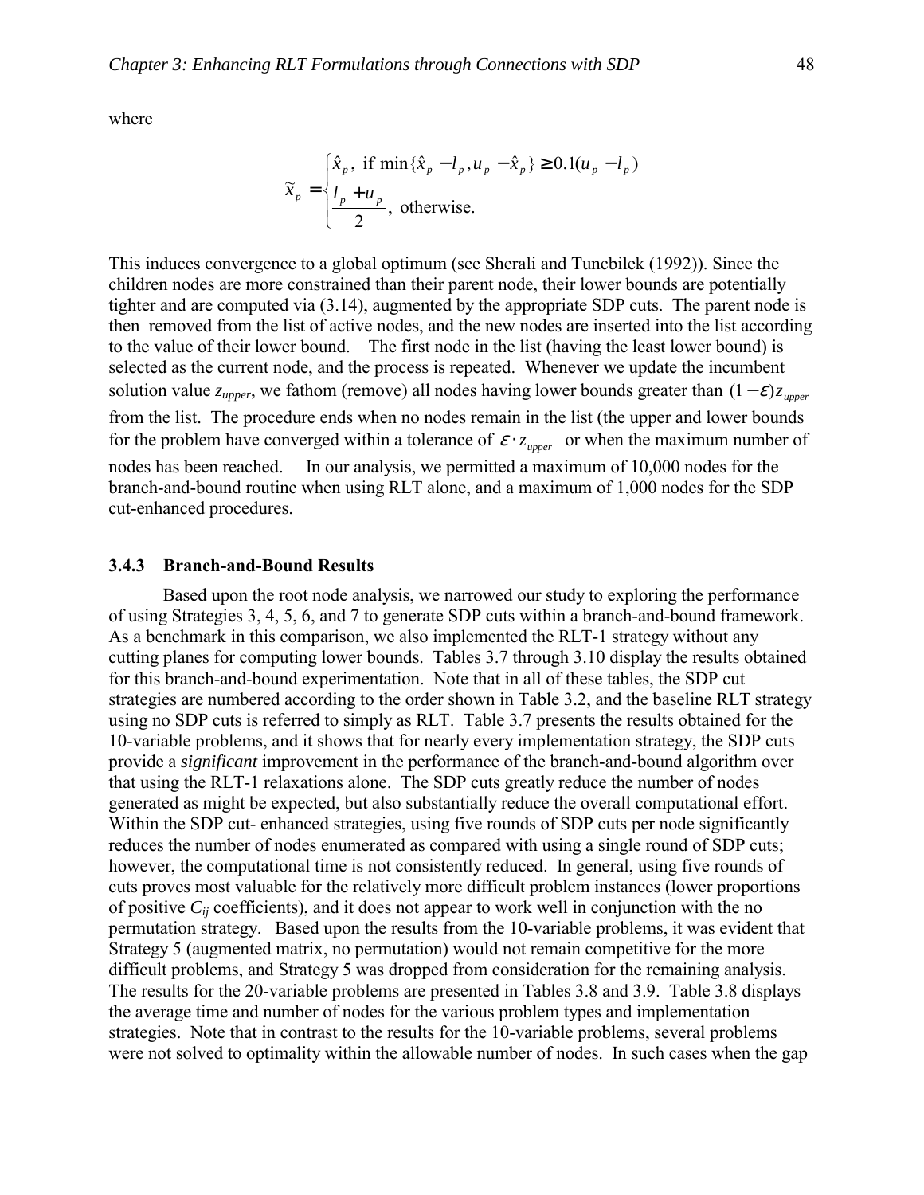where

$$\tilde{x}_p = \begin{cases} \hat{x}_p, \text{ if } \min\{\hat{x}_p - l_p, u_p - \hat{x}_p\} \geq 0.1(u_p - l_p) \\ \dfrac{l_p + u_p}{2}, \text{ otherwise.} \end{cases}$$

This induces convergence to a global optimum (see Sherali and Tuncbilek (1992)). Since the children nodes are more constrained than their parent node, their lower bounds are potentially tighter and are computed via (3.14), augmented by the appropriate SDP cuts. The parent node is then removed from the list of active nodes, and the new nodes are inserted into the list according to the value of their lower bound. The first node in the list (having the least lower bound) is selected as the current node, and the process is repeated. Whenever we update the incumbent solution value $z_{upper}$, we fathom (remove) all nodes having lower bounds greater than $(1-\varepsilon)z_{upper}$ from the list. The procedure ends when no nodes remain in the list (the upper and lower bounds for the problem have converged within a tolerance of $\varepsilon \cdot z_{upper}$ or when the maximum number of nodes has been reached. In our analysis, we permitted a maximum of 10,000 nodes for the branch-and-bound routine when using RLT alone, and a maximum of 1,000 nodes for the SDP cut-enhanced procedures.

### 3.4.3 Branch-and-Bound Results

Based upon the root node analysis, we narrowed our study to exploring the performance of using Strategies 3, 4, 5, 6, and 7 to generate SDP cuts within a branch-and-bound framework. As a benchmark in this comparison, we also implemented the RLT-1 strategy without any cutting planes for computing lower bounds. Tables 3.7 through 3.10 display the results obtained for this branch-and-bound experimentation. Note that in all of these tables, the SDP cut strategies are numbered according to the order shown in Table 3.2, and the baseline RLT strategy using no SDP cuts is referred to simply as RLT. Table 3.7 presents the results obtained for the 10-variable problems, and it shows that for nearly every implementation strategy, the SDP cuts provide a *significant* improvement in the performance of the branch-and-bound algorithm over that using the RLT-1 relaxations alone. The SDP cuts greatly reduce the number of nodes generated as might be expected, but also substantially reduce the overall computational effort. Within the SDP cut- enhanced strategies, using five rounds of SDP cuts per node significantly reduces the number of nodes enumerated as compared with using a single round of SDP cuts; however, the computational time is not consistently reduced. In general, using five rounds of cuts proves most valuable for the relatively more difficult problem instances (lower proportions of positive $C_{ij}$ coefficients), and it does not appear to work well in conjunction with the no permutation strategy. Based upon the results from the 10-variable problems, it was evident that Strategy 5 (augmented matrix, no permutation) would not remain competitive for the more difficult problems, and Strategy 5 was dropped from consideration for the remaining analysis. The results for the 20-variable problems are presented in Tables 3.8 and 3.9. Table 3.8 displays the average time and number of nodes for the various problem types and implementation strategies. Note that in contrast to the results for the 10-variable problems, several problems were not solved to optimality within the allowable number of nodes. In such cases when the gap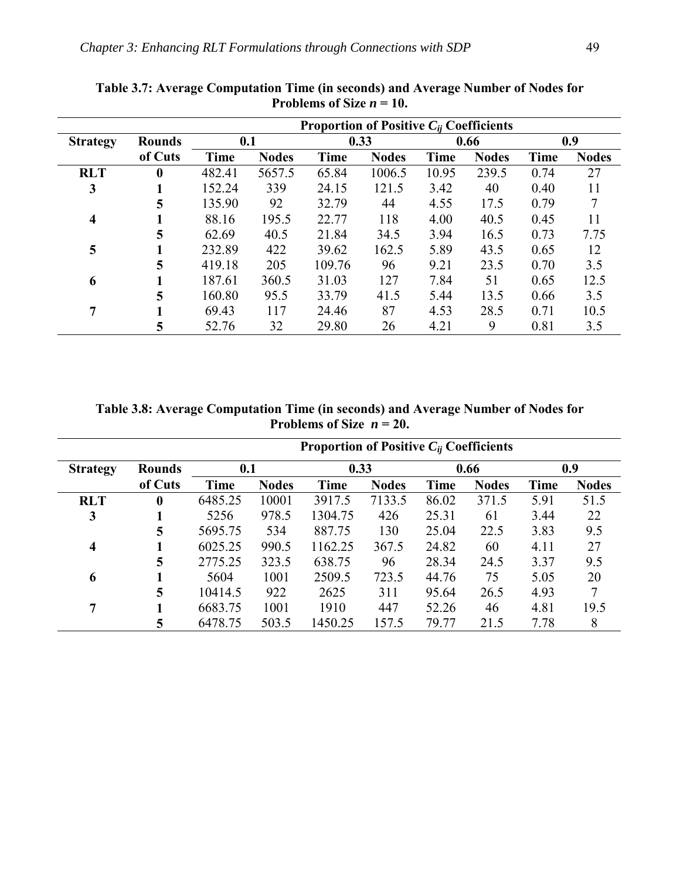**Table 3.7: Average Computation Time (in seconds) and Average Number of Nodes for Problems of Size $n = 10$.**

| | | Proportion of Positive $C_{ij}$ Coefficients | | | | | | | |
|---|---|---|---|---|---|---|---|---|---|
| **Strategy** | **Rounds** | **0.1** | | **0.33** | | **0.66** | | **0.9** | |
| | **of Cuts** | **Time** | **Nodes** | **Time** | **Nodes** | **Time** | **Nodes** | **Time** | **Nodes** |
| **RLT** | **0** | 482.41 | 5657.5 | 65.84 | 1006.5 | 10.95 | 239.5 | 0.74 | 27 |
| **3** | **1** | 152.24 | 339 | 24.15 | 121.5 | 3.42 | 40 | 0.40 | 11 |
| | **5** | 135.90 | 92 | 32.79 | 44 | 4.55 | 17.5 | 0.79 | 7 |
| **4** | **1** | 88.16 | 195.5 | 22.77 | 118 | 4.00 | 40.5 | 0.45 | 11 |
| | **5** | 62.69 | 40.5 | 21.84 | 34.5 | 3.94 | 16.5 | 0.73 | 7.75 |
| **5** | **1** | 232.89 | 422 | 39.62 | 162.5 | 5.89 | 43.5 | 0.65 | 12 |
| | **5** | 419.18 | 205 | 109.76 | 96 | 9.21 | 23.5 | 0.70 | 3.5 |
| **6** | **1** | 187.61 | 360.5 | 31.03 | 127 | 7.84 | 51 | 0.65 | 12.5 |
| | **5** | 160.80 | 95.5 | 33.79 | 41.5 | 5.44 | 13.5 | 0.66 | 3.5 |
| **7** | **1** | 69.43 | 117 | 24.46 | 87 | 4.53 | 28.5 | 0.71 | 10.5 |
| | **5** | 52.76 | 32 | 29.80 | 26 | 4.21 | 9 | 0.81 | 3.5 |

**Table 3.8: Average Computation Time (in seconds) and Average Number of Nodes for Problems of Size $n = 20$.**

| | | Proportion of Positive $C_{ij}$ Coefficients | | | | | | | |
|---|---|---|---|---|---|---|---|---|---|
| **Strategy** | **Rounds** | **0.1** | | **0.33** | | **0.66** | | **0.9** | |
| | **of Cuts** | **Time** | **Nodes** | **Time** | **Nodes** | **Time** | **Nodes** | **Time** | **Nodes** |
| **RLT** | **0** | 6485.25 | 10001 | 3917.5 | 7133.5 | 86.02 | 371.5 | 5.91 | 51.5 |
| **3** | **1** | 5256 | 978.5 | 1304.75 | 426 | 25.31 | 61 | 3.44 | 22 |
| | **5** | 5695.75 | 534 | 887.75 | 130 | 25.04 | 22.5 | 3.83 | 9.5 |
| **4** | **1** | 6025.25 | 990.5 | 1162.25 | 367.5 | 24.82 | 60 | 4.11 | 27 |
| | **5** | 2775.25 | 323.5 | 638.75 | 96 | 28.34 | 24.5 | 3.37 | 9.5 |
| **6** | **1** | 5604 | 1001 | 2509.5 | 723.5 | 44.76 | 75 | 5.05 | 20 |
| | **5** | 10414.5 | 922 | 2625 | 311 | 95.64 | 26.5 | 4.93 | 7 |
| **7** | **1** | 6683.75 | 1001 | 1910 | 447 | 52.26 | 46 | 4.81 | 19.5 |
| | **5** | 6478.75 | 503.5 | 1450.25 | 157.5 | 79.77 | 21.5 | 7.78 | 8 |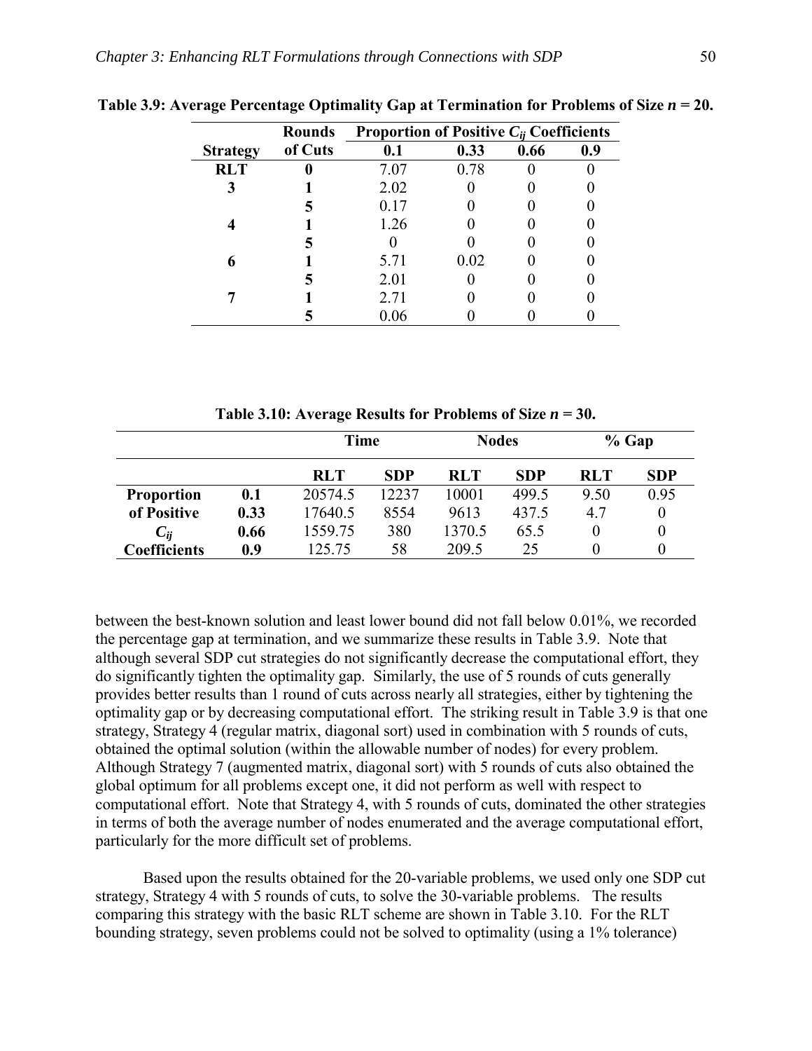**Table 3.9: Average Percentage Optimality Gap at Termination for Problems of Size $n$ = 20.**

| Strategy | Rounds of Cuts | Proportion of Positive $C_{ij}$ Coefficients | | | |
|---|---|---|---|---|---|
| | | 0.1 | 0.33 | 0.66 | 0.9 |
| **RLT** | **0** | 7.07 | 0.78 | 0 | 0 |
| **3** | **1** | 2.02 | 0 | 0 | 0 |
| | **5** | 0.17 | 0 | 0 | 0 |
| **4** | **1** | 1.26 | 0 | 0 | 0 |
| | **5** | 0 | 0 | 0 | 0 |
| **6** | **1** | 5.71 | 0.02 | 0 | 0 |
| | **5** | 2.01 | 0 | 0 | 0 |
| **7** | **1** | 2.71 | 0 | 0 | 0 |
| | **5** | 0.06 | 0 | 0 | 0 |

**Table 3.10: Average Results for Problems of Size $n$ = 30.**

| | | Time | | Nodes | | % Gap | |
|---|---|---|---|---|---|---|---|
| | | **RLT** | **SDP** | **RLT** | **SDP** | **RLT** | **SDP** |
| **Proportion** | **0.1** | 20574.5 | 12237 | 10001 | 499.5 | 9.50 | 0.95 |
| **of Positive** | **0.33** | 17640.5 | 8554 | 9613 | 437.5 | 4.7 | 0 |
| $C_{ij}$ | **0.66** | 1559.75 | 380 | 1370.5 | 65.5 | 0 | 0 |
| **Coefficients** | **0.9** | 125.75 | 58 | 209.5 | 25 | 0 | 0 |

between the best-known solution and least lower bound did not fall below 0.01%, we recorded the percentage gap at termination, and we summarize these results in Table 3.9. Note that although several SDP cut strategies do not significantly decrease the computational effort, they do significantly tighten the optimality gap. Similarly, the use of 5 rounds of cuts generally provides better results than 1 round of cuts across nearly all strategies, either by tightening the optimality gap or by decreasing computational effort. The striking result in Table 3.9 is that one strategy, Strategy 4 (regular matrix, diagonal sort) used in combination with 5 rounds of cuts, obtained the optimal solution (within the allowable number of nodes) for every problem. Although Strategy 7 (augmented matrix, diagonal sort) with 5 rounds of cuts also obtained the global optimum for all problems except one, it did not perform as well with respect to computational effort. Note that Strategy 4, with 5 rounds of cuts, dominated the other strategies in terms of both the average number of nodes enumerated and the average computational effort, particularly for the more difficult set of problems.

Based upon the results obtained for the 20-variable problems, we used only one SDP cut strategy, Strategy 4 with 5 rounds of cuts, to solve the 30-variable problems. The results comparing this strategy with the basic RLT scheme are shown in Table 3.10. For the RLT bounding strategy, seven problems could not be solved to optimality (using a 1% tolerance)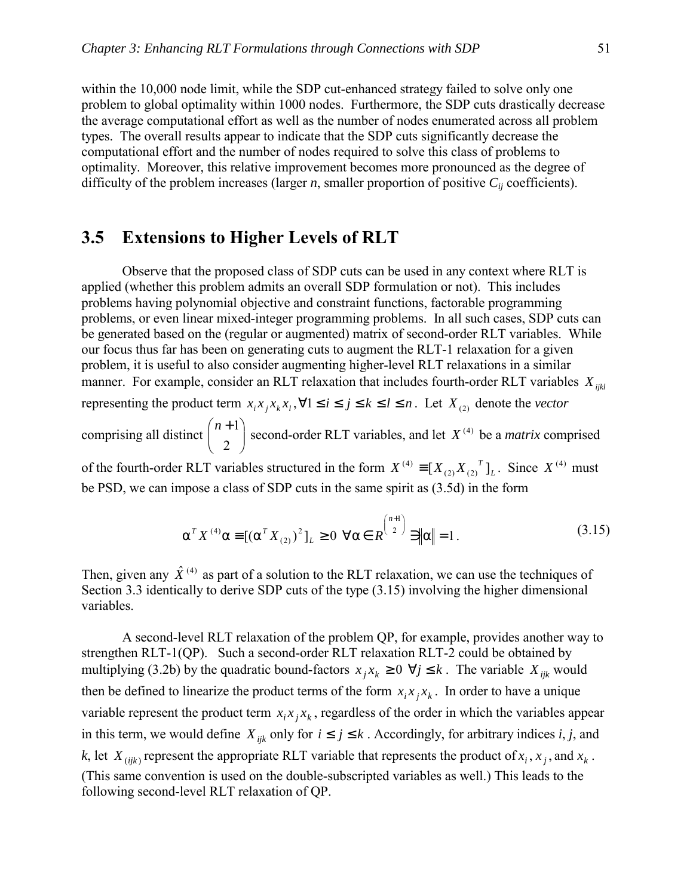within the 10,000 node limit, while the SDP cut-enhanced strategy failed to solve only one problem to global optimality within 1000 nodes. Furthermore, the SDP cuts drastically decrease the average computational effort as well as the number of nodes enumerated across all problem types. The overall results appear to indicate that the SDP cuts significantly decrease the computational effort and the number of nodes required to solve this class of problems to optimality. Moreover, this relative improvement becomes more pronounced as the degree of difficulty of the problem increases (larger *n*, smaller proportion of positive $C_{ij}$ coefficients).

## 3.5 Extensions to Higher Levels of RLT

Observe that the proposed class of SDP cuts can be used in any context where RLT is applied (whether this problem admits an overall SDP formulation or not). This includes problems having polynomial objective and constraint functions, factorable programming problems, or even linear mixed-integer programming problems. In all such cases, SDP cuts can be generated based on the (regular or augmented) matrix of second-order RLT variables. While our focus thus far has been on generating cuts to augment the RLT-1 relaxation for a given problem, it is useful to also consider augmenting higher-level RLT relaxations in a similar manner. For example, consider an RLT relaxation that includes fourth-order RLT variables $X_{ijkl}$ representing the product term $x_i x_j x_k x_l, \forall 1 \le i \le j \le k \le l \le n$. Let $X_{(2)}$ denote the *vector* comprising all distinct $\binom{n+1}{2}$ second-order RLT variables, and let $X^{(4)}$ be a *matrix* comprised of the fourth-order RLT variables structured in the form $X^{(4)} \equiv [X_{(2)} X_{(2)}^T]_L$. Since $X^{(4)}$ must be PSD, we can impose a class of SDP cuts in the same spirit as (3.5d) in the form

$$\alpha^T X^{(4)} \alpha \equiv [(\alpha^T X_{(2)})^2]_L \ge 0 \;\; \forall \alpha \in R^{\binom{n+1}{2}} \ni \|\alpha\| = 1. \tag{3.15}$$

Then, given any $\hat{X}^{(4)}$ as part of a solution to the RLT relaxation, we can use the techniques of Section 3.3 identically to derive SDP cuts of the type (3.15) involving the higher dimensional variables.

A second-level RLT relaxation of the problem QP, for example, provides another way to strengthen RLT-1(QP). Such a second-order RLT relaxation RLT-2 could be obtained by multiplying (3.2b) by the quadratic bound-factors $x_j x_k \ge 0 \;\; \forall j \le k$. The variable $X_{ijk}$ would then be defined to linearize the product terms of the form $x_i x_j x_k$. In order to have a unique variable represent the product term $x_i x_j x_k$, regardless of the order in which the variables appear in this term, we would define $X_{ijk}$ only for $i \le j \le k$. Accordingly, for arbitrary indices *i*, *j*, and *k*, let $X_{(ijk)}$ represent the appropriate RLT variable that represents the product of $x_i$, $x_j$, and $x_k$. (This same convention is used on the double-subscripted variables as well.) This leads to the following second-level RLT relaxation of QP.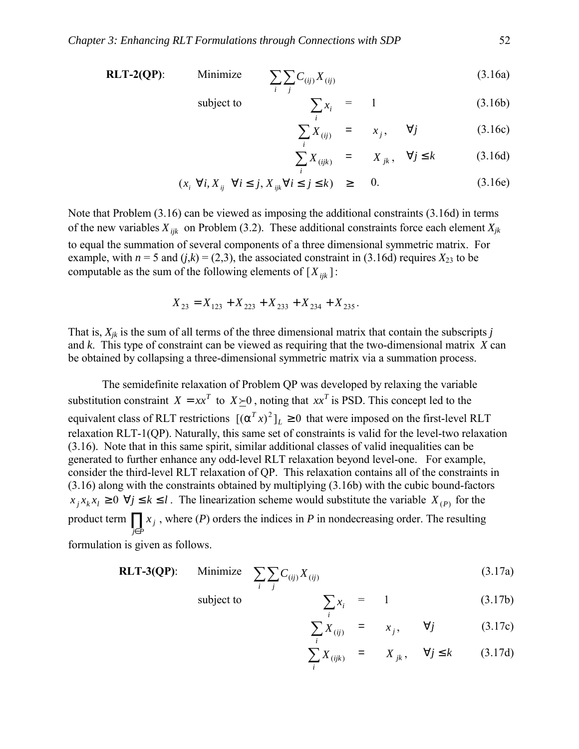**RLT-2(QP)**:

$$\text{Minimize} \quad \sum_i \sum_j C_{(ij)} X_{(ij)} \tag{3.16a}$$

$$\text{subject to} \quad \sum_i x_i = 1 \tag{3.16b}$$

$$\sum_i X_{(ij)} = x_j, \quad \forall j \tag{3.16c}$$

$$\sum_i X_{(ijk)} = X_{jk}, \quad \forall j \leq k \tag{3.16d}$$

$$(x_i \ \forall i, X_{ij} \ \ \forall i \leq j, X_{ijk} \forall i \leq j \leq k) \geq 0. \tag{3.16e}$$

Note that Problem (3.16) can be viewed as imposing the additional constraints (3.16d) in terms of the new variables $X_{ijk}$ on Problem (3.2). These additional constraints force each element $X_{jk}$ to equal the summation of several components of a three dimensional symmetric matrix. For example, with $n = 5$ and $(j,k) = (2,3)$, the associated constraint in (3.16d) requires $X_{23}$ to be computable as the sum of the following elements of $[X_{ijk}]$:

$$X_{23} = X_{123} + X_{223} + X_{233} + X_{234} + X_{235}.$$

That is, $X_{jk}$ is the sum of all terms of the three dimensional matrix that contain the subscripts $j$ and $k$. This type of constraint can be viewed as requiring that the two-dimensional matrix $X$ can be obtained by collapsing a three-dimensional symmetric matrix via a summation process.

The semidefinite relaxation of Problem QP was developed by relaxing the variable substitution constraint $X = xx^T$ to $X \succeq 0$, noting that $xx^T$ is PSD. This concept led to the equivalent class of RLT restrictions $[(\alpha^T x)^2]_L \geq 0$ that were imposed on the first-level RLT relaxation RLT-1(QP). Naturally, this same set of constraints is valid for the level-two relaxation (3.16). Note that in this same spirit, similar additional classes of valid inequalities can be generated to further enhance any odd-level RLT relaxation beyond level-one. For example, consider the third-level RLT relaxation of QP. This relaxation contains all of the constraints in (3.16) along with the constraints obtained by multiplying (3.16b) with the cubic bound-factors $x_j x_k x_l \geq 0 \ \forall j \leq k \leq l$. The linearization scheme would substitute the variable $X_{(P)}$ for the product term $\prod_{j \in P} x_j$, where $(P)$ orders the indices in $P$ in nondecreasing order. The resulting formulation is given as follows.

**RLT-3(QP)**:

$$\text{Minimize} \quad \sum_i \sum_j C_{(ij)} X_{(ij)} \tag{3.17a}$$

$$\text{subject to} \quad \sum_i x_i = 1 \tag{3.17b}$$

$$\sum_i X_{(ij)} = x_j, \quad \forall j \tag{3.17c}$$

$$\sum_i X_{(ijk)} = X_{jk}, \quad \forall j \leq k \tag{3.17d}$$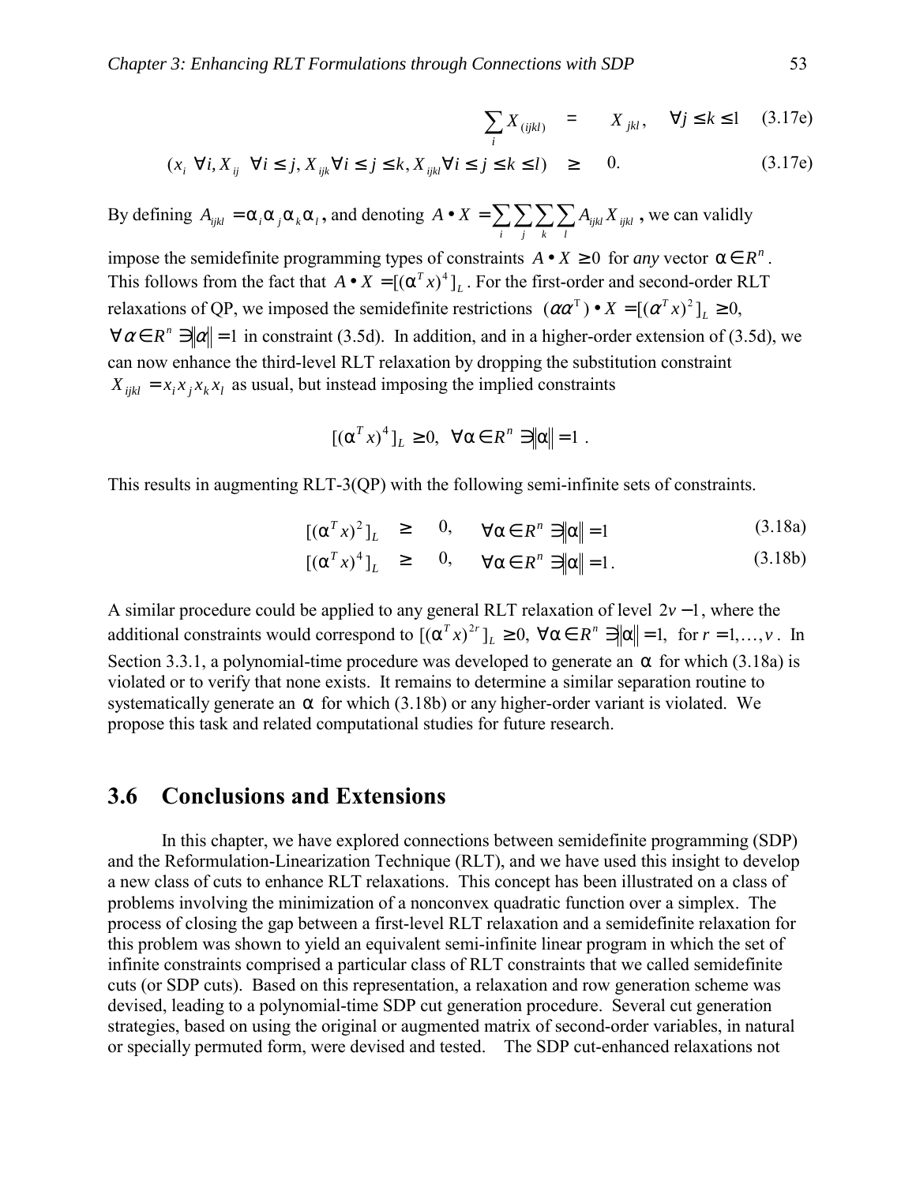$$\sum_i X_{(ijkl)} = X_{jkl}, \quad \forall j \leq k \leq l \quad (3.17e)$$

$$(x_i \;\forall i, X_{ij} \;\forall i \leq j, X_{ijk} \forall i \leq j \leq k, X_{ijkl} \forall i \leq j \leq k \leq l) \geq 0. \quad (3.17e)$$

By defining $A_{ijkl} = \alpha_i \alpha_j \alpha_k \alpha_l$, and denoting $A \bullet X = \sum_i \sum_j \sum_k \sum_l A_{ijkl} X_{ijkl}$, we can validly impose the semidefinite programming types of constraints $A \bullet X \geq 0$ for *any* vector $\alpha \in R^n$. This follows from the fact that $A \bullet X = [(\alpha^T x)^4]_L$. For the first-order and second-order RLT relaxations of QP, we imposed the semidefinite restrictions $(\alpha\alpha^T) \bullet X = [(\alpha^T x)^2]_L \geq 0$, $\forall \alpha \in R^n \ni \|\alpha\| = 1$ in constraint (3.5d). In addition, and in a higher-order extension of (3.5d), we can now enhance the third-level RLT relaxation by dropping the substitution constraint $X_{ijkl} = x_i x_j x_k x_l$ as usual, but instead imposing the implied constraints

$$[(\alpha^T x)^4]_L \geq 0, \;\; \forall \alpha \in R^n \ni \|\alpha\| = 1 .$$

This results in augmenting RLT-3(QP) with the following semi-infinite sets of constraints.

$$[(\alpha^T x)^2]_L \geq 0, \quad \forall \alpha \in R^n \ni \|\alpha\| = 1 \quad (3.18a)$$

$$[(\alpha^T x)^4]_L \geq 0, \quad \forall \alpha \in R^n \ni \|\alpha\| = 1. \quad (3.18b)$$

A similar procedure could be applied to any general RLT relaxation of level $2v - 1$, where the additional constraints would correspond to $[(\alpha^T x)^{2r}]_L \geq 0, \; \forall \alpha \in R^n \ni \|\alpha\| = 1, \;$ for $r = 1, \ldots, v$. In Section 3.3.1, a polynomial-time procedure was developed to generate an $\alpha$ for which (3.18a) is violated or to verify that none exists. It remains to determine a similar separation routine to systematically generate an $\alpha$ for which (3.18b) or any higher-order variant is violated. We propose this task and related computational studies for future research.

## 3.6 Conclusions and Extensions

In this chapter, we have explored connections between semidefinite programming (SDP) and the Reformulation-Linearization Technique (RLT), and we have used this insight to develop a new class of cuts to enhance RLT relaxations. This concept has been illustrated on a class of problems involving the minimization of a nonconvex quadratic function over a simplex. The process of closing the gap between a first-level RLT relaxation and a semidefinite relaxation for this problem was shown to yield an equivalent semi-infinite linear program in which the set of infinite constraints comprised a particular class of RLT constraints that we called semidefinite cuts (or SDP cuts). Based on this representation, a relaxation and row generation scheme was devised, leading to a polynomial-time SDP cut generation procedure. Several cut generation strategies, based on using the original or augmented matrix of second-order variables, in natural or specially permuted form, were devised and tested. The SDP cut-enhanced relaxations not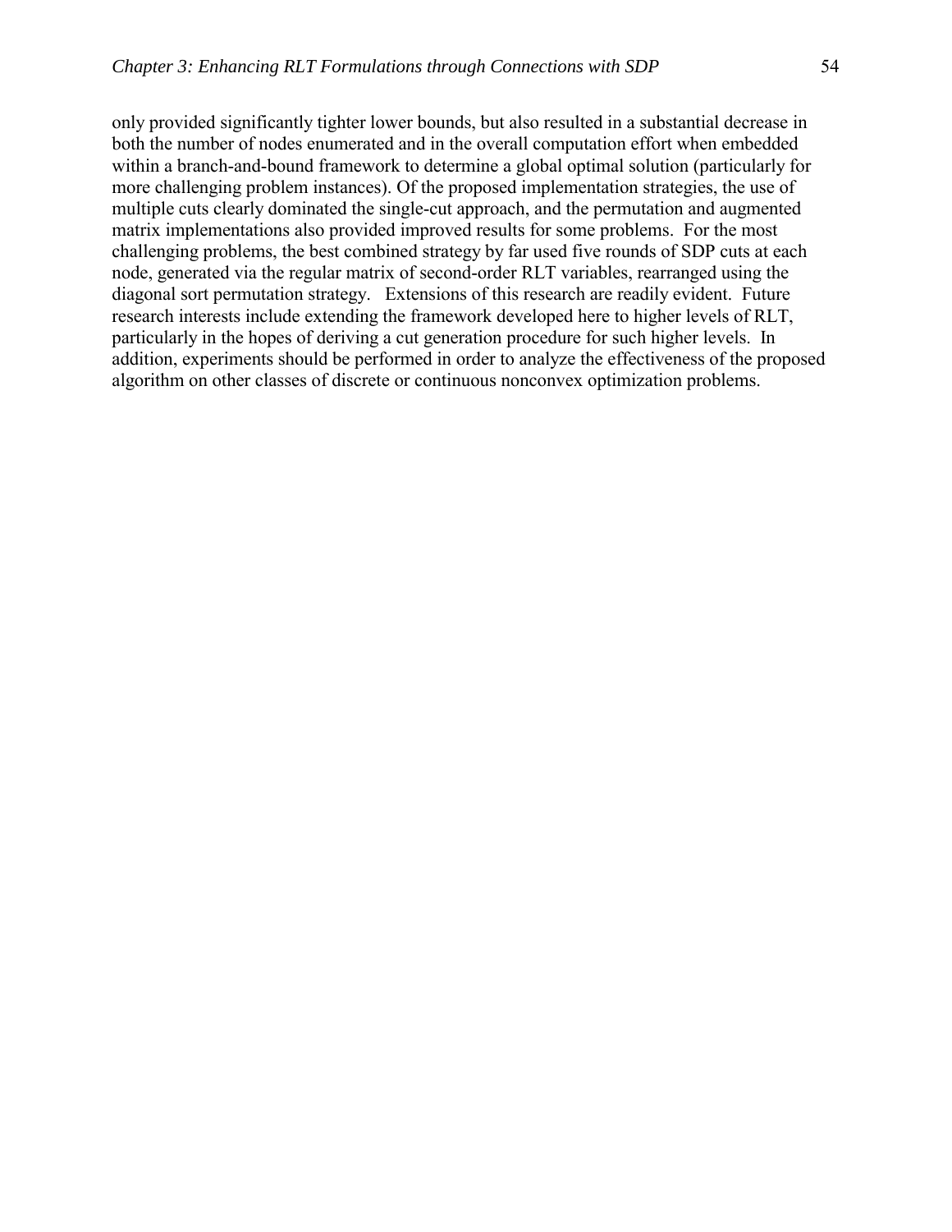only provided significantly tighter lower bounds, but also resulted in a substantial decrease in both the number of nodes enumerated and in the overall computation effort when embedded within a branch-and-bound framework to determine a global optimal solution (particularly for more challenging problem instances). Of the proposed implementation strategies, the use of multiple cuts clearly dominated the single-cut approach, and the permutation and augmented matrix implementations also provided improved results for some problems. For the most challenging problems, the best combined strategy by far used five rounds of SDP cuts at each node, generated via the regular matrix of second-order RLT variables, rearranged using the diagonal sort permutation strategy. Extensions of this research are readily evident. Future research interests include extending the framework developed here to higher levels of RLT, particularly in the hopes of deriving a cut generation procedure for such higher levels. In addition, experiments should be performed in order to analyze the effectiveness of the proposed algorithm on other classes of discrete or continuous nonconvex optimization problems.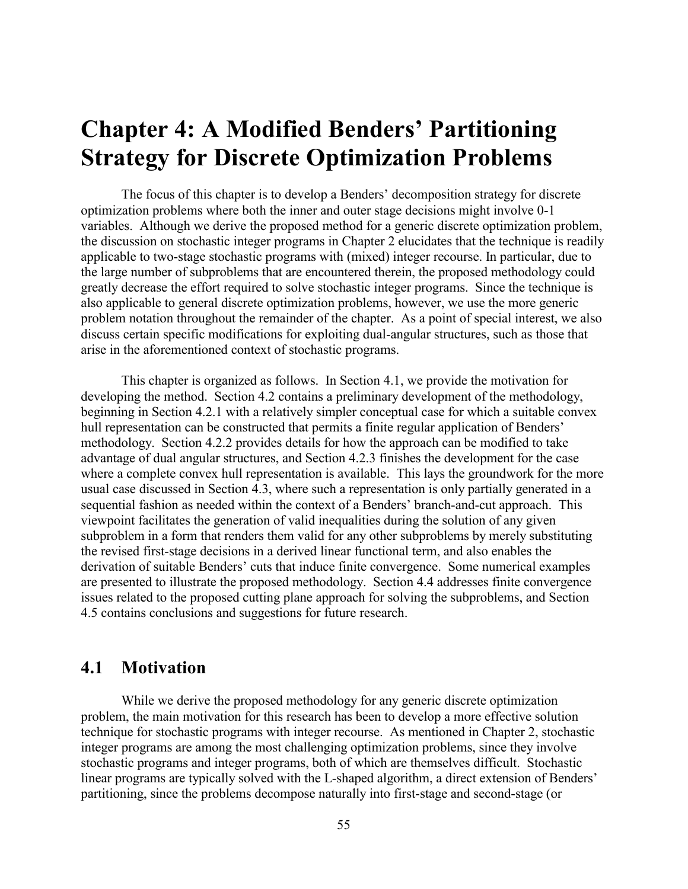# Chapter 4: A Modified Benders' Partitioning Strategy for Discrete Optimization Problems

The focus of this chapter is to develop a Benders' decomposition strategy for discrete optimization problems where both the inner and outer stage decisions might involve 0-1 variables. Although we derive the proposed method for a generic discrete optimization problem, the discussion on stochastic integer programs in Chapter 2 elucidates that the technique is readily applicable to two-stage stochastic programs with (mixed) integer recourse. In particular, due to the large number of subproblems that are encountered therein, the proposed methodology could greatly decrease the effort required to solve stochastic integer programs. Since the technique is also applicable to general discrete optimization problems, however, we use the more generic problem notation throughout the remainder of the chapter. As a point of special interest, we also discuss certain specific modifications for exploiting dual-angular structures, such as those that arise in the aforementioned context of stochastic programs.

This chapter is organized as follows. In Section 4.1, we provide the motivation for developing the method. Section 4.2 contains a preliminary development of the methodology, beginning in Section 4.2.1 with a relatively simpler conceptual case for which a suitable convex hull representation can be constructed that permits a finite regular application of Benders' methodology. Section 4.2.2 provides details for how the approach can be modified to take advantage of dual angular structures, and Section 4.2.3 finishes the development for the case where a complete convex hull representation is available. This lays the groundwork for the more usual case discussed in Section 4.3, where such a representation is only partially generated in a sequential fashion as needed within the context of a Benders' branch-and-cut approach. This viewpoint facilitates the generation of valid inequalities during the solution of any given subproblem in a form that renders them valid for any other subproblems by merely substituting the revised first-stage decisions in a derived linear functional term, and also enables the derivation of suitable Benders' cuts that induce finite convergence. Some numerical examples are presented to illustrate the proposed methodology. Section 4.4 addresses finite convergence issues related to the proposed cutting plane approach for solving the subproblems, and Section 4.5 contains conclusions and suggestions for future research.

## 4.1 Motivation

While we derive the proposed methodology for any generic discrete optimization problem, the main motivation for this research has been to develop a more effective solution technique for stochastic programs with integer recourse. As mentioned in Chapter 2, stochastic integer programs are among the most challenging optimization problems, since they involve stochastic programs and integer programs, both of which are themselves difficult. Stochastic linear programs are typically solved with the L-shaped algorithm, a direct extension of Benders' partitioning, since the problems decompose naturally into first-stage and second-stage (or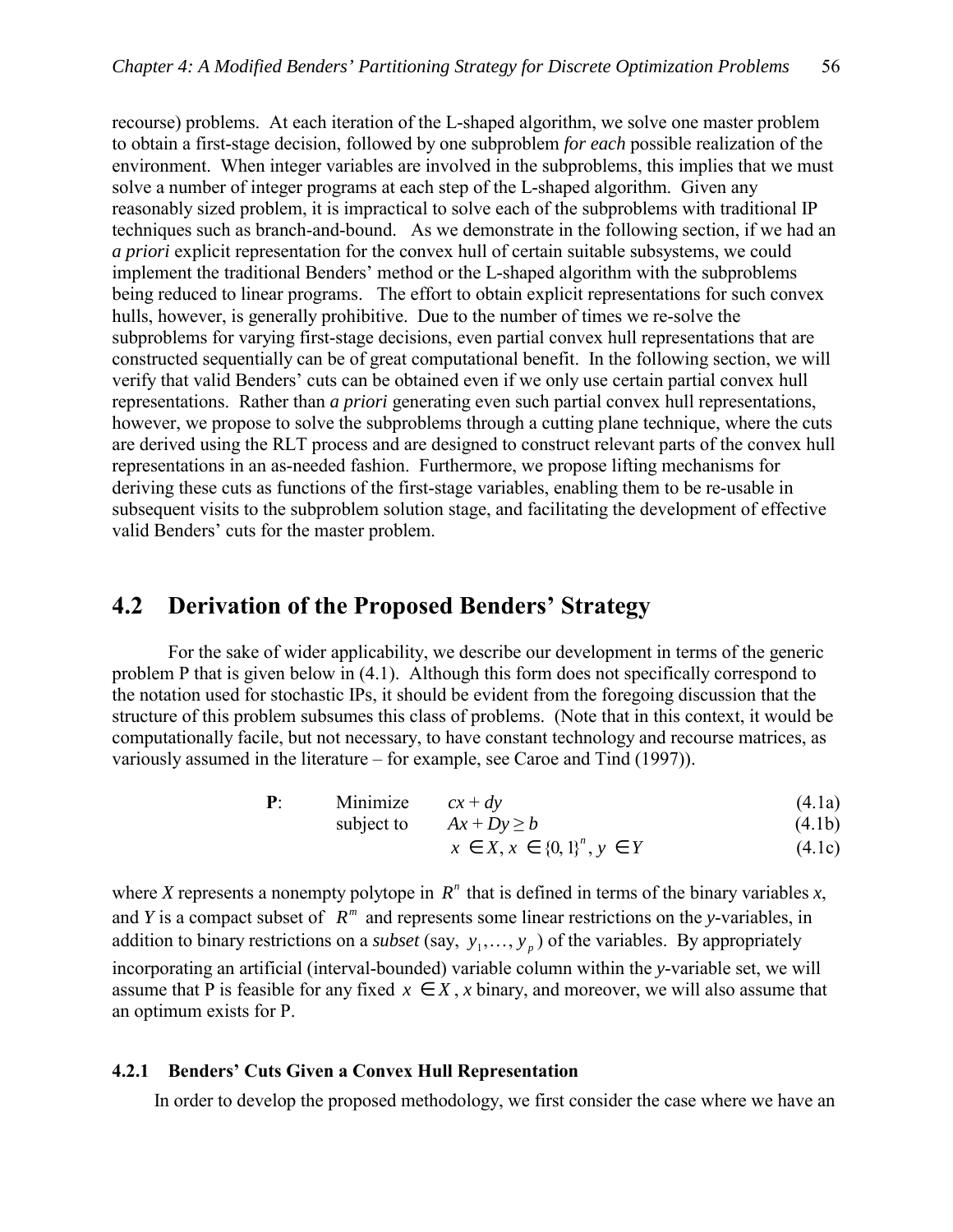recourse) problems. At each iteration of the L-shaped algorithm, we solve one master problem to obtain a first-stage decision, followed by one subproblem *for each* possible realization of the environment. When integer variables are involved in the subproblems, this implies that we must solve a number of integer programs at each step of the L-shaped algorithm. Given any reasonably sized problem, it is impractical to solve each of the subproblems with traditional IP techniques such as branch-and-bound. As we demonstrate in the following section, if we had an *a priori* explicit representation for the convex hull of certain suitable subsystems, we could implement the traditional Benders' method or the L-shaped algorithm with the subproblems being reduced to linear programs. The effort to obtain explicit representations for such convex hulls, however, is generally prohibitive. Due to the number of times we re-solve the subproblems for varying first-stage decisions, even partial convex hull representations that are constructed sequentially can be of great computational benefit. In the following section, we will verify that valid Benders' cuts can be obtained even if we only use certain partial convex hull representations. Rather than *a priori* generating even such partial convex hull representations, however, we propose to solve the subproblems through a cutting plane technique, where the cuts are derived using the RLT process and are designed to construct relevant parts of the convex hull representations in an as-needed fashion. Furthermore, we propose lifting mechanisms for deriving these cuts as functions of the first-stage variables, enabling them to be re-usable in subsequent visits to the subproblem solution stage, and facilitating the development of effective valid Benders' cuts for the master problem.

## 4.2 Derivation of the Proposed Benders' Strategy

For the sake of wider applicability, we describe our development in terms of the generic problem P that is given below in (4.1). Although this form does not specifically correspond to the notation used for stochastic IPs, it should be evident from the foregoing discussion that the structure of this problem subsumes this class of problems. (Note that in this context, it would be computationally facile, but not necessary, to have constant technology and recourse matrices, as variously assumed in the literature – for example, see Caroe and Tind (1997)).

$$
\begin{aligned}
\textbf{P}: \quad & \text{Minimize} \quad && cx + dy && \text{(4.1a)} \\
& \text{subject to} \quad && Ax + Dy \geq b && \text{(4.1b)} \\
& && x \in X,\, x \in \{0, 1\}^n,\, y \in Y && \text{(4.1c)}
\end{aligned}
$$

where $X$ represents a nonempty polytope in $R^n$ that is defined in terms of the binary variables $x$, and $Y$ is a compact subset of $R^m$ and represents some linear restrictions on the $y$-variables, in addition to binary restrictions on a *subset* (say, $y_1, \ldots, y_p$) of the variables. By appropriately incorporating an artificial (interval-bounded) variable column within the $y$-variable set, we will assume that P is feasible for any fixed $x \in X$, $x$ binary, and moreover, we will also assume that an optimum exists for P.

### 4.2.1 Benders' Cuts Given a Convex Hull Representation

In order to develop the proposed methodology, we first consider the case where we have an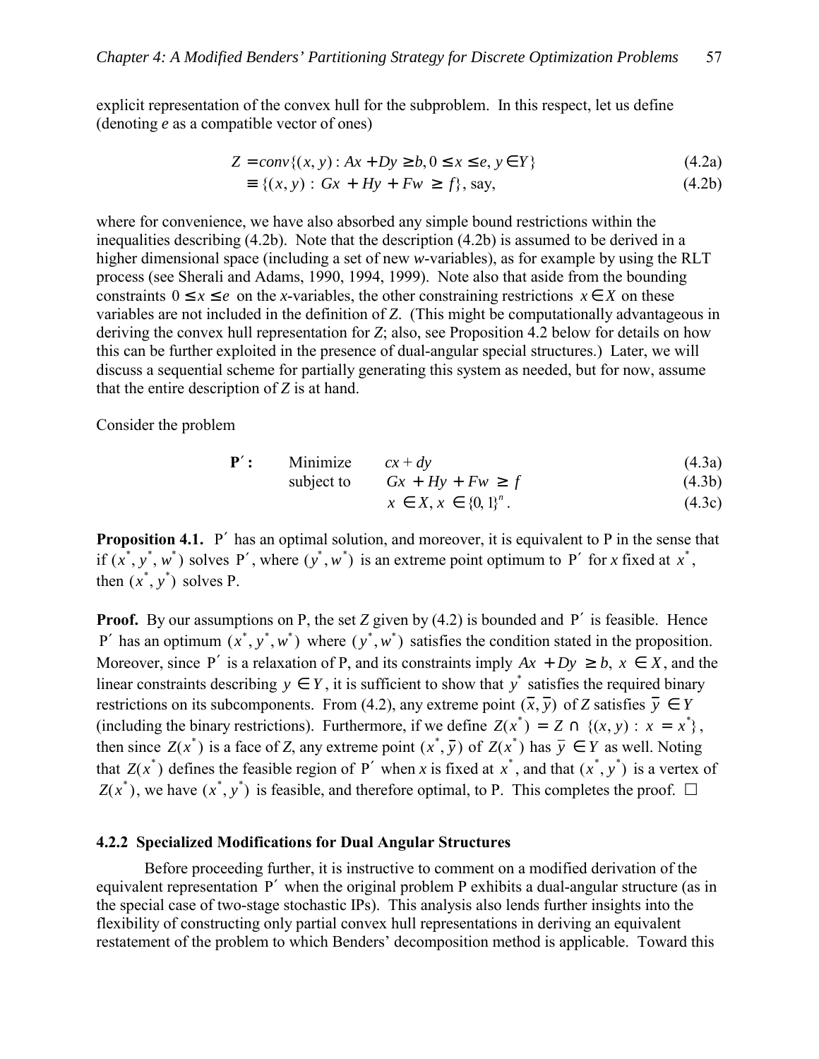explicit representation of the convex hull for the subproblem. In this respect, let us define (denoting *e* as a compatible vector of ones)

$$Z = conv\{(x, y) : Ax + Dy \geq b, 0 \leq x \leq e, y \in Y\} \tag{4.2a}$$

$$\equiv \{(x, y) : Gx + Hy + Fw \geq f\}, \text{ say,} \tag{4.2b}$$

where for convenience, we have also absorbed any simple bound restrictions within the inequalities describing (4.2b). Note that the description (4.2b) is assumed to be derived in a higher dimensional space (including a set of new *w*-variables), as for example by using the RLT process (see Sherali and Adams, 1990, 1994, 1999). Note also that aside from the bounding constraints $0 \leq x \leq e$ on the *x*-variables, the other constraining restrictions $x \in X$ on these variables are not included in the definition of *Z*. (This might be computationally advantageous in deriving the convex hull representation for *Z*; also, see Proposition 4.2 below for details on how this can be further exploited in the presence of dual-angular special structures.) Later, we will discuss a sequential scheme for partially generating this system as needed, but for now, assume that the entire description of *Z* is at hand.

Consider the problem

$$\textbf{P}': \quad \text{Minimize} \quad cx + dy \tag{4.3a}$$

$$\text{subject to} \quad Gx + Hy + Fw \geq f \tag{4.3b}$$

$$x \in X, x \in \{0, 1\}^n. \tag{4.3c}$$

**Proposition 4.1.** $\text{P}'$ has an optimal solution, and moreover, it is equivalent to P in the sense that if $(x^*, y^*, w^*)$ solves $\text{P}'$, where $(y^*, w^*)$ is an extreme point optimum to $\text{P}'$ for *x* fixed at $x^*$, then $(x^*, y^*)$ solves P.

**Proof.** By our assumptions on P, the set *Z* given by (4.2) is bounded and $\text{P}'$ is feasible. Hence $\text{P}'$ has an optimum $(x^*, y^*, w^*)$ where $(y^*, w^*)$ satisfies the condition stated in the proposition. Moreover, since $\text{P}'$ is a relaxation of P, and its constraints imply $Ax + Dy \geq b$, $x \in X$, and the linear constraints describing $y \in Y$, it is sufficient to show that $y^*$ satisfies the required binary restrictions on its subcomponents. From (4.2), any extreme point $(\bar{x}, \bar{y})$ of *Z* satisfies $\bar{y} \in Y$ (including the binary restrictions). Furthermore, if we define $Z(x^*) = Z \cap \{(x, y) : x = x^*\}$, then since $Z(x^*)$ is a face of *Z*, any extreme point $(x^*, \bar{y})$ of $Z(x^*)$ has $\bar{y} \in Y$ as well. Noting that $Z(x^*)$ defines the feasible region of $\text{P}'$ when *x* is fixed at $x^*$, and that $(x^*, y^*)$ is a vertex of $Z(x^*)$, we have $(x^*, y^*)$ is feasible, and therefore optimal, to P. This completes the proof. □

### 4.2.2 Specialized Modifications for Dual Angular Structures

Before proceeding further, it is instructive to comment on a modified derivation of the equivalent representation $\text{P}'$ when the original problem P exhibits a dual-angular structure (as in the special case of two-stage stochastic IPs). This analysis also lends further insights into the flexibility of constructing only partial convex hull representations in deriving an equivalent restatement of the problem to which Benders' decomposition method is applicable. Toward this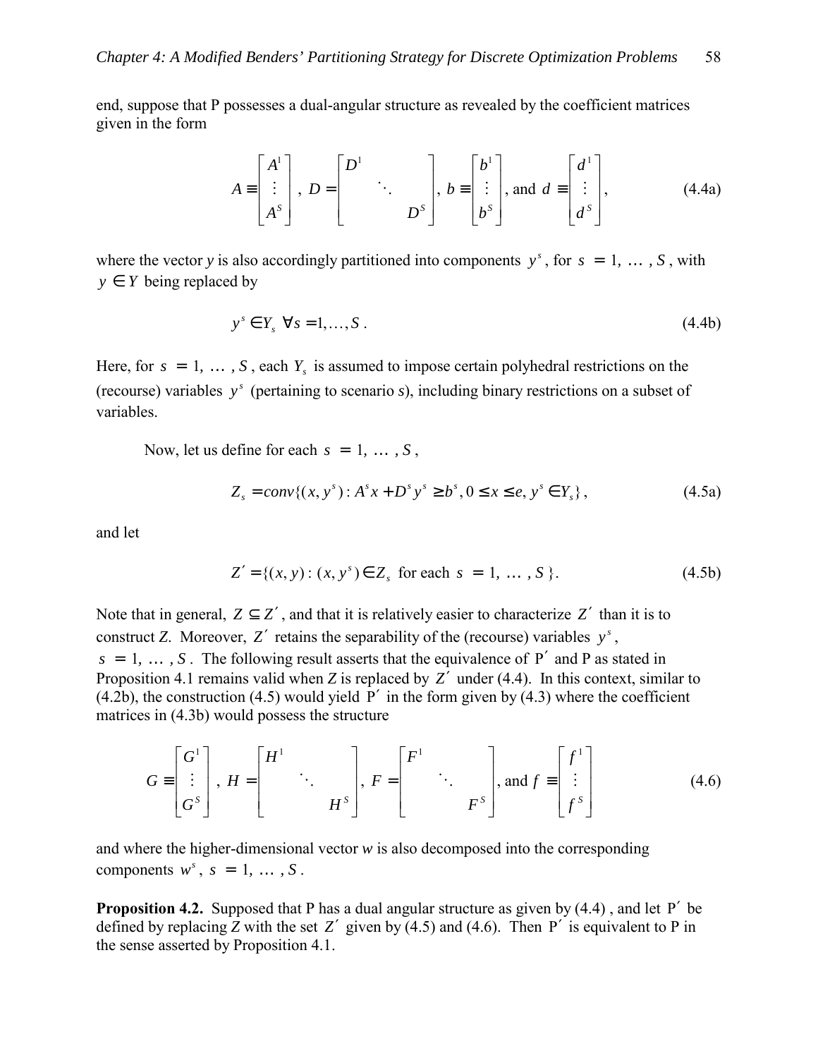end, suppose that P possesses a dual-angular structure as revealed by the coefficient matrices given in the form

$$A \equiv \begin{bmatrix} A^1 \\ \vdots \\ A^S \end{bmatrix},\ D = \begin{bmatrix} D^1 & & \\ & \ddots & \\ & & D^S \end{bmatrix},\ b \equiv \begin{bmatrix} b^1 \\ \vdots \\ b^S \end{bmatrix}, \text{ and } d \equiv \begin{bmatrix} d^1 \\ \vdots \\ d^S \end{bmatrix}, \tag{4.4a}$$

where the vector $y$ is also accordingly partitioned into components $y^s$, for $s = 1, \ldots, S$, with $y \in Y$ being replaced by

$$y^s \in Y_s \ \ \forall s = 1, \ldots, S. \tag{4.4b}$$

Here, for $s = 1, \ldots, S$, each $Y_s$ is assumed to impose certain polyhedral restrictions on the (recourse) variables $y^s$ (pertaining to scenario $s$), including binary restrictions on a subset of variables.

Now, let us define for each $s = 1, \ldots, S$,

$$Z_s = conv\{(x, y^s) : A^s x + D^s y^s \geq b^s, 0 \leq x \leq e, y^s \in Y_s\}, \tag{4.5a}$$

and let

$$Z' = \{(x, y) : (x, y^s) \in Z_s \text{ for each } s = 1, \ldots, S\}. \tag{4.5b}$$

Note that in general, $Z \subseteq Z'$, and that it is relatively easier to characterize $Z'$ than it is to construct $Z$. Moreover, $Z'$ retains the separability of the (recourse) variables $y^s$, $s = 1, \ldots, S$. The following result asserts that the equivalence of $P'$ and P as stated in Proposition 4.1 remains valid when $Z$ is replaced by $Z'$ under (4.4). In this context, similar to (4.2b), the construction (4.5) would yield $P'$ in the form given by (4.3) where the coefficient matrices in (4.3b) would possess the structure

$$G \equiv \begin{bmatrix} G^1 \\ \vdots \\ G^S \end{bmatrix},\ H = \begin{bmatrix} H^1 & & \\ & \ddots & \\ & & H^S \end{bmatrix},\ F = \begin{bmatrix} F^1 & & \\ & \ddots & \\ & & F^S \end{bmatrix}, \text{ and } f \equiv \begin{bmatrix} f^1 \\ \vdots \\ f^S \end{bmatrix} \tag{4.6}$$

and where the higher-dimensional vector $w$ is also decomposed into the corresponding components $w^s$, $s = 1, \ldots, S$.

**Proposition 4.2.** Supposed that P has a dual angular structure as given by (4.4) , and let $P'$ be defined by replacing $Z$ with the set $Z'$ given by (4.5) and (4.6). Then $P'$ is equivalent to P in the sense asserted by Proposition 4.1.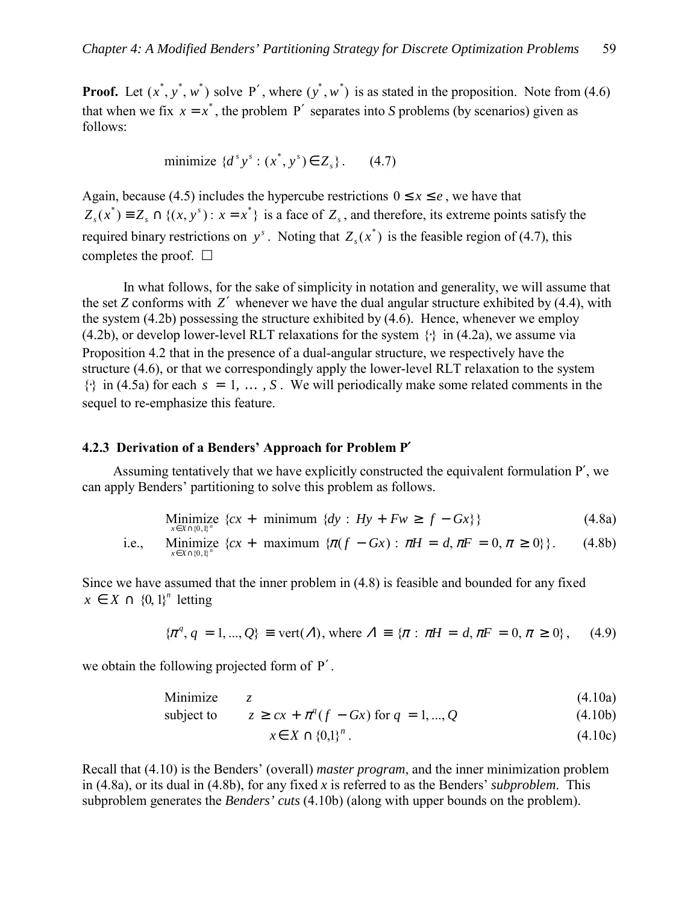**Proof.** Let $(x^*, y^*, w^*)$ solve P′, where $(y^*, w^*)$ is as stated in the proposition. Note from (4.6) that when we fix $x = x^*$, the problem P′ separates into *S* problems (by scenarios) given as follows:

$$\text{minimize } \{d^s y^s : (x^*, y^s) \in Z_s\}. \qquad (4.7)$$

Again, because (4.5) includes the hypercube restrictions $0 \leq x \leq e$, we have that $Z_s(x^*) \equiv Z_s \cap \{(x, y^s) : x = x^*\}$ is a face of $Z_s$, and therefore, its extreme points satisfy the required binary restrictions on $y^s$. Noting that $Z_s(x^*)$ is the feasible region of (4.7), this completes the proof. □

In what follows, for the sake of simplicity in notation and generality, we will assume that the set *Z* conforms with $Z'$ whenever we have the dual angular structure exhibited by (4.4), with the system (4.2b) possessing the structure exhibited by (4.6). Hence, whenever we employ (4.2b), or develop lower-level RLT relaxations for the system $\{\cdot\}$ in (4.2a), we assume via Proposition 4.2 that in the presence of a dual-angular structure, we respectively have the structure (4.6), or that we correspondingly apply the lower-level RLT relaxation to the system $\{\cdot\}$ in (4.5a) for each $s = 1, \ldots, S$. We will periodically make some related comments in the sequel to re-emphasize this feature.

### 4.2.3 Derivation of a Benders' Approach for Problem P′

Assuming tentatively that we have explicitly constructed the equivalent formulation P′, we can apply Benders' partitioning to solve this problem as follows.

$$\underset{x \in X \cap \{0,1\}^n}{\text{Minimize}} \ \{cx + \text{ minimum } \{dy : Hy + Fw \geq f - Gx\}\} \qquad (4.8a)$$

$$\text{i.e.,} \quad \underset{x \in X \cap \{0,1\}^n}{\text{Minimize}} \ \{cx + \text{ maximum } \{\pi(f - Gx) : \pi H = d, \pi F = 0, \pi \geq 0\}\}. \qquad (4.8b)$$

Since we have assumed that the inner problem in (4.8) is feasible and bounded for any fixed $x \in X \cap \{0, 1\}^n$ letting

$$\{\pi^q, q = 1, ..., Q\} \equiv \text{vert}(\Lambda), \text{ where } \Lambda \equiv \{\pi : \pi H = d, \pi F = 0, \pi \geq 0\}, \qquad (4.9)$$

we obtain the following projected form of P′.

$$\begin{aligned} &\text{Minimize} && z && (4.10a)\\ &\text{subject to} && z \geq cx + \pi^q(f - Gx) \text{ for } q = 1, ..., Q && (4.10b)\\ &&& x \in X \cap \{0,1\}^n. && (4.10c) \end{aligned}$$

Recall that (4.10) is the Benders' (overall) *master program*, and the inner minimization problem in (4.8a), or its dual in (4.8b), for any fixed *x* is referred to as the Benders' *subproblem*. This subproblem generates the *Benders' cuts* (4.10b) (along with upper bounds on the problem).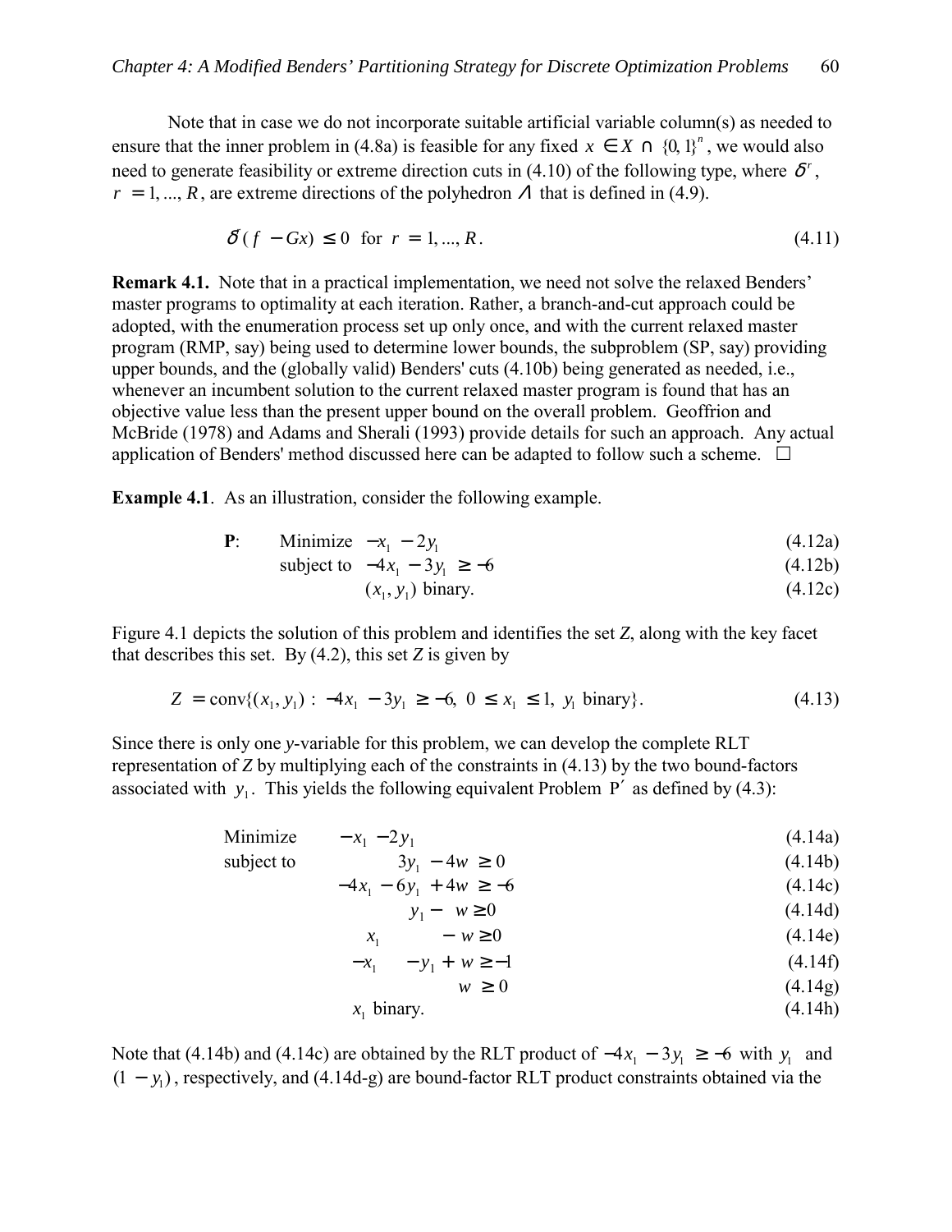Note that in case we do not incorporate suitable artificial variable column(s) as needed to ensure that the inner problem in (4.8a) is feasible for any fixed $x \in X \cap \{0, 1\}^n$, we would also need to generate feasibility or extreme direction cuts in (4.10) of the following type, where $\delta^r$, $r = 1, ..., R$, are extreme directions of the polyhedron $\Lambda$ that is defined in (4.9).

$$\delta^r (f - Gx) \leq 0 \quad \text{for } r = 1, ..., R. \tag{4.11}$$

**Remark 4.1.** Note that in a practical implementation, we need not solve the relaxed Benders' master programs to optimality at each iteration. Rather, a branch-and-cut approach could be adopted, with the enumeration process set up only once, and with the current relaxed master program (RMP, say) being used to determine lower bounds, the subproblem (SP, say) providing upper bounds, and the (globally valid) Benders' cuts (4.10b) being generated as needed, i.e., whenever an incumbent solution to the current relaxed master program is found that has an objective value less than the present upper bound on the overall problem. Geoffrion and McBride (1978) and Adams and Sherali (1993) provide details for such an approach. Any actual application of Benders' method discussed here can be adapted to follow such a scheme. □

**Example 4.1**. As an illustration, consider the following example.

$$\textbf{P}: \quad \text{Minimize } -x_1 - 2y_1 \tag{4.12a}$$

$$\text{subject to } -4x_1 - 3y_1 \geq -6 \tag{4.12b}$$

$$(x_1, y_1) \text{ binary.} \tag{4.12c}$$

Figure 4.1 depicts the solution of this problem and identifies the set *Z*, along with the key facet that describes this set. By (4.2), this set *Z* is given by

$$Z = \text{conv}\{(x_1, y_1) : -4x_1 - 3y_1 \geq -6, \ 0 \leq x_1 \leq 1, \ y_1 \text{ binary}\}. \tag{4.13}$$

Since there is only one *y*-variable for this problem, we can develop the complete RLT representation of *Z* by multiplying each of the constraints in (4.13) by the two bound-factors associated with $y_1$. This yields the following equivalent Problem P′ as defined by (4.3):

$$\text{Minimize} \quad -x_1 - 2y_1 \tag{4.14a}$$

$$\text{subject to} \quad 3y_1 - 4w \geq 0 \tag{4.14b}$$

$$-4x_1 - 6y_1 + 4w \geq -6 \tag{4.14c}$$

$$y_1 - w \geq 0 \tag{4.14d}$$

$$x_1 - w \geq 0 \tag{4.14e}$$

$$-x_1 - y_1 + w \geq -1 \tag{4.14f}$$

$$w \geq 0 \tag{4.14g}$$

$$x_1 \text{ binary.} \tag{4.14h}$$

Note that (4.14b) and (4.14c) are obtained by the RLT product of $-4x_1 - 3y_1 \geq -6$ with $y_1$ and $(1 - y_1)$, respectively, and (4.14d-g) are bound-factor RLT product constraints obtained via the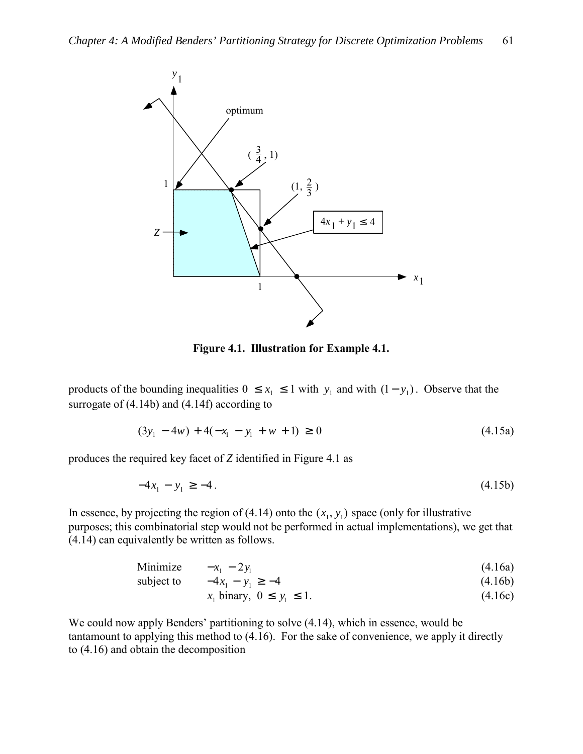**Figure 4.1. Illustration for Example 4.1.**

products of the bounding inequalities $0 \le x_1 \le 1$ with $y_1$ and with $(1 - y_1)$. Observe that the surrogate of (4.14b) and (4.14f) according to

$$(3y_1 - 4w) + 4(-x_1 - y_1 + w + 1) \ge 0 \tag{4.15a}$$

produces the required key facet of *Z* identified in Figure 4.1 as

$$-4x_1 - y_1 \ge -4. \tag{4.15b}$$

In essence, by projecting the region of (4.14) onto the $(x_1, y_1)$ space (only for illustrative purposes; this combinatorial step would not be performed in actual implementations), we get that (4.14) can equivalently be written as follows.

$$\begin{aligned}
&\text{Minimize} \quad && -x_1 - 2y_1 && (4.16a)\\
&\text{subject to} \quad && -4x_1 - y_1 \ge -4 && (4.16b)\\
& && x_1 \text{ binary, } 0 \le y_1 \le 1. && (4.16c)
\end{aligned}$$

We could now apply Benders' partitioning to solve (4.14), which in essence, would be tantamount to applying this method to (4.16). For the sake of convenience, we apply it directly to (4.16) and obtain the decomposition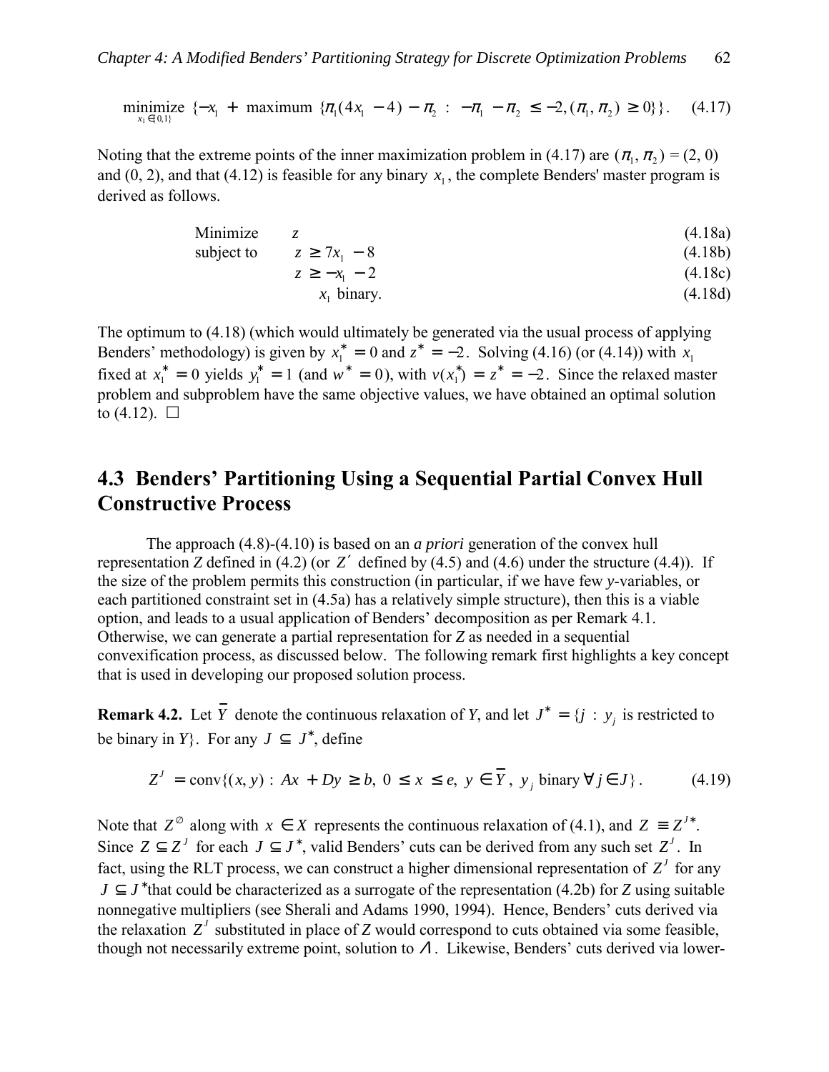$$\underset{x_1 \in \{0,1\}}{\text{minimize}} \ \{-x_1 + \text{maximum } \{\pi_1(4x_1 - 4) - \pi_2 : -\pi_1 - \pi_2 \leq -2, (\pi_1, \pi_2) \geq 0\}\}. \quad (4.17)$$

Noting that the extreme points of the inner maximization problem in (4.17) are $(\pi_1, \pi_2) = (2, 0)$ and $(0, 2)$, and that (4.12) is feasible for any binary $x_1$, the complete Benders' master program is derived as follows.

$$\begin{aligned}
&\text{Minimize} && z && (4.18\text{a})\\
&\text{subject to} && z \geq 7x_1 - 8 && (4.18\text{b})\\
& && z \geq -x_1 - 2 && (4.18\text{c})\\
& && x_1 \text{ binary.} && (4.18\text{d})
\end{aligned}$$

The optimum to (4.18) (which would ultimately be generated via the usual process of applying Benders' methodology) is given by $x_1^* = 0$ and $z^* = -2$. Solving (4.16) (or (4.14)) with $x_1$ fixed at $x_1^* = 0$ yields $y_1^* = 1$ (and $w^* = 0$), with $v(x_1^*) = z^* = -2$. Since the relaxed master problem and subproblem have the same objective values, we have obtained an optimal solution to (4.12). □

## 4.3 Benders' Partitioning Using a Sequential Partial Convex Hull Constructive Process

The approach (4.8)-(4.10) is based on an *a priori* generation of the convex hull representation $Z$ defined in (4.2) (or $Z'$ defined by (4.5) and (4.6) under the structure (4.4)). If the size of the problem permits this construction (in particular, if we have few $y$-variables, or each partitioned constraint set in (4.5a) has a relatively simple structure), then this is a viable option, and leads to a usual application of Benders' decomposition as per Remark 4.1. Otherwise, we can generate a partial representation for $Z$ as needed in a sequential convexification process, as discussed below. The following remark first highlights a key concept that is used in developing our proposed solution process.

**Remark 4.2.** Let $\overline{Y}$ denote the continuous relaxation of $Y$, and let $J^* = \{j : y_j$ is restricted to be binary in $Y\}$. For any $J \subseteq J^*$, define

$$Z^J = \text{conv}\{(x, y) : Ax + Dy \geq b, \ 0 \leq x \leq e, \ y \in \overline{Y}, \ y_j \text{ binary} \ \forall j \in J\}. \quad (4.19)$$

Note that $Z^{\emptyset}$ along with $x \in X$ represents the continuous relaxation of (4.1), and $Z \equiv Z^{J^*}$. Since $Z \subseteq Z^J$ for each $J \subseteq J^*$, valid Benders' cuts can be derived from any such set $Z^J$. In fact, using the RLT process, we can construct a higher dimensional representation of $Z^J$ for any $J \subseteq J^*$that could be characterized as a surrogate of the representation (4.2b) for $Z$ using suitable nonnegative multipliers (see Sherali and Adams 1990, 1994). Hence, Benders' cuts derived via the relaxation $Z^J$ substituted in place of $Z$ would correspond to cuts obtained via some feasible, though not necessarily extreme point, solution to $\Lambda$. Likewise, Benders' cuts derived via lower-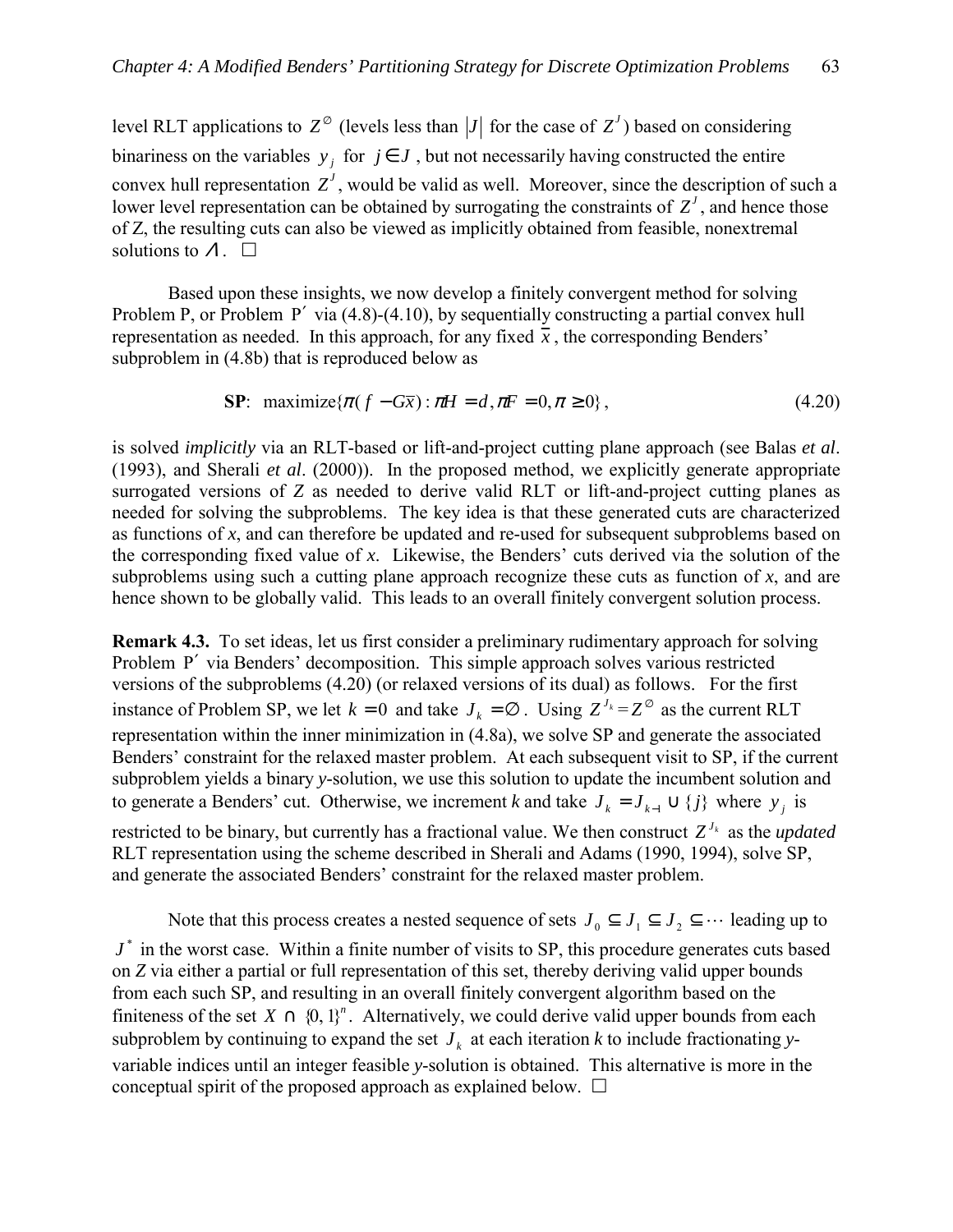level RLT applications to $Z^{\emptyset}$ (levels less than $|J|$ for the case of $Z^{J}$) based on considering binariness on the variables $y_j$ for $j \in J$, but not necessarily having constructed the entire convex hull representation $Z^{J}$, would be valid as well. Moreover, since the description of such a lower level representation can be obtained by surrogating the constraints of $Z^{J}$, and hence those of Z, the resulting cuts can also be viewed as implicitly obtained from feasible, nonextremal solutions to $\Lambda$. □

Based upon these insights, we now develop a finitely convergent method for solving Problem P, or Problem P′ via (4.8)-(4.10), by sequentially constructing a partial convex hull representation as needed. In this approach, for any fixed $\bar{x}$, the corresponding Benders' subproblem in (4.8b) that is reproduced below as

$$\textbf{SP}: \ \text{maximize}\{\pi(f - G\bar{x}) : \pi H = d, \pi F = 0, \pi \geq 0\}, \tag{4.20}$$

is solved *implicitly* via an RLT-based or lift-and-project cutting plane approach (see Balas *et al*. (1993), and Sherali *et al*. (2000)). In the proposed method, we explicitly generate appropriate surrogated versions of *Z* as needed to derive valid RLT or lift-and-project cutting planes as needed for solving the subproblems. The key idea is that these generated cuts are characterized as functions of *x*, and can therefore be updated and re-used for subsequent subproblems based on the corresponding fixed value of *x*. Likewise, the Benders' cuts derived via the solution of the subproblems using such a cutting plane approach recognize these cuts as function of *x*, and are hence shown to be globally valid. This leads to an overall finitely convergent solution process.

**Remark 4.3.** To set ideas, let us first consider a preliminary rudimentary approach for solving Problem P′ via Benders' decomposition. This simple approach solves various restricted versions of the subproblems (4.20) (or relaxed versions of its dual) as follows. For the first instance of Problem SP, we let $k = 0$ and take $J_k = \emptyset$. Using $Z^{J_k} = Z^{\emptyset}$ as the current RLT representation within the inner minimization in (4.8a), we solve SP and generate the associated Benders' constraint for the relaxed master problem. At each subsequent visit to SP, if the current subproblem yields a binary *y*-solution, we use this solution to update the incumbent solution and to generate a Benders' cut. Otherwise, we increment *k* and take $J_k = J_{k-1} \cup \{j\}$ where $y_j$ is restricted to be binary, but currently has a fractional value. We then construct $Z^{J_k}$ as the *updated* RLT representation using the scheme described in Sherali and Adams (1990, 1994), solve SP, and generate the associated Benders' constraint for the relaxed master problem.

Note that this process creates a nested sequence of sets $J_0 \subseteq J_1 \subseteq J_2 \subseteq \cdots$ leading up to $J^*$ in the worst case. Within a finite number of visits to SP, this procedure generates cuts based on *Z* via either a partial or full representation of this set, thereby deriving valid upper bounds from each such SP, and resulting in an overall finitely convergent algorithm based on the finiteness of the set $X \cap \{0, 1\}^n$. Alternatively, we could derive valid upper bounds from each subproblem by continuing to expand the set $J_k$ at each iteration *k* to include fractionating *y*-variable indices until an integer feasible *y*-solution is obtained. This alternative is more in the conceptual spirit of the proposed approach as explained below. □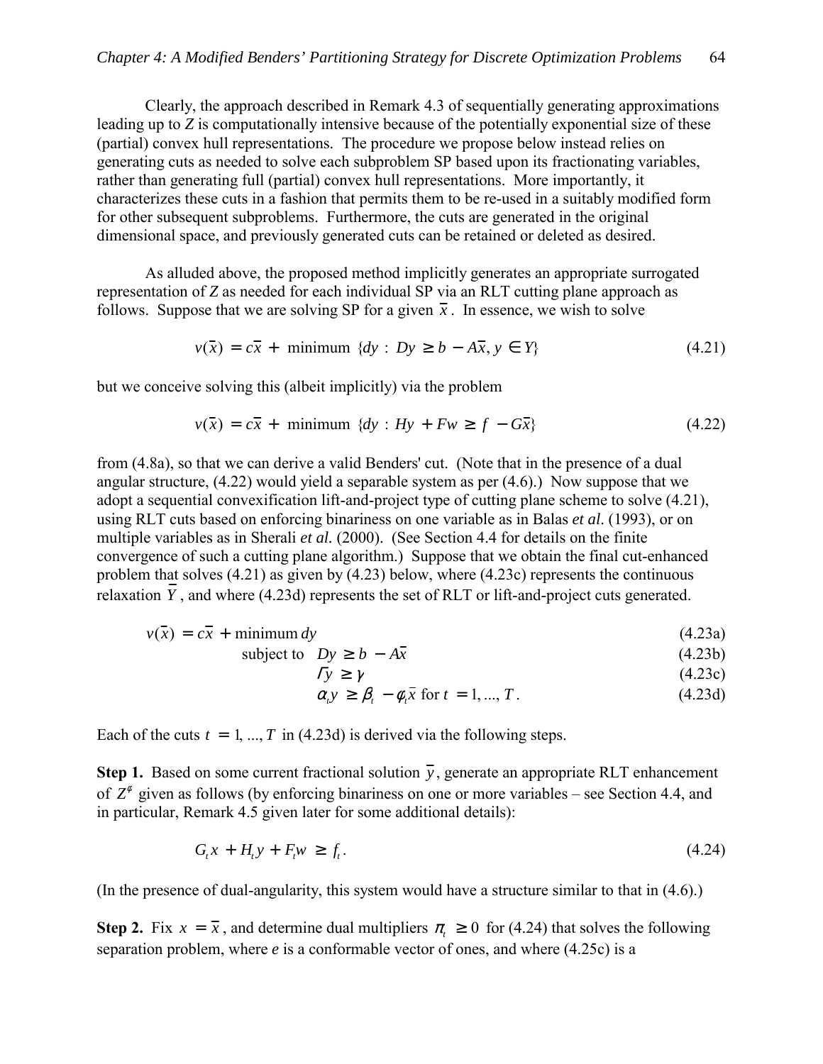Clearly, the approach described in Remark 4.3 of sequentially generating approximations leading up to $Z$ is computationally intensive because of the potentially exponential size of these (partial) convex hull representations. The procedure we propose below instead relies on generating cuts as needed to solve each subproblem SP based upon its fractionating variables, rather than generating full (partial) convex hull representations. More importantly, it characterizes these cuts in a fashion that permits them to be re-used in a suitably modified form for other subsequent subproblems. Furthermore, the cuts are generated in the original dimensional space, and previously generated cuts can be retained or deleted as desired.

As alluded above, the proposed method implicitly generates an appropriate surrogated representation of $Z$ as needed for each individual SP via an RLT cutting plane approach as follows. Suppose that we are solving SP for a given $\bar{x}$. In essence, we wish to solve

$$v(\bar{x}) = c\bar{x} + \text{ minimum } \{dy : Dy \geq b - A\bar{x}, y \in Y\} \tag{4.21}$$

but we conceive solving this (albeit implicitly) via the problem

$$v(\bar{x}) = c\bar{x} + \text{ minimum } \{dy : Hy + Fw \geq f - G\bar{x}\} \tag{4.22}$$

from (4.8a), so that we can derive a valid Benders' cut. (Note that in the presence of a dual angular structure, (4.22) would yield a separable system as per (4.6).) Now suppose that we adopt a sequential convexification lift-and-project type of cutting plane scheme to solve (4.21), using RLT cuts based on enforcing binariness on one variable as in Balas *et al*. (1993), or on multiple variables as in Sherali *et al.* (2000). (See Section 4.4 for details on the finite convergence of such a cutting plane algorithm.) Suppose that we obtain the final cut-enhanced problem that solves (4.21) as given by (4.23) below, where (4.23c) represents the continuous relaxation $\bar{Y}$, and where (4.23d) represents the set of RLT or lift-and-project cuts generated.

$$v(\bar{x}) = c\bar{x} + \text{minimum } dy \tag{4.23a}$$

$$\text{subject to } \quad Dy \geq b - A\bar{x} \tag{4.23b}$$

$$\Gamma y \geq \gamma \tag{4.23c}$$

$$\alpha_t y \geq \beta_t - \phi_t \bar{x} \text{ for } t = 1, ..., T. \tag{4.23d}$$

Each of the cuts $t = 1, ..., T$ in (4.23d) is derived via the following steps.

**Step 1.** Based on some current fractional solution $\bar{y}$, generate an appropriate RLT enhancement of $Z^{\phi}$ given as follows (by enforcing binariness on one or more variables – see Section 4.4, and in particular, Remark 4.5 given later for some additional details):

$$G_t x + H_t y + F_t w \geq f_t. \tag{4.24}$$

(In the presence of dual-angularity, this system would have a structure similar to that in (4.6).)

**Step 2.** Fix $x = \bar{x}$, and determine dual multipliers $\pi_t \geq 0$ for (4.24) that solves the following separation problem, where $e$ is a conformable vector of ones, and where (4.25c) is a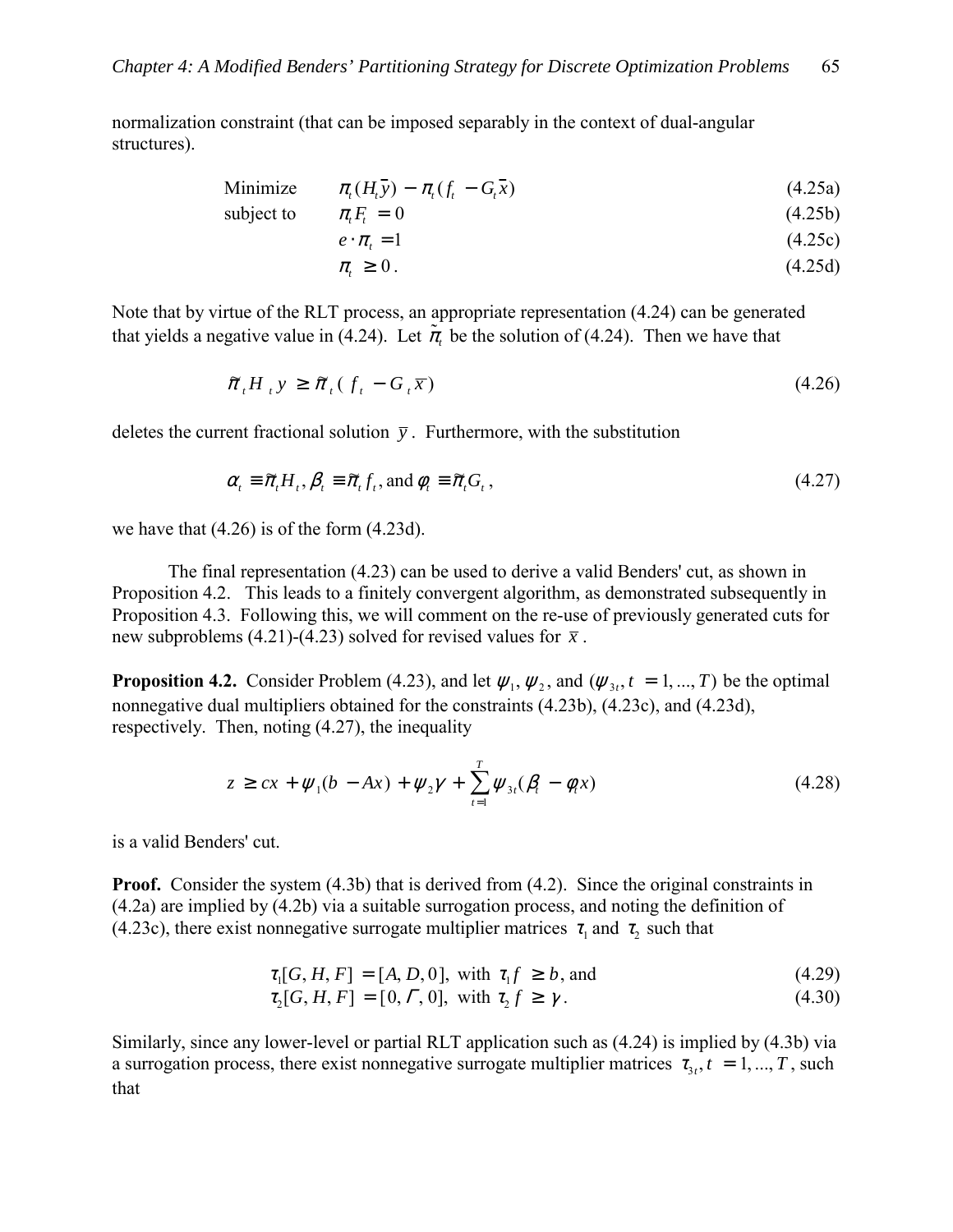normalization constraint (that can be imposed separably in the context of dual-angular structures).

$$
\begin{aligned}
&\text{Minimize} \quad && \pi_t(H_t\bar{y}) - \pi_t(f_t - G_t\bar{x}) && \text{(4.25a)}\\
&\text{subject to} \quad && \pi_t F_t = 0 && \text{(4.25b)}\\
& && e \cdot \pi_t = 1 && \text{(4.25c)}\\
& && \pi_t \geq 0\,. && \text{(4.25d)}
\end{aligned}
$$

Note that by virtue of the RLT process, an appropriate representation (4.24) can be generated that yields a negative value in (4.24). Let $\tilde{\pi}_t$ be the solution of (4.24). Then we have that

$$\tilde{\pi}_t H_t y \geq \tilde{\pi}_t (f_t - G_t \bar{x}) \tag{4.26}$$

deletes the current fractional solution $\bar{y}$. Furthermore, with the substitution

$$\alpha_t \equiv \tilde{\pi}_t H_t,\ \beta_t \equiv \tilde{\pi}_t f_t, \text{ and } \phi_t \equiv \tilde{\pi}_t G_t\,, \tag{4.27}$$

we have that (4.26) is of the form (4.23d).

The final representation (4.23) can be used to derive a valid Benders' cut, as shown in Proposition 4.2. This leads to a finitely convergent algorithm, as demonstrated subsequently in Proposition 4.3. Following this, we will comment on the re-use of previously generated cuts for new subproblems (4.21)-(4.23) solved for revised values for $\bar{x}$.

**Proposition 4.2.** Consider Problem (4.23), and let $\psi_1$, $\psi_2$, and $(\psi_{3t}, t = 1, ..., T)$ be the optimal nonnegative dual multipliers obtained for the constraints (4.23b), (4.23c), and (4.23d), respectively. Then, noting (4.27), the inequality

$$z \geq cx + \psi_1(b - Ax) + \psi_2\gamma + \sum_{t=1}^{T} \psi_{3t}(\beta_t - \phi_t x) \tag{4.28}$$

is a valid Benders' cut.

**Proof.** Consider the system (4.3b) that is derived from (4.2). Since the original constraints in (4.2a) are implied by (4.2b) via a suitable surrogation process, and noting the definition of (4.23c), there exist nonnegative surrogate multiplier matrices $\tau_1$ and $\tau_2$ such that

$$
\begin{aligned}
&\tau_1[G, H, F] = [A, D, 0], \text{ with } \tau_1 f \geq b, \text{ and} && \text{(4.29)}\\
&\tau_2[G, H, F] = [0, \Gamma, 0], \text{ with } \tau_2 f \geq \gamma. && \text{(4.30)}
\end{aligned}
$$

Similarly, since any lower-level or partial RLT application such as (4.24) is implied by (4.3b) via a surrogation process, there exist nonnegative surrogate multiplier matrices $\tau_{3t}, t = 1, ..., T$, such that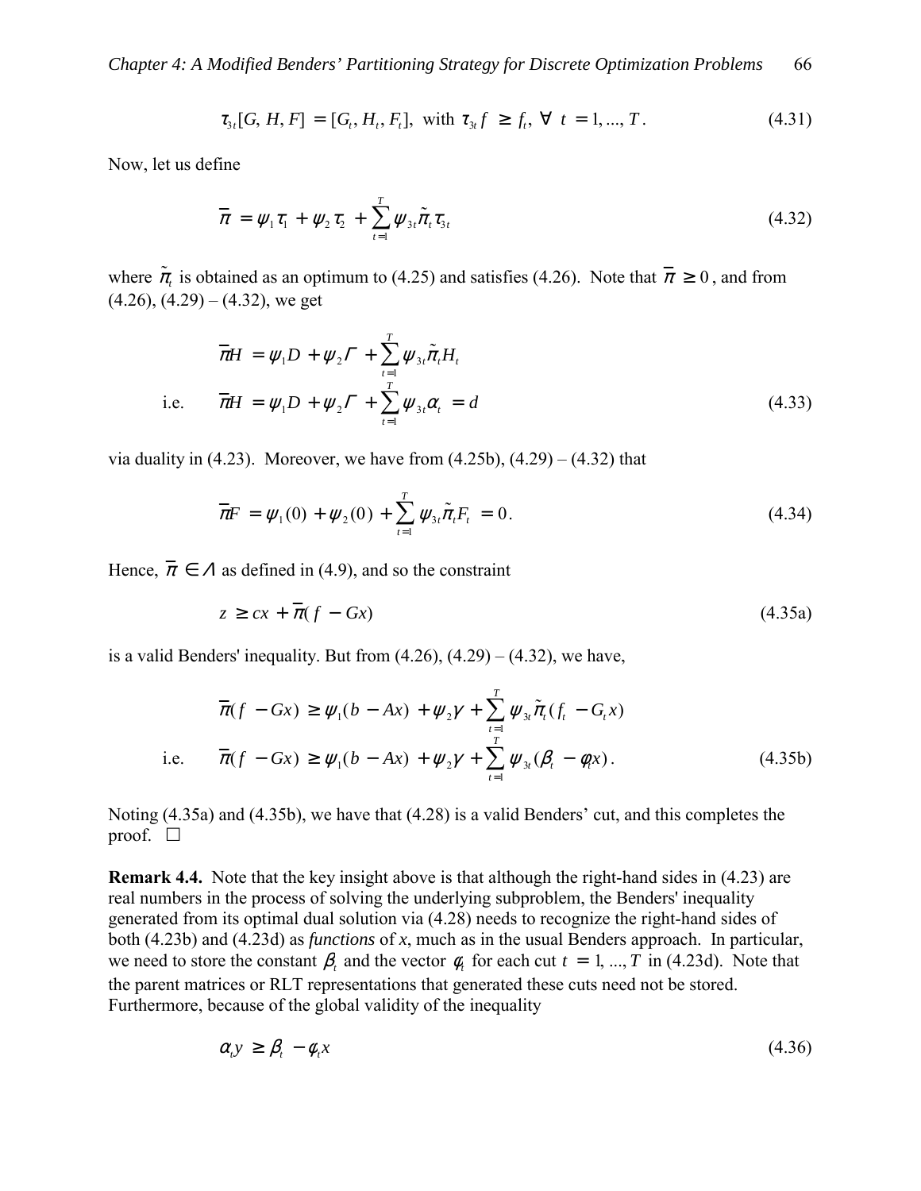$$\tau_{3t}[G, H, F] = [G_t, H_t, F_t], \text{ with } \tau_{3t} f \geq f_t, \ \forall \ t = 1, ..., T. \tag{4.31}$$

Now, let us define

$$\bar{\pi} = \psi_1 \tau_1 + \psi_2 \tau_2 + \sum_{t=1}^{T} \psi_{3t} \tilde{\pi}_t \tau_{3t} \tag{4.32}$$

where $\tilde{\pi}_t$ is obtained as an optimum to (4.25) and satisfies (4.26). Note that $\bar{\pi} \geq 0$, and from (4.26), (4.29) – (4.32), we get

$$\bar{\pi} H = \psi_1 D + \psi_2 \Gamma + \sum_{t=1}^{T} \psi_{3t} \tilde{\pi}_t H_t$$

$$\text{i.e.} \qquad \bar{\pi} H = \psi_1 D + \psi_2 \Gamma + \sum_{t=1}^{T} \psi_{3t} \alpha_t = d \tag{4.33}$$

via duality in (4.23). Moreover, we have from (4.25b), (4.29) – (4.32) that

$$\bar{\pi} F = \psi_1(0) + \psi_2(0) + \sum_{t=1}^{T} \psi_{3t} \tilde{\pi}_t F_t = 0. \tag{4.34}$$

Hence, $\bar{\pi} \in \Lambda$ as defined in (4.9), and so the constraint

$$z \geq cx + \bar{\pi}(f - Gx) \tag{4.35a}$$

is a valid Benders' inequality. But from (4.26), (4.29) – (4.32), we have,

$$\bar{\pi}(f - Gx) \geq \psi_1(b - Ax) + \psi_2 \gamma + \sum_{t=1}^{T} \psi_{3t} \tilde{\pi}_t (f_t - G_t x)$$

$$\text{i.e.} \qquad \bar{\pi}(f - Gx) \geq \psi_1(b - Ax) + \psi_2 \gamma + \sum_{t=1}^{T} \psi_{3t} (\beta_t - \phi_t x). \tag{4.35b}$$

Noting (4.35a) and (4.35b), we have that (4.28) is a valid Benders' cut, and this completes the proof. □

**Remark 4.4.** Note that the key insight above is that although the right-hand sides in (4.23) are real numbers in the process of solving the underlying subproblem, the Benders' inequality generated from its optimal dual solution via (4.28) needs to recognize the right-hand sides of both (4.23b) and (4.23d) as *functions* of *x*, much as in the usual Benders approach. In particular, we need to store the constant $\beta_t$ and the vector $\phi_t$ for each cut $t = 1, ..., T$ in (4.23d). Note that the parent matrices or RLT representations that generated these cuts need not be stored. Furthermore, because of the global validity of the inequality

$$\alpha_t y \geq \beta_t - \phi_t x \tag{4.36}$$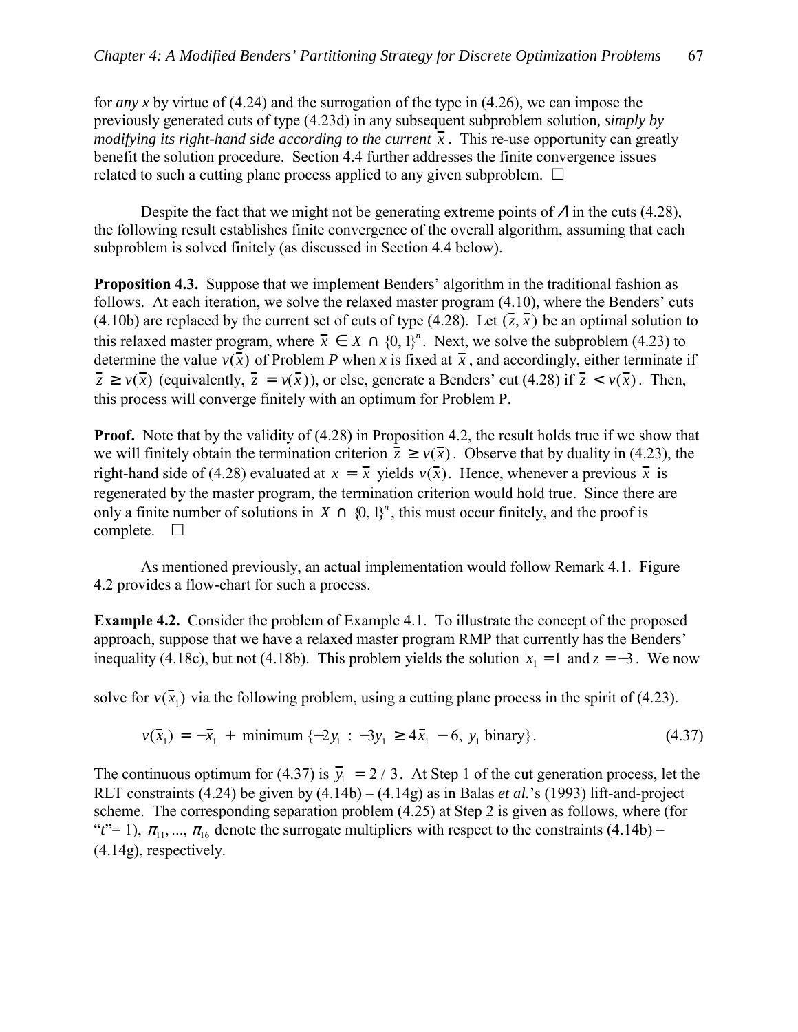for *any x* by virtue of (4.24) and the surrogation of the type in (4.26), we can impose the previously generated cuts of type (4.23d) in any subsequent subproblem solution*, simply by modifying its right-hand side according to the current* $\bar{x}$. This re-use opportunity can greatly benefit the solution procedure. Section 4.4 further addresses the finite convergence issues related to such a cutting plane process applied to any given subproblem. □

Despite the fact that we might not be generating extreme points of $\Lambda$ in the cuts (4.28), the following result establishes finite convergence of the overall algorithm, assuming that each subproblem is solved finitely (as discussed in Section 4.4 below).

**Proposition 4.3.** Suppose that we implement Benders' algorithm in the traditional fashion as follows. At each iteration, we solve the relaxed master program (4.10), where the Benders' cuts (4.10b) are replaced by the current set of cuts of type (4.28). Let $(\bar{z}, \bar{x})$ be an optimal solution to this relaxed master program, where $\bar{x} \in X \cap \{0, 1\}^n$. Next, we solve the subproblem (4.23) to determine the value $v(\bar{x})$ of Problem *P* when *x* is fixed at $\bar{x}$, and accordingly, either terminate if $\bar{z} \geq v(\bar{x})$ (equivalently, $\bar{z} = v(\bar{x})$), or else, generate a Benders' cut (4.28) if $\bar{z} < v(\bar{x})$. Then, this process will converge finitely with an optimum for Problem P.

**Proof.** Note that by the validity of (4.28) in Proposition 4.2, the result holds true if we show that we will finitely obtain the termination criterion $\bar{z} \geq v(\bar{x})$. Observe that by duality in (4.23), the right-hand side of (4.28) evaluated at $x = \bar{x}$ yields $v(\bar{x})$. Hence, whenever a previous $\bar{x}$ is regenerated by the master program, the termination criterion would hold true. Since there are only a finite number of solutions in $X \cap \{0, 1\}^n$, this must occur finitely, and the proof is complete. □

As mentioned previously, an actual implementation would follow Remark 4.1. Figure 4.2 provides a flow-chart for such a process.

**Example 4.2.** Consider the problem of Example 4.1. To illustrate the concept of the proposed approach, suppose that we have a relaxed master program RMP that currently has the Benders' inequality (4.18c), but not (4.18b). This problem yields the solution $\bar{x}_1 = 1$ and $\bar{z} = -3$. We now solve for $v(\bar{x}_1)$ via the following problem, using a cutting plane process in the spirit of (4.23).

$$v(\bar{x}_1) = -\bar{x}_1 + \text{minimum}\{-2y_1 : -3y_1 \geq 4\bar{x}_1 - 6,\ y_1 \text{ binary}\}. \tag{4.37}$$

The continuous optimum for (4.37) is $\bar{y}_1 = 2/3$. At Step 1 of the cut generation process, let the RLT constraints (4.24) be given by (4.14b) – (4.14g) as in Balas *et al.*'s (1993) lift-and-project scheme. The corresponding separation problem (4.25) at Step 2 is given as follows, where (for "$t$"= 1), $\pi_{11}, ..., \pi_{16}$ denote the surrogate multipliers with respect to the constraints (4.14b) – (4.14g), respectively.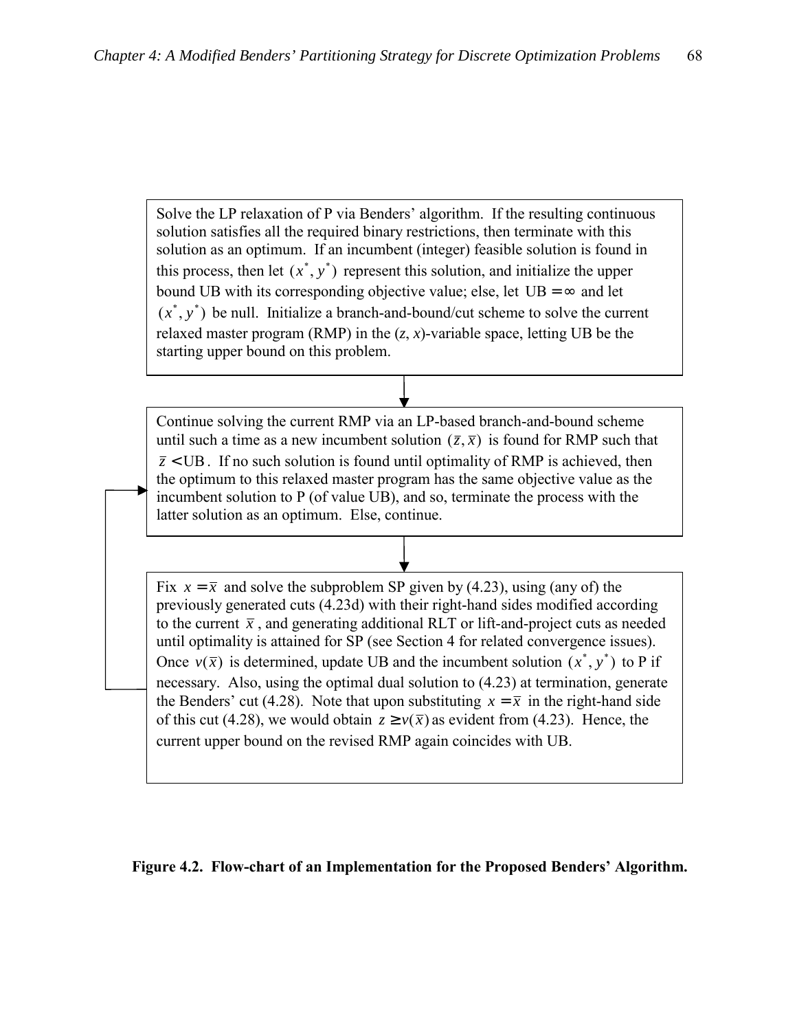Solve the LP relaxation of P via Benders' algorithm. If the resulting continuous solution satisfies all the required binary restrictions, then terminate with this solution as an optimum. If an incumbent (integer) feasible solution is found in this process, then let $(x^*, y^*)$ represent this solution, and initialize the upper bound UB with its corresponding objective value; else, let $\text{UB} = \infty$ and let $(x^*, y^*)$ be null. Initialize a branch-and-bound/cut scheme to solve the current relaxed master program (RMP) in the ($z$, $x$)-variable space, letting UB be the starting upper bound on this problem.

↓

Continue solving the current RMP via an LP-based branch-and-bound scheme until such a time as a new incumbent solution $(\bar{z}, \bar{x})$ is found for RMP such that $\bar{z} < \text{UB}$. If no such solution is found until optimality of RMP is achieved, then the optimum to this relaxed master program has the same objective value as the incumbent solution to P (of value UB), and so, terminate the process with the latter solution as an optimum. Else, continue.

↓

Fix $x = \bar{x}$ and solve the subproblem SP given by (4.23), using (any of) the previously generated cuts (4.23d) with their right-hand sides modified according to the current $\bar{x}$, and generating additional RLT or lift-and-project cuts as needed until optimality is attained for SP (see Section 4 for related convergence issues). Once $v(\bar{x})$ is determined, update UB and the incumbent solution $(x^*, y^*)$ to P if necessary. Also, using the optimal dual solution to (4.23) at termination, generate the Benders' cut (4.28). Note that upon substituting $x = \bar{x}$ in the right-hand side of this cut (4.28), we would obtain $z \geq v(\bar{x})$ as evident from (4.23). Hence, the current upper bound on the revised RMP again coincides with UB.

(Loop back to the second box.)

**Figure 4.2. Flow-chart of an Implementation for the Proposed Benders' Algorithm.**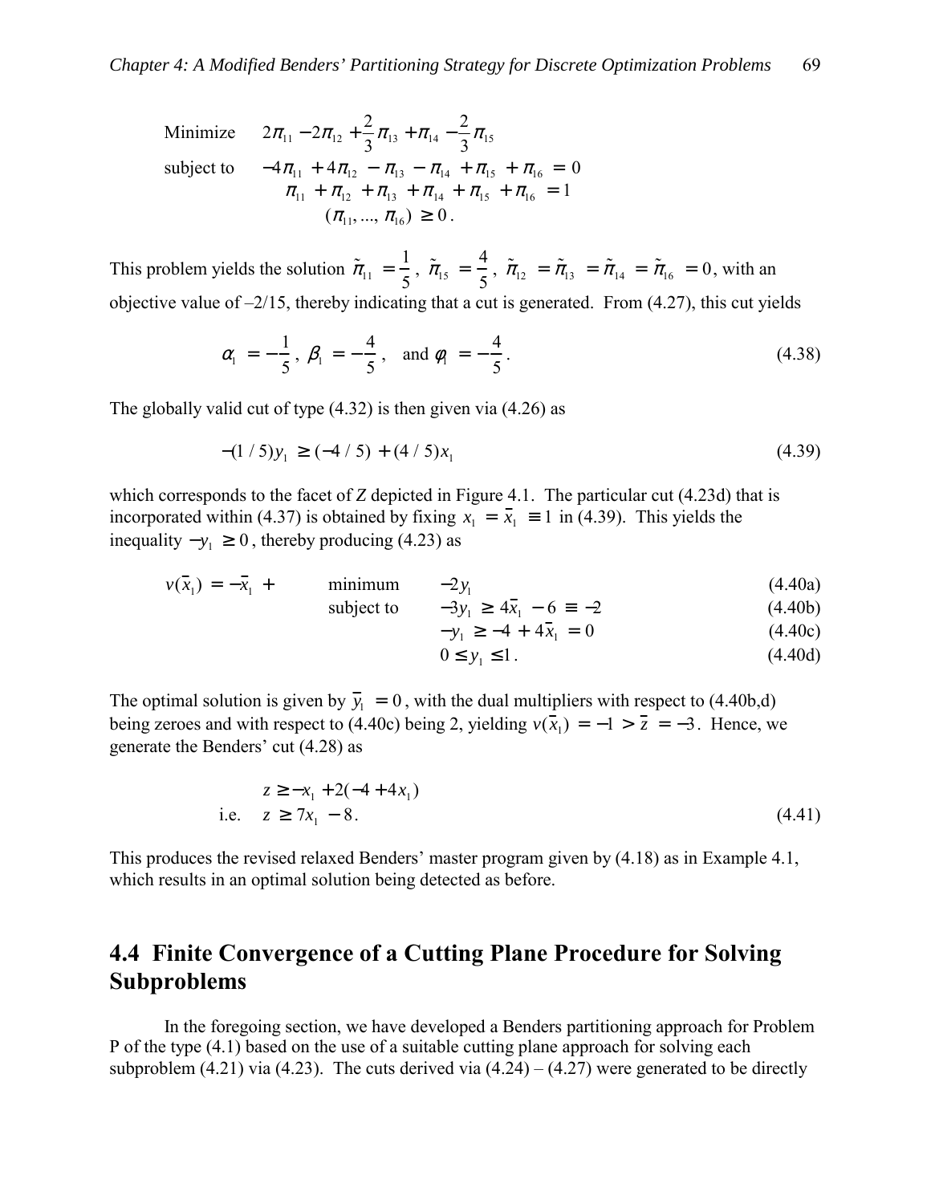$$
\begin{aligned}
\text{Minimize} \quad & 2\pi_{11} - 2\pi_{12} + \frac{2}{3}\pi_{13} + \pi_{14} - \frac{2}{3}\pi_{15} \\
\text{subject to} \quad & -4\pi_{11} + 4\pi_{12} - \pi_{13} - \pi_{14} + \pi_{15} + \pi_{16} = 0 \\
& \pi_{11} + \pi_{12} + \pi_{13} + \pi_{14} + \pi_{15} + \pi_{16} = 1 \\
& (\pi_{11}, \ldots, \pi_{16}) \geq 0 .
\end{aligned}
$$

This problem yields the solution $\tilde{\pi}_{11} = \frac{1}{5}$, $\tilde{\pi}_{15} = \frac{4}{5}$, $\tilde{\pi}_{12} = \tilde{\pi}_{13} = \tilde{\pi}_{14} = \tilde{\pi}_{16} = 0$, with an objective value of $-2/15$, thereby indicating that a cut is generated. From (4.27), this cut yields

$$
\alpha_1 = -\frac{1}{5}, \; \beta_1 = -\frac{4}{5}, \quad \text{and } \phi_1 = -\frac{4}{5}. \tag{4.38}
$$

The globally valid cut of type (4.32) is then given via (4.26) as

$$
-(1/5)y_1 \geq (-4/5) + (4/5)x_1 \tag{4.39}
$$

which corresponds to the facet of $Z$ depicted in Figure 4.1. The particular cut (4.23d) that is incorporated within (4.37) is obtained by fixing $x_1 = \bar{x}_1 \equiv 1$ in (4.39). This yields the inequality $-y_1 \geq 0$, thereby producing (4.23) as

$$
\begin{aligned}
v(\bar{x}_1) = -\bar{x}_1 + \quad & \text{minimum} \quad -2y_1 & (4.40a) \\
& \text{subject to} \quad -3y_1 \geq 4\bar{x}_1 - 6 \equiv -2 & (4.40b) \\
& \qquad\qquad\quad -y_1 \geq -4 + 4\bar{x}_1 = 0 & (4.40c) \\
& \qquad\qquad\quad 0 \leq y_1 \leq 1 . & (4.40d)
\end{aligned}
$$

The optimal solution is given by $\bar{y}_1 = 0$, with the dual multipliers with respect to (4.40b,d) being zeroes and with respect to (4.40c) being 2, yielding $v(\bar{x}_1) = -1 > \bar{z} = -3$. Hence, we generate the Benders' cut (4.28) as

$$
\begin{aligned}
& z \geq -x_1 + 2(-4 + 4x_1) \\
\text{i.e.} \quad & z \geq 7x_1 - 8 .
\end{aligned} \tag{4.41}
$$

This produces the revised relaxed Benders' master program given by (4.18) as in Example 4.1, which results in an optimal solution being detected as before.

## 4.4 Finite Convergence of a Cutting Plane Procedure for Solving Subproblems

In the foregoing section, we have developed a Benders partitioning approach for Problem P of the type (4.1) based on the use of a suitable cutting plane approach for solving each subproblem (4.21) via (4.23). The cuts derived via (4.24) – (4.27) were generated to be directly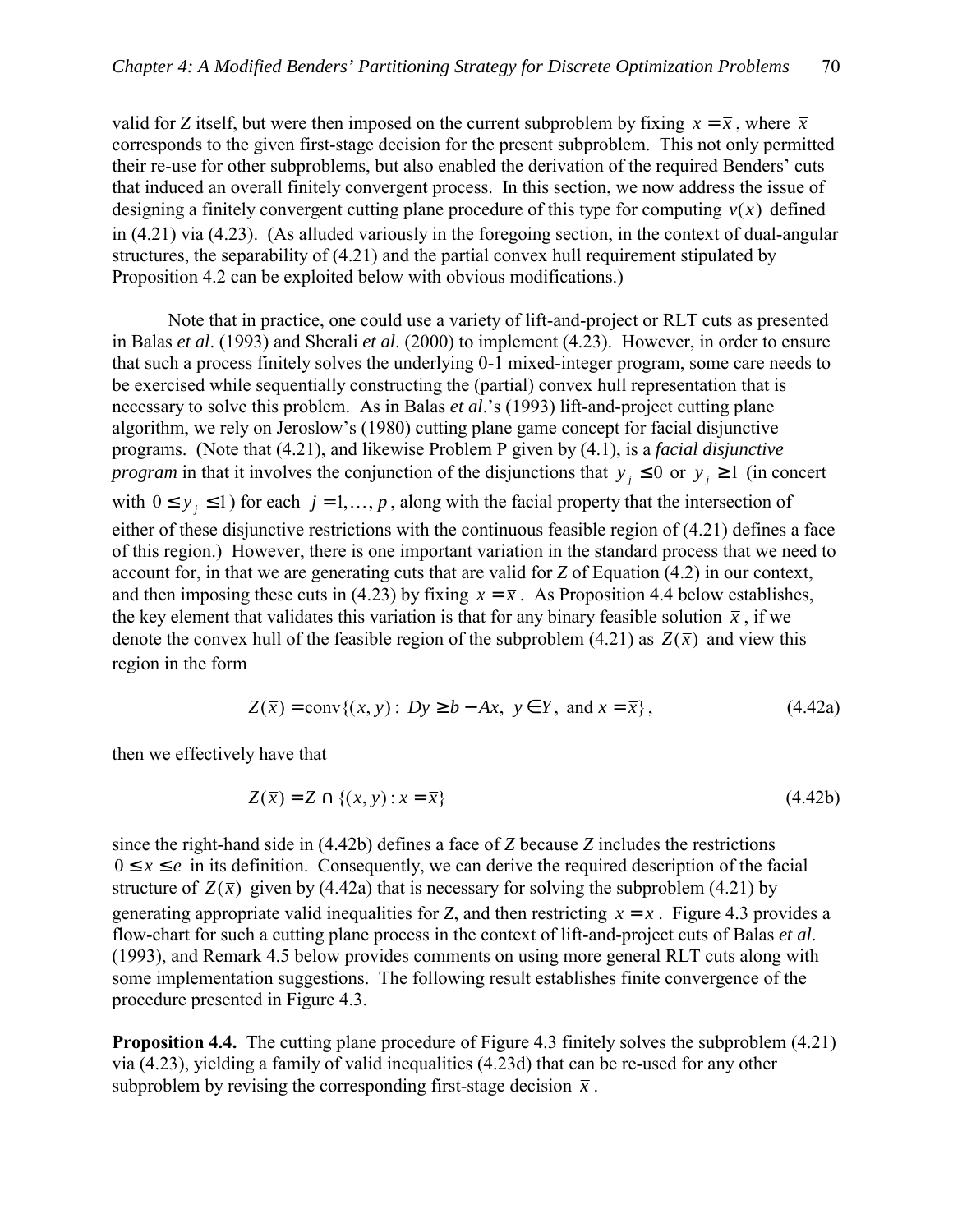valid for *Z* itself, but were then imposed on the current subproblem by fixing $x = \bar{x}$, where $\bar{x}$ corresponds to the given first-stage decision for the present subproblem. This not only permitted their re-use for other subproblems, but also enabled the derivation of the required Benders' cuts that induced an overall finitely convergent process. In this section, we now address the issue of designing a finitely convergent cutting plane procedure of this type for computing $v(\bar{x})$ defined in (4.21) via (4.23). (As alluded variously in the foregoing section, in the context of dual-angular structures, the separability of (4.21) and the partial convex hull requirement stipulated by Proposition 4.2 can be exploited below with obvious modifications.)

Note that in practice, one could use a variety of lift-and-project or RLT cuts as presented in Balas *et al*. (1993) and Sherali *et al*. (2000) to implement (4.23). However, in order to ensure that such a process finitely solves the underlying 0-1 mixed-integer program, some care needs to be exercised while sequentially constructing the (partial) convex hull representation that is necessary to solve this problem. As in Balas *et al*.'s (1993) lift-and-project cutting plane algorithm, we rely on Jeroslow's (1980) cutting plane game concept for facial disjunctive programs. (Note that (4.21), and likewise Problem P given by (4.1), is a *facial disjunctive program* in that it involves the conjunction of the disjunctions that $y_j \le 0$ or $y_j \ge 1$ (in concert with $0 \le y_j \le 1$) for each $j = 1, \ldots, p$, along with the facial property that the intersection of either of these disjunctive restrictions with the continuous feasible region of (4.21) defines a face of this region.) However, there is one important variation in the standard process that we need to account for, in that we are generating cuts that are valid for *Z* of Equation (4.2) in our context, and then imposing these cuts in (4.23) by fixing $x = \bar{x}$. As Proposition 4.4 below establishes, the key element that validates this variation is that for any binary feasible solution $\bar{x}$, if we denote the convex hull of the feasible region of the subproblem (4.21) as $Z(\bar{x})$ and view this region in the form

$$Z(\bar{x}) = \text{conv}\{(x, y) : Dy \ge b - Ax,\ y \in Y,\ \text{and } x = \bar{x}\}, \tag{4.42a}$$

then we effectively have that

$$Z(\bar{x}) = Z \cap \{(x, y) : x = \bar{x}\} \tag{4.42b}$$

since the right-hand side in (4.42b) defines a face of *Z* because *Z* includes the restrictions $0 \le x \le e$ in its definition. Consequently, we can derive the required description of the facial structure of $Z(\bar{x})$ given by (4.42a) that is necessary for solving the subproblem (4.21) by generating appropriate valid inequalities for *Z*, and then restricting $x = \bar{x}$. Figure 4.3 provides a flow-chart for such a cutting plane process in the context of lift-and-project cuts of Balas *et al*. (1993), and Remark 4.5 below provides comments on using more general RLT cuts along with some implementation suggestions. The following result establishes finite convergence of the procedure presented in Figure 4.3.

**Proposition 4.4.** The cutting plane procedure of Figure 4.3 finitely solves the subproblem (4.21) via (4.23), yielding a family of valid inequalities (4.23d) that can be re-used for any other subproblem by revising the corresponding first-stage decision $\bar{x}$.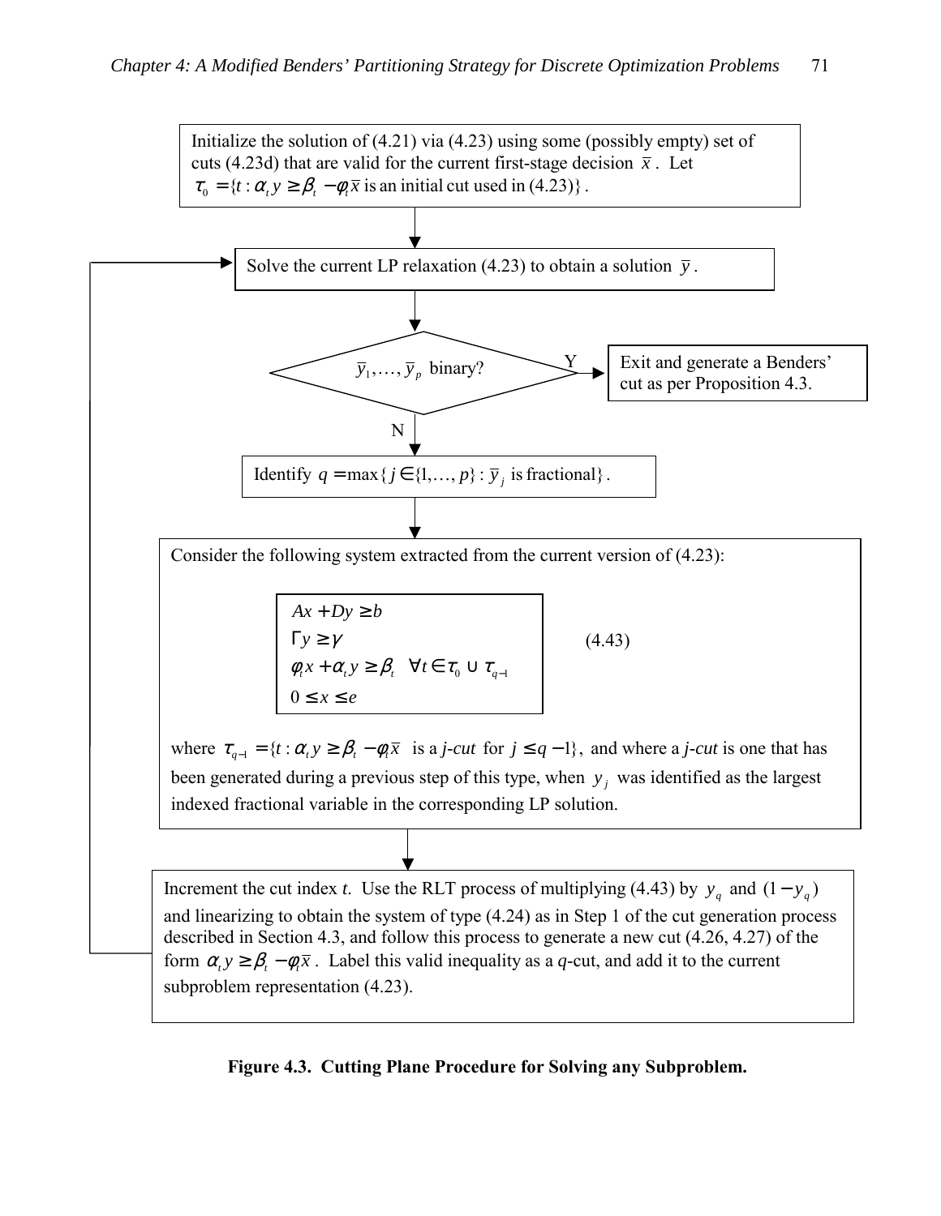Initialize the solution of (4.21) via (4.23) using some (possibly empty) set of cuts (4.23d) that are valid for the current first-stage decision $\bar{x}$. Let $\tau_0 = \{t : \alpha_t y \geq \beta_t - \phi_t \bar{x}$ is an initial cut used in (4.23)$\}$.

↓

Solve the current LP relaxation (4.23) to obtain a solution $\bar{y}$.

↓

$\bar{y}_1, \ldots, \bar{y}_p$ binary?

- Y → Exit and generate a Benders' cut as per Proposition 4.3.
- N ↓

Identify $q = \max\{j \in \{1, \ldots, p\} : \bar{y}_j$ is fractional$\}$.

↓

Consider the following system extracted from the current version of (4.23):

$$
\begin{aligned}
& Ax + Dy \geq b \\
& \Gamma y \geq \gamma \\
& \phi_t x + \alpha_t y \geq \beta_t \quad \forall t \in \tau_0 \cup \tau_{q-1} \\
& 0 \leq x \leq e
\end{aligned}
\qquad (4.43)
$$

where $\tau_{q-1} = \{t : \alpha_t y \geq \beta_t - \phi_t \bar{x}$ is a *j-cut* for $j \leq q-1\}$, and where a *j-cut* is one that has been generated during a previous step of this type, when $y_j$ was identified as the largest indexed fractional variable in the corresponding LP solution.

↓

Increment the cut index *t*. Use the RLT process of multiplying (4.43) by $y_q$ and $(1 - y_q)$ and linearizing to obtain the system of type (4.24) as in Step 1 of the cut generation process described in Section 4.3, and follow this process to generate a new cut (4.26, 4.27) of the form $\alpha_t y \geq \beta_t - \phi_t \bar{x}$. Label this valid inequality as a *q*-cut, and add it to the current subproblem representation (4.23).

→ (return to "Solve the current LP relaxation (4.23) to obtain a solution $\bar{y}$.")

**Figure 4.3. Cutting Plane Procedure for Solving any Subproblem.**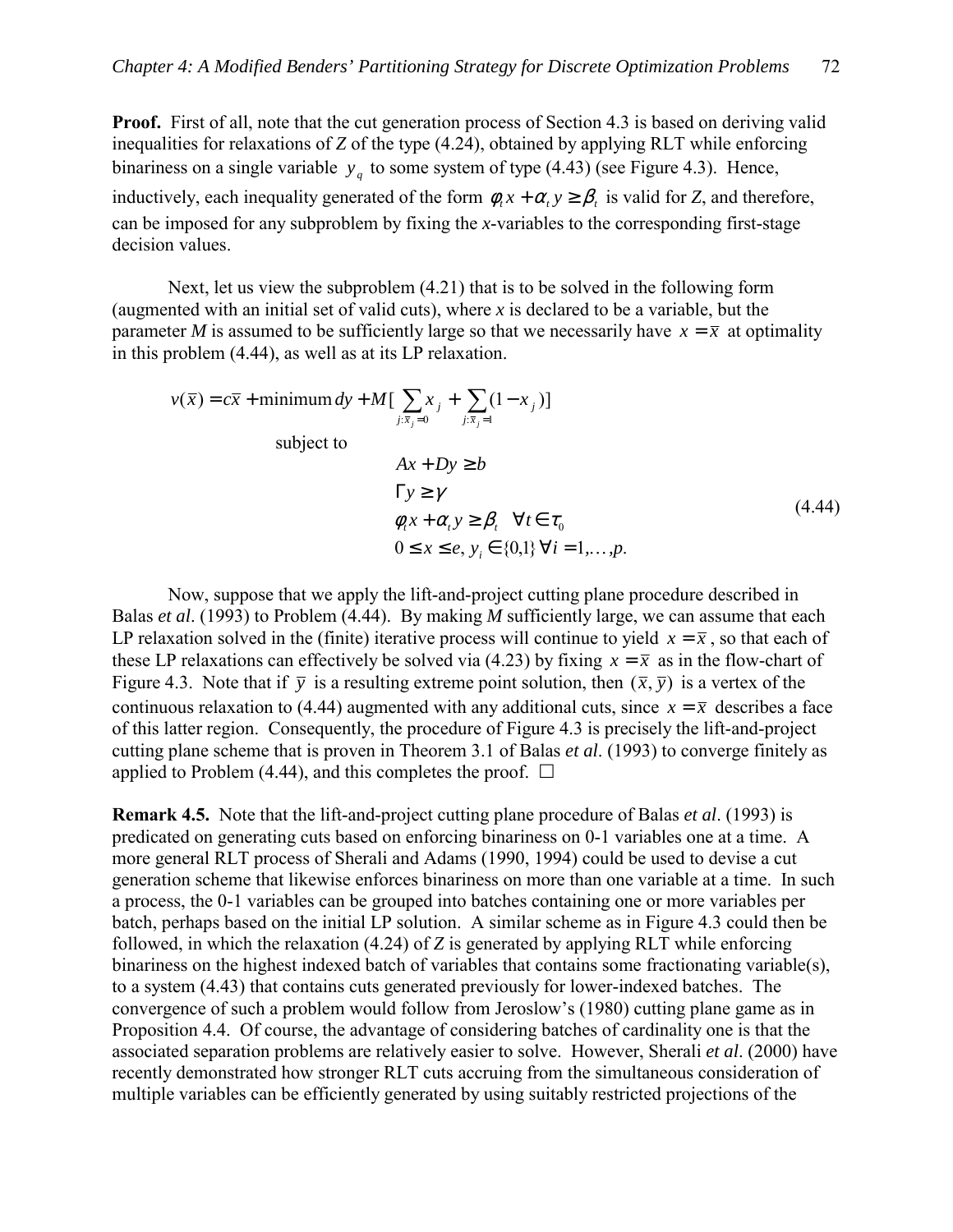**Proof.** First of all, note that the cut generation process of Section 4.3 is based on deriving valid inequalities for relaxations of *Z* of the type (4.24), obtained by applying RLT while enforcing binariness on a single variable $y_q$ to some system of type (4.43) (see Figure 4.3). Hence, inductively, each inequality generated of the form $\phi_t x + \alpha_t y \geq \beta_t$ is valid for *Z*, and therefore, can be imposed for any subproblem by fixing the *x*-variables to the corresponding first-stage decision values.

Next, let us view the subproblem (4.21) that is to be solved in the following form (augmented with an initial set of valid cuts), where *x* is declared to be a variable, but the parameter *M* is assumed to be sufficiently large so that we necessarily have $x = \bar{x}$ at optimality in this problem (4.44), as well as at its LP relaxation.

$$
\begin{aligned}
v(\bar{x}) = c\bar{x} + \text{minimum}\; & dy + M\Big[\sum_{j:\bar{x}_j = 0} x_j + \sum_{j:\bar{x}_j = 1} (1 - x_j)\Big] \\
\text{subject to}\quad & Ax + Dy \geq b \\
& \Gamma y \geq \gamma \\
& \phi_t x + \alpha_t y \geq \beta_t \quad \forall t \in \tau_0 \\
& 0 \leq x \leq e,\; y_i \in \{0,1\}\; \forall i = 1,\ldots,p.
\end{aligned} \tag{4.44}
$$

Now, suppose that we apply the lift-and-project cutting plane procedure described in Balas *et al*. (1993) to Problem (4.44). By making *M* sufficiently large, we can assume that each LP relaxation solved in the (finite) iterative process will continue to yield $x = \bar{x}$, so that each of these LP relaxations can effectively be solved via (4.23) by fixing $x = \bar{x}$ as in the flow-chart of Figure 4.3. Note that if $\bar{y}$ is a resulting extreme point solution, then $(\bar{x}, \bar{y})$ is a vertex of the continuous relaxation to (4.44) augmented with any additional cuts, since $x = \bar{x}$ describes a face of this latter region. Consequently, the procedure of Figure 4.3 is precisely the lift-and-project cutting plane scheme that is proven in Theorem 3.1 of Balas *et al*. (1993) to converge finitely as applied to Problem (4.44), and this completes the proof. □

**Remark 4.5.** Note that the lift-and-project cutting plane procedure of Balas *et al*. (1993) is predicated on generating cuts based on enforcing binariness on 0-1 variables one at a time. A more general RLT process of Sherali and Adams (1990, 1994) could be used to devise a cut generation scheme that likewise enforces binariness on more than one variable at a time. In such a process, the 0-1 variables can be grouped into batches containing one or more variables per batch, perhaps based on the initial LP solution. A similar scheme as in Figure 4.3 could then be followed, in which the relaxation (4.24) of *Z* is generated by applying RLT while enforcing binariness on the highest indexed batch of variables that contains some fractionating variable(s), to a system (4.43) that contains cuts generated previously for lower-indexed batches. The convergence of such a problem would follow from Jeroslow's (1980) cutting plane game as in Proposition 4.4. Of course, the advantage of considering batches of cardinality one is that the associated separation problems are relatively easier to solve. However, Sherali *et al*. (2000) have recently demonstrated how stronger RLT cuts accruing from the simultaneous consideration of multiple variables can be efficiently generated by using suitably restricted projections of the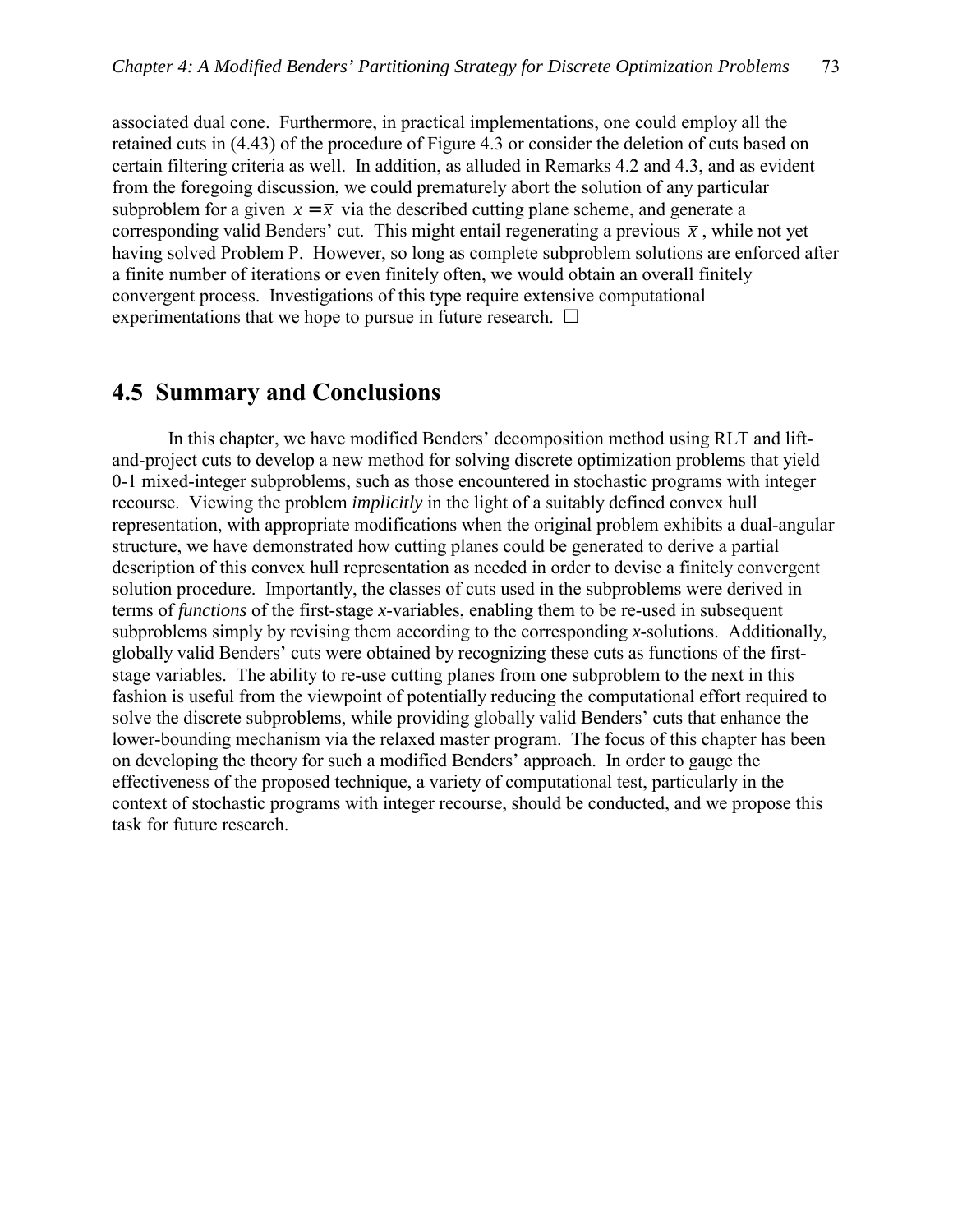associated dual cone. Furthermore, in practical implementations, one could employ all the retained cuts in (4.43) of the procedure of Figure 4.3 or consider the deletion of cuts based on certain filtering criteria as well. In addition, as alluded in Remarks 4.2 and 4.3, and as evident from the foregoing discussion, we could prematurely abort the solution of any particular subproblem for a given $x = \bar{x}$ via the described cutting plane scheme, and generate a corresponding valid Benders' cut. This might entail regenerating a previous $\bar{x}$, while not yet having solved Problem P. However, so long as complete subproblem solutions are enforced after a finite number of iterations or even finitely often, we would obtain an overall finitely convergent process. Investigations of this type require extensive computational experimentations that we hope to pursue in future research. □

## 4.5 Summary and Conclusions

In this chapter, we have modified Benders' decomposition method using RLT and lift-and-project cuts to develop a new method for solving discrete optimization problems that yield 0-1 mixed-integer subproblems, such as those encountered in stochastic programs with integer recourse. Viewing the problem *implicitly* in the light of a suitably defined convex hull representation, with appropriate modifications when the original problem exhibits a dual-angular structure, we have demonstrated how cutting planes could be generated to derive a partial description of this convex hull representation as needed in order to devise a finitely convergent solution procedure. Importantly, the classes of cuts used in the subproblems were derived in terms of *functions* of the first-stage *x*-variables, enabling them to be re-used in subsequent subproblems simply by revising them according to the corresponding *x*-solutions. Additionally, globally valid Benders' cuts were obtained by recognizing these cuts as functions of the first-stage variables. The ability to re-use cutting planes from one subproblem to the next in this fashion is useful from the viewpoint of potentially reducing the computational effort required to solve the discrete subproblems, while providing globally valid Benders' cuts that enhance the lower-bounding mechanism via the relaxed master program. The focus of this chapter has been on developing the theory for such a modified Benders' approach. In order to gauge the effectiveness of the proposed technique, a variety of computational test, particularly in the context of stochastic programs with integer recourse, should be conducted, and we propose this task for future research.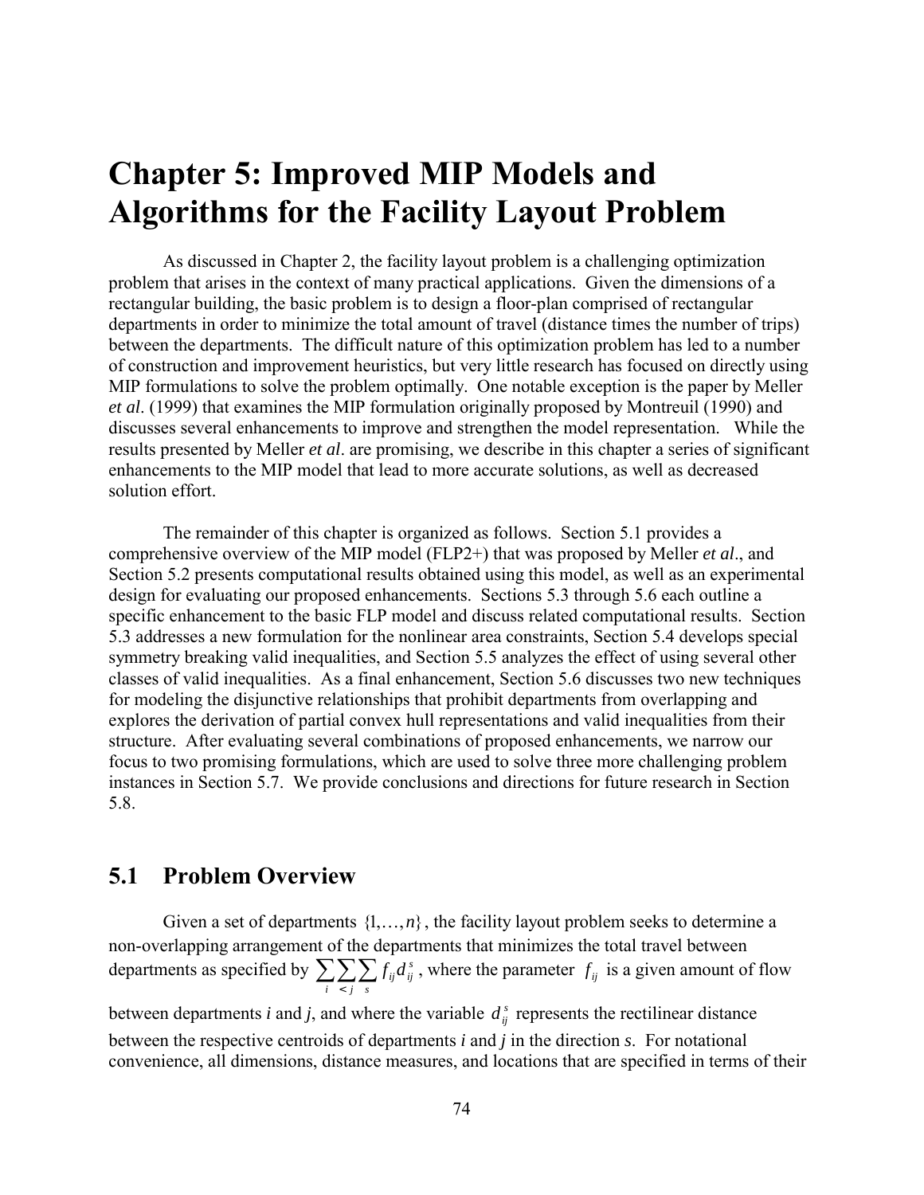# Chapter 5: Improved MIP Models and Algorithms for the Facility Layout Problem

As discussed in Chapter 2, the facility layout problem is a challenging optimization problem that arises in the context of many practical applications. Given the dimensions of a rectangular building, the basic problem is to design a floor-plan comprised of rectangular departments in order to minimize the total amount of travel (distance times the number of trips) between the departments. The difficult nature of this optimization problem has led to a number of construction and improvement heuristics, but very little research has focused on directly using MIP formulations to solve the problem optimally. One notable exception is the paper by Meller *et al*. (1999) that examines the MIP formulation originally proposed by Montreuil (1990) and discusses several enhancements to improve and strengthen the model representation. While the results presented by Meller *et al*. are promising, we describe in this chapter a series of significant enhancements to the MIP model that lead to more accurate solutions, as well as decreased solution effort.

The remainder of this chapter is organized as follows. Section 5.1 provides a comprehensive overview of the MIP model (FLP2+) that was proposed by Meller *et al*., and Section 5.2 presents computational results obtained using this model, as well as an experimental design for evaluating our proposed enhancements. Sections 5.3 through 5.6 each outline a specific enhancement to the basic FLP model and discuss related computational results. Section 5.3 addresses a new formulation for the nonlinear area constraints, Section 5.4 develops special symmetry breaking valid inequalities, and Section 5.5 analyzes the effect of using several other classes of valid inequalities. As a final enhancement, Section 5.6 discusses two new techniques for modeling the disjunctive relationships that prohibit departments from overlapping and explores the derivation of partial convex hull representations and valid inequalities from their structure. After evaluating several combinations of proposed enhancements, we narrow our focus to two promising formulations, which are used to solve three more challenging problem instances in Section 5.7. We provide conclusions and directions for future research in Section 5.8.

## 5.1 Problem Overview

Given a set of departments $\{1,\ldots,n\}$, the facility layout problem seeks to determine a non-overlapping arrangement of the departments that minimizes the total travel between departments as specified by $\sum_{i}\sum_{<j}\sum_{s} f_{ij} d_{ij}^{s}$, where the parameter $f_{ij}$ is a given amount of flow between departments *i* and *j*, and where the variable $d_{ij}^{s}$ represents the rectilinear distance between the respective centroids of departments *i* and *j* in the direction *s*. For notational convenience, all dimensions, distance measures, and locations that are specified in terms of their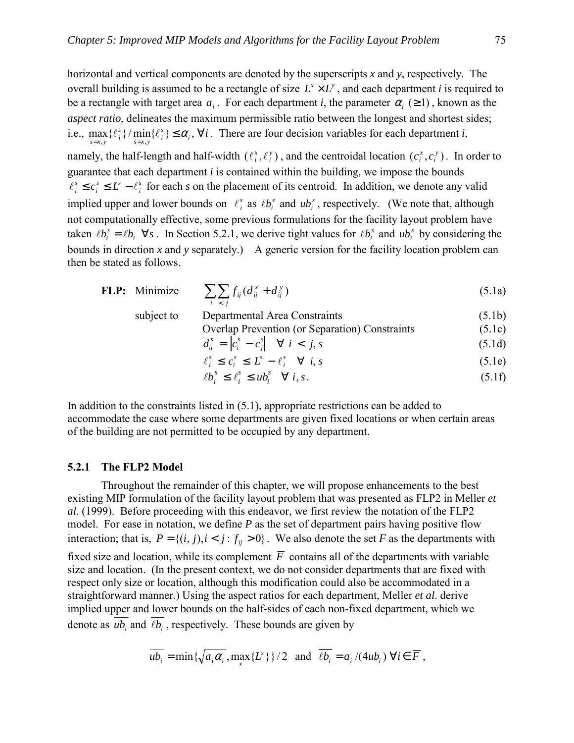horizontal and vertical components are denoted by the superscripts *x* and *y*, respectively. The overall building is assumed to be a rectangle of size $L^x \times L^y$, and each department *i* is required to be a rectangle with target area $a_i$. For each department *i*, the parameter $\alpha_i$ $(\geq 1)$, known as the *aspect ratio*, delineates the maximum permissible ratio between the longest and shortest sides; i.e., $\max_{s=x,y}\{\ell_i^s\}/\min_{s=x,y}\{\ell_i^s\} \leq \alpha_i, \forall i$. There are four decision variables for each department *i*, namely, the half-length and half-width $(\ell_i^x, \ell_i^y)$, and the centroidal location $(c_i^x, c_i^y)$. In order to guarantee that each department *i* is contained within the building, we impose the bounds $\ell_i^s \leq c_i^s \leq L^s - \ell_i^s$ for each *s* on the placement of its centroid. In addition, we denote any valid implied upper and lower bounds on $\ell_i^s$ as $\ell b_i^s$ and $ub_i^s$, respectively. (We note that, although not computationally effective, some previous formulations for the facility layout problem have taken $\ell b_i^s = \ell b_i \;\; \forall s$. In Section 5.2.1, we derive tight values for $\ell b_i^s$ and $ub_i^s$ by considering the bounds in direction *x* and *y* separately.) A generic version for the facility location problem can then be stated as follows.

$$
\begin{aligned}
\textbf{FLP:}\quad & \text{Minimize} && \sum_i \sum_{<j} f_{ij}(d_{ij}^x + d_{ij}^y) && \text{(5.1a)}\\
& \text{subject to} && \text{Departmental Area Constraints} && \text{(5.1b)}\\
& && \text{Overlap Prevention (or Separation) Constraints} && \text{(5.1c)}\\
& && d_{ij}^s = \left|c_i^s - c_j^s\right| \quad \forall\; i < j, s && \text{(5.1d)}\\
& && \ell_i^s \leq c_i^s \leq L^s - \ell_i^s \quad \forall\; i, s && \text{(5.1e)}\\
& && \ell b_i^s \leq \ell_i^s \leq ub_i^s \quad \forall\; i, s. && \text{(5.1f)}
\end{aligned}
$$

In addition to the constraints listed in (5.1), appropriate restrictions can be added to accommodate the case where some departments are given fixed locations or when certain areas of the building are not permitted to be occupied by any department.

### 5.2.1 The FLP2 Model

Throughout the remainder of this chapter, we will propose enhancements to the best existing MIP formulation of the facility layout problem that was presented as FLP2 in Meller *et al*. (1999). Before proceeding with this endeavor, we first review the notation of the FLP2 model. For ease in notation, we define *P* as the set of department pairs having positive flow interaction; that is, $P = \{(i, j), i < j : f_{ij} > 0\}$. We also denote the set *F* as the departments with fixed size and location, while its complement $\overline{F}$ contains all of the departments with variable size and location. (In the present context, we do not consider departments that are fixed with respect only size or location, although this modification could also be accommodated in a straightforward manner.) Using the aspect ratios for each department, Meller *et al*. derive implied upper and lower bounds on the half-sides of each non-fixed department, which we denote as $\overline{ub_i}$ and $\overline{\ell b_i}$, respectively. These bounds are given by

$$
\overline{ub_i} = \min\{\sqrt{a_i \alpha_i}, \max_s\{L^s\}\}/2 \quad \text{and} \quad \overline{\ell b_i} = a_i/(4\overline{ub_i}) \;\forall i \in \overline{F},
$$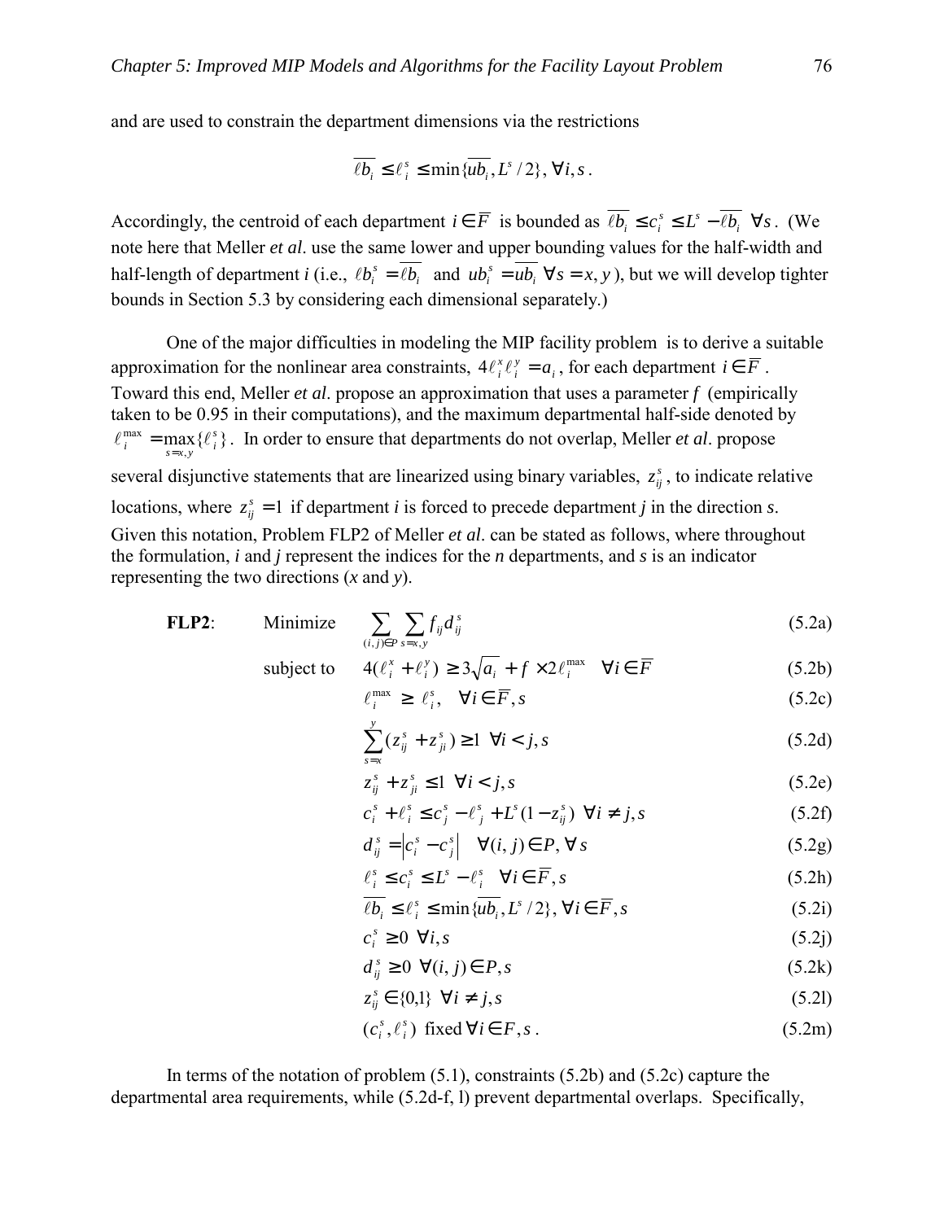and are used to constrain the department dimensions via the restrictions

$$\overline{\ell b_i} \leq \ell_i^s \leq \min\{\overline{ub_i}, L^s/2\}, \forall i, s.$$

Accordingly, the centroid of each department $i \in \overline{F}$ is bounded as $\overline{\ell b_i} \leq c_i^s \leq L^s - \overline{\ell b_i}$ $\forall s$. (We note here that Meller *et al*. use the same lower and upper bounding values for the half-width and half-length of department *i* (i.e., $\ell b_i^s = \overline{\ell b_i}$ and $ub_i^s = \overline{ub_i}$ $\forall s = x, y$), but we will develop tighter bounds in Section 5.3 by considering each dimensional separately.)

One of the major difficulties in modeling the MIP facility problem is to derive a suitable approximation for the nonlinear area constraints, $4\ell_i^x \ell_i^y = a_i$, for each department $i \in \overline{F}$. Toward this end, Meller *et al*. propose an approximation that uses a parameter $f$ (empirically taken to be 0.95 in their computations), and the maximum departmental half-side denoted by $\ell_i^{\max} = \max_{s=x,y}\{\ell_i^s\}$. In order to ensure that departments do not overlap, Meller *et al*. propose several disjunctive statements that are linearized using binary variables, $z_{ij}^s$, to indicate relative locations, where $z_{ij}^s = 1$ if department *i* is forced to precede department *j* in the direction *s*. Given this notation, Problem FLP2 of Meller *et al*. can be stated as follows, where throughout the formulation, *i* and *j* represent the indices for the *n* departments, and *s* is an indicator representing the two directions (*x* and *y*).

**FLP2**: Minimize

$$\sum_{(i,j)\in P} \sum_{s=x,y} f_{ij} d_{ij}^s \tag{5.2a}$$

subject to

$$4(\ell_i^x + \ell_i^y) \geq 3\sqrt{a_i} + f \times 2\ell_i^{\max} \quad \forall i \in \overline{F} \tag{5.2b}$$

$$\ell_i^{\max} \geq \ell_i^s, \quad \forall i \in \overline{F}, s \tag{5.2c}$$

$$\sum_{s=x}^{y} (z_{ij}^s + z_{ji}^s) \geq 1 \quad \forall i < j, s \tag{5.2d}$$

$$z_{ij}^s + z_{ji}^s \leq 1 \quad \forall i < j, s \tag{5.2e}$$

$$c_i^s + \ell_i^s \leq c_j^s - \ell_j^s + L^s(1 - z_{ij}^s) \quad \forall i \neq j, s \tag{5.2f}$$

$$d_{ij}^s = \left| c_i^s - c_j^s \right| \quad \forall (i,j) \in P, \forall s \tag{5.2g}$$

$$\ell_i^s \leq c_i^s \leq L^s - \ell_i^s \quad \forall i \in \overline{F}, s \tag{5.2h}$$

$$\overline{\ell b_i} \leq \ell_i^s \leq \min\{\overline{ub_i}, L^s/2\}, \forall i \in \overline{F}, s \tag{5.2i}$$

$$c_i^s \geq 0 \quad \forall i, s \tag{5.2j}$$

$$d_{ij}^s \geq 0 \quad \forall (i,j) \in P, s \tag{5.2k}$$

$$z_{ij}^s \in \{0,1\} \quad \forall i \neq j, s \tag{5.2l}$$

$$(c_i^s, \ell_i^s) \text{ fixed } \forall i \in F, s. \tag{5.2m}$$

In terms of the notation of problem (5.1), constraints (5.2b) and (5.2c) capture the departmental area requirements, while (5.2d-f, l) prevent departmental overlaps. Specifically,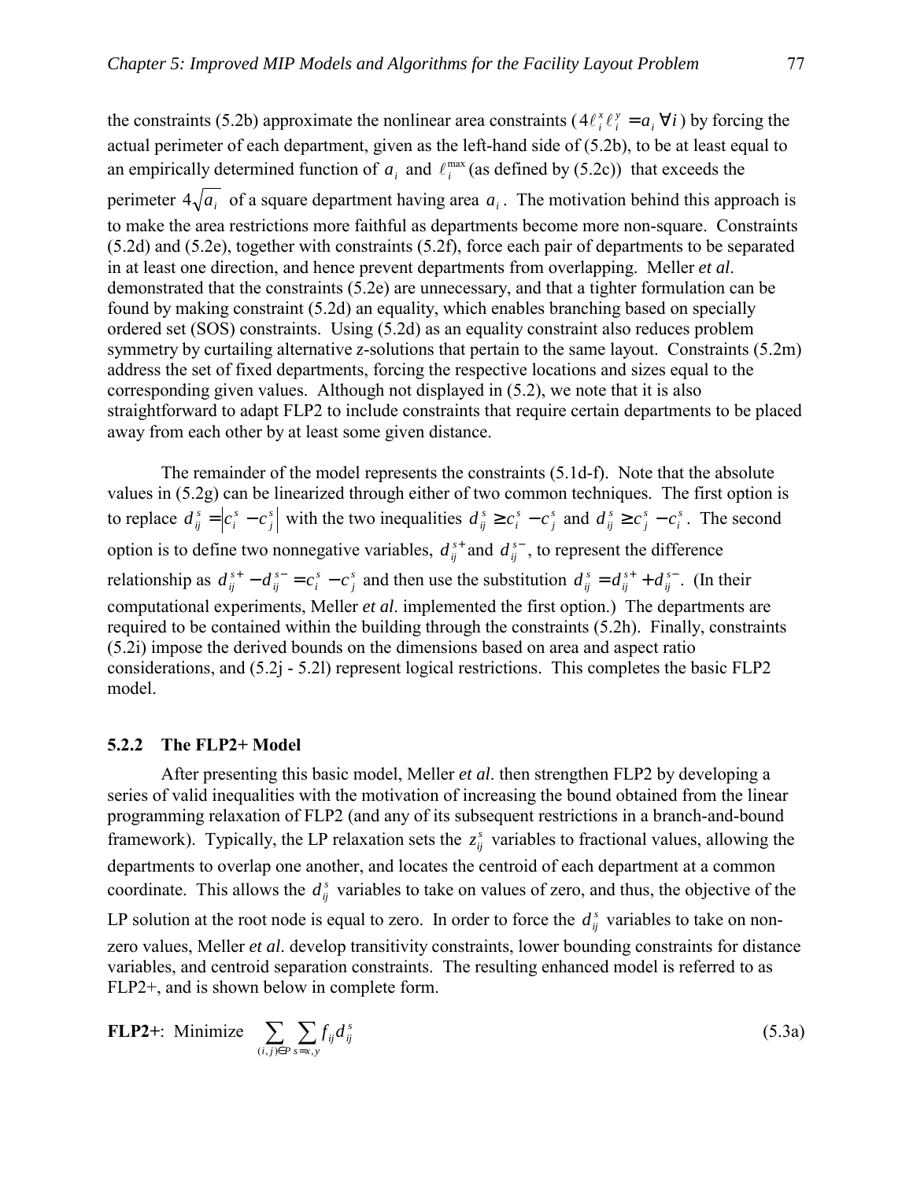the constraints (5.2b) approximate the nonlinear area constraints ($4\ell_i^x \ell_i^y = a_i \; \forall i$) by forcing the actual perimeter of each department, given as the left-hand side of (5.2b), to be at least equal to an empirically determined function of $a_i$ and $\ell_i^{\max}$ (as defined by (5.2c)) that exceeds the perimeter $4\sqrt{a_i}$ of a square department having area $a_i$. The motivation behind this approach is to make the area restrictions more faithful as departments become more non-square. Constraints (5.2d) and (5.2e), together with constraints (5.2f), force each pair of departments to be separated in at least one direction, and hence prevent departments from overlapping. Meller *et al*. demonstrated that the constraints (5.2e) are unnecessary, and that a tighter formulation can be found by making constraint (5.2d) an equality, which enables branching based on specially ordered set (SOS) constraints. Using (5.2d) as an equality constraint also reduces problem symmetry by curtailing alternative *z*-solutions that pertain to the same layout. Constraints (5.2m) address the set of fixed departments, forcing the respective locations and sizes equal to the corresponding given values. Although not displayed in (5.2), we note that it is also straightforward to adapt FLP2 to include constraints that require certain departments to be placed away from each other by at least some given distance.

The remainder of the model represents the constraints (5.1d-f). Note that the absolute values in (5.2g) can be linearized through either of two common techniques. The first option is to replace $d_{ij}^s = \left|c_i^s - c_j^s\right|$ with the two inequalities $d_{ij}^s \geq c_i^s - c_j^s$ and $d_{ij}^s \geq c_j^s - c_i^s$. The second option is to define two nonnegative variables, $d_{ij}^{s+}$ and $d_{ij}^{s-}$, to represent the difference relationship as $d_{ij}^{s+} - d_{ij}^{s-} = c_i^s - c_j^s$ and then use the substitution $d_{ij}^s = d_{ij}^{s+} + d_{ij}^{s-}$. (In their computational experiments, Meller *et al*. implemented the first option.) The departments are required to be contained within the building through the constraints (5.2h). Finally, constraints (5.2i) impose the derived bounds on the dimensions based on area and aspect ratio considerations, and (5.2j - 5.2l) represent logical restrictions. This completes the basic FLP2 model.

### 5.2.2 The FLP2+ Model

After presenting this basic model, Meller *et al*. then strengthen FLP2 by developing a series of valid inequalities with the motivation of increasing the bound obtained from the linear programming relaxation of FLP2 (and any of its subsequent restrictions in a branch-and-bound framework). Typically, the LP relaxation sets the $z_{ij}^s$ variables to fractional values, allowing the departments to overlap one another, and locates the centroid of each department at a common coordinate. This allows the $d_{ij}^s$ variables to take on values of zero, and thus, the objective of the LP solution at the root node is equal to zero. In order to force the $d_{ij}^s$ variables to take on non-zero values, Meller *et al*. develop transitivity constraints, lower bounding constraints for distance variables, and centroid separation constraints. The resulting enhanced model is referred to as FLP2+, and is shown below in complete form.

**FLP2+**: Minimize $\displaystyle\sum_{(i,j)\in P} \sum_{s=x,y} f_{ij} d_{ij}^s$ (5.3a)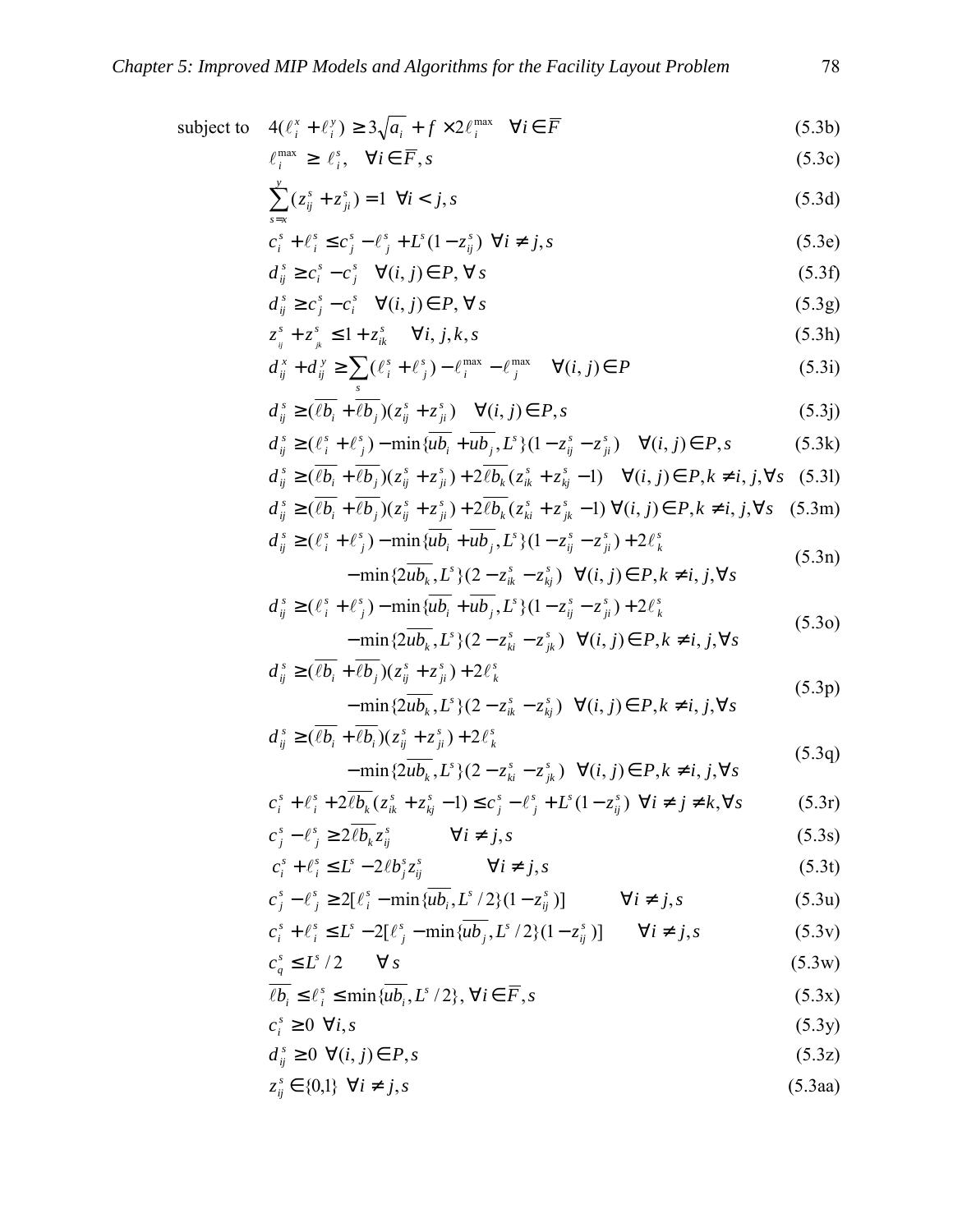subject to $4(\ell_i^x + \ell_i^y) \geq 3\sqrt{a_i} + f \times 2\ell_i^{\max} \quad \forall i \in \overline{F}$ (5.3b)

$$\ell_i^{\max} \geq \ell_i^s, \quad \forall i \in \overline{F}, s \tag{5.3c}$$

$$\sum_{s=x}^{y} (z_{ij}^s + z_{ji}^s) = 1 \;\; \forall i < j, s \tag{5.3d}$$

$$c_i^s + \ell_i^s \leq c_j^s - \ell_j^s + L^s(1 - z_{ij}^s) \;\; \forall i \neq j, s \tag{5.3e}$$

$$d_{ij}^s \geq c_i^s - c_j^s \quad \forall (i,j) \in P, \forall s \tag{5.3f}$$

$$d_{ij}^s \geq c_j^s - c_i^s \quad \forall (i,j) \in P, \forall s \tag{5.3g}$$

$$z_{ij}^s + z_{jk}^s \leq 1 + z_{ik}^s \quad \forall i, j, k, s \tag{5.3h}$$

$$d_{ij}^x + d_{ij}^y \geq \sum_s (\ell_i^s + \ell_j^s) - \ell_i^{\max} - \ell_j^{\max} \quad \forall (i,j) \in P \tag{5.3i}$$

$$d_{ij}^s \geq (\overline{\ell b_i} + \overline{\ell b_j})(z_{ij}^s + z_{ji}^s) \quad \forall (i,j) \in P, s \tag{5.3j}$$

$$d_{ij}^s \geq (\ell_i^s + \ell_j^s) - \min\{\overline{ub_i} + \overline{ub_j}, L^s\}(1 - z_{ij}^s - z_{ji}^s) \quad \forall (i,j) \in P, s \tag{5.3k}$$

$$d_{ij}^s \geq (\overline{\ell b_i} + \overline{\ell b_j})(z_{ij}^s + z_{ji}^s) + 2\overline{\ell b_k}(z_{ik}^s + z_{kj}^s - 1) \quad \forall (i,j) \in P, k \neq i, j, \forall s \tag{5.3l}$$

$$d_{ij}^s \geq (\overline{\ell b_i} + \overline{\ell b_j})(z_{ij}^s + z_{ji}^s) + 2\overline{\ell b_k}(z_{ki}^s + z_{jk}^s - 1) \;\forall (i,j) \in P, k \neq i, j, \forall s \tag{5.3m}$$

$$d_{ij}^s \geq (\ell_i^s + \ell_j^s) - \min\{\overline{ub_i} + \overline{ub_j}, L^s\}(1 - z_{ij}^s - z_{ji}^s) + 2\ell_k^s - \min\{2\overline{ub_k}, L^s\}(2 - z_{ik}^s - z_{kj}^s) \;\; \forall (i,j) \in P, k \neq i, j, \forall s \tag{5.3n}$$

$$d_{ij}^s \geq (\ell_i^s + \ell_j^s) - \min\{\overline{ub_i} + \overline{ub_j}, L^s\}(1 - z_{ij}^s - z_{ji}^s) + 2\ell_k^s - \min\{2\overline{ub_k}, L^s\}(2 - z_{ki}^s - z_{jk}^s) \;\; \forall (i,j) \in P, k \neq i, j, \forall s \tag{5.3o}$$

$$d_{ij}^s \geq (\overline{\ell b_i} + \overline{\ell b_j})(z_{ij}^s + z_{ji}^s) + 2\ell_k^s - \min\{2\overline{ub_k}, L^s\}(2 - z_{ik}^s - z_{kj}^s) \;\; \forall (i,j) \in P, k \neq i, j, \forall s \tag{5.3p}$$

$$d_{ij}^s \geq (\overline{\ell b_i} + \overline{\ell b_i})(z_{ij}^s + z_{ji}^s) + 2\ell_k^s - \min\{2\overline{ub_k}, L^s\}(2 - z_{ki}^s - z_{jk}^s) \;\; \forall (i,j) \in P, k \neq i, j, \forall s \tag{5.3q}$$

$$c_i^s + \ell_i^s + 2\overline{\ell b_k}(z_{ik}^s + z_{kj}^s - 1) \leq c_j^s - \ell_j^s + L^s(1 - z_{ij}^s) \;\; \forall i \neq j \neq k, \forall s \tag{5.3r}$$

$$c_j^s - \ell_j^s \geq 2\overline{\ell b_k} z_{ij}^s \qquad \forall i \neq j, s \tag{5.3s}$$

$$c_i^s + \ell_i^s \leq L^s - 2\ell b_j^s z_{ij}^s \qquad \forall i \neq j, s \tag{5.3t}$$

$$c_j^s - \ell_j^s \geq 2[\ell_i^s - \min\{\overline{ub_i}, L^s/2\}(1 - z_{ij}^s)] \qquad \forall i \neq j, s \tag{5.3u}$$

$$c_i^s + \ell_i^s \leq L^s - 2[\ell_j^s - \min\{\overline{ub_j}, L^s/2\}(1 - z_{ij}^s)] \qquad \forall i \neq j, s \tag{5.3v}$$

$$c_q^s \leq L^s/2 \qquad \forall s \tag{5.3w}$$

$$\overline{\ell b_i} \leq \ell_i^s \leq \min\{\overline{ub_i}, L^s/2\}, \forall i \in \overline{F}, s \tag{5.3x}$$

$$c_i^s \geq 0 \;\; \forall i, s \tag{5.3y}$$

$$d_{ij}^s \geq 0 \;\; \forall (i,j) \in P, s \tag{5.3z}$$

$$z_{ij}^s \in \{0,1\} \;\; \forall i \neq j, s \tag{5.3aa}$$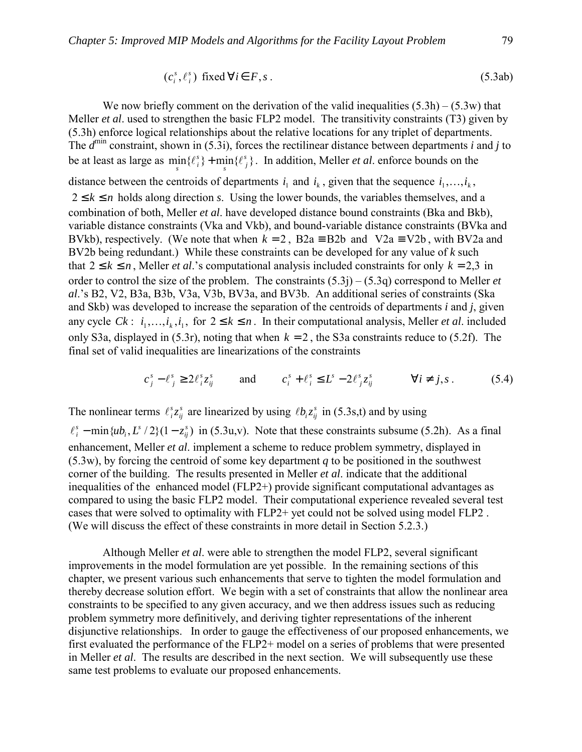$$(c_i^s, \ell_i^s) \text{ fixed} \; \forall i \in F, s. \tag{5.3ab}$$

We now briefly comment on the derivation of the valid inequalities (5.3h) – (5.3w) that Meller *et al*. used to strengthen the basic FLP2 model. The transitivity constraints (T3) given by (5.3h) enforce logical relationships about the relative locations for any triplet of departments. The $d^{\min}$ constraint, shown in (5.3i), forces the rectilinear distance between departments *i* and *j* to be at least as large as $\min_s\{\ell_i^s\} + \min_s\{\ell_j^s\}$. In addition, Meller *et al*. enforce bounds on the distance between the centroids of departments $i_1$ and $i_k$, given that the sequence $i_1, \ldots, i_k$, $2 \leq k \leq n$ holds along direction *s*. Using the lower bounds, the variables themselves, and a combination of both, Meller *et al*. have developed distance bound constraints (Bka and Bkb), variable distance constraints (Vka and Vkb), and bound-variable distance constraints (BVka and BVkb), respectively. (We note that when $k = 2$, $\text{B2a} \equiv \text{B2b}$ and $\text{V2a} \equiv \text{V2b}$, with BV2a and BV2b being redundant.) While these constraints can be developed for any value of *k* such that $2 \leq k \leq n$, Meller *et al*.'s computational analysis included constraints for only $k = 2,3$ in order to control the size of the problem. The constraints (5.3j) – (5.3q) correspond to Meller *et al*.'s B2, V2, B3a, B3b, V3a, V3b, BV3a, and BV3b. An additional series of constraints (Ska and Skb) was developed to increase the separation of the centroids of departments *i* and *j*, given any cycle $Ck$: $i_1, \ldots, i_k, i_1$, for $2 \leq k \leq n$. In their computational analysis, Meller *et al*. included only S3a, displayed in (5.3r), noting that when $k = 2$, the S3a constraints reduce to (5.2f). The final set of valid inequalities are linearizations of the constraints

$$c_j^s - \ell_j^s \geq 2\ell_i^s z_{ij}^s \qquad \text{and} \qquad c_i^s + \ell_i^s \leq L^s - 2\ell_j^s z_{ij}^s \qquad \forall i \neq j, s. \tag{5.4}$$

The nonlinear terms $\ell_i^s z_{ij}^s$ are linearized by using $\ell b_i z_{ij}^s$ in (5.3s,t) and by using $\ell_i^s - \min\{ub_i, L^s/2\}(1 - z_{ij}^s)$ in (5.3u,v). Note that these constraints subsume (5.2h). As a final enhancement, Meller *et al*. implement a scheme to reduce problem symmetry, displayed in (5.3w), by forcing the centroid of some key department *q* to be positioned in the southwest corner of the building. The results presented in Meller *et al*. indicate that the additional inequalities of the enhanced model (FLP2+) provide significant computational advantages as compared to using the basic FLP2 model. Their computational experience revealed several test cases that were solved to optimality with FLP2+ yet could not be solved using model FLP2. (We will discuss the effect of these constraints in more detail in Section 5.2.3.)

Although Meller *et al*. were able to strengthen the model FLP2, several significant improvements in the model formulation are yet possible. In the remaining sections of this chapter, we present various such enhancements that serve to tighten the model formulation and thereby decrease solution effort. We begin with a set of constraints that allow the nonlinear area constraints to be specified to any given accuracy, and we then address issues such as reducing problem symmetry more definitively, and deriving tighter representations of the inherent disjunctive relationships. In order to gauge the effectiveness of our proposed enhancements, we first evaluated the performance of the FLP2+ model on a series of problems that were presented in Meller *et al*. The results are described in the next section. We will subsequently use these same test problems to evaluate our proposed enhancements.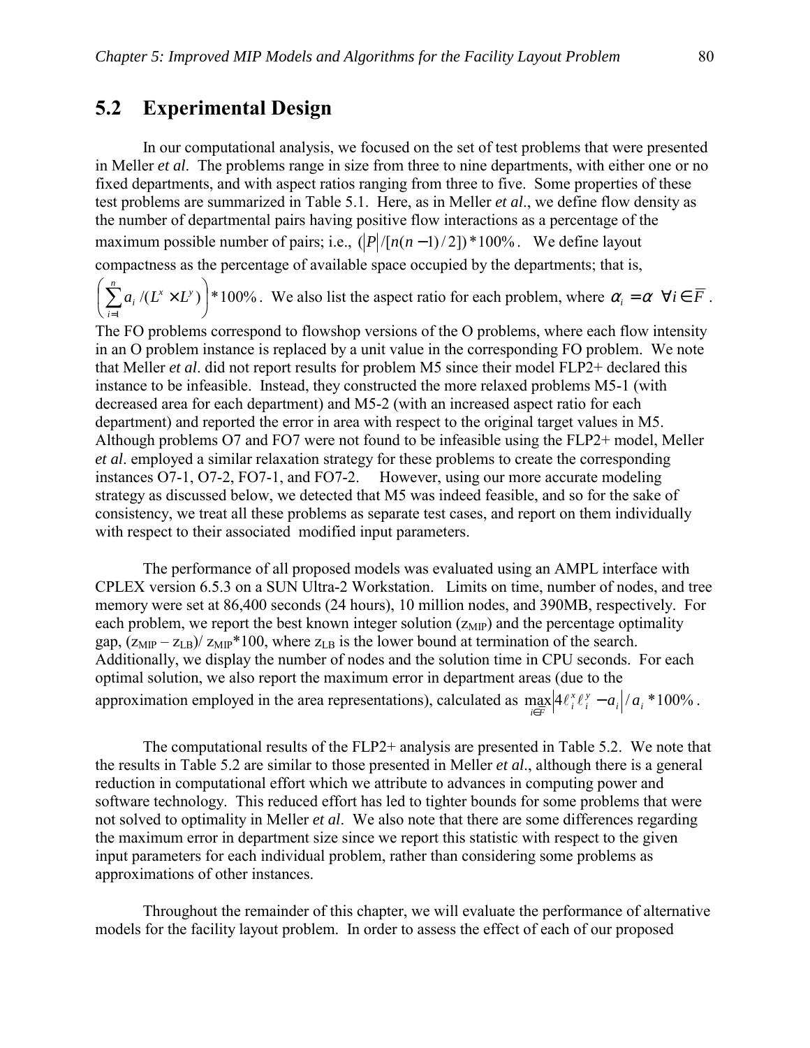## 5.2 Experimental Design

In our computational analysis, we focused on the set of test problems that were presented in Meller *et al*. The problems range in size from three to nine departments, with either one or no fixed departments, and with aspect ratios ranging from three to five. Some properties of these test problems are summarized in Table 5.1. Here, as in Meller *et al*., we define flow density as the number of departmental pairs having positive flow interactions as a percentage of the maximum possible number of pairs; i.e., $(|P|/[n(n-1)/2])*100\%$. We define layout compactness as the percentage of available space occupied by the departments; that is, $\left(\sum_{i=1}^{n} a_i /(L^x \times L^y)\right)*100\%$. We also list the aspect ratio for each problem, where $\alpha_i = \alpha \;\; \forall i \in \overline{F}$. The FO problems correspond to flowshop versions of the O problems, where each flow intensity in an O problem instance is replaced by a unit value in the corresponding FO problem. We note that Meller *et al*. did not report results for problem M5 since their model FLP2+ declared this instance to be infeasible. Instead, they constructed the more relaxed problems M5-1 (with decreased area for each department) and M5-2 (with an increased aspect ratio for each department) and reported the error in area with respect to the original target values in M5. Although problems O7 and FO7 were not found to be infeasible using the FLP2+ model, Meller *et al*. employed a similar relaxation strategy for these problems to create the corresponding instances O7-1, O7-2, FO7-1, and FO7-2. However, using our more accurate modeling strategy as discussed below, we detected that M5 was indeed feasible, and so for the sake of consistency, we treat all these problems as separate test cases, and report on them individually with respect to their associated modified input parameters.

The performance of all proposed models was evaluated using an AMPL interface with CPLEX version 6.5.3 on a SUN Ultra-2 Workstation. Limits on time, number of nodes, and tree memory were set at 86,400 seconds (24 hours), 10 million nodes, and 390MB, respectively. For each problem, we report the best known integer solution ($z_{MIP}$) and the percentage optimality gap, $(z_{MIP} - z_{LB})/ z_{MIP}*100$, where $z_{LB}$ is the lower bound at termination of the search. Additionally, we display the number of nodes and the solution time in CPU seconds. For each optimal solution, we also report the maximum error in department areas (due to the approximation employed in the area representations), calculated as $\max_{i \in \overline{F}} \left|4\ell_i^x \ell_i^y - a_i\right| / a_i * 100\%$.

The computational results of the FLP2+ analysis are presented in Table 5.2. We note that the results in Table 5.2 are similar to those presented in Meller *et al*., although there is a general reduction in computational effort which we attribute to advances in computing power and software technology. This reduced effort has led to tighter bounds for some problems that were not solved to optimality in Meller *et al*. We also note that there are some differences regarding the maximum error in department size since we report this statistic with respect to the given input parameters for each individual problem, rather than considering some problems as approximations of other instances.

Throughout the remainder of this chapter, we will evaluate the performance of alternative models for the facility layout problem. In order to assess the effect of each of our proposed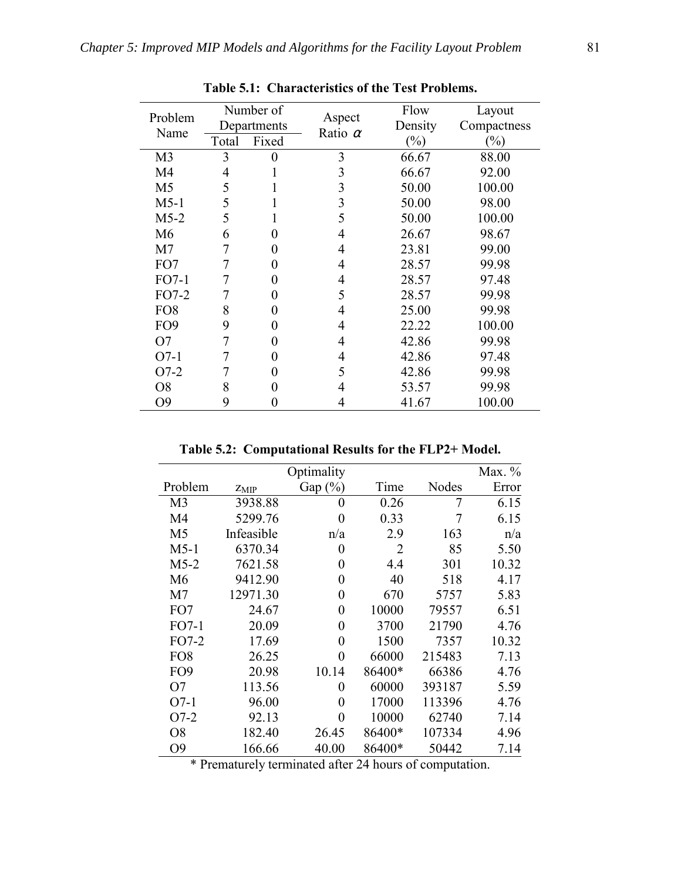**Table 5.1: Characteristics of the Test Problems.**

| Problem Name | Number of Departments | | Aspect Ratio $\alpha$ | Flow Density (%) | Layout Compactness (%) |
|---|---|---|---|---|---|
| | Total | Fixed | | | |
| M3 | 3 | 0 | 3 | 66.67 | 88.00 |
| M4 | 4 | 1 | 3 | 66.67 | 92.00 |
| M5 | 5 | 1 | 3 | 50.00 | 100.00 |
| M5-1 | 5 | 1 | 3 | 50.00 | 98.00 |
| M5-2 | 5 | 1 | 5 | 50.00 | 100.00 |
| M6 | 6 | 0 | 4 | 26.67 | 98.67 |
| M7 | 7 | 0 | 4 | 23.81 | 99.00 |
| FO7 | 7 | 0 | 4 | 28.57 | 99.98 |
| FO7-1 | 7 | 0 | 4 | 28.57 | 97.48 |
| FO7-2 | 7 | 0 | 5 | 28.57 | 99.98 |
| FO8 | 8 | 0 | 4 | 25.00 | 99.98 |
| FO9 | 9 | 0 | 4 | 22.22 | 100.00 |
| O7 | 7 | 0 | 4 | 42.86 | 99.98 |
| O7-1 | 7 | 0 | 4 | 42.86 | 97.48 |
| O7-2 | 7 | 0 | 5 | 42.86 | 99.98 |
| O8 | 8 | 0 | 4 | 53.57 | 99.98 |
| O9 | 9 | 0 | 4 | 41.67 | 100.00 |

**Table 5.2: Computational Results for the FLP2+ Model.**

| Problem | $z_{MIP}$ | Optimality Gap (%) | Time | Nodes | Max. % Error |
|---|---|---|---|---|---|
| M3 | 3938.88 | 0 | 0.26 | 7 | 6.15 |
| M4 | 5299.76 | 0 | 0.33 | 7 | 6.15 |
| M5 | Infeasible | n/a | 2.9 | 163 | n/a |
| M5-1 | 6370.34 | 0 | 2 | 85 | 5.50 |
| M5-2 | 7621.58 | 0 | 4.4 | 301 | 10.32 |
| M6 | 9412.90 | 0 | 40 | 518 | 4.17 |
| M7 | 12971.30 | 0 | 670 | 5757 | 5.83 |
| FO7 | 24.67 | 0 | 10000 | 79557 | 6.51 |
| FO7-1 | 20.09 | 0 | 3700 | 21790 | 4.76 |
| FO7-2 | 17.69 | 0 | 1500 | 7357 | 10.32 |
| FO8 | 26.25 | 0 | 66000 | 215483 | 7.13 |
| FO9 | 20.98 | 10.14 | 86400* | 66386 | 4.76 |
| O7 | 113.56 | 0 | 60000 | 393187 | 5.59 |
| O7-1 | 96.00 | 0 | 17000 | 113396 | 4.76 |
| O7-2 | 92.13 | 0 | 10000 | 62740 | 7.14 |
| O8 | 182.40 | 26.45 | 86400* | 107334 | 4.96 |
| O9 | 166.66 | 40.00 | 86400* | 50442 | 7.14 |

\* Prematurely terminated after 24 hours of computation.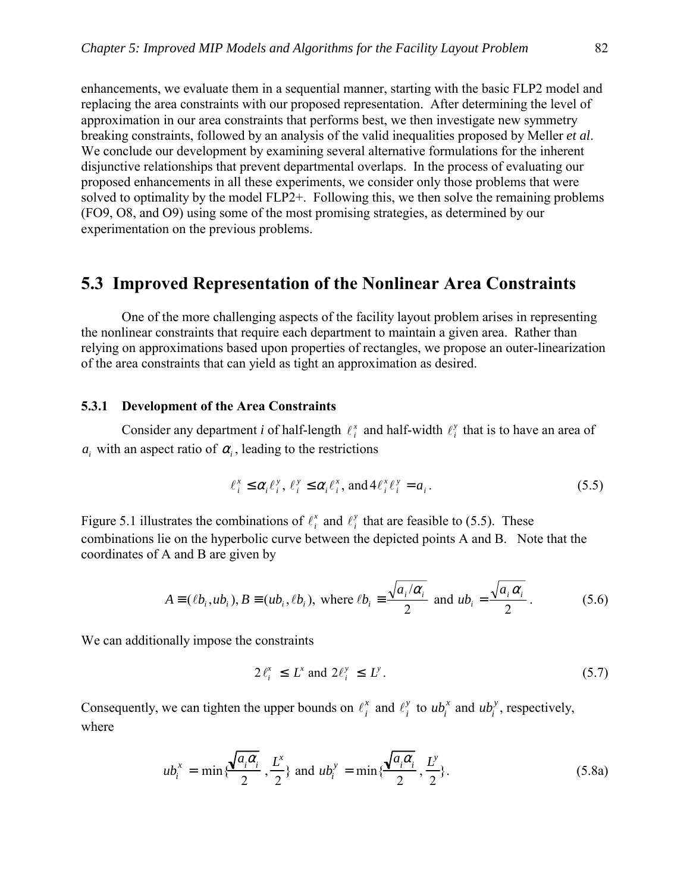enhancements, we evaluate them in a sequential manner, starting with the basic FLP2 model and replacing the area constraints with our proposed representation. After determining the level of approximation in our area constraints that performs best, we then investigate new symmetry breaking constraints, followed by an analysis of the valid inequalities proposed by Meller *et al*. We conclude our development by examining several alternative formulations for the inherent disjunctive relationships that prevent departmental overlaps. In the process of evaluating our proposed enhancements in all these experiments, we consider only those problems that were solved to optimality by the model FLP2+. Following this, we then solve the remaining problems (FO9, O8, and O9) using some of the most promising strategies, as determined by our experimentation on the previous problems.

## 5.3 Improved Representation of the Nonlinear Area Constraints

One of the more challenging aspects of the facility layout problem arises in representing the nonlinear constraints that require each department to maintain a given area. Rather than relying on approximations based upon properties of rectangles, we propose an outer-linearization of the area constraints that can yield as tight an approximation as desired.

### 5.3.1 Development of the Area Constraints

Consider any department *i* of half-length $\ell_i^x$ and half-width $\ell_i^y$ that is to have an area of $a_i$ with an aspect ratio of $\alpha_i$, leading to the restrictions

$$\ell_i^x \leq \alpha_i \ell_i^y,\ \ell_i^y \leq \alpha_i \ell_i^x, \text{ and } 4\ell_i^x \ell_i^y = a_i. \tag{5.5}$$

Figure 5.1 illustrates the combinations of $\ell_i^x$ and $\ell_i^y$ that are feasible to (5.5). These combinations lie on the hyperbolic curve between the depicted points A and B. Note that the coordinates of A and B are given by

$$A \equiv (\ell b_i, ub_i), B \equiv (ub_i, \ell b_i), \text{ where } \ell b_i \equiv \frac{\sqrt{a_i/\alpha_i}}{2} \text{ and } ub_i = \frac{\sqrt{a_i \alpha_i}}{2}. \tag{5.6}$$

We can additionally impose the constraints

$$2\ell_i^x \leq L^x \text{ and } 2\ell_i^y \leq L^y. \tag{5.7}$$

Consequently, we can tighten the upper bounds on $\ell_i^x$ and $\ell_i^y$ to $ub_i^x$ and $ub_i^y$, respectively, where

$$ub_i^x = \min\{\frac{\sqrt{a_i \alpha_i}}{2}, \frac{L^x}{2}\} \text{ and } ub_i^y = \min\{\frac{\sqrt{a_i \alpha_i}}{2}, \frac{L^y}{2}\}. \tag{5.8a}$$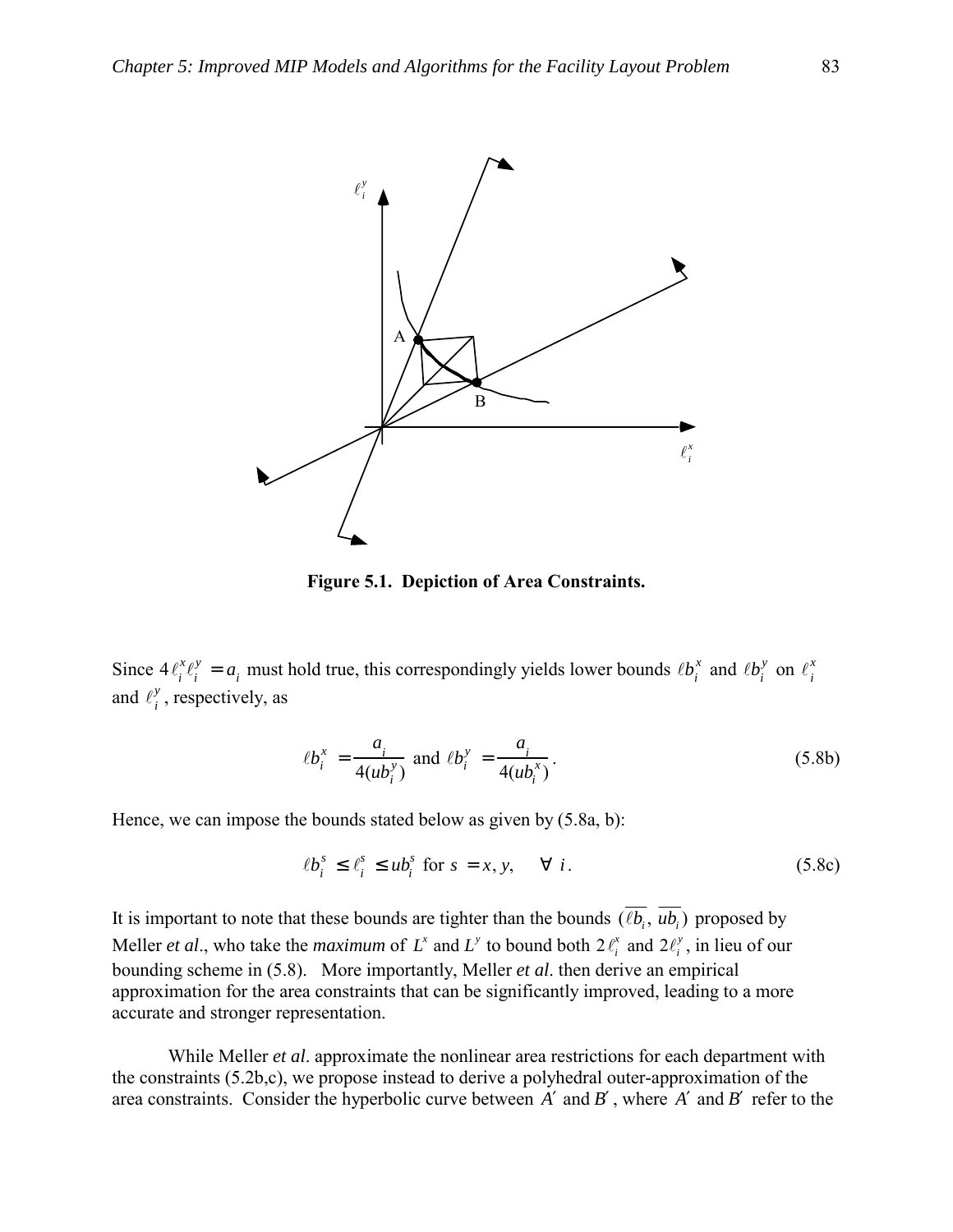Figure 5.1. Depiction of Area Constraints.

Since $4\ell_i^x \ell_i^y = a_i$ must hold true, this correspondingly yields lower bounds $\ell b_i^x$ and $\ell b_i^y$ on $\ell_i^x$ and $\ell_i^y$, respectively, as

$$\ell b_i^x = \frac{a_i}{4(ub_i^y)} \text{ and } \ell b_i^y = \frac{a_i}{4(ub_i^x)}. \tag{5.8b}$$

Hence, we can impose the bounds stated below as given by (5.8a, b):

$$\ell b_i^s \leq \ell_i^s \leq ub_i^s \text{ for } s = x, y, \quad \forall\ i. \tag{5.8c}$$

It is important to note that these bounds are tighter than the bounds $(\overline{\ell b_i}, \overline{ub_i})$ proposed by Meller *et al*., who take the *maximum* of $L^x$ and $L^y$ to bound both $2\ell_i^x$ and $2\ell_i^y$, in lieu of our bounding scheme in (5.8). More importantly, Meller *et al*. then derive an empirical approximation for the area constraints that can be significantly improved, leading to a more accurate and stronger representation.

While Meller *et al*. approximate the nonlinear area restrictions for each department with the constraints (5.2b,c), we propose instead to derive a polyhedral outer-approximation of the area constraints. Consider the hyperbolic curve between $A'$ and $B'$, where $A'$ and $B'$ refer to the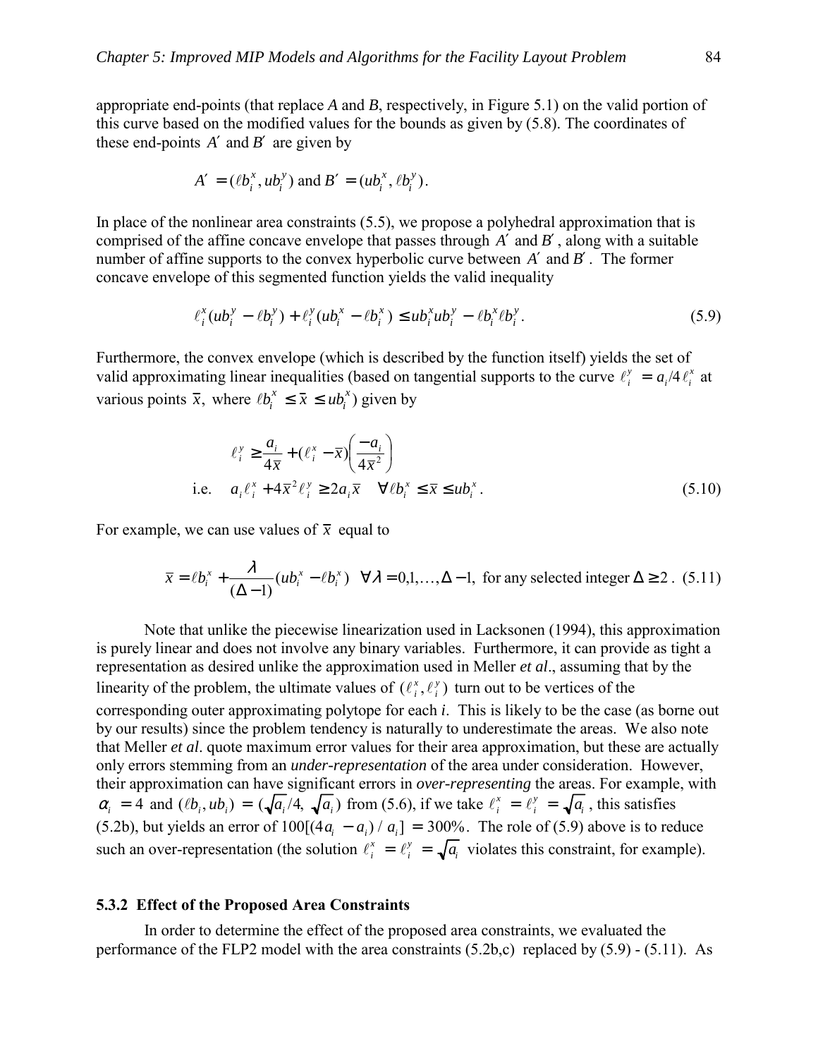appropriate end-points (that replace *A* and *B*, respectively, in Figure 5.1) on the valid portion of this curve based on the modified values for the bounds as given by (5.8). The coordinates of these end-points $A'$ and $B'$ are given by

$$A' = (\ell b_i^x, ub_i^y) \text{ and } B' = (ub_i^x, \ell b_i^y).$$

In place of the nonlinear area constraints (5.5), we propose a polyhedral approximation that is comprised of the affine concave envelope that passes through $A'$ and $B'$, along with a suitable number of affine supports to the convex hyperbolic curve between $A'$ and $B'$. The former concave envelope of this segmented function yields the valid inequality

$$\ell_i^x (ub_i^y - \ell b_i^y) + \ell_i^y (ub_i^x - \ell b_i^x) \le ub_i^x ub_i^y - \ell b_i^x \ell b_i^y. \tag{5.9}$$

Furthermore, the convex envelope (which is described by the function itself) yields the set of valid approximating linear inequalities (based on tangential supports to the curve $\ell_i^y = a_i/4\ell_i^x$ at various points $\bar{x}$, where $\ell b_i^x \le \bar{x} \le ub_i^x$) given by

$$\ell_i^y \ge \frac{a_i}{4\bar{x}} + (\ell_i^x - \bar{x})\left(\frac{-a_i}{4\bar{x}^2}\right)$$

$$\text{i.e.} \quad a_i \ell_i^x + 4\bar{x}^2 \ell_i^y \ge 2a_i \bar{x} \quad \forall \ell b_i^x \le \bar{x} \le ub_i^x. \tag{5.10}$$

For example, we can use values of $\bar{x}$ equal to

$$\bar{x} = \ell b_i^x + \frac{\lambda}{(\Delta - 1)}(ub_i^x - \ell b_i^x) \quad \forall \lambda = 0,1,\ldots,\Delta - 1, \text{ for any selected integer } \Delta \ge 2. \tag{5.11}$$

Note that unlike the piecewise linearization used in Lacksonen (1994), this approximation is purely linear and does not involve any binary variables. Furthermore, it can provide as tight a representation as desired unlike the approximation used in Meller *et al*., assuming that by the linearity of the problem, the ultimate values of $(\ell_i^x, \ell_i^y)$ turn out to be vertices of the corresponding outer approximating polytope for each *i*. This is likely to be the case (as borne out by our results) since the problem tendency is naturally to underestimate the areas. We also note that Meller *et al*. quote maximum error values for their area approximation, but these are actually only errors stemming from an *under-representation* of the area under consideration. However, their approximation can have significant errors in *over-representing* the areas. For example, with $\alpha_i = 4$ and $(\ell b_i, ub_i) = (\sqrt{a_i}/4, \sqrt{a_i})$ from (5.6), if we take $\ell_i^x = \ell_i^y = \sqrt{a_i}$, this satisfies (5.2b), but yields an error of $100[(4a_i - a_i)/a_i] = 300\%$. The role of (5.9) above is to reduce such an over-representation (the solution $\ell_i^x = \ell_i^y = \sqrt{a_i}$ violates this constraint, for example).

### 5.3.2 Effect of the Proposed Area Constraints

In order to determine the effect of the proposed area constraints, we evaluated the performance of the FLP2 model with the area constraints (5.2b,c) replaced by (5.9) - (5.11). As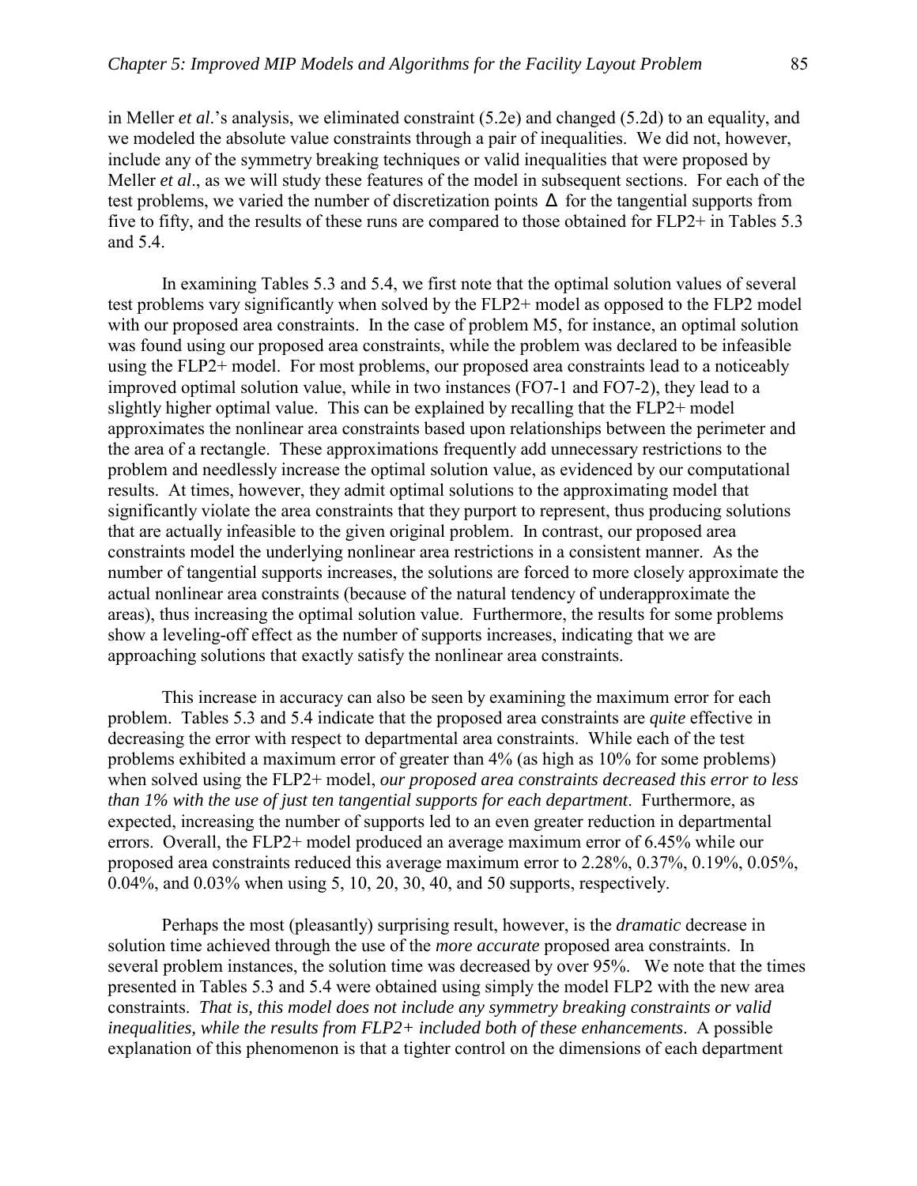in Meller *et al*.'s analysis, we eliminated constraint (5.2e) and changed (5.2d) to an equality, and we modeled the absolute value constraints through a pair of inequalities. We did not, however, include any of the symmetry breaking techniques or valid inequalities that were proposed by Meller *et al*., as we will study these features of the model in subsequent sections. For each of the test problems, we varied the number of discretization points $\Delta$ for the tangential supports from five to fifty, and the results of these runs are compared to those obtained for FLP2+ in Tables 5.3 and 5.4.

In examining Tables 5.3 and 5.4, we first note that the optimal solution values of several test problems vary significantly when solved by the FLP2+ model as opposed to the FLP2 model with our proposed area constraints. In the case of problem M5, for instance, an optimal solution was found using our proposed area constraints, while the problem was declared to be infeasible using the FLP2+ model. For most problems, our proposed area constraints lead to a noticeably improved optimal solution value, while in two instances (FO7-1 and FO7-2), they lead to a slightly higher optimal value. This can be explained by recalling that the FLP2+ model approximates the nonlinear area constraints based upon relationships between the perimeter and the area of a rectangle. These approximations frequently add unnecessary restrictions to the problem and needlessly increase the optimal solution value, as evidenced by our computational results. At times, however, they admit optimal solutions to the approximating model that significantly violate the area constraints that they purport to represent, thus producing solutions that are actually infeasible to the given original problem. In contrast, our proposed area constraints model the underlying nonlinear area restrictions in a consistent manner. As the number of tangential supports increases, the solutions are forced to more closely approximate the actual nonlinear area constraints (because of the natural tendency of underapproximate the areas), thus increasing the optimal solution value. Furthermore, the results for some problems show a leveling-off effect as the number of supports increases, indicating that we are approaching solutions that exactly satisfy the nonlinear area constraints.

This increase in accuracy can also be seen by examining the maximum error for each problem. Tables 5.3 and 5.4 indicate that the proposed area constraints are *quite* effective in decreasing the error with respect to departmental area constraints. While each of the test problems exhibited a maximum error of greater than 4% (as high as 10% for some problems) when solved using the FLP2+ model, *our proposed area constraints decreased this error to less than 1% with the use of just ten tangential supports for each department*. Furthermore, as expected, increasing the number of supports led to an even greater reduction in departmental errors. Overall, the FLP2+ model produced an average maximum error of 6.45% while our proposed area constraints reduced this average maximum error to 2.28%, 0.37%, 0.19%, 0.05%, 0.04%, and 0.03% when using 5, 10, 20, 30, 40, and 50 supports, respectively.

Perhaps the most (pleasantly) surprising result, however, is the *dramatic* decrease in solution time achieved through the use of the *more accurate* proposed area constraints. In several problem instances, the solution time was decreased by over 95%. We note that the times presented in Tables 5.3 and 5.4 were obtained using simply the model FLP2 with the new area constraints. *That is, this model does not include any symmetry breaking constraints or valid inequalities, while the results from FLP2+ included both of these enhancements*. A possible explanation of this phenomenon is that a tighter control on the dimensions of each department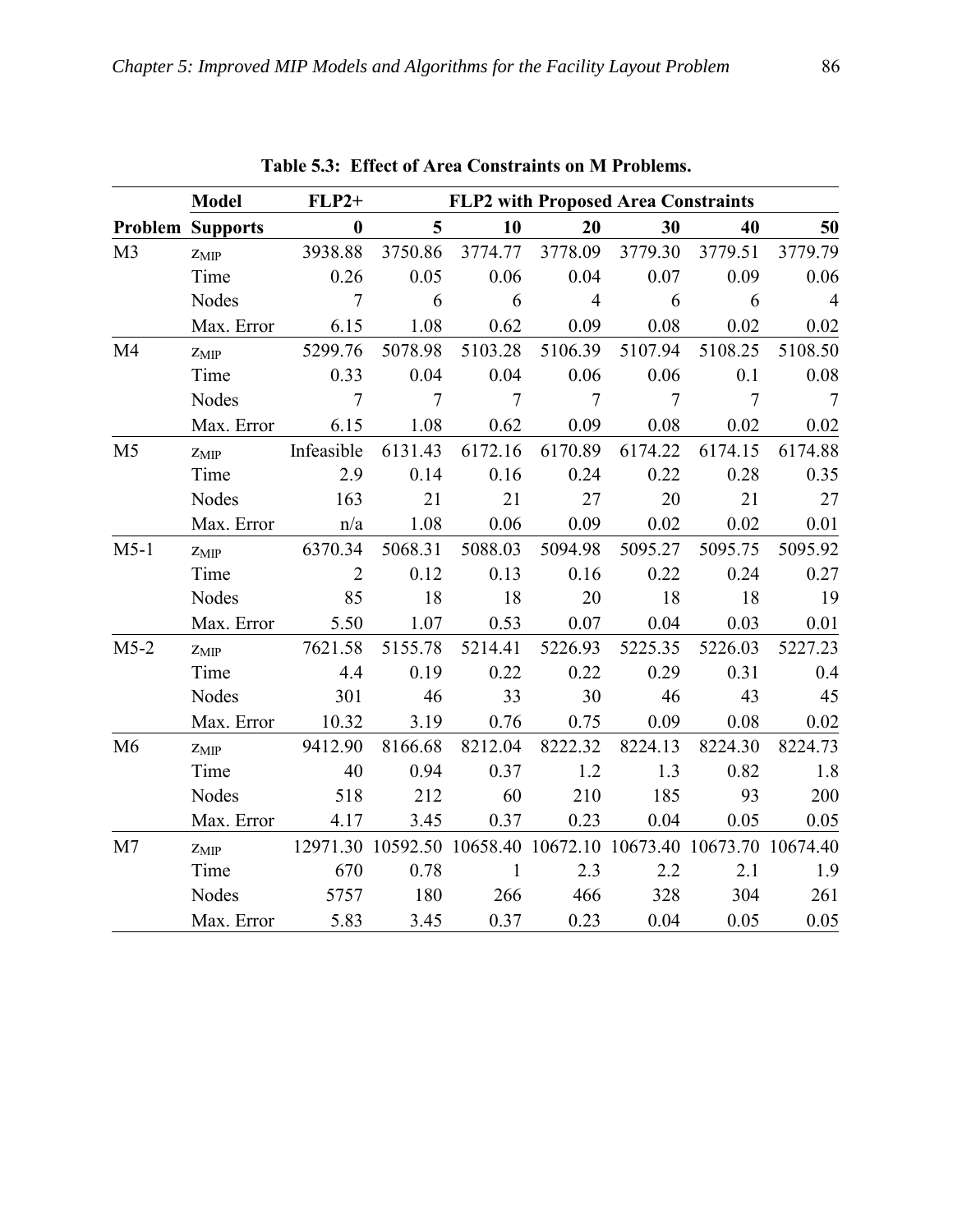**Table 5.3: Effect of Area Constraints on M Problems.**

| | Model | FLP2+ | FLP2 with Proposed Area Constraints | | | | | |
|---|---|---|---|---|---|---|---|---|
| **Problem** | **Supports** | **0** | **5** | **10** | **20** | **30** | **40** | **50** |
| M3 | $z_{MIP}$ | 3938.88 | 3750.86 | 3774.77 | 3778.09 | 3779.30 | 3779.51 | 3779.79 |
| | Time | 0.26 | 0.05 | 0.06 | 0.04 | 0.07 | 0.09 | 0.06 |
| | Nodes | 7 | 6 | 6 | 4 | 6 | 6 | 4 |
| | Max. Error | 6.15 | 1.08 | 0.62 | 0.09 | 0.08 | 0.02 | 0.02 |
| M4 | $z_{MIP}$ | 5299.76 | 5078.98 | 5103.28 | 5106.39 | 5107.94 | 5108.25 | 5108.50 |
| | Time | 0.33 | 0.04 | 0.04 | 0.06 | 0.06 | 0.1 | 0.08 |
| | Nodes | 7 | 7 | 7 | 7 | 7 | 7 | 7 |
| | Max. Error | 6.15 | 1.08 | 0.62 | 0.09 | 0.08 | 0.02 | 0.02 |
| M5 | $z_{MIP}$ | Infeasible | 6131.43 | 6172.16 | 6170.89 | 6174.22 | 6174.15 | 6174.88 |
| | Time | 2.9 | 0.14 | 0.16 | 0.24 | 0.22 | 0.28 | 0.35 |
| | Nodes | 163 | 21 | 21 | 27 | 20 | 21 | 27 |
| | Max. Error | n/a | 1.08 | 0.06 | 0.09 | 0.02 | 0.02 | 0.01 |
| M5-1 | $z_{MIP}$ | 6370.34 | 5068.31 | 5088.03 | 5094.98 | 5095.27 | 5095.75 | 5095.92 |
| | Time | 2 | 0.12 | 0.13 | 0.16 | 0.22 | 0.24 | 0.27 |
| | Nodes | 85 | 18 | 18 | 20 | 18 | 18 | 19 |
| | Max. Error | 5.50 | 1.07 | 0.53 | 0.07 | 0.04 | 0.03 | 0.01 |
| M5-2 | $z_{MIP}$ | 7621.58 | 5155.78 | 5214.41 | 5226.93 | 5225.35 | 5226.03 | 5227.23 |
| | Time | 4.4 | 0.19 | 0.22 | 0.22 | 0.29 | 0.31 | 0.4 |
| | Nodes | 301 | 46 | 33 | 30 | 46 | 43 | 45 |
| | Max. Error | 10.32 | 3.19 | 0.76 | 0.75 | 0.09 | 0.08 | 0.02 |
| M6 | $z_{MIP}$ | 9412.90 | 8166.68 | 8212.04 | 8222.32 | 8224.13 | 8224.30 | 8224.73 |
| | Time | 40 | 0.94 | 0.37 | 1.2 | 1.3 | 0.82 | 1.8 |
| | Nodes | 518 | 212 | 60 | 210 | 185 | 93 | 200 |
| | Max. Error | 4.17 | 3.45 | 0.37 | 0.23 | 0.04 | 0.05 | 0.05 |
| M7 | $z_{MIP}$ | 12971.30 | 10592.50 | 10658.40 | 10672.10 | 10673.40 | 10673.70 | 10674.40 |
| | Time | 670 | 0.78 | 1 | 2.3 | 2.2 | 2.1 | 1.9 |
| | Nodes | 5757 | 180 | 266 | 466 | 328 | 304 | 261 |
| | Max. Error | 5.83 | 3.45 | 0.37 | 0.23 | 0.04 | 0.05 | 0.05 |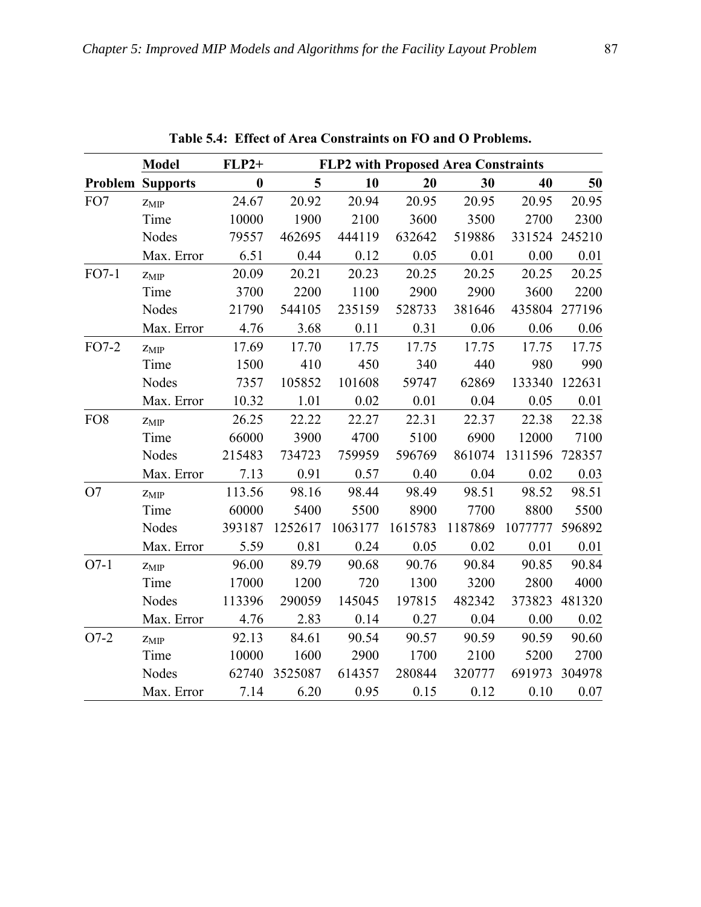**Table 5.4: Effect of Area Constraints on FO and O Problems.**

| | Model | FLP2+ | FLP2 with Proposed Area Constraints | | | | | |
|---|---|---|---|---|---|---|---|---|
| **Problem** | **Supports** | **0** | **5** | **10** | **20** | **30** | **40** | **50** |
| FO7 | $z_{MIP}$ | 24.67 | 20.92 | 20.94 | 20.95 | 20.95 | 20.95 | 20.95 |
| | Time | 10000 | 1900 | 2100 | 3600 | 3500 | 2700 | 2300 |
| | Nodes | 79557 | 462695 | 444119 | 632642 | 519886 | 331524 | 245210 |
| | Max. Error | 6.51 | 0.44 | 0.12 | 0.05 | 0.01 | 0.00 | 0.01 |
| FO7-1 | $z_{MIP}$ | 20.09 | 20.21 | 20.23 | 20.25 | 20.25 | 20.25 | 20.25 |
| | Time | 3700 | 2200 | 1100 | 2900 | 2900 | 3600 | 2200 |
| | Nodes | 21790 | 544105 | 235159 | 528733 | 381646 | 435804 | 277196 |
| | Max. Error | 4.76 | 3.68 | 0.11 | 0.31 | 0.06 | 0.06 | 0.06 |
| FO7-2 | $z_{MIP}$ | 17.69 | 17.70 | 17.75 | 17.75 | 17.75 | 17.75 | 17.75 |
| | Time | 1500 | 410 | 450 | 340 | 440 | 980 | 990 |
| | Nodes | 7357 | 105852 | 101608 | 59747 | 62869 | 133340 | 122631 |
| | Max. Error | 10.32 | 1.01 | 0.02 | 0.01 | 0.04 | 0.05 | 0.01 |
| FO8 | $z_{MIP}$ | 26.25 | 22.22 | 22.27 | 22.31 | 22.37 | 22.38 | 22.38 |
| | Time | 66000 | 3900 | 4700 | 5100 | 6900 | 12000 | 7100 |
| | Nodes | 215483 | 734723 | 759959 | 596769 | 861074 | 1311596 | 728357 |
| | Max. Error | 7.13 | 0.91 | 0.57 | 0.40 | 0.04 | 0.02 | 0.03 |
| O7 | $z_{MIP}$ | 113.56 | 98.16 | 98.44 | 98.49 | 98.51 | 98.52 | 98.51 |
| | Time | 60000 | 5400 | 5500 | 8900 | 7700 | 8800 | 5500 |
| | Nodes | 393187 | 1252617 | 1063177 | 1615783 | 1187869 | 1077777 | 596892 |
| | Max. Error | 5.59 | 0.81 | 0.24 | 0.05 | 0.02 | 0.01 | 0.01 |
| O7-1 | $z_{MIP}$ | 96.00 | 89.79 | 90.68 | 90.76 | 90.84 | 90.85 | 90.84 |
| | Time | 17000 | 1200 | 720 | 1300 | 3200 | 2800 | 4000 |
| | Nodes | 113396 | 290059 | 145045 | 197815 | 482342 | 373823 | 481320 |
| | Max. Error | 4.76 | 2.83 | 0.14 | 0.27 | 0.04 | 0.00 | 0.02 |
| O7-2 | $z_{MIP}$ | 92.13 | 84.61 | 90.54 | 90.57 | 90.59 | 90.59 | 90.60 |
| | Time | 10000 | 1600 | 2900 | 1700 | 2100 | 5200 | 2700 |
| | Nodes | 62740 | 3525087 | 614357 | 280844 | 320777 | 691973 | 304978 |
| | Max. Error | 7.14 | 6.20 | 0.95 | 0.15 | 0.12 | 0.10 | 0.07 |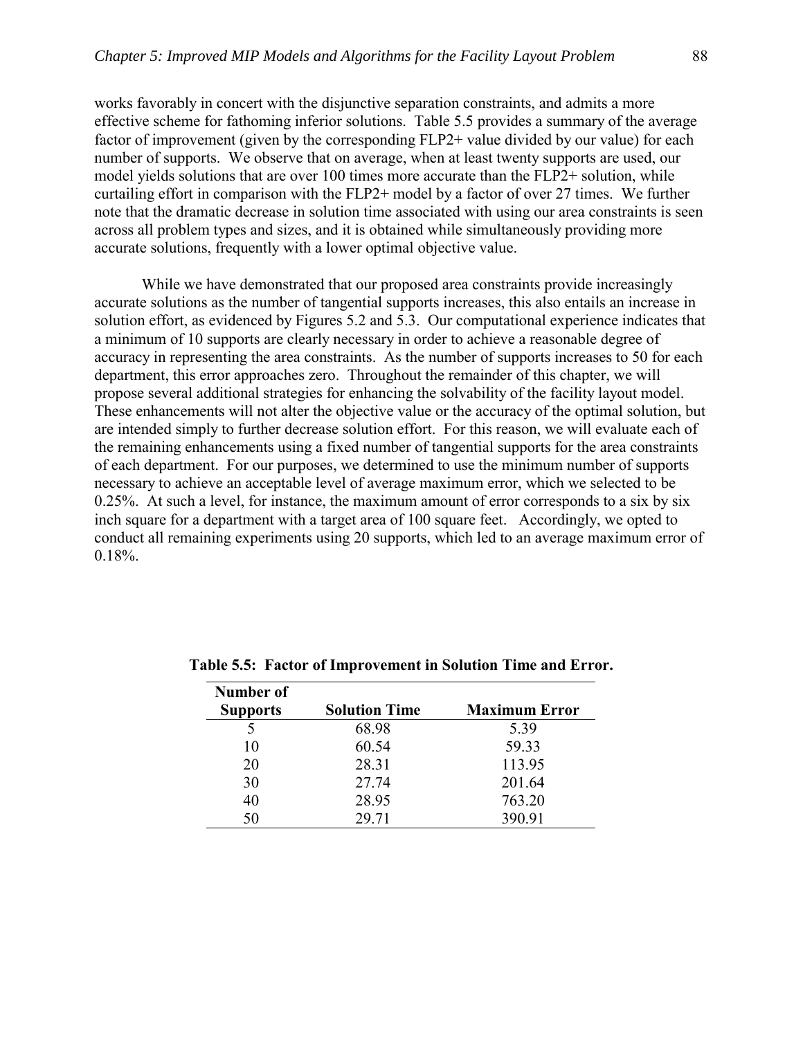works favorably in concert with the disjunctive separation constraints, and admits a more effective scheme for fathoming inferior solutions. Table 5.5 provides a summary of the average factor of improvement (given by the corresponding FLP2+ value divided by our value) for each number of supports. We observe that on average, when at least twenty supports are used, our model yields solutions that are over 100 times more accurate than the FLP2+ solution, while curtailing effort in comparison with the FLP2+ model by a factor of over 27 times. We further note that the dramatic decrease in solution time associated with using our area constraints is seen across all problem types and sizes, and it is obtained while simultaneously providing more accurate solutions, frequently with a lower optimal objective value.

While we have demonstrated that our proposed area constraints provide increasingly accurate solutions as the number of tangential supports increases, this also entails an increase in solution effort, as evidenced by Figures 5.2 and 5.3. Our computational experience indicates that a minimum of 10 supports are clearly necessary in order to achieve a reasonable degree of accuracy in representing the area constraints. As the number of supports increases to 50 for each department, this error approaches zero. Throughout the remainder of this chapter, we will propose several additional strategies for enhancing the solvability of the facility layout model. These enhancements will not alter the objective value or the accuracy of the optimal solution, but are intended simply to further decrease solution effort. For this reason, we will evaluate each of the remaining enhancements using a fixed number of tangential supports for the area constraints of each department. For our purposes, we determined to use the minimum number of supports necessary to achieve an acceptable level of average maximum error, which we selected to be 0.25%. At such a level, for instance, the maximum amount of error corresponds to a six by six inch square for a department with a target area of 100 square feet. Accordingly, we opted to conduct all remaining experiments using 20 supports, which led to an average maximum error of 0.18%.

**Table 5.5: Factor of Improvement in Solution Time and Error.**

| Number of Supports | Solution Time | Maximum Error |
|---|---|---|
| 5 | 68.98 | 5.39 |
| 10 | 60.54 | 59.33 |
| 20 | 28.31 | 113.95 |
| 30 | 27.74 | 201.64 |
| 40 | 28.95 | 763.20 |
| 50 | 29.71 | 390.91 |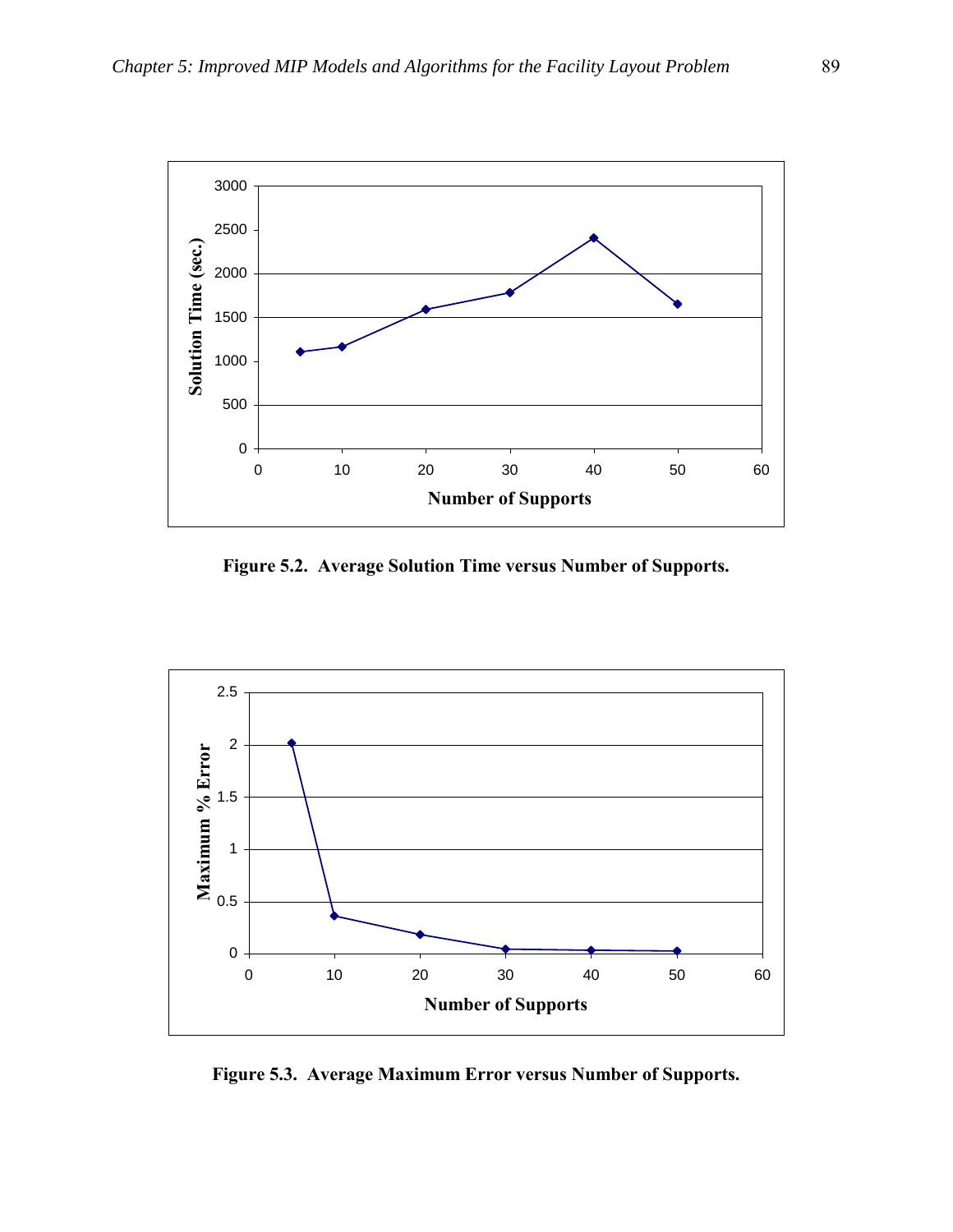Figure 5.2. Average Solution Time versus Number of Supports.

Figure 5.3. Average Maximum Error versus Number of Supports.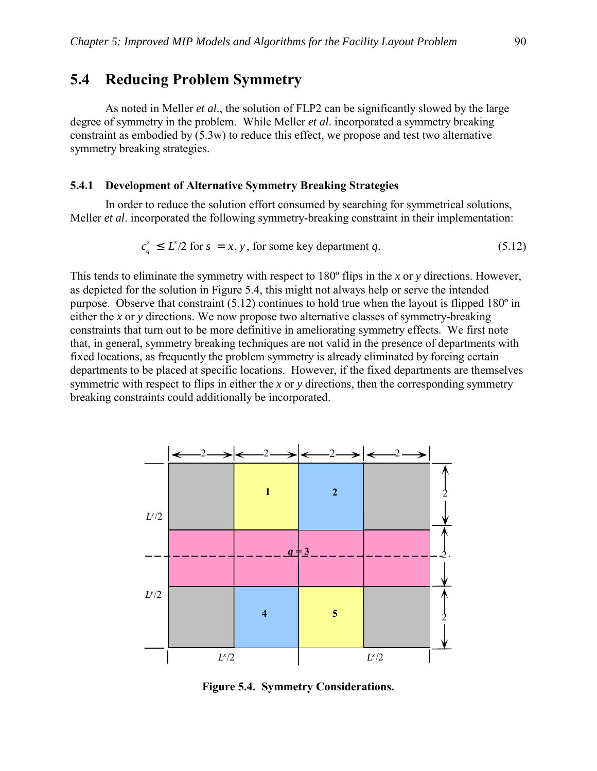## 5.4 Reducing Problem Symmetry

As noted in Meller *et al*., the solution of FLP2 can be significantly slowed by the large degree of symmetry in the problem. While Meller *et al*. incorporated a symmetry breaking constraint as embodied by (5.3w) to reduce this effect, we propose and test two alternative symmetry breaking strategies.

### 5.4.1 Development of Alternative Symmetry Breaking Strategies

In order to reduce the solution effort consumed by searching for symmetrical solutions, Meller *et al*. incorporated the following symmetry-breaking constraint in their implementation:

$$c_q^s \leq L^s/2 \text{ for } s = x, y \text{, for some key department } q. \tag{5.12}$$

This tends to eliminate the symmetry with respect to 180º flips in the *x* or *y* directions. However, as depicted for the solution in Figure 5.4, this might not always help or serve the intended purpose. Observe that constraint (5.12) continues to hold true when the layout is flipped 180º in either the *x* or *y* directions. We now propose two alternative classes of symmetry-breaking constraints that turn out to be more definitive in ameliorating symmetry effects. We first note that, in general, symmetry breaking techniques are not valid in the presence of departments with fixed locations, as frequently the problem symmetry is already eliminated by forcing certain departments to be placed at specific locations. However, if the fixed departments are themselves symmetric with respect to flips in either the *x* or *y* directions, then the corresponding symmetry breaking constraints could additionally be incorporated.

**Figure 5.4. Symmetry Considerations.**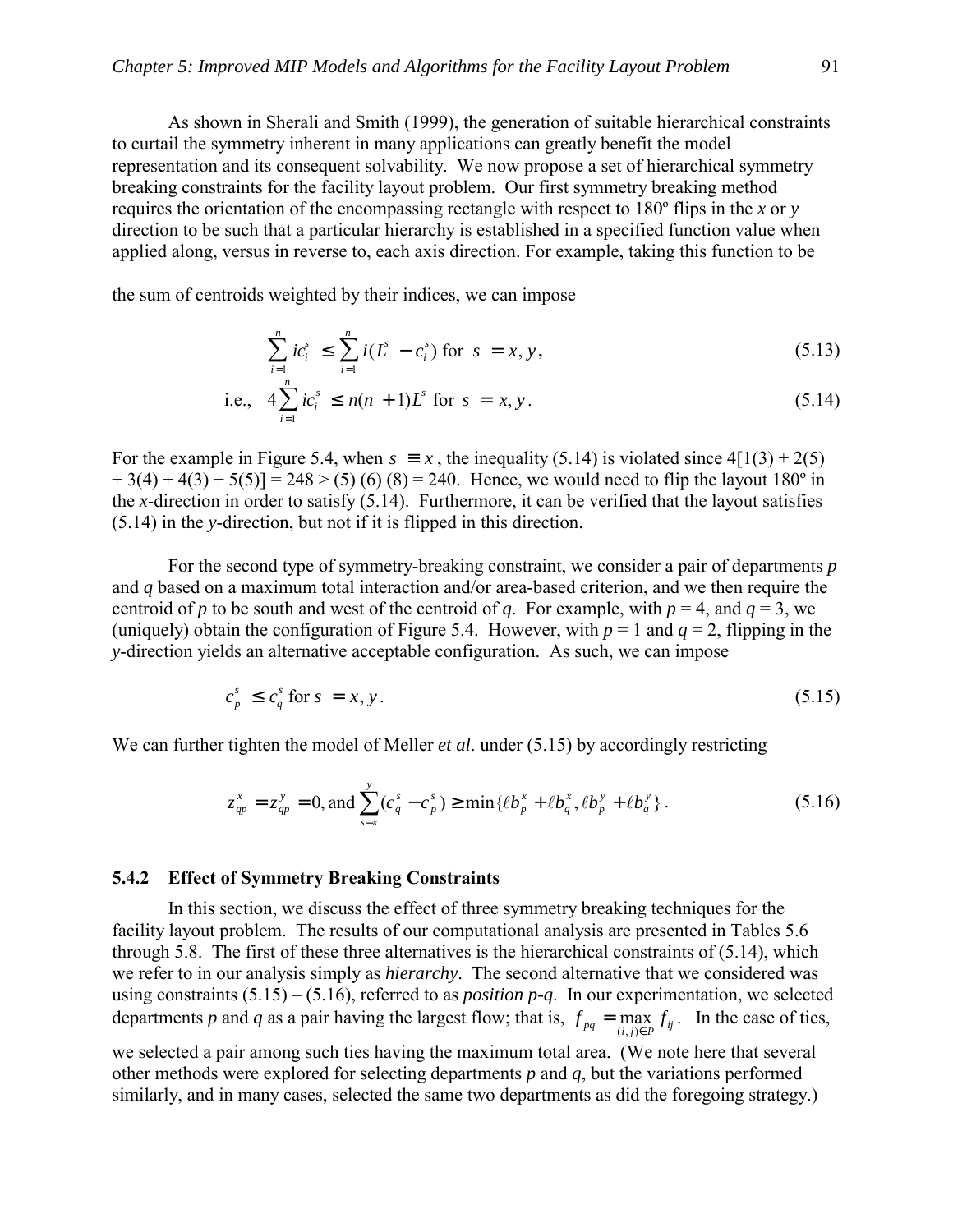As shown in Sherali and Smith (1999), the generation of suitable hierarchical constraints to curtail the symmetry inherent in many applications can greatly benefit the model representation and its consequent solvability. We now propose a set of hierarchical symmetry breaking constraints for the facility layout problem. Our first symmetry breaking method requires the orientation of the encompassing rectangle with respect to 180º flips in the *x* or *y* direction to be such that a particular hierarchy is established in a specified function value when applied along, versus in reverse to, each axis direction. For example, taking this function to be the sum of centroids weighted by their indices, we can impose

$$\sum_{i=1}^{n} i c_i^s \le \sum_{i=1}^{n} i(L^s - c_i^s) \text{ for } s = x, y, \tag{5.13}$$

$$\text{i.e., } \quad 4\sum_{i=1}^{n} i c_i^s \le n(n+1)L^s \text{ for } s = x, y. \tag{5.14}$$

For the example in Figure 5.4, when $s \equiv x$, the inequality (5.14) is violated since 4[1(3) + 2(5) + 3(4) + 4(3) + 5(5)] = 248 > (5) (6) (8) = 240. Hence, we would need to flip the layout 180º in the *x*-direction in order to satisfy (5.14). Furthermore, it can be verified that the layout satisfies (5.14) in the *y*-direction, but not if it is flipped in this direction.

For the second type of symmetry-breaking constraint, we consider a pair of departments *p* and *q* based on a maximum total interaction and/or area-based criterion, and we then require the centroid of *p* to be south and west of the centroid of *q*. For example, with *p* = 4, and *q* = 3, we (uniquely) obtain the configuration of Figure 5.4. However, with *p* = 1 and *q* = 2, flipping in the *y*-direction yields an alternative acceptable configuration. As such, we can impose

$$c_p^s \le c_q^s \text{ for } s = x, y. \tag{5.15}$$

We can further tighten the model of Meller *et al*. under (5.15) by accordingly restricting

$$z_{qp}^x = z_{qp}^y = 0, \text{and } \sum_{s=x}^{y}(c_q^s - c_p^s) \ge \min\{\ell b_p^x + \ell b_q^x, \ell b_p^y + \ell b_q^y\}. \tag{5.16}$$

### 5.4.2 Effect of Symmetry Breaking Constraints

In this section, we discuss the effect of three symmetry breaking techniques for the facility layout problem. The results of our computational analysis are presented in Tables 5.6 through 5.8. The first of these three alternatives is the hierarchical constraints of (5.14), which we refer to in our analysis simply as *hierarchy*. The second alternative that we considered was using constraints (5.15) – (5.16), referred to as *position p-q*. In our experimentation, we selected departments *p* and *q* as a pair having the largest flow; that is, $f_{pq} = \max_{(i,j)\in P} f_{ij}$. In the case of ties, we selected a pair among such ties having the maximum total area. (We note here that several other methods were explored for selecting departments *p* and *q*, but the variations performed similarly, and in many cases, selected the same two departments as did the foregoing strategy.)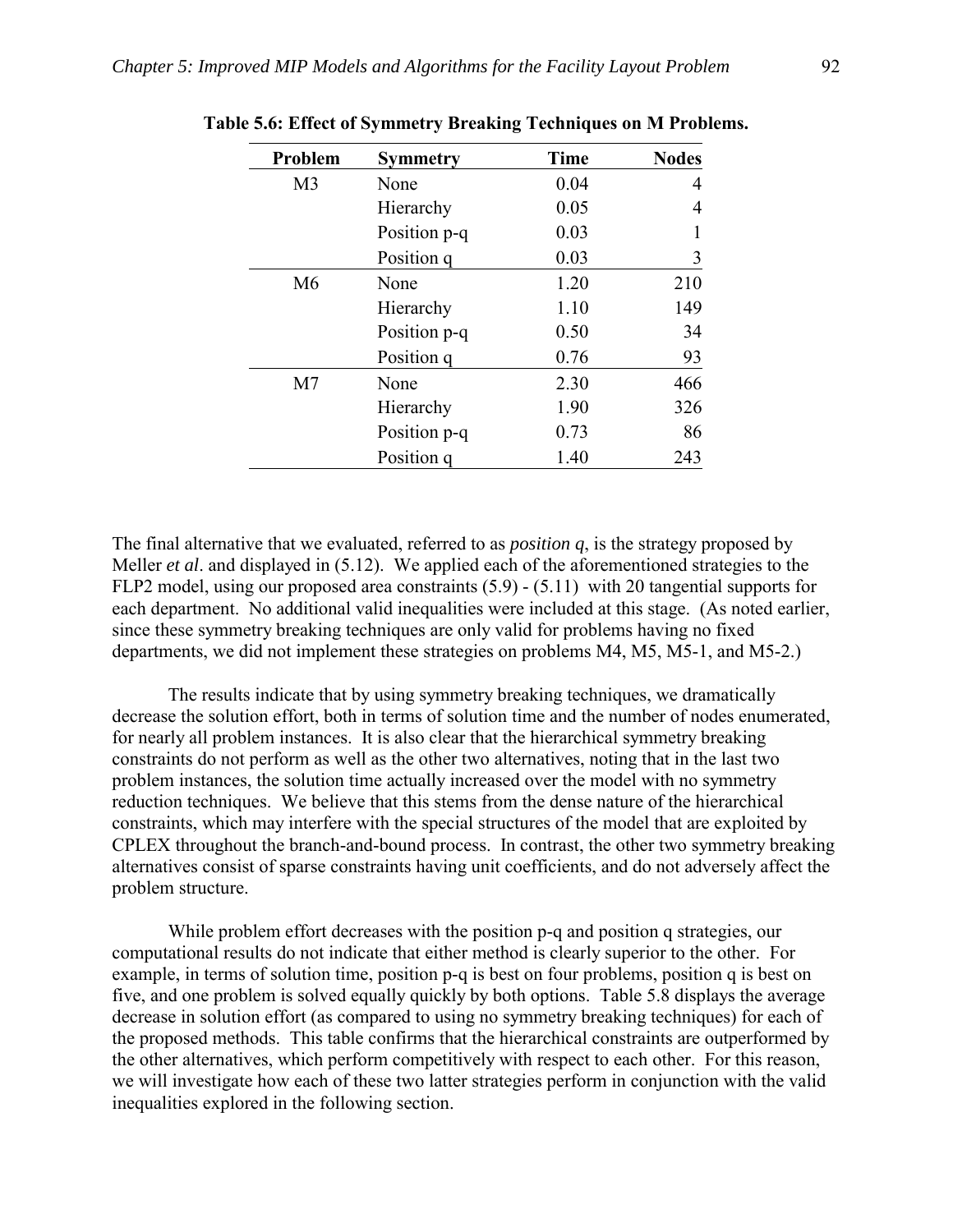**Table 5.6: Effect of Symmetry Breaking Techniques on M Problems.**

| Problem | Symmetry | Time | Nodes |
|---|---|---|---|
| M3 | None | 0.04 | 4 |
| | Hierarchy | 0.05 | 4 |
| | Position p-q | 0.03 | 1 |
| | Position q | 0.03 | 3 |
| M6 | None | 1.20 | 210 |
| | Hierarchy | 1.10 | 149 |
| | Position p-q | 0.50 | 34 |
| | Position q | 0.76 | 93 |
| M7 | None | 2.30 | 466 |
| | Hierarchy | 1.90 | 326 |
| | Position p-q | 0.73 | 86 |
| | Position q | 1.40 | 243 |

The final alternative that we evaluated, referred to as *position q*, is the strategy proposed by Meller *et al*. and displayed in (5.12). We applied each of the aforementioned strategies to the FLP2 model, using our proposed area constraints (5.9) - (5.11) with 20 tangential supports for each department. No additional valid inequalities were included at this stage. (As noted earlier, since these symmetry breaking techniques are only valid for problems having no fixed departments, we did not implement these strategies on problems M4, M5, M5-1, and M5-2.)

The results indicate that by using symmetry breaking techniques, we dramatically decrease the solution effort, both in terms of solution time and the number of nodes enumerated, for nearly all problem instances. It is also clear that the hierarchical symmetry breaking constraints do not perform as well as the other two alternatives, noting that in the last two problem instances, the solution time actually increased over the model with no symmetry reduction techniques. We believe that this stems from the dense nature of the hierarchical constraints, which may interfere with the special structures of the model that are exploited by CPLEX throughout the branch-and-bound process. In contrast, the other two symmetry breaking alternatives consist of sparse constraints having unit coefficients, and do not adversely affect the problem structure.

While problem effort decreases with the position p-q and position q strategies, our computational results do not indicate that either method is clearly superior to the other. For example, in terms of solution time, position p-q is best on four problems, position q is best on five, and one problem is solved equally quickly by both options. Table 5.8 displays the average decrease in solution effort (as compared to using no symmetry breaking techniques) for each of the proposed methods. This table confirms that the hierarchical constraints are outperformed by the other alternatives, which perform competitively with respect to each other. For this reason, we will investigate how each of these two latter strategies perform in conjunction with the valid inequalities explored in the following section.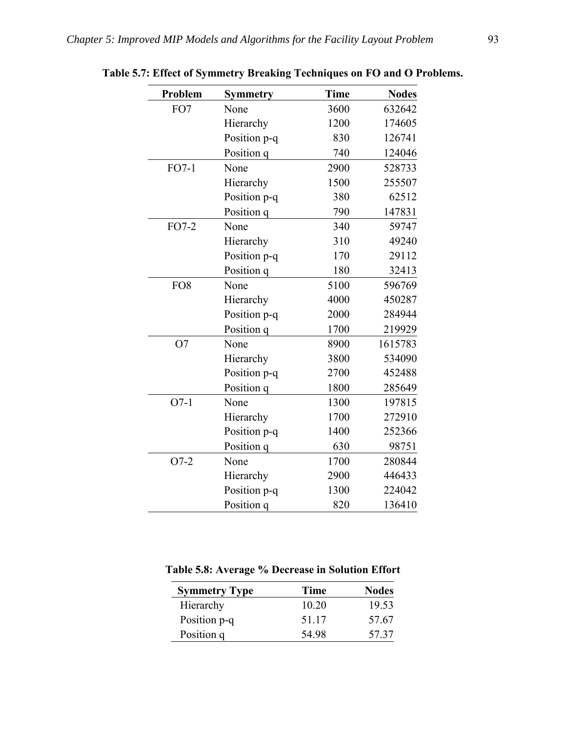**Table 5.7: Effect of Symmetry Breaking Techniques on FO and O Problems.**

| Problem | Symmetry | Time | Nodes |
|---|---|---|---|
| FO7 | None | 3600 | 632642 |
| | Hierarchy | 1200 | 174605 |
| | Position p-q | 830 | 126741 |
| | Position q | 740 | 124046 |
| FO7-1 | None | 2900 | 528733 |
| | Hierarchy | 1500 | 255507 |
| | Position p-q | 380 | 62512 |
| | Position q | 790 | 147831 |
| FO7-2 | None | 340 | 59747 |
| | Hierarchy | 310 | 49240 |
| | Position p-q | 170 | 29112 |
| | Position q | 180 | 32413 |
| FO8 | None | 5100 | 596769 |
| | Hierarchy | 4000 | 450287 |
| | Position p-q | 2000 | 284944 |
| | Position q | 1700 | 219929 |
| O7 | None | 8900 | 1615783 |
| | Hierarchy | 3800 | 534090 |
| | Position p-q | 2700 | 452488 |
| | Position q | 1800 | 285649 |
| O7-1 | None | 1300 | 197815 |
| | Hierarchy | 1700 | 272910 |
| | Position p-q | 1400 | 252366 |
| | Position q | 630 | 98751 |
| O7-2 | None | 1700 | 280844 |
| | Hierarchy | 2900 | 446433 |
| | Position p-q | 1300 | 224042 |
| | Position q | 820 | 136410 |

**Table 5.8: Average % Decrease in Solution Effort**

| Symmetry Type | Time | Nodes |
|---|---|---|
| Hierarchy | 10.20 | 19.53 |
| Position p-q | 51.17 | 57.67 |
| Position q | 54.98 | 57.37 |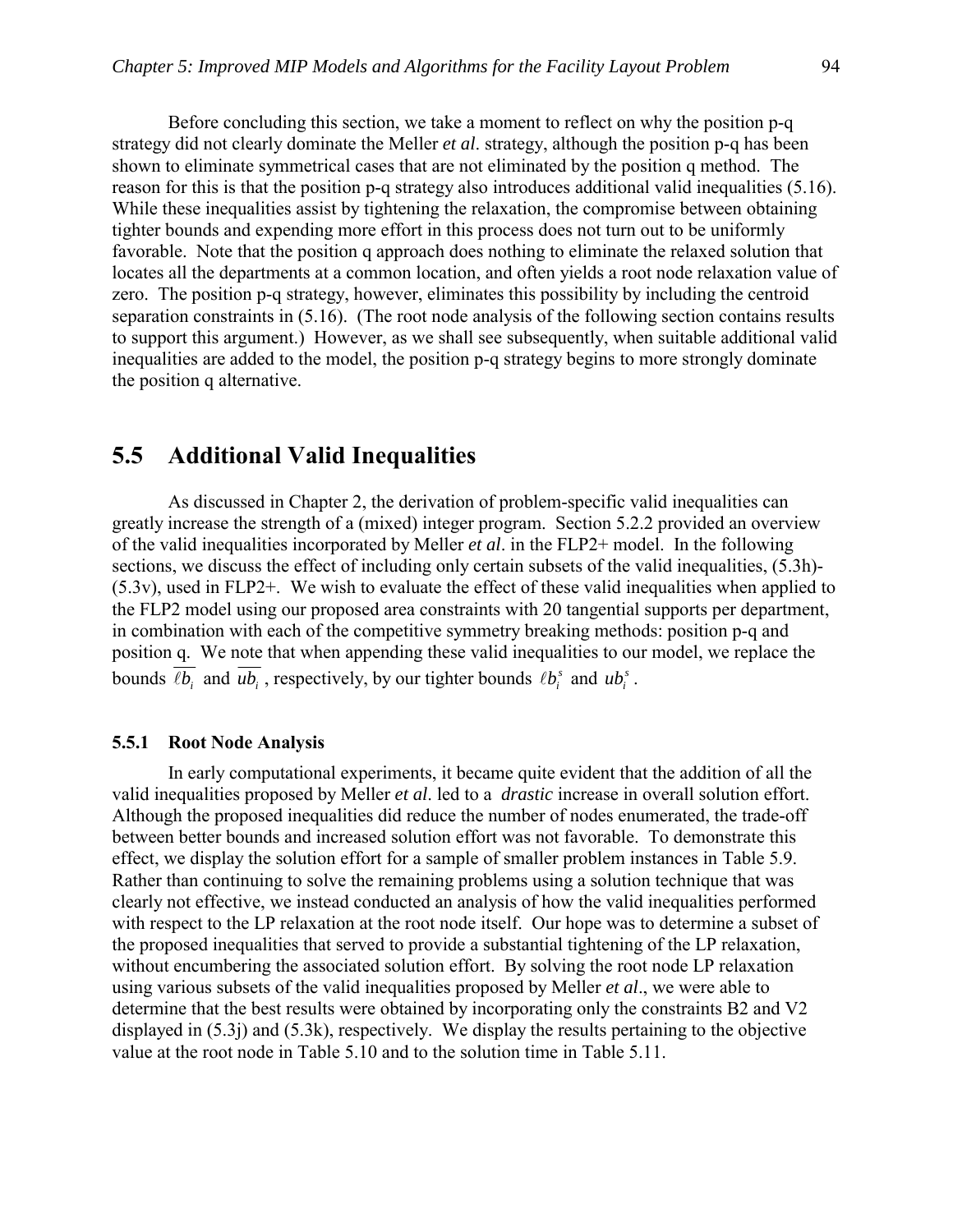Before concluding this section, we take a moment to reflect on why the position p-q strategy did not clearly dominate the Meller *et al*. strategy, although the position p-q has been shown to eliminate symmetrical cases that are not eliminated by the position q method. The reason for this is that the position p-q strategy also introduces additional valid inequalities (5.16). While these inequalities assist by tightening the relaxation, the compromise between obtaining tighter bounds and expending more effort in this process does not turn out to be uniformly favorable. Note that the position q approach does nothing to eliminate the relaxed solution that locates all the departments at a common location, and often yields a root node relaxation value of zero. The position p-q strategy, however, eliminates this possibility by including the centroid separation constraints in (5.16). (The root node analysis of the following section contains results to support this argument.) However, as we shall see subsequently, when suitable additional valid inequalities are added to the model, the position p-q strategy begins to more strongly dominate the position q alternative.

## 5.5 Additional Valid Inequalities

As discussed in Chapter 2, the derivation of problem-specific valid inequalities can greatly increase the strength of a (mixed) integer program. Section 5.2.2 provided an overview of the valid inequalities incorporated by Meller *et al*. in the FLP2+ model. In the following sections, we discuss the effect of including only certain subsets of the valid inequalities, (5.3h)-(5.3v), used in FLP2+. We wish to evaluate the effect of these valid inequalities when applied to the FLP2 model using our proposed area constraints with 20 tangential supports per department, in combination with each of the competitive symmetry breaking methods: position p-q and position q. We note that when appending these valid inequalities to our model, we replace the bounds $\overline{\ell b_i}$ and $\overline{ub_i}$, respectively, by our tighter bounds $\ell b_i^s$ and $ub_i^s$.

### 5.5.1 Root Node Analysis

In early computational experiments, it became quite evident that the addition of all the valid inequalities proposed by Meller *et al*. led to a *drastic* increase in overall solution effort. Although the proposed inequalities did reduce the number of nodes enumerated, the trade-off between better bounds and increased solution effort was not favorable. To demonstrate this effect, we display the solution effort for a sample of smaller problem instances in Table 5.9. Rather than continuing to solve the remaining problems using a solution technique that was clearly not effective, we instead conducted an analysis of how the valid inequalities performed with respect to the LP relaxation at the root node itself. Our hope was to determine a subset of the proposed inequalities that served to provide a substantial tightening of the LP relaxation, without encumbering the associated solution effort. By solving the root node LP relaxation using various subsets of the valid inequalities proposed by Meller *et al*., we were able to determine that the best results were obtained by incorporating only the constraints B2 and V2 displayed in (5.3j) and (5.3k), respectively. We display the results pertaining to the objective value at the root node in Table 5.10 and to the solution time in Table 5.11.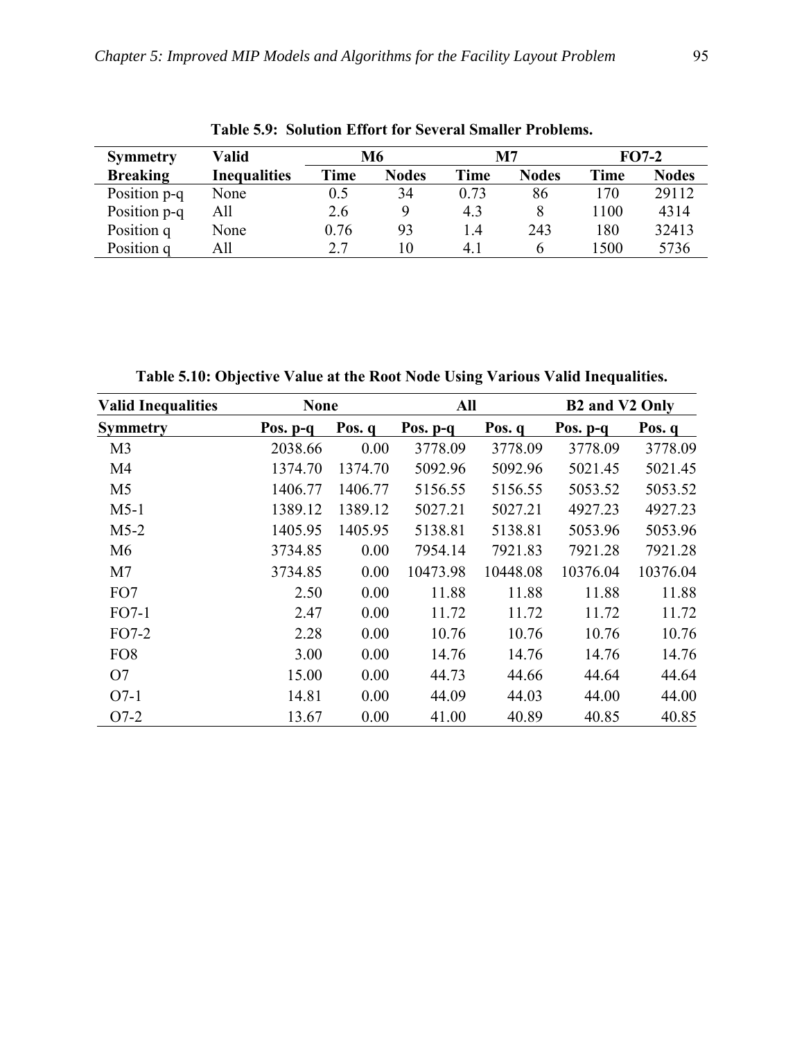**Table 5.9: Solution Effort for Several Smaller Problems.**

| Symmetry Breaking | Valid Inequalities | M6 | | M7 | | FO7-2 | |
|---|---|---|---|---|---|---|---|
| | | Time | Nodes | Time | Nodes | Time | Nodes |
| Position p-q | None | 0.5 | 34 | 0.73 | 86 | 170 | 29112 |
| Position p-q | All | 2.6 | 9 | 4.3 | 8 | 1100 | 4314 |
| Position q | None | 0.76 | 93 | 1.4 | 243 | 180 | 32413 |
| Position q | All | 2.7 | 10 | 4.1 | 6 | 1500 | 5736 |

**Table 5.10: Objective Value at the Root Node Using Various Valid Inequalities.**

| Valid Inequalities | None | | All | | B2 and V2 Only | |
|---|---|---|---|---|---|---|
| Symmetry | Pos. p-q | Pos. q | Pos. p-q | Pos. q | Pos. p-q | Pos. q |
| M3 | 2038.66 | 0.00 | 3778.09 | 3778.09 | 3778.09 | 3778.09 |
| M4 | 1374.70 | 1374.70 | 5092.96 | 5092.96 | 5021.45 | 5021.45 |
| M5 | 1406.77 | 1406.77 | 5156.55 | 5156.55 | 5053.52 | 5053.52 |
| M5-1 | 1389.12 | 1389.12 | 5027.21 | 5027.21 | 4927.23 | 4927.23 |
| M5-2 | 1405.95 | 1405.95 | 5138.81 | 5138.81 | 5053.96 | 5053.96 |
| M6 | 3734.85 | 0.00 | 7954.14 | 7921.83 | 7921.28 | 7921.28 |
| M7 | 3734.85 | 0.00 | 10473.98 | 10448.08 | 10376.04 | 10376.04 |
| FO7 | 2.50 | 0.00 | 11.88 | 11.88 | 11.88 | 11.88 |
| FO7-1 | 2.47 | 0.00 | 11.72 | 11.72 | 11.72 | 11.72 |
| FO7-2 | 2.28 | 0.00 | 10.76 | 10.76 | 10.76 | 10.76 |
| FO8 | 3.00 | 0.00 | 14.76 | 14.76 | 14.76 | 14.76 |
| O7 | 15.00 | 0.00 | 44.73 | 44.66 | 44.64 | 44.64 |
| O7-1 | 14.81 | 0.00 | 44.09 | 44.03 | 44.00 | 44.00 |
| O7-2 | 13.67 | 0.00 | 41.00 | 40.89 | 40.85 | 40.85 |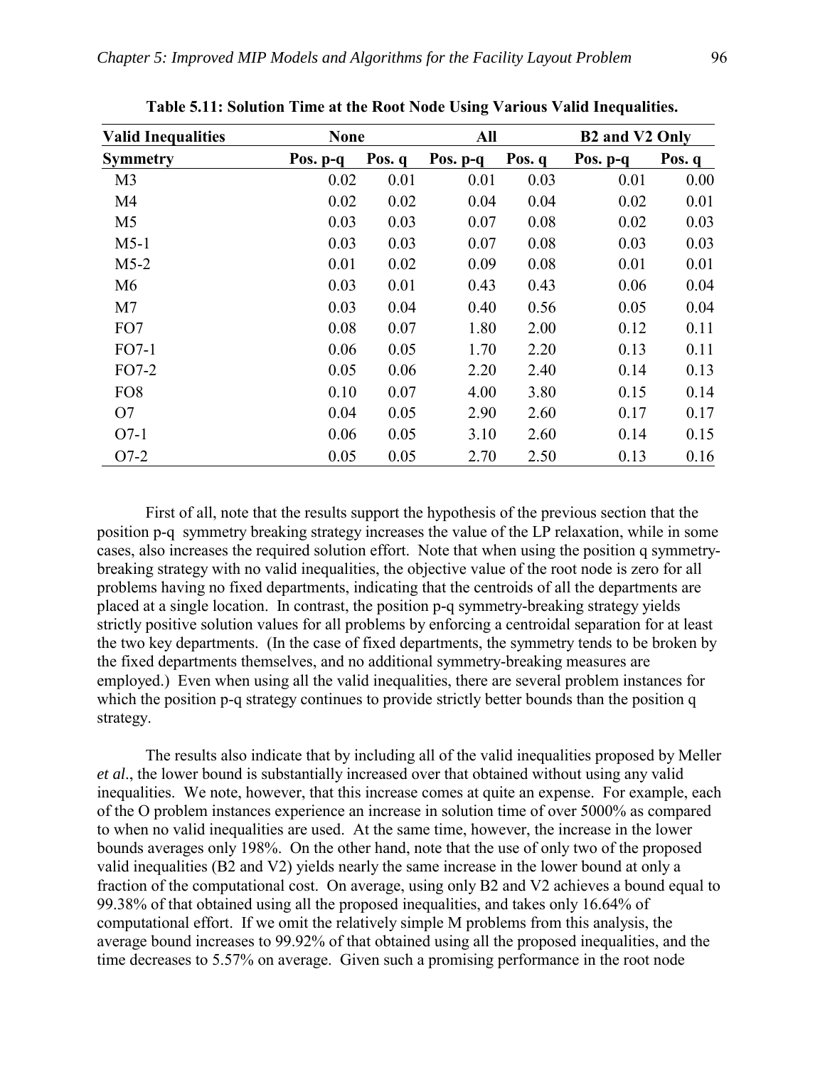**Table 5.11: Solution Time at the Root Node Using Various Valid Inequalities.**

| Valid Inequalities | None | | All | | B2 and V2 Only | |
|---|---|---|---|---|---|---|
| Symmetry | Pos. p-q | Pos. q | Pos. p-q | Pos. q | Pos. p-q | Pos. q |
| M3 | 0.02 | 0.01 | 0.01 | 0.03 | 0.01 | 0.00 |
| M4 | 0.02 | 0.02 | 0.04 | 0.04 | 0.02 | 0.01 |
| M5 | 0.03 | 0.03 | 0.07 | 0.08 | 0.02 | 0.03 |
| M5-1 | 0.03 | 0.03 | 0.07 | 0.08 | 0.03 | 0.03 |
| M5-2 | 0.01 | 0.02 | 0.09 | 0.08 | 0.01 | 0.01 |
| M6 | 0.03 | 0.01 | 0.43 | 0.43 | 0.06 | 0.04 |
| M7 | 0.03 | 0.04 | 0.40 | 0.56 | 0.05 | 0.04 |
| FO7 | 0.08 | 0.07 | 1.80 | 2.00 | 0.12 | 0.11 |
| FO7-1 | 0.06 | 0.05 | 1.70 | 2.20 | 0.13 | 0.11 |
| FO7-2 | 0.05 | 0.06 | 2.20 | 2.40 | 0.14 | 0.13 |
| FO8 | 0.10 | 0.07 | 4.00 | 3.80 | 0.15 | 0.14 |
| O7 | 0.04 | 0.05 | 2.90 | 2.60 | 0.17 | 0.17 |
| O7-1 | 0.06 | 0.05 | 3.10 | 2.60 | 0.14 | 0.15 |
| O7-2 | 0.05 | 0.05 | 2.70 | 2.50 | 0.13 | 0.16 |

First of all, note that the results support the hypothesis of the previous section that the position p-q symmetry breaking strategy increases the value of the LP relaxation, while in some cases, also increases the required solution effort. Note that when using the position q symmetry-breaking strategy with no valid inequalities, the objective value of the root node is zero for all problems having no fixed departments, indicating that the centroids of all the departments are placed at a single location. In contrast, the position p-q symmetry-breaking strategy yields strictly positive solution values for all problems by enforcing a centroidal separation for at least the two key departments. (In the case of fixed departments, the symmetry tends to be broken by the fixed departments themselves, and no additional symmetry-breaking measures are employed.) Even when using all the valid inequalities, there are several problem instances for which the position p-q strategy continues to provide strictly better bounds than the position q strategy.

The results also indicate that by including all of the valid inequalities proposed by Meller *et al*., the lower bound is substantially increased over that obtained without using any valid inequalities. We note, however, that this increase comes at quite an expense. For example, each of the O problem instances experience an increase in solution time of over 5000% as compared to when no valid inequalities are used. At the same time, however, the increase in the lower bounds averages only 198%. On the other hand, note that the use of only two of the proposed valid inequalities (B2 and V2) yields nearly the same increase in the lower bound at only a fraction of the computational cost. On average, using only B2 and V2 achieves a bound equal to 99.38% of that obtained using all the proposed inequalities, and takes only 16.64% of computational effort. If we omit the relatively simple M problems from this analysis, the average bound increases to 99.92% of that obtained using all the proposed inequalities, and the time decreases to 5.57% on average. Given such a promising performance in the root node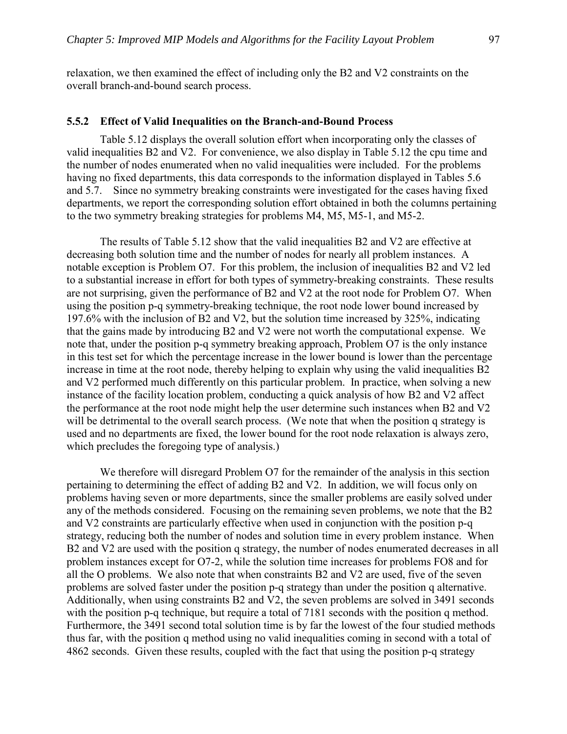relaxation, we then examined the effect of including only the B2 and V2 constraints on the overall branch-and-bound search process.

### 5.5.2 Effect of Valid Inequalities on the Branch-and-Bound Process

Table 5.12 displays the overall solution effort when incorporating only the classes of valid inequalities B2 and V2. For convenience, we also display in Table 5.12 the cpu time and the number of nodes enumerated when no valid inequalities were included. For the problems having no fixed departments, this data corresponds to the information displayed in Tables 5.6 and 5.7. Since no symmetry breaking constraints were investigated for the cases having fixed departments, we report the corresponding solution effort obtained in both the columns pertaining to the two symmetry breaking strategies for problems M4, M5, M5-1, and M5-2.

The results of Table 5.12 show that the valid inequalities B2 and V2 are effective at decreasing both solution time and the number of nodes for nearly all problem instances. A notable exception is Problem O7. For this problem, the inclusion of inequalities B2 and V2 led to a substantial increase in effort for both types of symmetry-breaking constraints. These results are not surprising, given the performance of B2 and V2 at the root node for Problem O7. When using the position p-q symmetry-breaking technique, the root node lower bound increased by 197.6% with the inclusion of B2 and V2, but the solution time increased by 325%, indicating that the gains made by introducing B2 and V2 were not worth the computational expense. We note that, under the position p-q symmetry breaking approach, Problem O7 is the only instance in this test set for which the percentage increase in the lower bound is lower than the percentage increase in time at the root node, thereby helping to explain why using the valid inequalities B2 and V2 performed much differently on this particular problem. In practice, when solving a new instance of the facility location problem, conducting a quick analysis of how B2 and V2 affect the performance at the root node might help the user determine such instances when B2 and V2 will be detrimental to the overall search process. (We note that when the position q strategy is used and no departments are fixed, the lower bound for the root node relaxation is always zero, which precludes the foregoing type of analysis.)

We therefore will disregard Problem O7 for the remainder of the analysis in this section pertaining to determining the effect of adding B2 and V2. In addition, we will focus only on problems having seven or more departments, since the smaller problems are easily solved under any of the methods considered. Focusing on the remaining seven problems, we note that the B2 and V2 constraints are particularly effective when used in conjunction with the position p-q strategy, reducing both the number of nodes and solution time in every problem instance. When B2 and V2 are used with the position q strategy, the number of nodes enumerated decreases in all problem instances except for O7-2, while the solution time increases for problems FO8 and for all the O problems. We also note that when constraints B2 and V2 are used, five of the seven problems are solved faster under the position p-q strategy than under the position q alternative. Additionally, when using constraints B2 and V2, the seven problems are solved in 3491 seconds with the position p-q technique, but require a total of 7181 seconds with the position q method. Furthermore, the 3491 second total solution time is by far the lowest of the four studied methods thus far, with the position q method using no valid inequalities coming in second with a total of 4862 seconds. Given these results, coupled with the fact that using the position p-q strategy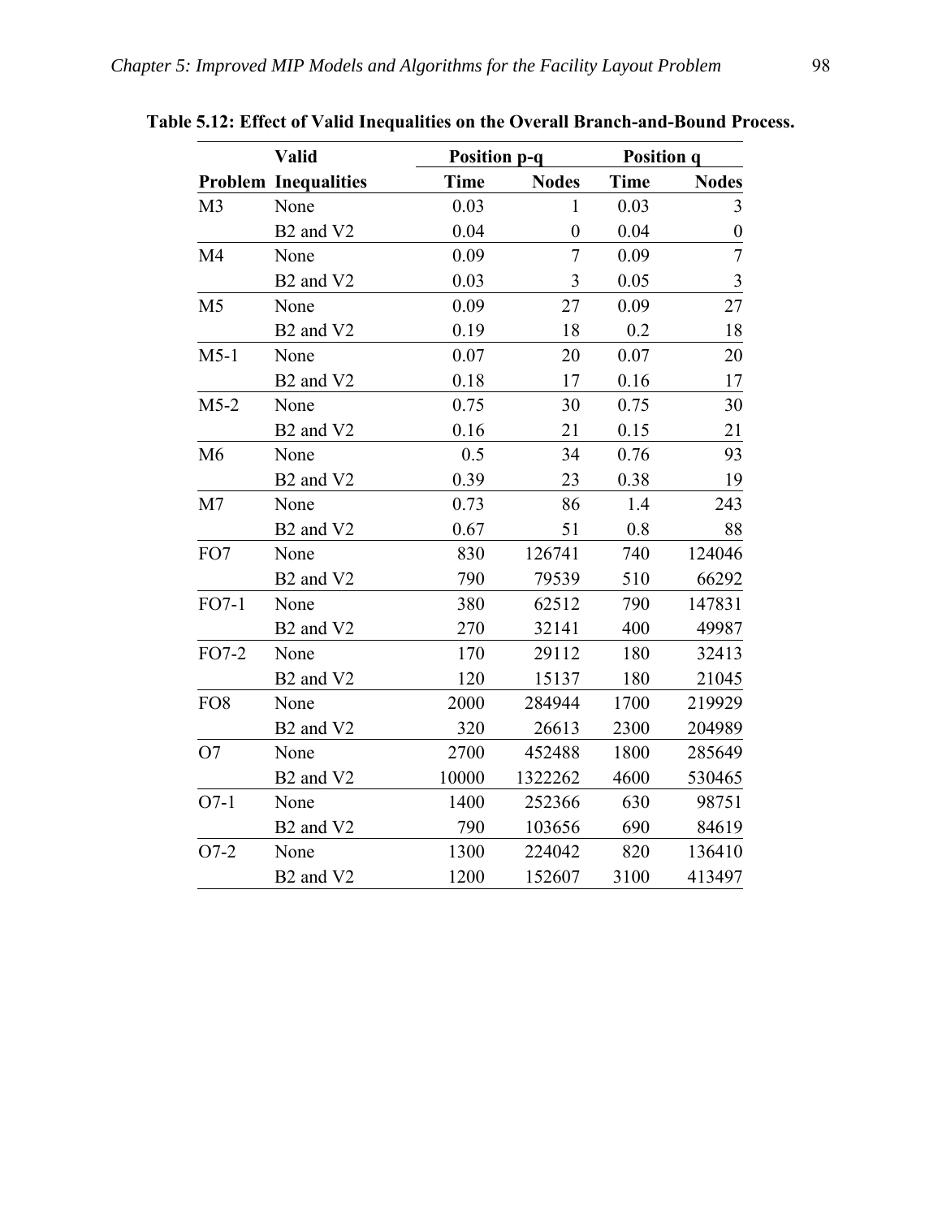**Table 5.12: Effect of Valid Inequalities on the Overall Branch-and-Bound Process.**

| Problem | Valid Inequalities | Position p-q | | Position q | |
|---|---|---|---|---|---|
| | | Time | Nodes | Time | Nodes |
| M3 | None | 0.03 | 1 | 0.03 | 3 |
| | B2 and V2 | 0.04 | 0 | 0.04 | 0 |
| M4 | None | 0.09 | 7 | 0.09 | 7 |
| | B2 and V2 | 0.03 | 3 | 0.05 | 3 |
| M5 | None | 0.09 | 27 | 0.09 | 27 |
| | B2 and V2 | 0.19 | 18 | 0.2 | 18 |
| M5-1 | None | 0.07 | 20 | 0.07 | 20 |
| | B2 and V2 | 0.18 | 17 | 0.16 | 17 |
| M5-2 | None | 0.75 | 30 | 0.75 | 30 |
| | B2 and V2 | 0.16 | 21 | 0.15 | 21 |
| M6 | None | 0.5 | 34 | 0.76 | 93 |
| | B2 and V2 | 0.39 | 23 | 0.38 | 19 |
| M7 | None | 0.73 | 86 | 1.4 | 243 |
| | B2 and V2 | 0.67 | 51 | 0.8 | 88 |
| FO7 | None | 830 | 126741 | 740 | 124046 |
| | B2 and V2 | 790 | 79539 | 510 | 66292 |
| FO7-1 | None | 380 | 62512 | 790 | 147831 |
| | B2 and V2 | 270 | 32141 | 400 | 49987 |
| FO7-2 | None | 170 | 29112 | 180 | 32413 |
| | B2 and V2 | 120 | 15137 | 180 | 21045 |
| FO8 | None | 2000 | 284944 | 1700 | 219929 |
| | B2 and V2 | 320 | 26613 | 2300 | 204989 |
| O7 | None | 2700 | 452488 | 1800 | 285649 |
| | B2 and V2 | 10000 | 1322262 | 4600 | 530465 |
| O7-1 | None | 1400 | 252366 | 630 | 98751 |
| | B2 and V2 | 790 | 103656 | 690 | 84619 |
| O7-2 | None | 1300 | 224042 | 820 | 136410 |
| | B2 and V2 | 1200 | 152607 | 3100 | 413497 |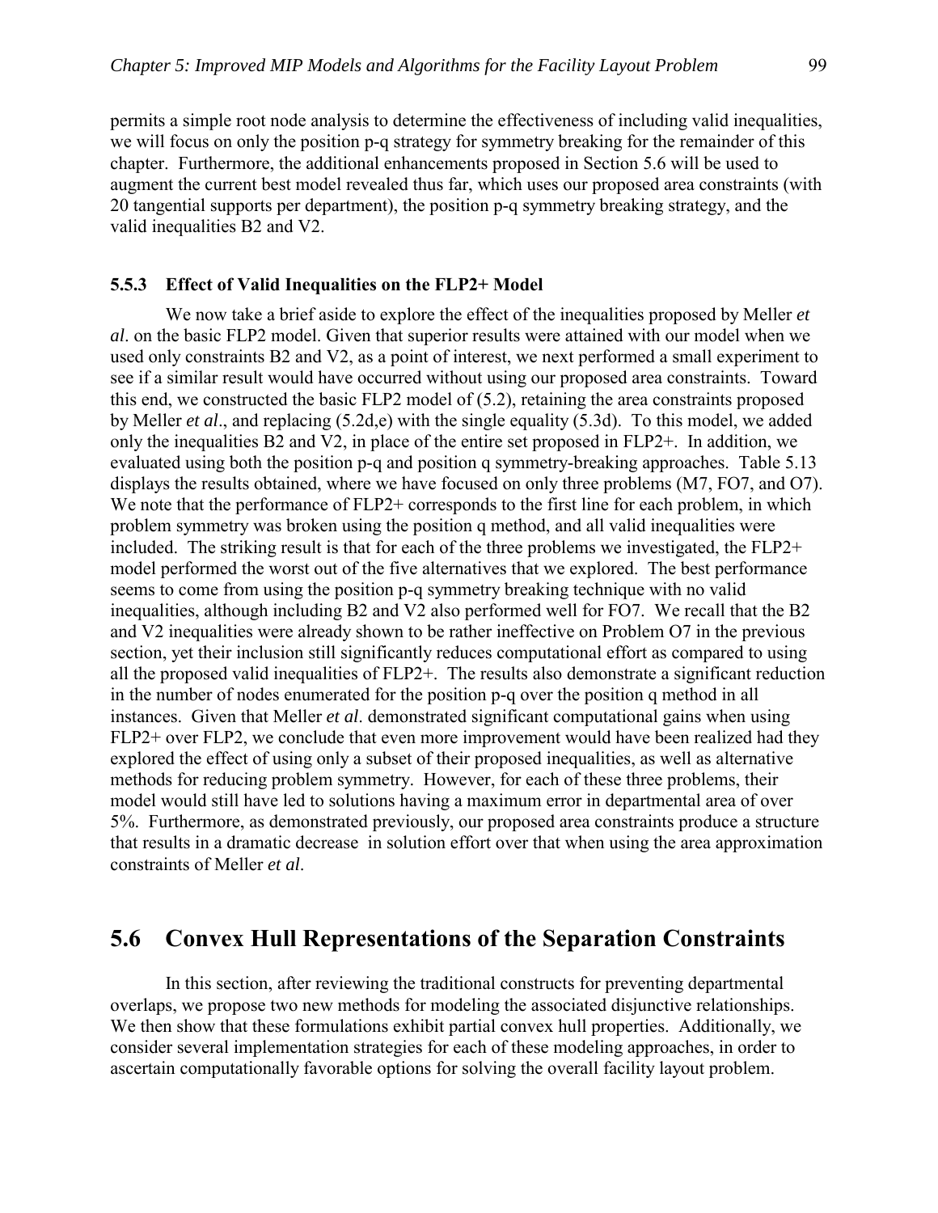permits a simple root node analysis to determine the effectiveness of including valid inequalities, we will focus on only the position p-q strategy for symmetry breaking for the remainder of this chapter. Furthermore, the additional enhancements proposed in Section 5.6 will be used to augment the current best model revealed thus far, which uses our proposed area constraints (with 20 tangential supports per department), the position p-q symmetry breaking strategy, and the valid inequalities B2 and V2.

### 5.5.3 Effect of Valid Inequalities on the FLP2+ Model

We now take a brief aside to explore the effect of the inequalities proposed by Meller *et al*. on the basic FLP2 model. Given that superior results were attained with our model when we used only constraints B2 and V2, as a point of interest, we next performed a small experiment to see if a similar result would have occurred without using our proposed area constraints. Toward this end, we constructed the basic FLP2 model of (5.2), retaining the area constraints proposed by Meller *et al*., and replacing (5.2d,e) with the single equality (5.3d). To this model, we added only the inequalities B2 and V2, in place of the entire set proposed in FLP2+. In addition, we evaluated using both the position p-q and position q symmetry-breaking approaches. Table 5.13 displays the results obtained, where we have focused on only three problems (M7, FO7, and O7). We note that the performance of FLP2+ corresponds to the first line for each problem, in which problem symmetry was broken using the position q method, and all valid inequalities were included. The striking result is that for each of the three problems we investigated, the FLP2+ model performed the worst out of the five alternatives that we explored. The best performance seems to come from using the position p-q symmetry breaking technique with no valid inequalities, although including B2 and V2 also performed well for FO7. We recall that the B2 and V2 inequalities were already shown to be rather ineffective on Problem O7 in the previous section, yet their inclusion still significantly reduces computational effort as compared to using all the proposed valid inequalities of FLP2+. The results also demonstrate a significant reduction in the number of nodes enumerated for the position p-q over the position q method in all instances. Given that Meller *et al*. demonstrated significant computational gains when using FLP2+ over FLP2, we conclude that even more improvement would have been realized had they explored the effect of using only a subset of their proposed inequalities, as well as alternative methods for reducing problem symmetry. However, for each of these three problems, their model would still have led to solutions having a maximum error in departmental area of over 5%. Furthermore, as demonstrated previously, our proposed area constraints produce a structure that results in a dramatic decrease in solution effort over that when using the area approximation constraints of Meller *et al*.

## 5.6 Convex Hull Representations of the Separation Constraints

In this section, after reviewing the traditional constructs for preventing departmental overlaps, we propose two new methods for modeling the associated disjunctive relationships. We then show that these formulations exhibit partial convex hull properties. Additionally, we consider several implementation strategies for each of these modeling approaches, in order to ascertain computationally favorable options for solving the overall facility layout problem.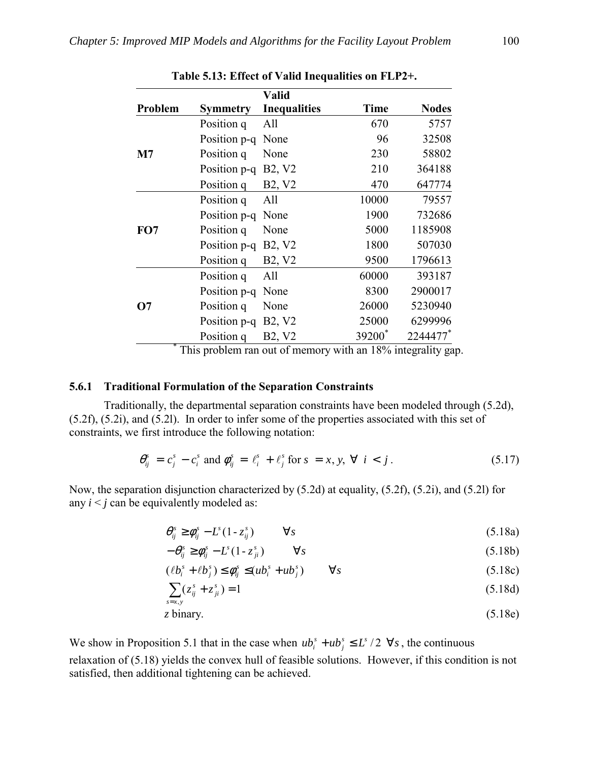**Table 5.13: Effect of Valid Inequalities on FLP2+.**

| Problem | Symmetry | Valid Inequalities | Time | Nodes |
|---|---|---|---|---|
| M7 | Position q | All | 670 | 5757 |
| | Position p-q | None | 96 | 32508 |
| | Position q | None | 230 | 58802 |
| | Position p-q | B2, V2 | 210 | 364188 |
| | Position q | B2, V2 | 470 | 647774 |
| FO7 | Position q | All | 10000 | 79557 |
| | Position p-q | None | 1900 | 732686 |
| | Position q | None | 5000 | 1185908 |
| | Position p-q | B2, V2 | 1800 | 507030 |
| | Position q | B2, V2 | 9500 | 1796613 |
| O7 | Position q | All | 60000 | 393187 |
| | Position p-q | None | 8300 | 2900017 |
| | Position q | None | 26000 | 5230940 |
| | Position p-q | B2, V2 | 25000 | 6299996 |
| | Position q | B2, V2 | 39200* | 2244477* |

\* This problem ran out of memory with an 18% integrality gap.

### 5.6.1 Traditional Formulation of the Separation Constraints

Traditionally, the departmental separation constraints have been modeled through (5.2d), (5.2f), (5.2i), and (5.2l). In order to infer some of the properties associated with this set of constraints, we first introduce the following notation:

$$\theta_{ij}^s = c_j^s - c_i^s \text{ and } \phi_{ij}^s = \ell_i^s + \ell_j^s \text{ for } s = x, y, \ \forall \ i < j. \tag{5.17}$$

Now, the separation disjunction characterized by (5.2d) at equality, (5.2f), (5.2i), and (5.2l) for any $i < j$ can be equivalently modeled as:

$$\theta_{ij}^s \geq \phi_{ij}^s - L^s(1 - z_{ij}^s) \qquad \forall s \tag{5.18a}$$

$$-\theta_{ij}^s \geq \phi_{ij}^s - L^s(1 - z_{ji}^s) \qquad \forall s \tag{5.18b}$$

$$(\ell b_i^s + \ell b_j^s) \leq \phi_{ij}^s \leq (ub_i^s + ub_j^s) \qquad \forall s \tag{5.18c}$$

$$\sum_{s=x,y} (z_{ij}^s + z_{ji}^s) = 1 \tag{5.18d}$$

$$z \text{ binary.} \tag{5.18e}$$

We show in Proposition 5.1 that in the case when $ub_i^s + ub_j^s \leq L^s / 2 \ \forall s$, the continuous relaxation of (5.18) yields the convex hull of feasible solutions. However, if this condition is not satisfied, then additional tightening can be achieved.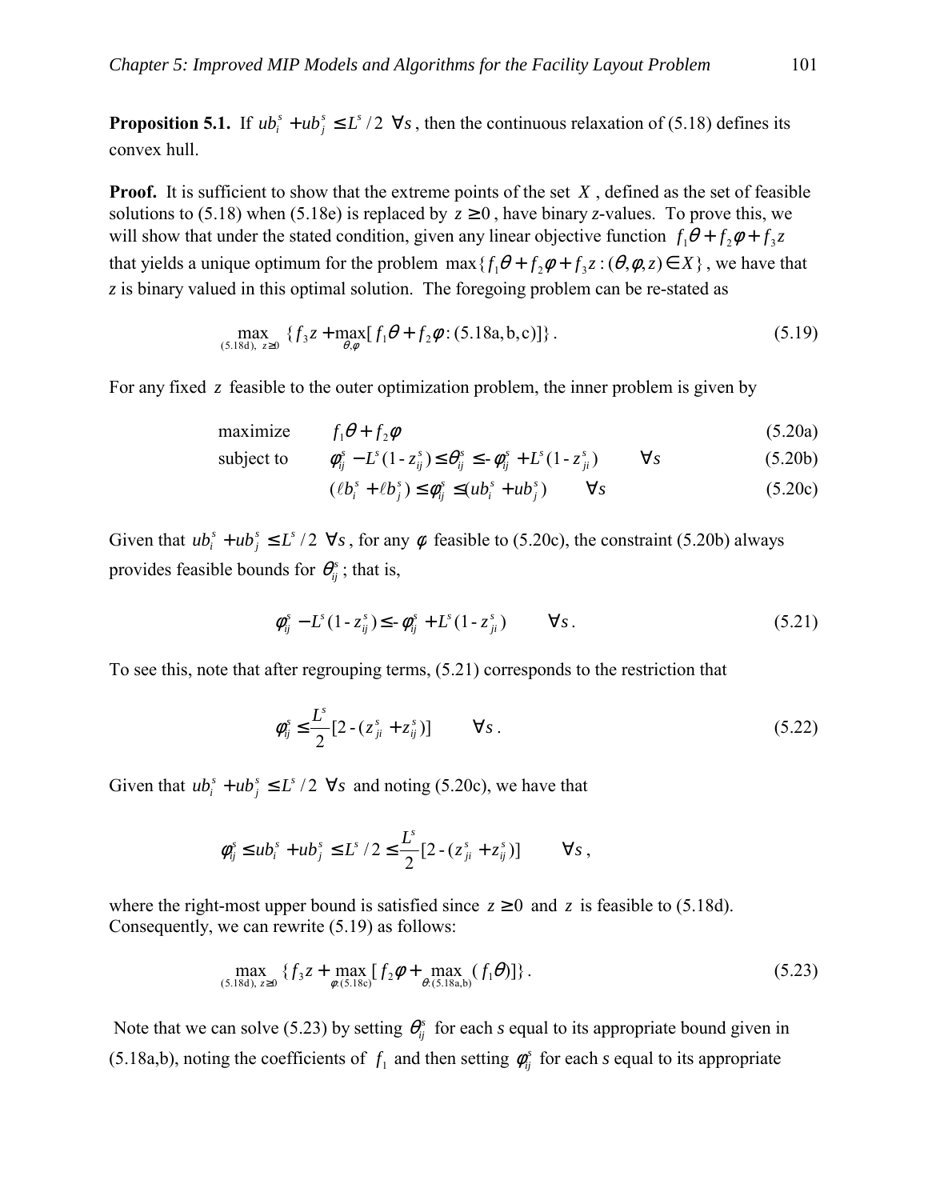**Proposition 5.1.** If $ub_i^s + ub_j^s \le L^s/2 \;\; \forall s$, then the continuous relaxation of (5.18) defines its convex hull.

**Proof.** It is sufficient to show that the extreme points of the set $X$, defined as the set of feasible solutions to (5.18) when (5.18e) is replaced by $z \ge 0$, have binary $z$-values. To prove this, we will show that under the stated condition, given any linear objective function $f_1\theta + f_2\varphi + f_3 z$ that yields a unique optimum for the problem $\max\{f_1\theta + f_2\varphi + f_3 z : (\theta, \varphi, z) \in X\}$, we have that $z$ is binary valued in this optimal solution. The foregoing problem can be re-stated as

$$\max_{(5.18\text{d}),\; z \ge 0} \{ f_3 z + \max_{\theta,\varphi} [ f_1\theta + f_2\varphi : (5.18\text{a,b,c})] \}. \tag{5.19}$$

For any fixed $z$ feasible to the outer optimization problem, the inner problem is given by

$$\text{maximize} \quad f_1\theta + f_2\varphi \tag{5.20a}$$

$$\text{subject to} \quad \varphi_{ij}^s - L^s(1 - z_{ij}^s) \le \theta_{ij}^s \le -\varphi_{ij}^s + L^s(1 - z_{ji}^s) \qquad \forall s \tag{5.20b}$$

$$(\ell b_i^s + \ell b_j^s) \le \varphi_{ij}^s \le (ub_i^s + ub_j^s) \qquad \forall s \tag{5.20c}$$

Given that $ub_i^s + ub_j^s \le L^s/2 \;\; \forall s$, for any $\varphi$ feasible to (5.20c), the constraint (5.20b) always provides feasible bounds for $\theta_{ij}^s$; that is,

$$\varphi_{ij}^s - L^s(1 - z_{ij}^s) \le -\varphi_{ij}^s + L^s(1 - z_{ji}^s) \qquad \forall s. \tag{5.21}$$

To see this, note that after regrouping terms, (5.21) corresponds to the restriction that

$$\varphi_{ij}^s \le \frac{L^s}{2}[2 - (z_{ji}^s + z_{ij}^s)] \qquad \forall s. \tag{5.22}$$

Given that $ub_i^s + ub_j^s \le L^s/2 \;\; \forall s$ and noting (5.20c), we have that

$$\varphi_{ij}^s \le ub_i^s + ub_j^s \le L^s/2 \le \frac{L^s}{2}[2 - (z_{ji}^s + z_{ij}^s)] \qquad \forall s,$$

where the right-most upper bound is satisfied since $z \ge 0$ and $z$ is feasible to (5.18d). Consequently, we can rewrite (5.19) as follows:

$$\max_{(5.18\text{d}),\; z \ge 0} \{ f_3 z + \max_{\varphi:(5.18\text{c})} [ f_2\varphi + \max_{\theta:(5.18\text{a,b})} (f_1\theta)] \}. \tag{5.23}$$

Note that we can solve (5.23) by setting $\theta_{ij}^s$ for each $s$ equal to its appropriate bound given in (5.18a,b), noting the coefficients of $f_1$ and then setting $\varphi_{ij}^s$ for each $s$ equal to its appropriate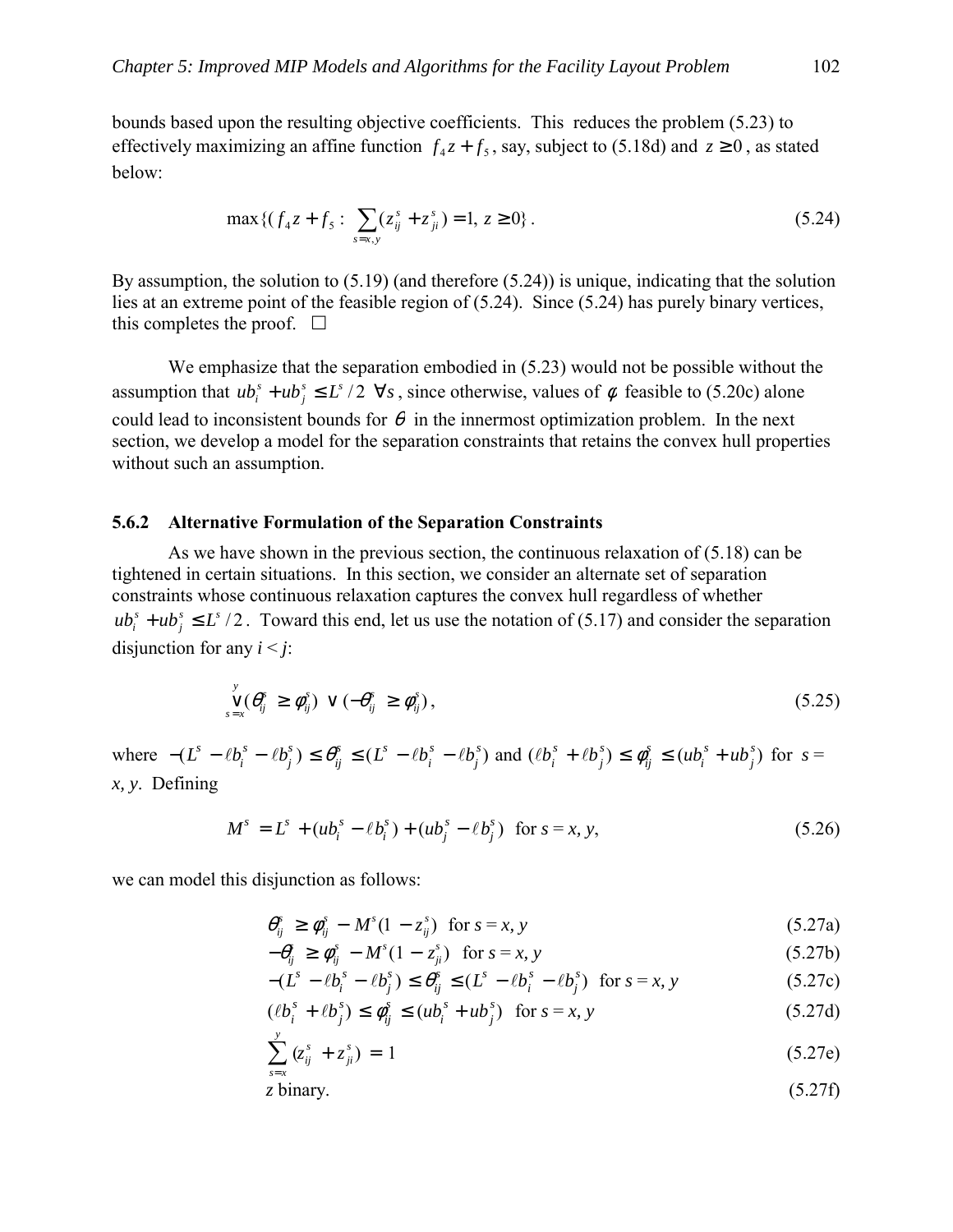bounds based upon the resulting objective coefficients. This reduces the problem (5.23) to effectively maximizing an affine function $f_4 z + f_5$, say, subject to (5.18d) and $z \geq 0$, as stated below:

$$\max\{(f_4 z + f_5 : \sum_{s=x,y}(z_{ij}^s + z_{ji}^s) = 1,\ z \geq 0\}. \tag{5.24}$$

By assumption, the solution to (5.19) (and therefore (5.24)) is unique, indicating that the solution lies at an extreme point of the feasible region of (5.24). Since (5.24) has purely binary vertices, this completes the proof. □

We emphasize that the separation embodied in (5.23) would not be possible without the assumption that $ub_i^s + ub_j^s \leq L^s/2\ \forall s$, since otherwise, values of $\phi$ feasible to (5.20c) alone could lead to inconsistent bounds for $\theta$ in the innermost optimization problem. In the next section, we develop a model for the separation constraints that retains the convex hull properties without such an assumption.

### 5.6.2 Alternative Formulation of the Separation Constraints

As we have shown in the previous section, the continuous relaxation of (5.18) can be tightened in certain situations. In this section, we consider an alternate set of separation constraints whose continuous relaxation captures the convex hull regardless of whether $ub_i^s + ub_j^s \leq L^s/2$. Toward this end, let us use the notation of (5.17) and consider the separation disjunction for any $i < j$:

$$\bigvee_{s=x}^{y} (\theta_{ij}^s \geq \phi_{ij}^s) \vee (-\theta_{ij}^s \geq \phi_{ij}^s), \tag{5.25}$$

where $-(L^s - \ell b_i^s - \ell b_j^s) \leq \theta_{ij}^s \leq (L^s - \ell b_i^s - \ell b_j^s)$ and $(\ell b_i^s + \ell b_j^s) \leq \phi_{ij}^s \leq (ub_i^s + ub_j^s)$ for $s = x, y$. Defining

$$M^s = L^s + (ub_i^s - \ell b_i^s) + (ub_j^s - \ell b_j^s) \quad \text{for } s = x, y, \tag{5.26}$$

we can model this disjunction as follows:

$$\theta_{ij}^s \geq \phi_{ij}^s - M^s(1 - z_{ij}^s) \quad \text{for } s = x, y \tag{5.27a}$$

$$-\theta_{ij}^s \geq \phi_{ij}^s - M^s(1 - z_{ji}^s) \quad \text{for } s = x, y \tag{5.27b}$$

$$-(L^s - \ell b_i^s - \ell b_j^s) \leq \theta_{ij}^s \leq (L^s - \ell b_i^s - \ell b_j^s) \quad \text{for } s = x, y \tag{5.27c}$$

$$(\ell b_i^s + \ell b_j^s) \leq \phi_{ij}^s \leq (ub_i^s + ub_j^s) \quad \text{for } s = x, y \tag{5.27d}$$

$$\sum_{s=x}^{y} (z_{ij}^s + z_{ji}^s) = 1 \tag{5.27e}$$

$$z \text{ binary.} \tag{5.27f}$$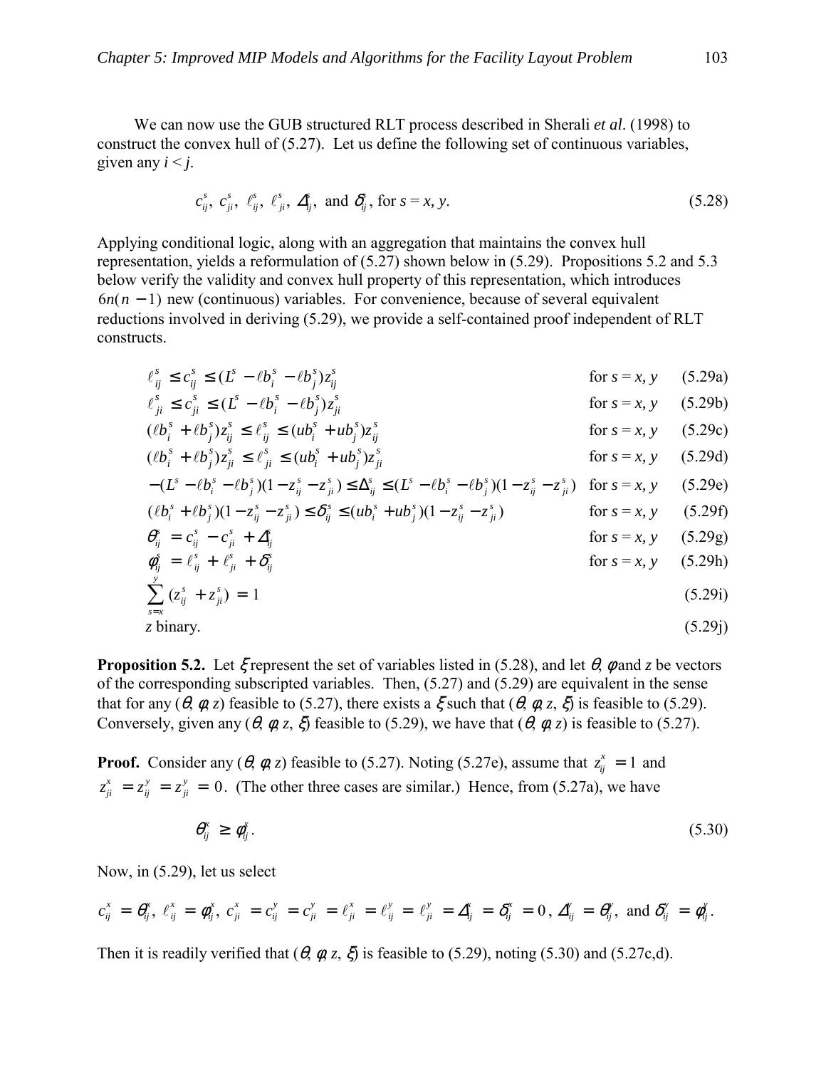We can now use the GUB structured RLT process described in Sherali *et al*. (1998) to construct the convex hull of (5.27). Let us define the following set of continuous variables, given any $i < j$.

$$c^s_{ij},\ c^s_{ji},\ \ell^s_{ij},\ \ell^s_{ji},\ \Delta^s_{ij},\ \text{and } \delta^s_{ij}, \text{ for } s = x, y. \tag{5.28}$$

Applying conditional logic, along with an aggregation that maintains the convex hull representation, yields a reformulation of (5.27) shown below in (5.29). Propositions 5.2 and 5.3 below verify the validity and convex hull property of this representation, which introduces $6n(n-1)$ new (continuous) variables. For convenience, because of several equivalent reductions involved in deriving (5.29), we provide a self-contained proof independent of RLT constructs.

$$\ell^s_{ij} \le c^s_{ij} \le (L^s - \ell b^s_i - \ell b^s_j) z^s_{ij} \qquad \text{for } s = x, y \tag{5.29a}$$

$$\ell^s_{ji} \le c^s_{ji} \le (L^s - \ell b^s_i - \ell b^s_j) z^s_{ji} \qquad \text{for } s = x, y \tag{5.29b}$$

$$(\ell b^s_i + \ell b^s_j) z^s_{ij} \le \ell^s_{ij} \le (ub^s_i + ub^s_j) z^s_{ij} \qquad \text{for } s = x, y \tag{5.29c}$$

$$(\ell b^s_i + \ell b^s_j) z^s_{ji} \le \ell^s_{ji} \le (ub^s_i + ub^s_j) z^s_{ji} \qquad \text{for } s = x, y \tag{5.29d}$$

$$-(L^s - \ell b^s_i - \ell b^s_j)(1 - z^s_{ij} - z^s_{ji}) \le \Delta^s_{ij} \le (L^s - \ell b^s_i - \ell b^s_j)(1 - z^s_{ij} - z^s_{ji}) \qquad \text{for } s = x, y \tag{5.29e}$$

$$(\ell b^s_i + \ell b^s_j)(1 - z^s_{ij} - z^s_{ji}) \le \delta^s_{ij} \le (ub^s_i + ub^s_j)(1 - z^s_{ij} - z^s_{ji}) \qquad \text{for } s = x, y \tag{5.29f}$$

$$\theta^s_{ij} = c^s_{ij} - c^s_{ji} + \Delta^s_{ij} \qquad \text{for } s = x, y \tag{5.29g}$$

$$\phi^s_{ij} = \ell^s_{ij} + \ell^s_{ji} + \delta^s_{ij} \qquad \text{for } s = x, y \tag{5.29h}$$

$$\sum_{s=x}^{y} (z^s_{ij} + z^s_{ji}) = 1 \tag{5.29i}$$

$$z \text{ binary.} \tag{5.29j}$$

**Proposition 5.2.** Let $\xi$ represent the set of variables listed in (5.28), and let $\theta$, $\phi$ and $z$ be vectors of the corresponding subscripted variables. Then, (5.27) and (5.29) are equivalent in the sense that for any $(\theta, \phi, z)$ feasible to (5.27), there exists a $\xi$ such that $(\theta, \phi, z, \xi)$ is feasible to (5.29). Conversely, given any $(\theta, \phi, z, \xi)$ feasible to (5.29), we have that $(\theta, \phi, z)$ is feasible to (5.27).

**Proof.** Consider any $(\theta, \phi, z)$ feasible to (5.27). Noting (5.27e), assume that $z^x_{ij} = 1$ and $z^x_{ji} = z^y_{ij} = z^y_{ji} = 0$. (The other three cases are similar.) Hence, from (5.27a), we have

$$\theta^x_{ij} \ge \phi^x_{ij}. \tag{5.30}$$

Now, in (5.29), let us select

$$c^x_{ij} = \theta^x_{ij},\ \ell^x_{ij} = \phi^x_{ij},\ c^x_{ji} = c^y_{ij} = c^y_{ji} = \ell^x_{ji} = \ell^y_{ij} = \ell^y_{ji} = \Delta^x_{ij} = \delta^x_{ij} = 0,\ \Delta^y_{ij} = \theta^y_{ij},\ \text{and } \delta^y_{ij} = \phi^y_{ij}.$$

Then it is readily verified that $(\theta, \phi, z, \xi)$ is feasible to (5.29), noting (5.30) and (5.27c,d).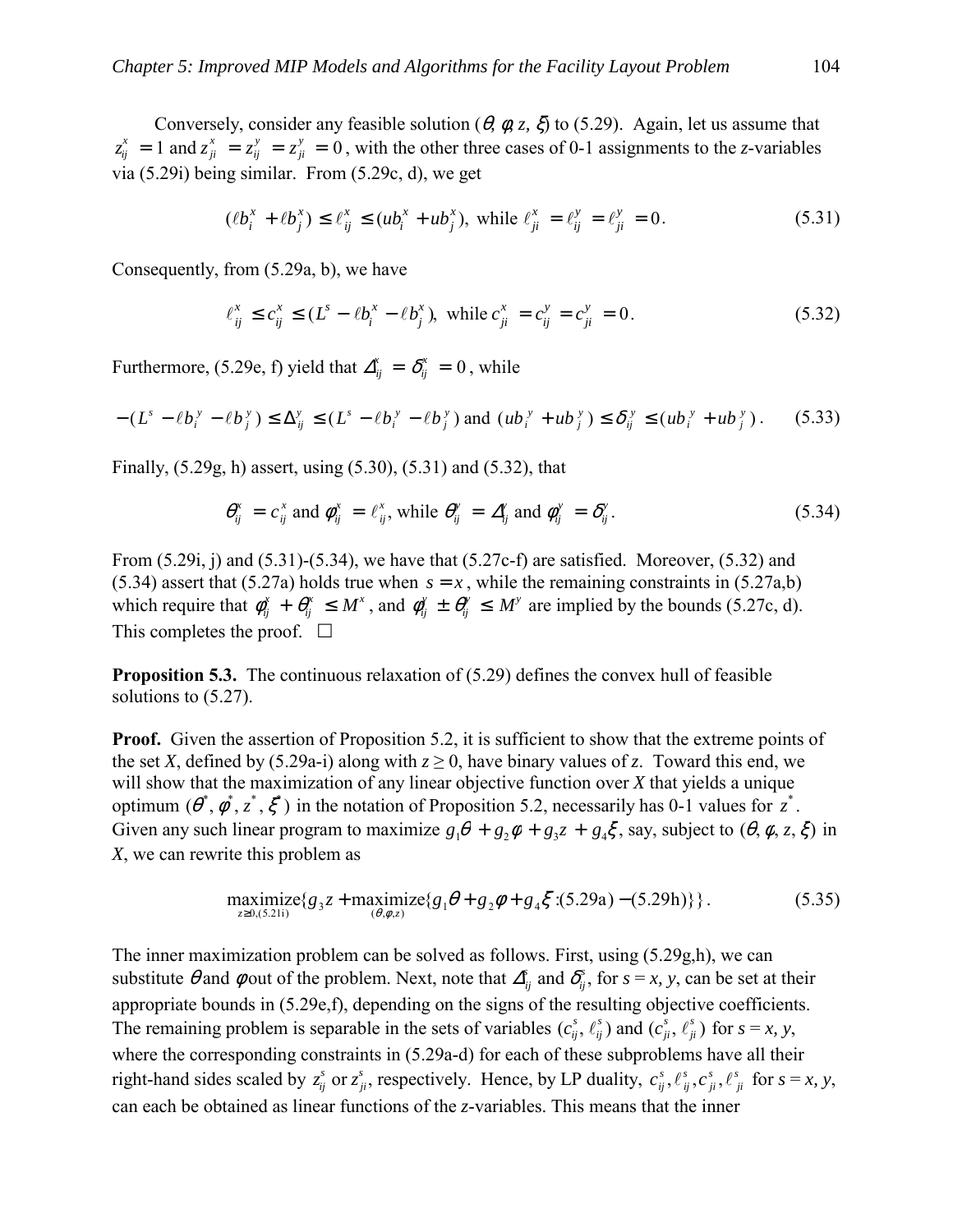Conversely, consider any feasible solution ($\theta, \phi, z, \xi$) to (5.29). Again, let us assume that $z_{ij}^x = 1$ and $z_{ji}^x = z_{ij}^y = z_{ji}^y = 0$, with the other three cases of 0-1 assignments to the *z*-variables via (5.29i) being similar. From (5.29c, d), we get

$$(\ell b_i^x + \ell b_j^x) \le \ell_{ij}^x \le (ub_i^x + ub_j^x), \text{ while } \ell_{ji}^x = \ell_{ij}^y = \ell_{ji}^y = 0. \tag{5.31}$$

Consequently, from (5.29a, b), we have

$$\ell_{ij}^x \le c_{ij}^x \le (L^s - \ell b_i^x - \ell b_j^x), \text{ while } c_{ji}^x = c_{ij}^y = c_{ji}^y = 0. \tag{5.32}$$

Furthermore, (5.29e, f) yield that $\Delta_{ij}^x = \delta_{ij}^x = 0$, while

$$-(L^s - \ell b_i^y - \ell b_j^y) \le \Delta_{ij}^y \le (L^s - \ell b_i^y - \ell b_j^y) \text{ and } (ub_i^y + ub_j^y) \le \delta_{ij}^y \le (ub_i^y + ub_j^y). \tag{5.33}$$

Finally, (5.29g, h) assert, using (5.30), (5.31) and (5.32), that

$$\theta_{ij}^x = c_{ij}^x \text{ and } \phi_{ij}^x = \ell_{ij}^x, \text{ while } \theta_{ij}^y = \Delta_{ij}^y \text{ and } \phi_{ij}^y = \delta_{ij}^y. \tag{5.34}$$

From (5.29i, j) and (5.31)-(5.34), we have that (5.27c-f) are satisfied. Moreover, (5.32) and (5.34) assert that (5.27a) holds true when $s = x$, while the remaining constraints in (5.27a,b) which require that $\phi_{ij}^x + \theta_{ij}^x \le M^x$, and $\phi_{ij}^y \pm \theta_{ij}^y \le M^y$ are implied by the bounds (5.27c, d). This completes the proof. □

**Proposition 5.3.** The continuous relaxation of (5.29) defines the convex hull of feasible solutions to (5.27).

**Proof.** Given the assertion of Proposition 5.2, it is sufficient to show that the extreme points of the set *X*, defined by (5.29a-i) along with $z \ge 0$, have binary values of *z*. Toward this end, we will show that the maximization of any linear objective function over *X* that yields a unique optimum ($\theta^*, \phi^*, z^*, \xi^*$) in the notation of Proposition 5.2, necessarily has 0-1 values for $z^*$. Given any such linear program to maximize $g_1\theta + g_2\phi + g_3 z + g_4\xi$, say, subject to ($\theta, \phi, z, \xi$) in *X*, we can rewrite this problem as

$$\underset{z \ge 0, (5.21\text{i})}{\text{maximize}}\{g_3 z + \underset{(\theta,\phi,z)}{\text{maximize}}\{g_1\theta + g_2\phi + g_4\xi : (5.29\text{a}) - (5.29\text{h})\}\}. \tag{5.35}$$

The inner maximization problem can be solved as follows. First, using (5.29g,h), we can substitute $\theta$ and $\phi$ out of the problem. Next, note that $\Delta_{ij}^s$ and $\delta_{ij}^s$, for *s = x, y*, can be set at their appropriate bounds in (5.29e,f), depending on the signs of the resulting objective coefficients. The remaining problem is separable in the sets of variables ($c_{ij}^s, \ell_{ij}^s$) and ($c_{ji}^s, \ell_{ji}^s$) for *s = x, y*, where the corresponding constraints in (5.29a-d) for each of these subproblems have all their right-hand sides scaled by $z_{ij}^s$ or $z_{ji}^s$, respectively. Hence, by LP duality, $c_{ij}^s, \ell_{ij}^s, c_{ji}^s, \ell_{ji}^s$ for *s = x, y*, can each be obtained as linear functions of the *z*-variables. This means that the inner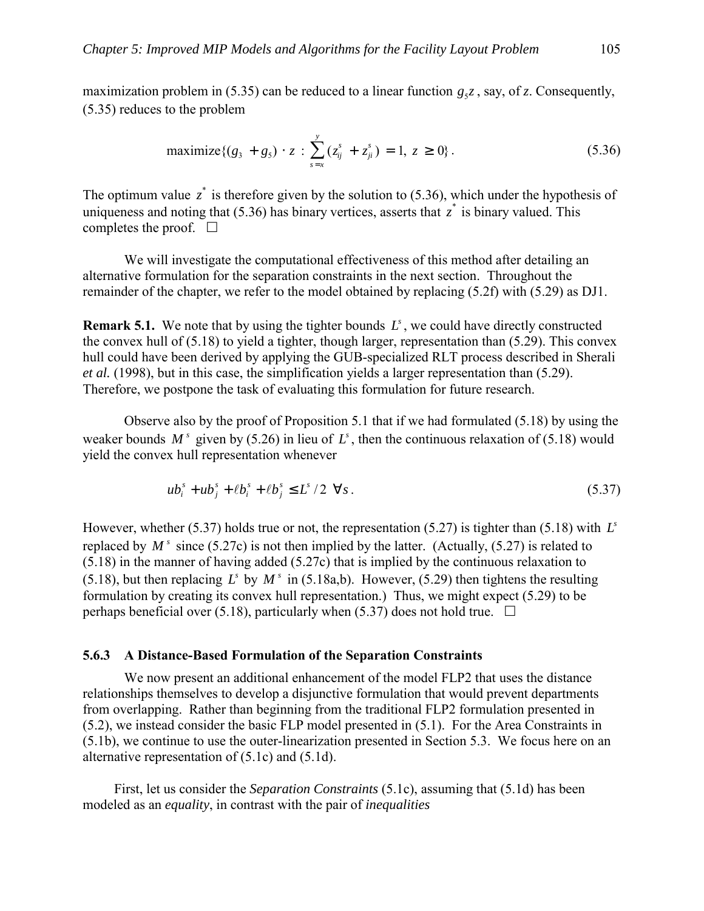maximization problem in (5.35) can be reduced to a linear function $g_5 z$, say, of $z$. Consequently, (5.35) reduces to the problem

$$\text{maximize}\{(g_3 + g_5) \cdot z : \sum_{s=x}^{y} (z_{ij}^s + z_{ji}^s) = 1,\ z \geq 0\}. \tag{5.36}$$

The optimum value $z^*$ is therefore given by the solution to (5.36), which under the hypothesis of uniqueness and noting that (5.36) has binary vertices, asserts that $z^*$ is binary valued. This completes the proof. □

We will investigate the computational effectiveness of this method after detailing an alternative formulation for the separation constraints in the next section. Throughout the remainder of the chapter, we refer to the model obtained by replacing (5.2f) with (5.29) as DJ1.

**Remark 5.1.** We note that by using the tighter bounds $L^s$, we could have directly constructed the convex hull of (5.18) to yield a tighter, though larger, representation than (5.29). This convex hull could have been derived by applying the GUB-specialized RLT process described in Sherali *et al.* (1998), but in this case, the simplification yields a larger representation than (5.29). Therefore, we postpone the task of evaluating this formulation for future research.

Observe also by the proof of Proposition 5.1 that if we had formulated (5.18) by using the weaker bounds $M^s$ given by (5.26) in lieu of $L^s$, then the continuous relaxation of (5.18) would yield the convex hull representation whenever

$$ub_i^s + ub_j^s + \ell b_i^s + \ell b_j^s \leq L^s / 2 \ \ \forall s. \tag{5.37}$$

However, whether (5.37) holds true or not, the representation (5.27) is tighter than (5.18) with $L^s$ replaced by $M^s$ since (5.27c) is not then implied by the latter. (Actually, (5.27) is related to (5.18) in the manner of having added (5.27c) that is implied by the continuous relaxation to (5.18), but then replacing $L^s$ by $M^s$ in (5.18a,b). However, (5.29) then tightens the resulting formulation by creating its convex hull representation.) Thus, we might expect (5.29) to be perhaps beneficial over (5.18), particularly when (5.37) does not hold true. □

### 5.6.3 A Distance-Based Formulation of the Separation Constraints

We now present an additional enhancement of the model FLP2 that uses the distance relationships themselves to develop a disjunctive formulation that would prevent departments from overlapping. Rather than beginning from the traditional FLP2 formulation presented in (5.2), we instead consider the basic FLP model presented in (5.1). For the Area Constraints in (5.1b), we continue to use the outer-linearization presented in Section 5.3. We focus here on an alternative representation of (5.1c) and (5.1d).

First, let us consider the *Separation Constraints* (5.1c), assuming that (5.1d) has been modeled as an *equality*, in contrast with the pair of *inequalities*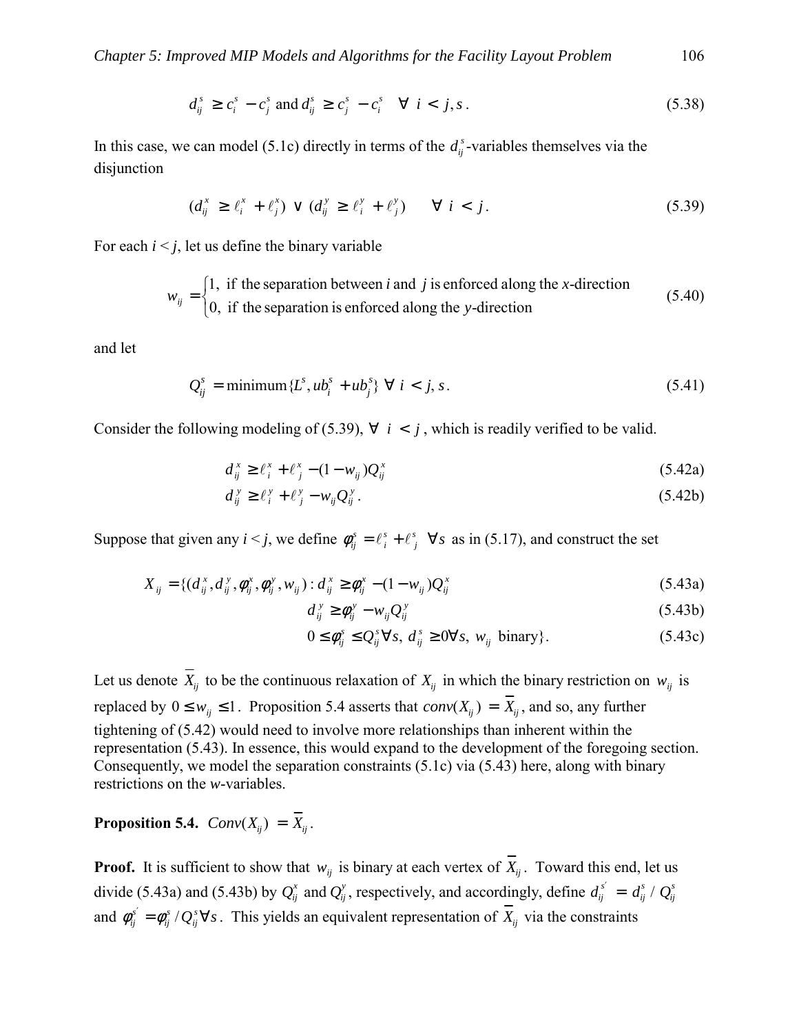$$d_{ij}^s \geq c_i^s - c_j^s \text{ and } d_{ij}^s \geq c_j^s - c_i^s \quad \forall\; i < j, s. \tag{5.38}$$

In this case, we can model (5.1c) directly in terms of the $d_{ij}^s$-variables themselves via the disjunction

$$(d_{ij}^x \geq \ell_i^x + \ell_j^x) \vee (d_{ij}^y \geq \ell_i^y + \ell_j^y) \quad \forall\; i < j. \tag{5.39}$$

For each $i < j$, let us define the binary variable

$$w_{ij} = \begin{cases} 1, & \text{if the separation between } i \text{ and } j \text{ is enforced along the } x\text{-direction} \\ 0, & \text{if the separation is enforced along the } y\text{-direction} \end{cases} \tag{5.40}$$

and let

$$Q_{ij}^s = \text{minimum}\{L^s, ub_i^s + ub_j^s\} \;\forall\; i < j, s. \tag{5.41}$$

Consider the following modeling of (5.39), $\forall\; i < j$, which is readily verified to be valid.

$$d_{ij}^x \geq \ell_i^x + \ell_j^x - (1 - w_{ij})Q_{ij}^x \tag{5.42a}$$

$$d_{ij}^y \geq \ell_i^y + \ell_j^y - w_{ij}Q_{ij}^y. \tag{5.42b}$$

Suppose that given any $i < j$, we define $\phi_{ij}^s = \ell_i^s + \ell_j^s \;\; \forall s$ as in (5.17), and construct the set

$$X_{ij} = \{(d_{ij}^x, d_{ij}^y, \phi_{ij}^x, \phi_{ij}^y, w_{ij}) : d_{ij}^x \geq \phi_{ij}^x - (1 - w_{ij})Q_{ij}^x \tag{5.43a}$$

$$d_{ij}^y \geq \phi_{ij}^y - w_{ij}Q_{ij}^y \tag{5.43b}$$

$$0 \leq \phi_{ij}^s \leq Q_{ij}^s \forall s,\; d_{ij}^s \geq 0 \forall s,\; w_{ij} \text{ binary}\}. \tag{5.43c}$$

Let us denote $\overline{X}_{ij}$ to be the continuous relaxation of $X_{ij}$ in which the binary restriction on $w_{ij}$ is replaced by $0 \leq w_{ij} \leq 1$. Proposition 5.4 asserts that $conv(X_{ij}) = \overline{X}_{ij}$, and so, any further tightening of (5.42) would need to involve more relationships than inherent within the representation (5.43). In essence, this would expand to the development of the foregoing section. Consequently, we model the separation constraints (5.1c) via (5.43) here, along with binary restrictions on the *w*-variables.

**Proposition 5.4.** $Conv(X_{ij}) = \overline{X}_{ij}$.

**Proof.** It is sufficient to show that $w_{ij}$ is binary at each vertex of $\overline{X}_{ij}$. Toward this end, let us divide (5.43a) and (5.43b) by $Q_{ij}^x$ and $Q_{ij}^y$, respectively, and accordingly, define $d_{ij}^{s'} = d_{ij}^s / Q_{ij}^s$ and $\phi_{ij}^{s'} = \phi_{ij}^s / Q_{ij}^s \forall s$. This yields an equivalent representation of $\overline{X}_{ij}$ via the constraints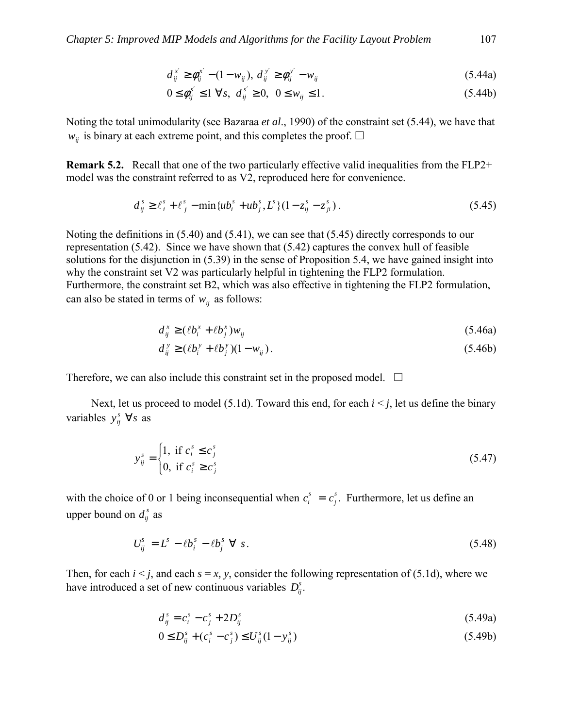$$d_{ij}^{x'} \geq \phi_{ij}^{x'} - (1 - w_{ij}),\ d_{ij}^{y'} \geq \phi_{ij}^{y'} - w_{ij} \tag{5.44a}$$

$$0 \leq \phi_{ij}^{s'} \leq 1\ \forall s,\ d_{ij}^{s'} \geq 0,\ 0 \leq w_{ij} \leq 1. \tag{5.44b}$$

Noting the total unimodularity (see Bazaraa *et al*., 1990) of the constraint set (5.44), we have that $w_{ij}$ is binary at each extreme point, and this completes the proof. □

**Remark 5.2.** Recall that one of the two particularly effective valid inequalities from the FLP2+ model was the constraint referred to as V2, reproduced here for convenience.

$$d_{ij}^{s} \geq \ell_{i}^{s} + \ell_{j}^{s} - \min\{ub_{i}^{s} + ub_{j}^{s}, L^{s}\}(1 - z_{ij}^{s} - z_{ji}^{s}). \tag{5.45}$$

Noting the definitions in (5.40) and (5.41), we can see that (5.45) directly corresponds to our representation (5.42). Since we have shown that (5.42) captures the convex hull of feasible solutions for the disjunction in (5.39) in the sense of Proposition 5.4, we have gained insight into why the constraint set V2 was particularly helpful in tightening the FLP2 formulation. Furthermore, the constraint set B2, which was also effective in tightening the FLP2 formulation, can also be stated in terms of $w_{ij}$ as follows:

$$d_{ij}^{x} \geq (\ell b_{i}^{x} + \ell b_{j}^{x}) w_{ij} \tag{5.46a}$$

$$d_{ij}^{y} \geq (\ell b_{i}^{y} + \ell b_{j}^{y})(1 - w_{ij}). \tag{5.46b}$$

Therefore, we can also include this constraint set in the proposed model. □

Next, let us proceed to model (5.1d). Toward this end, for each $i < j$, let us define the binary variables $y_{ij}^{s}\ \forall s$ as

$$y_{ij}^{s} = \begin{cases} 1, & \text{if } c_{i}^{s} \leq c_{j}^{s} \\ 0, & \text{if } c_{i}^{s} \geq c_{j}^{s} \end{cases} \tag{5.47}$$

with the choice of 0 or 1 being inconsequential when $c_{i}^{s} = c_{j}^{s}$. Furthermore, let us define an upper bound on $d_{ij}^{s}$ as

$$U_{ij}^{s} = L^{s} - \ell b_{i}^{s} - \ell b_{j}^{s}\ \forall\ s. \tag{5.48}$$

Then, for each $i < j$, and each $s = x, y$, consider the following representation of (5.1d), where we have introduced a set of new continuous variables $D_{ij}^{s}$.

$$d_{ij}^{s} = c_{i}^{s} - c_{j}^{s} + 2D_{ij}^{s} \tag{5.49a}$$

$$0 \leq D_{ij}^{s} + (c_{i}^{s} - c_{j}^{s}) \leq U_{ij}^{s}(1 - y_{ij}^{s}) \tag{5.49b}$$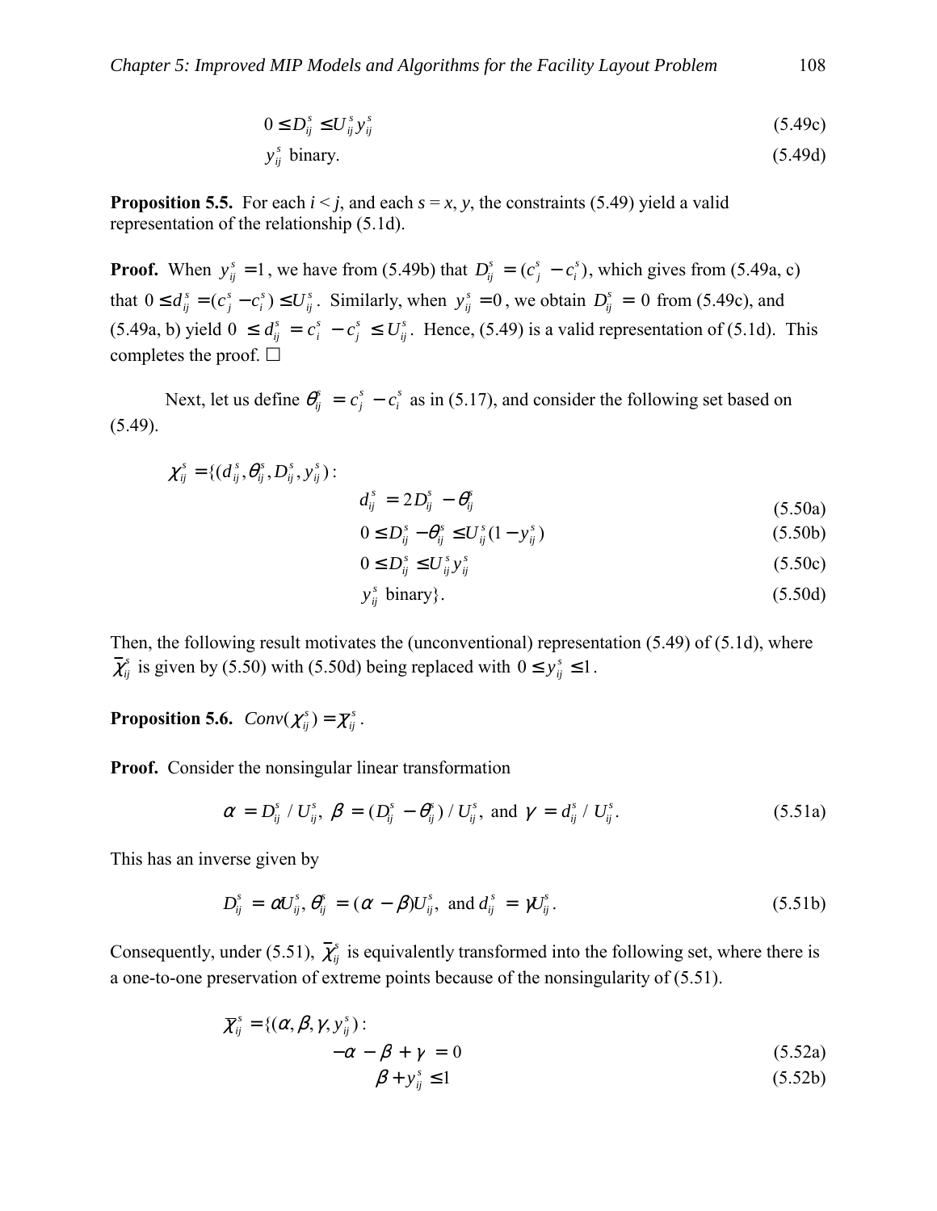$$0 \le D_{ij}^s \le U_{ij}^s y_{ij}^s \tag{5.49c}$$

$$y_{ij}^s \text{ binary.} \tag{5.49d}$$

**Proposition 5.5.** For each $i < j$, and each $s = x, y$, the constraints (5.49) yield a valid representation of the relationship (5.1d).

**Proof.** When $y_{ij}^s = 1$, we have from (5.49b) that $D_{ij}^s = (c_j^s - c_i^s)$, which gives from (5.49a, c) that $0 \le d_{ij}^s = (c_j^s - c_i^s) \le U_{ij}^s$. Similarly, when $y_{ij}^s = 0$, we obtain $D_{ij}^s = 0$ from (5.49c), and (5.49a, b) yield $0 \le d_{ij}^s = c_i^s - c_j^s \le U_{ij}^s$. Hence, (5.49) is a valid representation of (5.1d). This completes the proof. □

Next, let us define $\theta_{ij}^s = c_j^s - c_i^s$ as in (5.17), and consider the following set based on (5.49).

$$\chi_{ij}^s = \{(d_{ij}^s, \theta_{ij}^s, D_{ij}^s, y_{ij}^s):$$

$$d_{ij}^s = 2D_{ij}^s - \theta_{ij}^s \tag{5.50a}$$

$$0 \le D_{ij}^s - \theta_{ij}^s \le U_{ij}^s (1 - y_{ij}^s) \tag{5.50b}$$

$$0 \le D_{ij}^s \le U_{ij}^s y_{ij}^s \tag{5.50c}$$

$$y_{ij}^s \text{ binary}\}. \tag{5.50d}$$

Then, the following result motivates the (unconventional) representation (5.49) of (5.1d), where $\bar{\chi}_{ij}^s$ is given by (5.50) with (5.50d) being replaced with $0 \le y_{ij}^s \le 1$.

**Proposition 5.6.** $Conv(\chi_{ij}^s) = \bar{\chi}_{ij}^s$.

**Proof.** Consider the nonsingular linear transformation

$$\alpha = D_{ij}^s / U_{ij}^s,\ \beta = (D_{ij}^s - \theta_{ij}^s) / U_{ij}^s,\ \text{and}\ \gamma = d_{ij}^s / U_{ij}^s. \tag{5.51a}$$

This has an inverse given by

$$D_{ij}^s = \alpha U_{ij}^s,\ \theta_{ij}^s = (\alpha - \beta) U_{ij}^s,\ \text{and}\ d_{ij}^s = \gamma U_{ij}^s. \tag{5.51b}$$

Consequently, under (5.51), $\bar{\chi}_{ij}^s$ is equivalently transformed into the following set, where there is a one-to-one preservation of extreme points because of the nonsingularity of (5.51).

$$\bar{X}_{ij}^s = \{(\alpha, \beta, \gamma, y_{ij}^s):$$

$$-\alpha - \beta + \gamma = 0 \tag{5.52a}$$

$$\beta + y_{ij}^s \le 1 \tag{5.52b}$$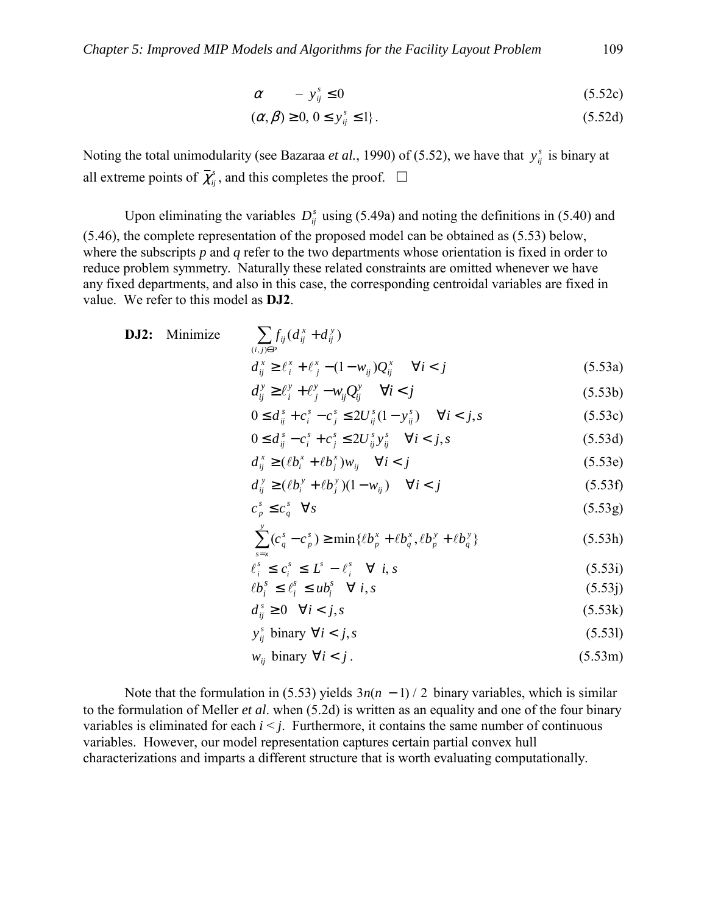$$\alpha \qquad - \; y_{ij}^{s} \leq 0 \tag{5.52c}$$

$$(\alpha, \beta) \geq 0,\; 0 \leq y_{ij}^{s} \leq 1\}. \tag{5.52d}$$

Noting the total unimodularity (see Bazaraa *et al.*, 1990) of (5.52), we have that $y_{ij}^{s}$ is binary at all extreme points of $\overline{\chi}_{ij}^{s}$, and this completes the proof. □

Upon eliminating the variables $D_{ij}^{s}$ using (5.49a) and noting the definitions in (5.40) and (5.46), the complete representation of the proposed model can be obtained as (5.53) below, where the subscripts *p* and *q* refer to the two departments whose orientation is fixed in order to reduce problem symmetry. Naturally these related constraints are omitted whenever we have any fixed departments, and also in this case, the corresponding centroidal variables are fixed in value. We refer to this model as **DJ2**.

**DJ2:** Minimize

$$\sum_{(i,j)\in P} f_{ij}(d_{ij}^{x} + d_{ij}^{y})$$

$$d_{ij}^{x} \geq \ell_{i}^{x} + \ell_{j}^{x} - (1 - w_{ij})Q_{ij}^{x} \quad \forall i < j \tag{5.53a}$$

$$d_{ij}^{y} \geq \ell_{i}^{y} + \ell_{j}^{y} - w_{ij}Q_{ij}^{y} \quad \forall i < j \tag{5.53b}$$

$$0 \leq d_{ij}^{s} + c_{i}^{s} - c_{j}^{s} \leq 2U_{ij}^{s}(1 - y_{ij}^{s}) \quad \forall i < j, s \tag{5.53c}$$

$$0 \leq d_{ij}^{s} - c_{i}^{s} + c_{j}^{s} \leq 2U_{ij}^{s} y_{ij}^{s} \quad \forall i < j, s \tag{5.53d}$$

$$d_{ij}^{x} \geq (\ell b_{i}^{x} + \ell b_{j}^{x}) w_{ij} \quad \forall i < j \tag{5.53e}$$

$$d_{ij}^{y} \geq (\ell b_{i}^{y} + \ell b_{j}^{y})(1 - w_{ij}) \quad \forall i < j \tag{5.53f}$$

$$c_{p}^{s} \leq c_{q}^{s} \quad \forall s \tag{5.53g}$$

$$\sum_{s=x}^{y} (c_{q}^{s} - c_{p}^{s}) \geq \min\{\ell b_{p}^{x} + \ell b_{q}^{x}, \ell b_{p}^{y} + \ell b_{q}^{y}\} \tag{5.53h}$$

$$\ell_{i}^{s} \leq c_{i}^{s} \leq L^{s} - \ell_{i}^{s} \quad \forall\; i, s \tag{5.53i}$$

$$\ell b_{i}^{s} \leq \ell_{i}^{s} \leq ub_{i}^{s} \quad \forall\; i, s \tag{5.53j}$$

$$d_{ij}^{s} \geq 0 \quad \forall i < j, s \tag{5.53k}$$

$$y_{ij}^{s} \text{ binary } \forall i < j, s \tag{5.53l}$$

$$w_{ij} \text{ binary } \forall i < j. \tag{5.53m}$$

Note that the formulation in (5.53) yields $3n(n-1)/2$ binary variables, which is similar to the formulation of Meller *et al.* when (5.2d) is written as an equality and one of the four binary variables is eliminated for each $i < j$. Furthermore, it contains the same number of continuous variables. However, our model representation captures certain partial convex hull characterizations and imparts a different structure that is worth evaluating computationally.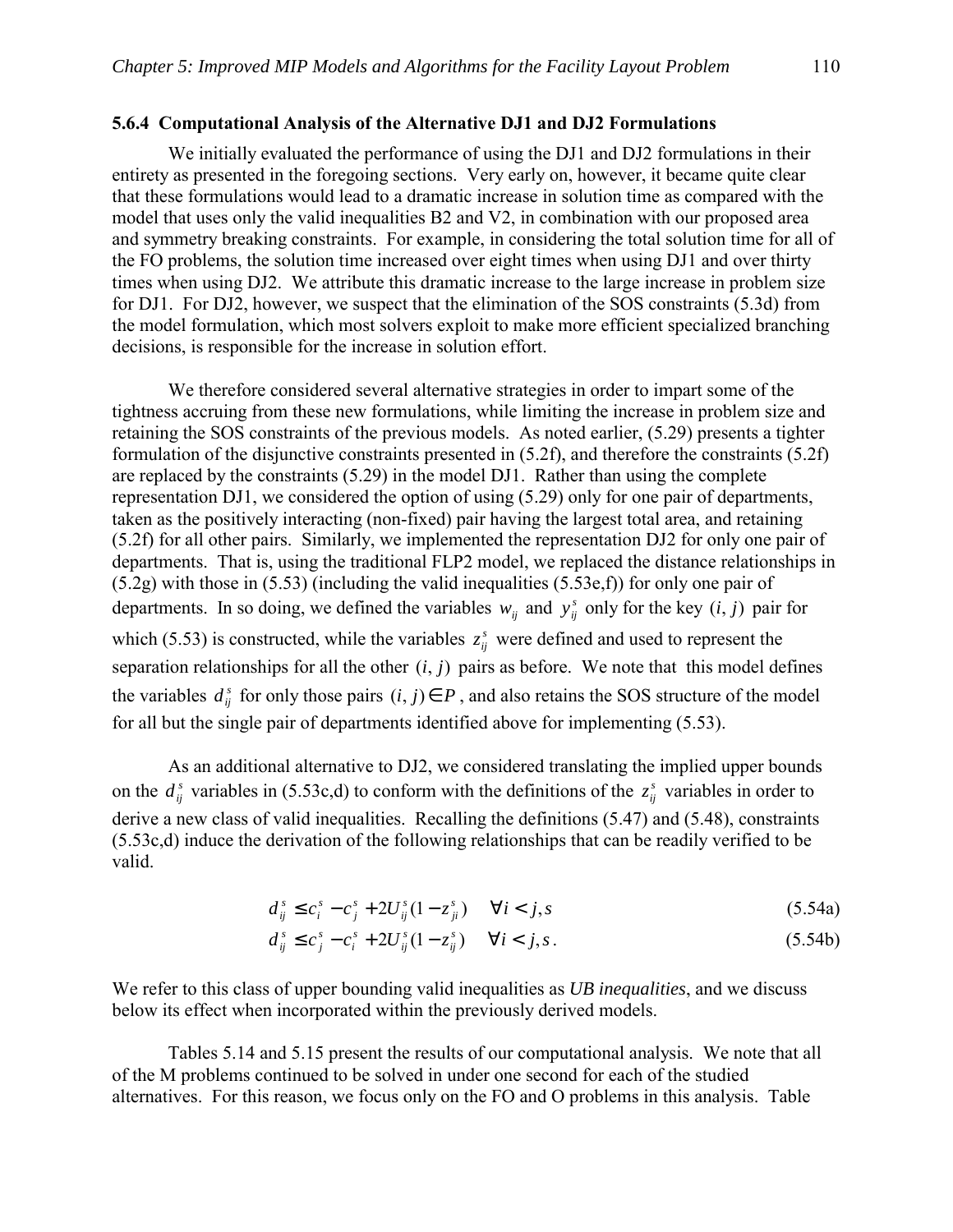### 5.6.4 Computational Analysis of the Alternative DJ1 and DJ2 Formulations

We initially evaluated the performance of using the DJ1 and DJ2 formulations in their entirety as presented in the foregoing sections. Very early on, however, it became quite clear that these formulations would lead to a dramatic increase in solution time as compared with the model that uses only the valid inequalities B2 and V2, in combination with our proposed area and symmetry breaking constraints. For example, in considering the total solution time for all of the FO problems, the solution time increased over eight times when using DJ1 and over thirty times when using DJ2. We attribute this dramatic increase to the large increase in problem size for DJ1. For DJ2, however, we suspect that the elimination of the SOS constraints (5.3d) from the model formulation, which most solvers exploit to make more efficient specialized branching decisions, is responsible for the increase in solution effort.

We therefore considered several alternative strategies in order to impart some of the tightness accruing from these new formulations, while limiting the increase in problem size and retaining the SOS constraints of the previous models. As noted earlier, (5.29) presents a tighter formulation of the disjunctive constraints presented in (5.2f), and therefore the constraints (5.2f) are replaced by the constraints (5.29) in the model DJ1. Rather than using the complete representation DJ1, we considered the option of using (5.29) only for one pair of departments, taken as the positively interacting (non-fixed) pair having the largest total area, and retaining (5.2f) for all other pairs. Similarly, we implemented the representation DJ2 for only one pair of departments. That is, using the traditional FLP2 model, we replaced the distance relationships in (5.2g) with those in (5.53) (including the valid inequalities (5.53e,f)) for only one pair of departments. In so doing, we defined the variables $w_{ij}$ and $y_{ij}^s$ only for the key $(i, j)$ pair for which (5.53) is constructed, while the variables $z_{ij}^s$ were defined and used to represent the separation relationships for all the other $(i, j)$ pairs as before. We note that this model defines the variables $d_{ij}^s$ for only those pairs $(i, j) \in P$, and also retains the SOS structure of the model for all but the single pair of departments identified above for implementing (5.53).

As an additional alternative to DJ2, we considered translating the implied upper bounds on the $d_{ij}^s$ variables in (5.53c,d) to conform with the definitions of the $z_{ij}^s$ variables in order to derive a new class of valid inequalities. Recalling the definitions (5.47) and (5.48), constraints (5.53c,d) induce the derivation of the following relationships that can be readily verified to be valid.

$$d_{ij}^s \leq c_i^s - c_j^s + 2U_{ij}^s(1 - z_{ji}^s) \quad \forall i < j, s \tag{5.54a}$$

$$d_{ij}^s \leq c_j^s - c_i^s + 2U_{ij}^s(1 - z_{ij}^s) \quad \forall i < j, s. \tag{5.54b}$$

We refer to this class of upper bounding valid inequalities as *UB inequalities*, and we discuss below its effect when incorporated within the previously derived models.

Tables 5.14 and 5.15 present the results of our computational analysis. We note that all of the M problems continued to be solved in under one second for each of the studied alternatives. For this reason, we focus only on the FO and O problems in this analysis. Table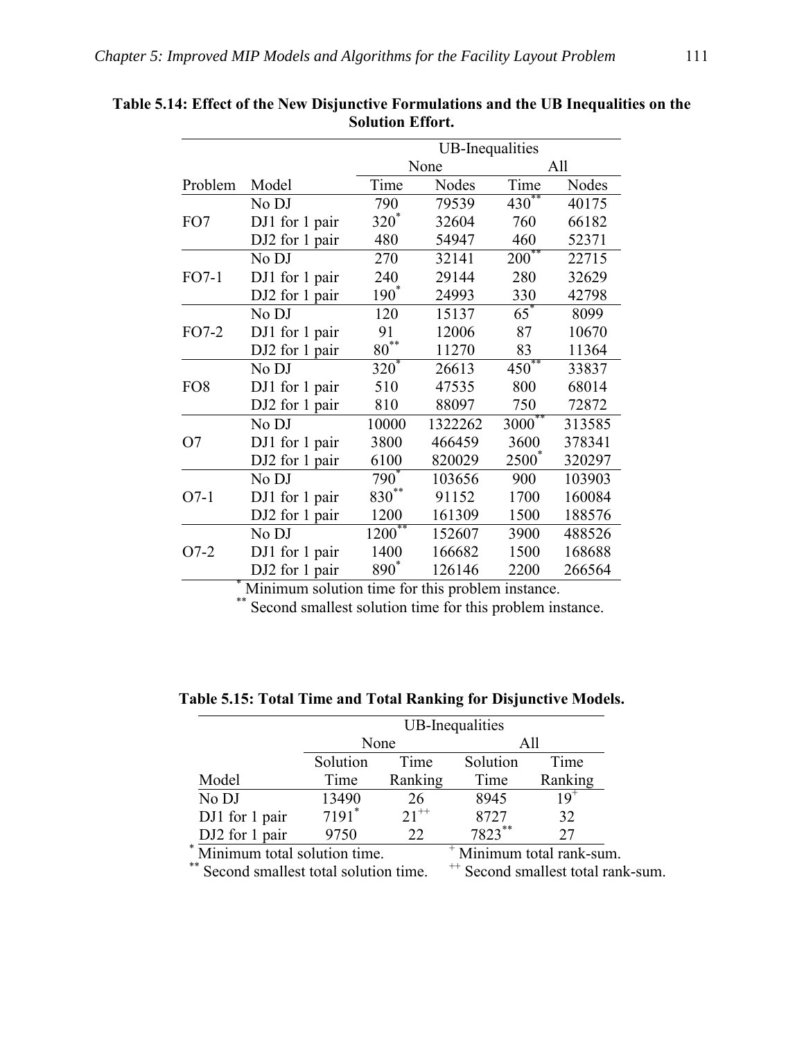**Table 5.14: Effect of the New Disjunctive Formulations and the UB Inequalities on the Solution Effort.**

| | | UB-Inequalities | | | |
|---|---|---|---|---|---|
| | | None | | All | |
| Problem | Model | Time | Nodes | Time | Nodes |
| FO7 | No DJ | 790 | 79539 | 430** | 40175 |
| | DJ1 for 1 pair | 320* | 32604 | 760 | 66182 |
| | DJ2 for 1 pair | 480 | 54947 | 460 | 52371 |
| FO7-1 | No DJ | 270 | 32141 | 200** | 22715 |
| | DJ1 for 1 pair | 240 | 29144 | 280 | 32629 |
| | DJ2 for 1 pair | 190* | 24993 | 330 | 42798 |
| FO7-2 | No DJ | 120 | 15137 | 65* | 8099 |
| | DJ1 for 1 pair | 91 | 12006 | 87 | 10670 |
| | DJ2 for 1 pair | 80** | 11270 | 83 | 11364 |
| FO8 | No DJ | 320* | 26613 | 450** | 33837 |
| | DJ1 for 1 pair | 510 | 47535 | 800 | 68014 |
| | DJ2 for 1 pair | 810 | 88097 | 750 | 72872 |
| O7 | No DJ | 10000 | 1322262 | 3000** | 313585 |
| | DJ1 for 1 pair | 3800 | 466459 | 3600 | 378341 |
| | DJ2 for 1 pair | 6100 | 820029 | 2500* | 320297 |
| O7-1 | No DJ | 790* | 103656 | 900 | 103903 |
| | DJ1 for 1 pair | 830** | 91152 | 1700 | 160084 |
| | DJ2 for 1 pair | 1200 | 161309 | 1500 | 188576 |
| O7-2 | No DJ | 1200** | 152607 | 3900 | 488526 |
| | DJ1 for 1 pair | 1400 | 166682 | 1500 | 168688 |
| | DJ2 for 1 pair | 890* | 126146 | 2200 | 266564 |

\* Minimum solution time for this problem instance.
\*\* Second smallest solution time for this problem instance.

**Table 5.15: Total Time and Total Ranking for Disjunctive Models.**

| | UB-Inequalities | | | |
|---|---|---|---|---|
| | None | | All | |
| Model | Solution Time | Time Ranking | Solution Time | Time Ranking |
| No DJ | 13490 | 26 | 8945 | 19+ |
| DJ1 for 1 pair | 7191* | 21++ | 8727 | 32 |
| DJ2 for 1 pair | 9750 | 22 | 7823** | 27 |

\* Minimum total solution time.
\*\* Second smallest total solution time.
\+ Minimum total rank-sum.
\++ Second smallest total rank-sum.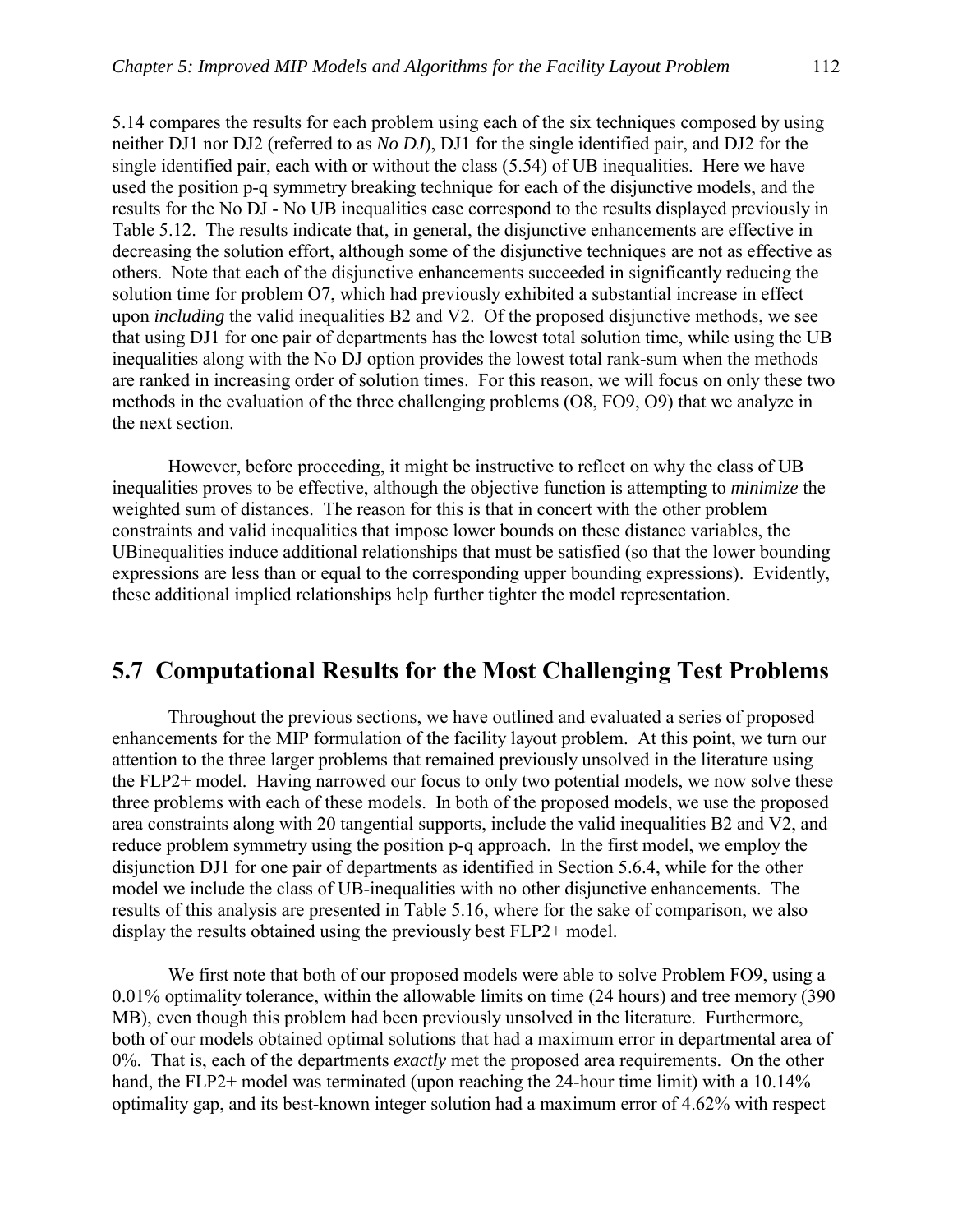5.14 compares the results for each problem using each of the six techniques composed by using neither DJ1 nor DJ2 (referred to as *No DJ*), DJ1 for the single identified pair, and DJ2 for the single identified pair, each with or without the class (5.54) of UB inequalities. Here we have used the position p-q symmetry breaking technique for each of the disjunctive models, and the results for the No DJ - No UB inequalities case correspond to the results displayed previously in Table 5.12. The results indicate that, in general, the disjunctive enhancements are effective in decreasing the solution effort, although some of the disjunctive techniques are not as effective as others. Note that each of the disjunctive enhancements succeeded in significantly reducing the solution time for problem O7, which had previously exhibited a substantial increase in effect upon *including* the valid inequalities B2 and V2. Of the proposed disjunctive methods, we see that using DJ1 for one pair of departments has the lowest total solution time, while using the UB inequalities along with the No DJ option provides the lowest total rank-sum when the methods are ranked in increasing order of solution times. For this reason, we will focus on only these two methods in the evaluation of the three challenging problems (O8, FO9, O9) that we analyze in the next section.

However, before proceeding, it might be instructive to reflect on why the class of UB inequalities proves to be effective, although the objective function is attempting to *minimize* the weighted sum of distances. The reason for this is that in concert with the other problem constraints and valid inequalities that impose lower bounds on these distance variables, the UBinequalities induce additional relationships that must be satisfied (so that the lower bounding expressions are less than or equal to the corresponding upper bounding expressions). Evidently, these additional implied relationships help further tighter the model representation.

## 5.7 Computational Results for the Most Challenging Test Problems

Throughout the previous sections, we have outlined and evaluated a series of proposed enhancements for the MIP formulation of the facility layout problem. At this point, we turn our attention to the three larger problems that remained previously unsolved in the literature using the FLP2+ model. Having narrowed our focus to only two potential models, we now solve these three problems with each of these models. In both of the proposed models, we use the proposed area constraints along with 20 tangential supports, include the valid inequalities B2 and V2, and reduce problem symmetry using the position p-q approach. In the first model, we employ the disjunction DJ1 for one pair of departments as identified in Section 5.6.4, while for the other model we include the class of UB-inequalities with no other disjunctive enhancements. The results of this analysis are presented in Table 5.16, where for the sake of comparison, we also display the results obtained using the previously best FLP2+ model.

We first note that both of our proposed models were able to solve Problem FO9, using a 0.01% optimality tolerance, within the allowable limits on time (24 hours) and tree memory (390 MB), even though this problem had been previously unsolved in the literature. Furthermore, both of our models obtained optimal solutions that had a maximum error in departmental area of 0%. That is, each of the departments *exactly* met the proposed area requirements. On the other hand, the FLP2+ model was terminated (upon reaching the 24-hour time limit) with a 10.14% optimality gap, and its best-known integer solution had a maximum error of 4.62% with respect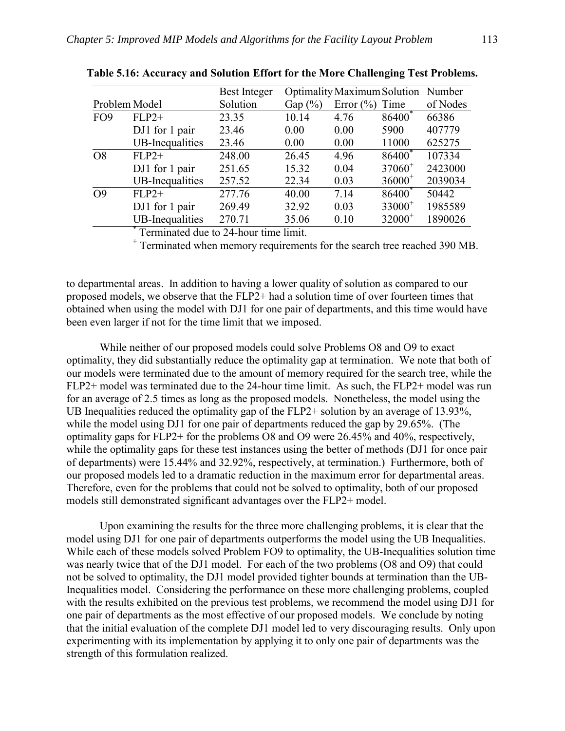**Table 5.16: Accuracy and Solution Effort for the More Challenging Test Problems.**

| Problem | Model | Best Integer Solution | Optimality Gap (%) | Maximum Error (%) | Solution Time | Number of Nodes |
|---|---|---|---|---|---|---|
| FO9 | FLP2+ | 23.35 | 10.14 | 4.76 | 86400* | 66386 |
| | DJ1 for 1 pair | 23.46 | 0.00 | 0.00 | 5900 | 407779 |
| | UB-Inequalities | 23.46 | 0.00 | 0.00 | 11000 | 625275 |
| O8 | FLP2+ | 248.00 | 26.45 | 4.96 | 86400* | 107334 |
| | DJ1 for 1 pair | 251.65 | 15.32 | 0.04 | 37060+ | 2423000 |
| | UB-Inequalities | 257.52 | 22.34 | 0.03 | 36000+ | 2039034 |
| O9 | FLP2+ | 277.76 | 40.00 | 7.14 | 86400* | 50442 |
| | DJ1 for 1 pair | 269.49 | 32.92 | 0.03 | 33000+ | 1985589 |
| | UB-Inequalities | 270.71 | 35.06 | 0.10 | 32000+ | 1890026 |

\* Terminated due to 24-hour time limit.

\+ Terminated when memory requirements for the search tree reached 390 MB.

to departmental areas. In addition to having a lower quality of solution as compared to our proposed models, we observe that the FLP2+ had a solution time of over fourteen times that obtained when using the model with DJ1 for one pair of departments, and this time would have been even larger if not for the time limit that we imposed.

While neither of our proposed models could solve Problems O8 and O9 to exact optimality, they did substantially reduce the optimality gap at termination. We note that both of our models were terminated due to the amount of memory required for the search tree, while the FLP2+ model was terminated due to the 24-hour time limit. As such, the FLP2+ model was run for an average of 2.5 times as long as the proposed models. Nonetheless, the model using the UB Inequalities reduced the optimality gap of the FLP2+ solution by an average of 13.93%, while the model using DJ1 for one pair of departments reduced the gap by 29.65%. (The optimality gaps for FLP2+ for the problems O8 and O9 were 26.45% and 40%, respectively, while the optimality gaps for these test instances using the better of methods (DJ1 for once pair of departments) were 15.44% and 32.92%, respectively, at termination.) Furthermore, both of our proposed models led to a dramatic reduction in the maximum error for departmental areas. Therefore, even for the problems that could not be solved to optimality, both of our proposed models still demonstrated significant advantages over the FLP2+ model.

Upon examining the results for the three more challenging problems, it is clear that the model using DJ1 for one pair of departments outperforms the model using the UB Inequalities. While each of these models solved Problem FO9 to optimality, the UB-Inequalities solution time was nearly twice that of the DJ1 model. For each of the two problems (O8 and O9) that could not be solved to optimality, the DJ1 model provided tighter bounds at termination than the UB-Inequalities model. Considering the performance on these more challenging problems, coupled with the results exhibited on the previous test problems, we recommend the model using DJ1 for one pair of departments as the most effective of our proposed models. We conclude by noting that the initial evaluation of the complete DJ1 model led to very discouraging results. Only upon experimenting with its implementation by applying it to only one pair of departments was the strength of this formulation realized.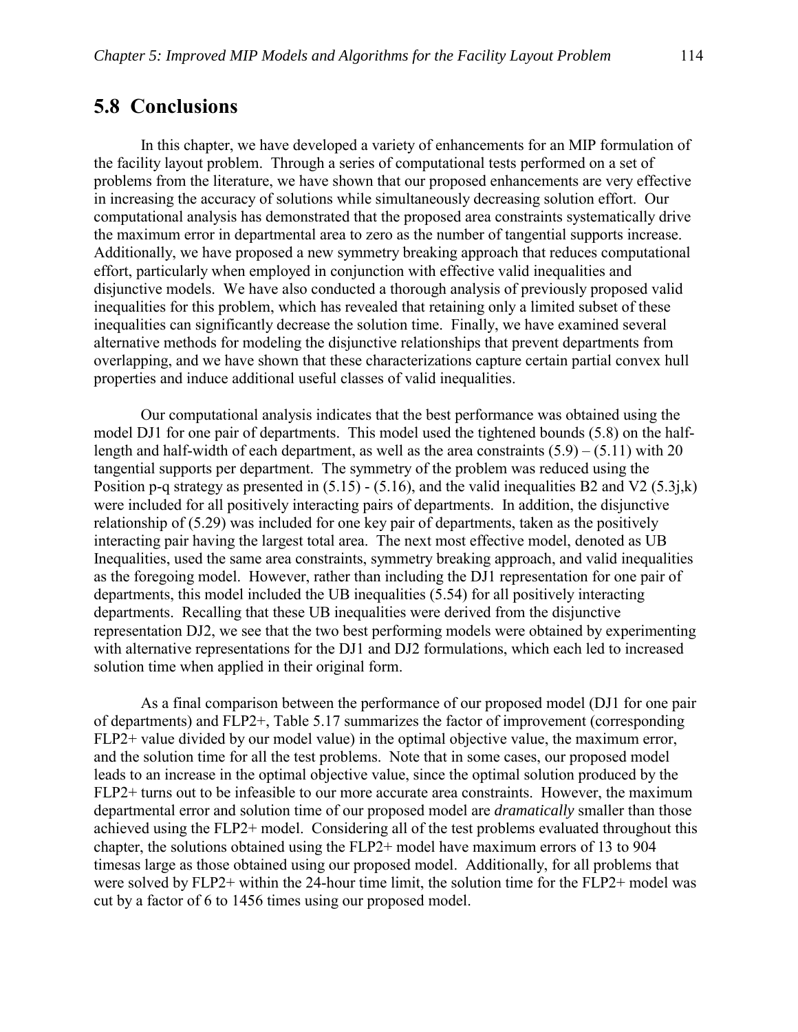## 5.8 Conclusions

In this chapter, we have developed a variety of enhancements for an MIP formulation of the facility layout problem. Through a series of computational tests performed on a set of problems from the literature, we have shown that our proposed enhancements are very effective in increasing the accuracy of solutions while simultaneously decreasing solution effort. Our computational analysis has demonstrated that the proposed area constraints systematically drive the maximum error in departmental area to zero as the number of tangential supports increase. Additionally, we have proposed a new symmetry breaking approach that reduces computational effort, particularly when employed in conjunction with effective valid inequalities and disjunctive models. We have also conducted a thorough analysis of previously proposed valid inequalities for this problem, which has revealed that retaining only a limited subset of these inequalities can significantly decrease the solution time. Finally, we have examined several alternative methods for modeling the disjunctive relationships that prevent departments from overlapping, and we have shown that these characterizations capture certain partial convex hull properties and induce additional useful classes of valid inequalities.

Our computational analysis indicates that the best performance was obtained using the model DJ1 for one pair of departments. This model used the tightened bounds (5.8) on the half-length and half-width of each department, as well as the area constraints (5.9) – (5.11) with 20 tangential supports per department. The symmetry of the problem was reduced using the Position p-q strategy as presented in (5.15) - (5.16), and the valid inequalities B2 and V2 (5.3j,k) were included for all positively interacting pairs of departments. In addition, the disjunctive relationship of (5.29) was included for one key pair of departments, taken as the positively interacting pair having the largest total area. The next most effective model, denoted as UB Inequalities, used the same area constraints, symmetry breaking approach, and valid inequalities as the foregoing model. However, rather than including the DJ1 representation for one pair of departments, this model included the UB inequalities (5.54) for all positively interacting departments. Recalling that these UB inequalities were derived from the disjunctive representation DJ2, we see that the two best performing models were obtained by experimenting with alternative representations for the DJ1 and DJ2 formulations, which each led to increased solution time when applied in their original form.

As a final comparison between the performance of our proposed model (DJ1 for one pair of departments) and FLP2+, Table 5.17 summarizes the factor of improvement (corresponding FLP2+ value divided by our model value) in the optimal objective value, the maximum error, and the solution time for all the test problems. Note that in some cases, our proposed model leads to an increase in the optimal objective value, since the optimal solution produced by the FLP2+ turns out to be infeasible to our more accurate area constraints. However, the maximum departmental error and solution time of our proposed model are *dramatically* smaller than those achieved using the FLP2+ model. Considering all of the test problems evaluated throughout this chapter, the solutions obtained using the FLP2+ model have maximum errors of 13 to 904 timesas large as those obtained using our proposed model. Additionally, for all problems that were solved by FLP2+ within the 24-hour time limit, the solution time for the FLP2+ model was cut by a factor of 6 to 1456 times using our proposed model.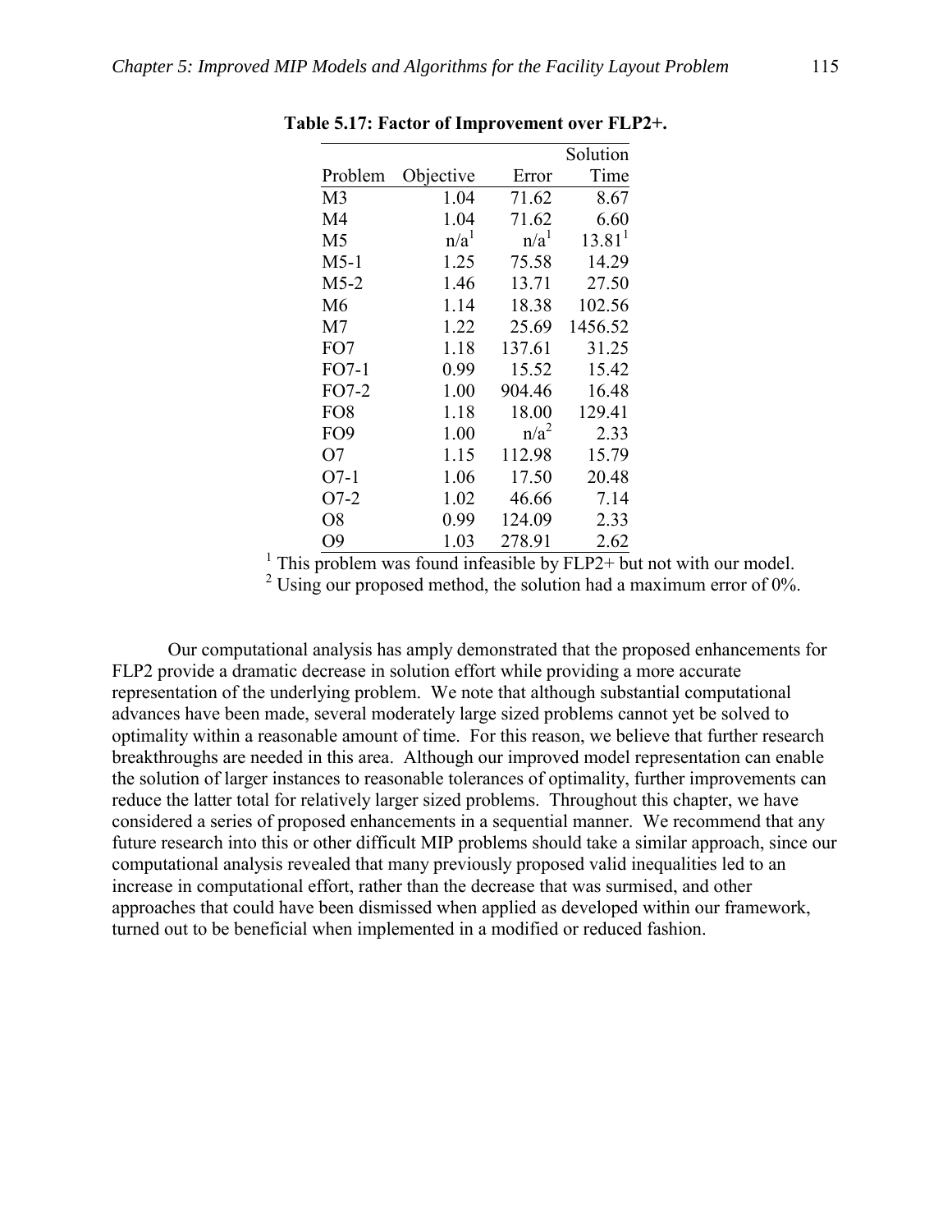**Table 5.17: Factor of Improvement over FLP2+.**

| Problem | Objective | Error | Solution Time |
|---|---|---|---|
| M3 | 1.04 | 71.62 | 8.67 |
| M4 | 1.04 | 71.62 | 6.60 |
| M5 | n/a[1] | n/a[1] | 13.81[1] |
| M5-1 | 1.25 | 75.58 | 14.29 |
| M5-2 | 1.46 | 13.71 | 27.50 |
| M6 | 1.14 | 18.38 | 102.56 |
| M7 | 1.22 | 25.69 | 1456.52 |
| FO7 | 1.18 | 137.61 | 31.25 |
| FO7-1 | 0.99 | 15.52 | 15.42 |
| FO7-2 | 1.00 | 904.46 | 16.48 |
| FO8 | 1.18 | 18.00 | 129.41 |
| FO9 | 1.00 | n/a[2] | 2.33 |
| O7 | 1.15 | 112.98 | 15.79 |
| O7-1 | 1.06 | 17.50 | 20.48 |
| O7-2 | 1.02 | 46.66 | 7.14 |
| O8 | 0.99 | 124.09 | 2.33 |
| O9 | 1.03 | 278.91 | 2.62 |

[1] This problem was found infeasible by FLP2+ but not with our model.
[2] Using our proposed method, the solution had a maximum error of 0%.

Our computational analysis has amply demonstrated that the proposed enhancements for FLP2 provide a dramatic decrease in solution effort while providing a more accurate representation of the underlying problem. We note that although substantial computational advances have been made, several moderately large sized problems cannot yet be solved to optimality within a reasonable amount of time. For this reason, we believe that further research breakthroughs are needed in this area. Although our improved model representation can enable the solution of larger instances to reasonable tolerances of optimality, further improvements can reduce the latter total for relatively larger sized problems. Throughout this chapter, we have considered a series of proposed enhancements in a sequential manner. We recommend that any future research into this or other difficult MIP problems should take a similar approach, since our computational analysis revealed that many previously proposed valid inequalities led to an increase in computational effort, rather than the decrease that was surmised, and other approaches that could have been dismissed when applied as developed within our framework, turned out to be beneficial when implemented in a modified or reduced fashion.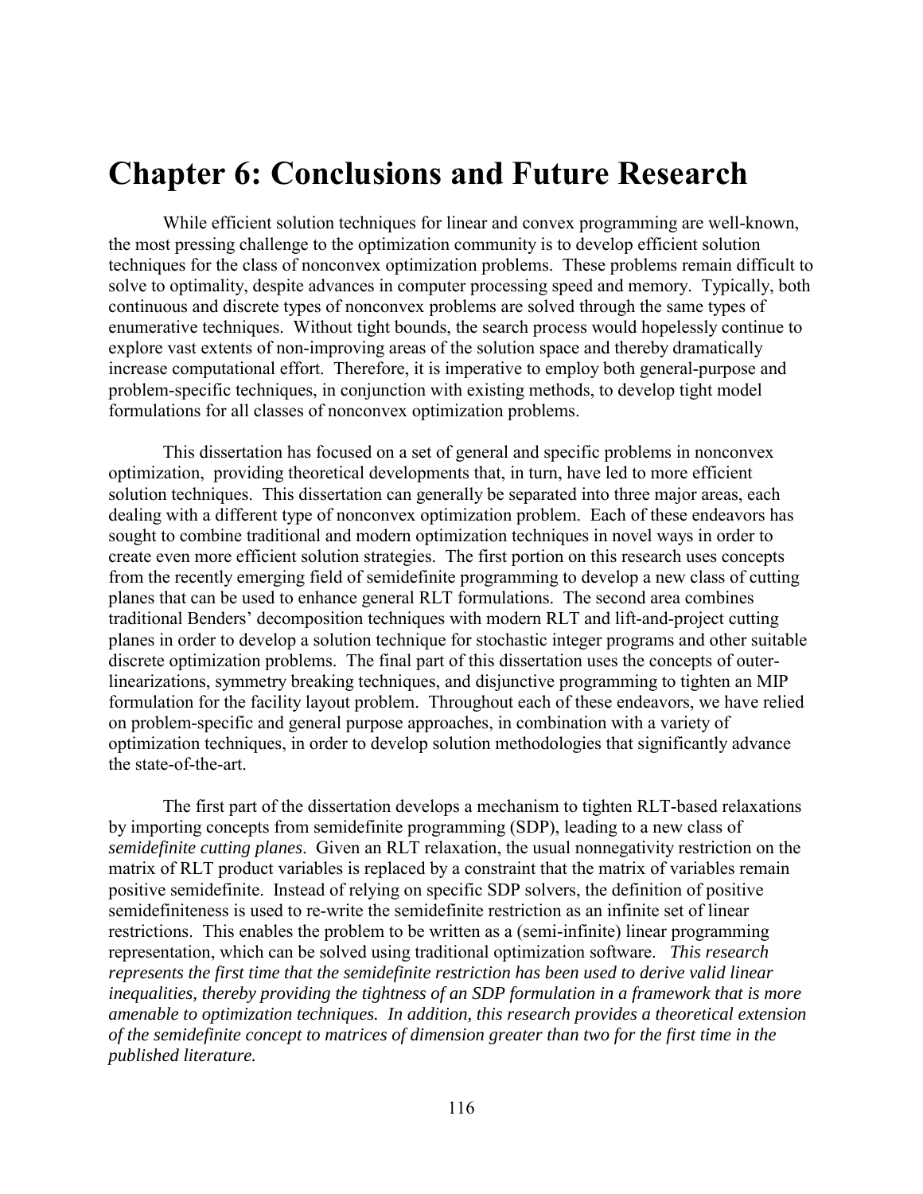# Chapter 6: Conclusions and Future Research

While efficient solution techniques for linear and convex programming are well-known, the most pressing challenge to the optimization community is to develop efficient solution techniques for the class of nonconvex optimization problems. These problems remain difficult to solve to optimality, despite advances in computer processing speed and memory. Typically, both continuous and discrete types of nonconvex problems are solved through the same types of enumerative techniques. Without tight bounds, the search process would hopelessly continue to explore vast extents of non-improving areas of the solution space and thereby dramatically increase computational effort. Therefore, it is imperative to employ both general-purpose and problem-specific techniques, in conjunction with existing methods, to develop tight model formulations for all classes of nonconvex optimization problems.

This dissertation has focused on a set of general and specific problems in nonconvex optimization, providing theoretical developments that, in turn, have led to more efficient solution techniques. This dissertation can generally be separated into three major areas, each dealing with a different type of nonconvex optimization problem. Each of these endeavors has sought to combine traditional and modern optimization techniques in novel ways in order to create even more efficient solution strategies. The first portion on this research uses concepts from the recently emerging field of semidefinite programming to develop a new class of cutting planes that can be used to enhance general RLT formulations. The second area combines traditional Benders' decomposition techniques with modern RLT and lift-and-project cutting planes in order to develop a solution technique for stochastic integer programs and other suitable discrete optimization problems. The final part of this dissertation uses the concepts of outer-linearizations, symmetry breaking techniques, and disjunctive programming to tighten an MIP formulation for the facility layout problem. Throughout each of these endeavors, we have relied on problem-specific and general purpose approaches, in combination with a variety of optimization techniques, in order to develop solution methodologies that significantly advance the state-of-the-art.

The first part of the dissertation develops a mechanism to tighten RLT-based relaxations by importing concepts from semidefinite programming (SDP), leading to a new class of *semidefinite cutting planes*. Given an RLT relaxation, the usual nonnegativity restriction on the matrix of RLT product variables is replaced by a constraint that the matrix of variables remain positive semidefinite. Instead of relying on specific SDP solvers, the definition of positive semidefiniteness is used to re-write the semidefinite restriction as an infinite set of linear restrictions. This enables the problem to be written as a (semi-infinite) linear programming representation, which can be solved using traditional optimization software. *This research represents the first time that the semidefinite restriction has been used to derive valid linear inequalities, thereby providing the tightness of an SDP formulation in a framework that is more amenable to optimization techniques. In addition, this research provides a theoretical extension of the semidefinite concept to matrices of dimension greater than two for the first time in the published literature.*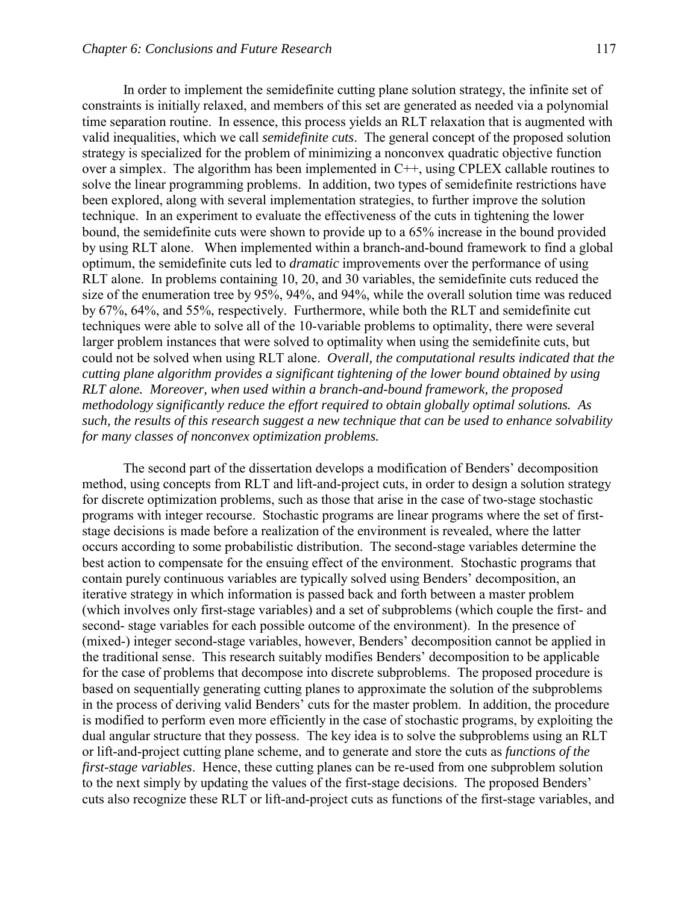In order to implement the semidefinite cutting plane solution strategy, the infinite set of constraints is initially relaxed, and members of this set are generated as needed via a polynomial time separation routine. In essence, this process yields an RLT relaxation that is augmented with valid inequalities, which we call *semidefinite cuts*. The general concept of the proposed solution strategy is specialized for the problem of minimizing a nonconvex quadratic objective function over a simplex. The algorithm has been implemented in C++, using CPLEX callable routines to solve the linear programming problems. In addition, two types of semidefinite restrictions have been explored, along with several implementation strategies, to further improve the solution technique. In an experiment to evaluate the effectiveness of the cuts in tightening the lower bound, the semidefinite cuts were shown to provide up to a 65% increase in the bound provided by using RLT alone. When implemented within a branch-and-bound framework to find a global optimum, the semidefinite cuts led to *dramatic* improvements over the performance of using RLT alone. In problems containing 10, 20, and 30 variables, the semidefinite cuts reduced the size of the enumeration tree by 95%, 94%, and 94%, while the overall solution time was reduced by 67%, 64%, and 55%, respectively. Furthermore, while both the RLT and semidefinite cut techniques were able to solve all of the 10-variable problems to optimality, there were several larger problem instances that were solved to optimality when using the semidefinite cuts, but could not be solved when using RLT alone. *Overall, the computational results indicated that the cutting plane algorithm provides a significant tightening of the lower bound obtained by using RLT alone. Moreover, when used within a branch-and-bound framework, the proposed methodology significantly reduce the effort required to obtain globally optimal solutions. As such, the results of this research suggest a new technique that can be used to enhance solvability for many classes of nonconvex optimization problems.*

The second part of the dissertation develops a modification of Benders' decomposition method, using concepts from RLT and lift-and-project cuts, in order to design a solution strategy for discrete optimization problems, such as those that arise in the case of two-stage stochastic programs with integer recourse. Stochastic programs are linear programs where the set of first-stage decisions is made before a realization of the environment is revealed, where the latter occurs according to some probabilistic distribution. The second-stage variables determine the best action to compensate for the ensuing effect of the environment. Stochastic programs that contain purely continuous variables are typically solved using Benders' decomposition, an iterative strategy in which information is passed back and forth between a master problem (which involves only first-stage variables) and a set of subproblems (which couple the first- and second- stage variables for each possible outcome of the environment). In the presence of (mixed-) integer second-stage variables, however, Benders' decomposition cannot be applied in the traditional sense. This research suitably modifies Benders' decomposition to be applicable for the case of problems that decompose into discrete subproblems. The proposed procedure is based on sequentially generating cutting planes to approximate the solution of the subproblems in the process of deriving valid Benders' cuts for the master problem. In addition, the procedure is modified to perform even more efficiently in the case of stochastic programs, by exploiting the dual angular structure that they possess. The key idea is to solve the subproblems using an RLT or lift-and-project cutting plane scheme, and to generate and store the cuts as *functions of the first-stage variables*. Hence, these cutting planes can be re-used from one subproblem solution to the next simply by updating the values of the first-stage decisions. The proposed Benders' cuts also recognize these RLT or lift-and-project cuts as functions of the first-stage variables, and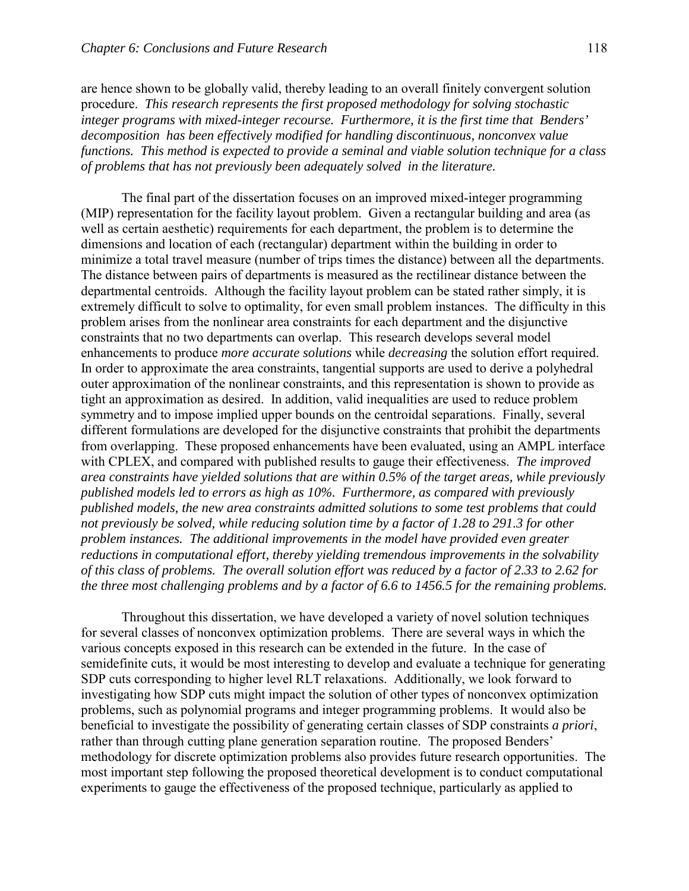are hence shown to be globally valid, thereby leading to an overall finitely convergent solution procedure. *This research represents the first proposed methodology for solving stochastic integer programs with mixed-integer recourse. Furthermore, it is the first time that Benders' decomposition has been effectively modified for handling discontinuous, nonconvex value functions. This method is expected to provide a seminal and viable solution technique for a class of problems that has not previously been adequately solved in the literature.*

The final part of the dissertation focuses on an improved mixed-integer programming (MIP) representation for the facility layout problem. Given a rectangular building and area (as well as certain aesthetic) requirements for each department, the problem is to determine the dimensions and location of each (rectangular) department within the building in order to minimize a total travel measure (number of trips times the distance) between all the departments. The distance between pairs of departments is measured as the rectilinear distance between the departmental centroids. Although the facility layout problem can be stated rather simply, it is extremely difficult to solve to optimality, for even small problem instances. The difficulty in this problem arises from the nonlinear area constraints for each department and the disjunctive constraints that no two departments can overlap. This research develops several model enhancements to produce *more accurate solutions* while *decreasing* the solution effort required. In order to approximate the area constraints, tangential supports are used to derive a polyhedral outer approximation of the nonlinear constraints, and this representation is shown to provide as tight an approximation as desired. In addition, valid inequalities are used to reduce problem symmetry and to impose implied upper bounds on the centroidal separations. Finally, several different formulations are developed for the disjunctive constraints that prohibit the departments from overlapping. These proposed enhancements have been evaluated, using an AMPL interface with CPLEX, and compared with published results to gauge their effectiveness. *The improved area constraints have yielded solutions that are within 0.5% of the target areas, while previously published models led to errors as high as 10%. Furthermore, as compared with previously published models, the new area constraints admitted solutions to some test problems that could not previously be solved, while reducing solution time by a factor of 1.28 to 291.3 for other problem instances. The additional improvements in the model have provided even greater reductions in computational effort, thereby yielding tremendous improvements in the solvability of this class of problems. The overall solution effort was reduced by a factor of 2.33 to 2.62 for the three most challenging problems and by a factor of 6.6 to 1456.5 for the remaining problems.*

Throughout this dissertation, we have developed a variety of novel solution techniques for several classes of nonconvex optimization problems. There are several ways in which the various concepts exposed in this research can be extended in the future. In the case of semidefinite cuts, it would be most interesting to develop and evaluate a technique for generating SDP cuts corresponding to higher level RLT relaxations. Additionally, we look forward to investigating how SDP cuts might impact the solution of other types of nonconvex optimization problems, such as polynomial programs and integer programming problems. It would also be beneficial to investigate the possibility of generating certain classes of SDP constraints *a priori*, rather than through cutting plane generation separation routine. The proposed Benders' methodology for discrete optimization problems also provides future research opportunities. The most important step following the proposed theoretical development is to conduct computational experiments to gauge the effectiveness of the proposed technique, particularly as applied to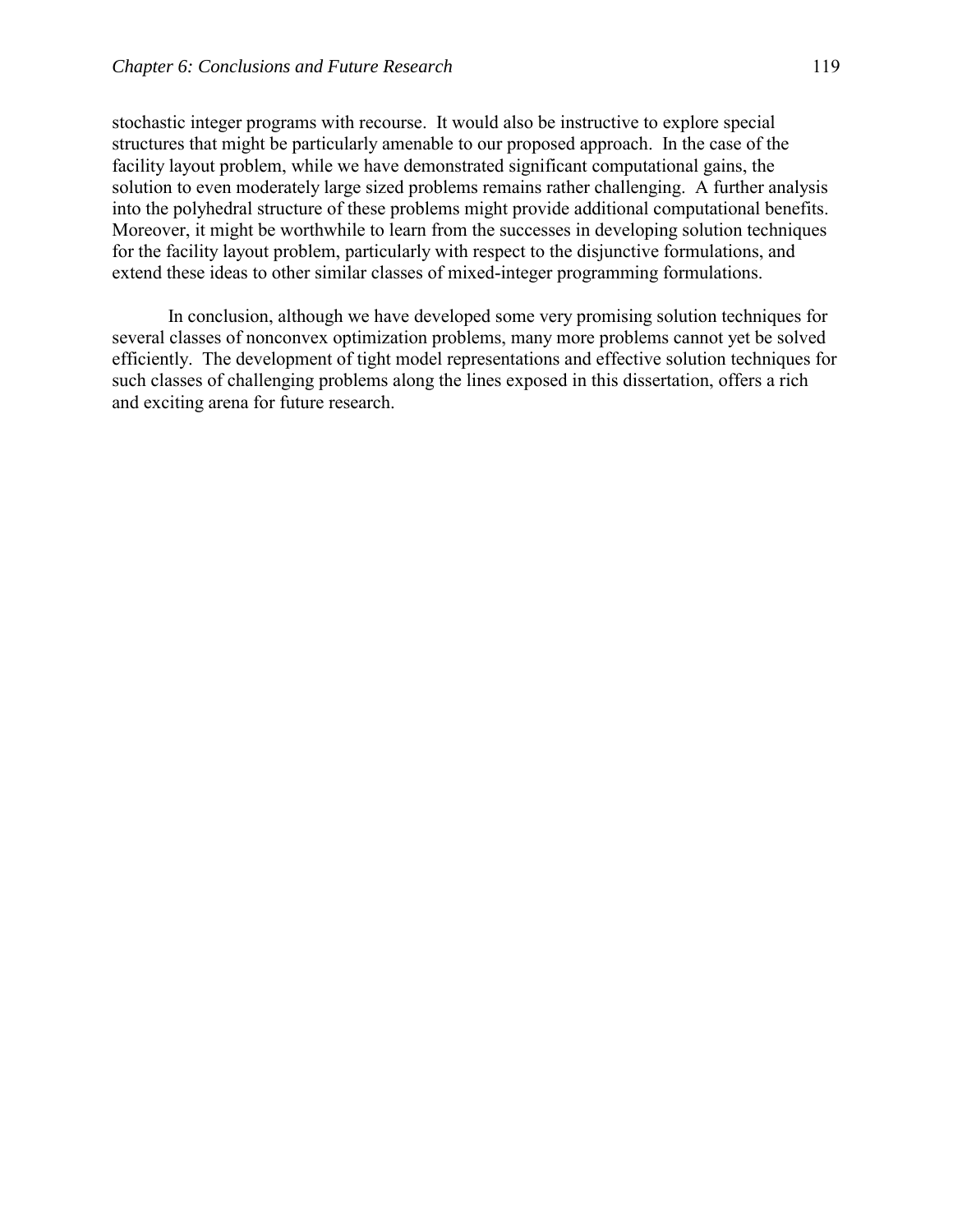stochastic integer programs with recourse. It would also be instructive to explore special structures that might be particularly amenable to our proposed approach. In the case of the facility layout problem, while we have demonstrated significant computational gains, the solution to even moderately large sized problems remains rather challenging. A further analysis into the polyhedral structure of these problems might provide additional computational benefits. Moreover, it might be worthwhile to learn from the successes in developing solution techniques for the facility layout problem, particularly with respect to the disjunctive formulations, and extend these ideas to other similar classes of mixed-integer programming formulations.

In conclusion, although we have developed some very promising solution techniques for several classes of nonconvex optimization problems, many more problems cannot yet be solved efficiently. The development of tight model representations and effective solution techniques for such classes of challenging problems along the lines exposed in this dissertation, offers a rich and exciting arena for future research.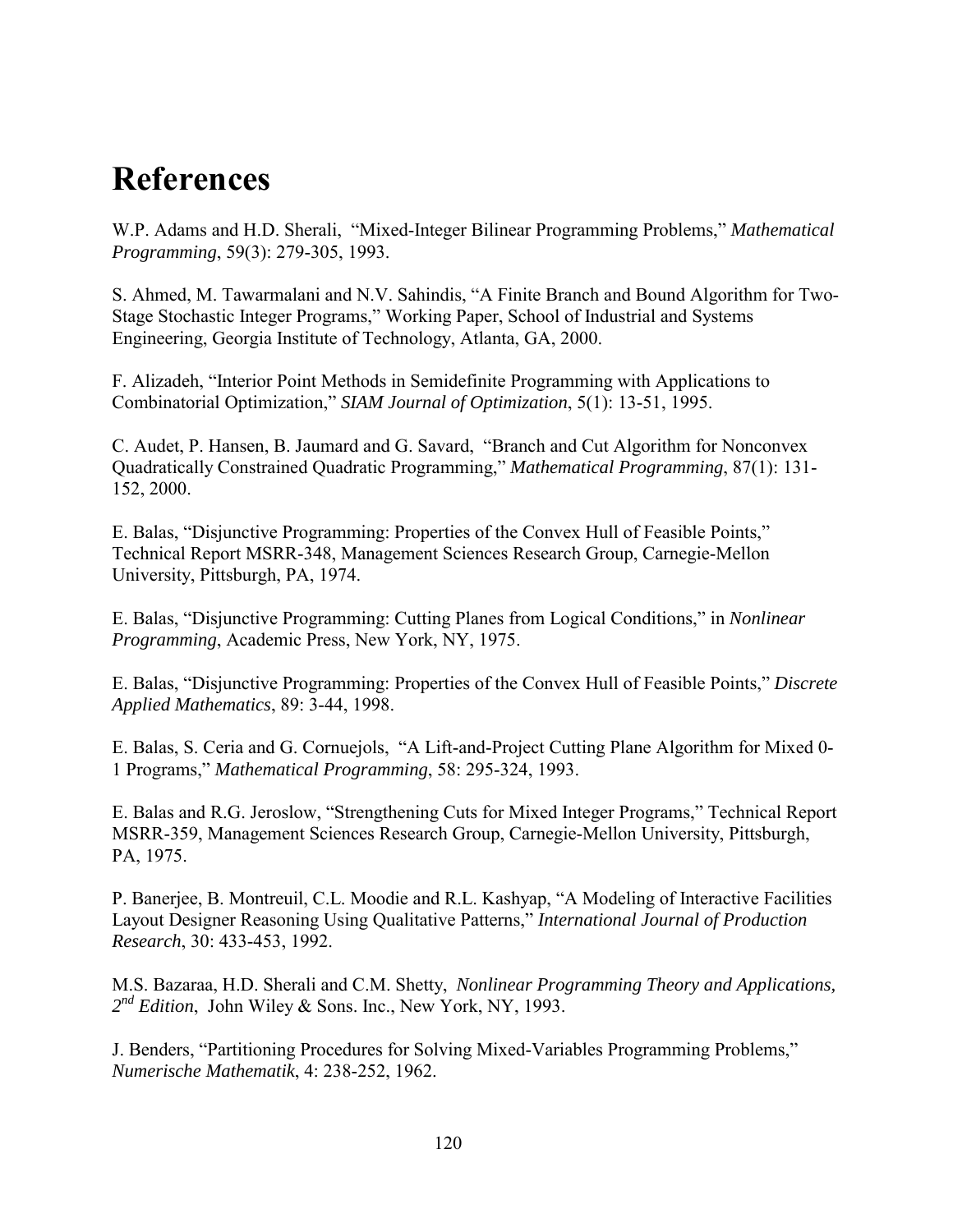# References

W.P. Adams and H.D. Sherali, "Mixed-Integer Bilinear Programming Problems," *Mathematical Programming*, 59(3): 279-305, 1993.

S. Ahmed, M. Tawarmalani and N.V. Sahindis, "A Finite Branch and Bound Algorithm for Two-Stage Stochastic Integer Programs," Working Paper, School of Industrial and Systems Engineering, Georgia Institute of Technology, Atlanta, GA, 2000.

F. Alizadeh, "Interior Point Methods in Semidefinite Programming with Applications to Combinatorial Optimization," *SIAM Journal of Optimization*, 5(1): 13-51, 1995.

C. Audet, P. Hansen, B. Jaumard and G. Savard, "Branch and Cut Algorithm for Nonconvex Quadratically Constrained Quadratic Programming," *Mathematical Programming*, 87(1): 131-152, 2000.

E. Balas, "Disjunctive Programming: Properties of the Convex Hull of Feasible Points," Technical Report MSRR-348, Management Sciences Research Group, Carnegie-Mellon University, Pittsburgh, PA, 1974.

E. Balas, "Disjunctive Programming: Cutting Planes from Logical Conditions," in *Nonlinear Programming*, Academic Press, New York, NY, 1975.

E. Balas, "Disjunctive Programming: Properties of the Convex Hull of Feasible Points," *Discrete Applied Mathematics*, 89: 3-44, 1998.

E. Balas, S. Ceria and G. Cornuejols, "A Lift-and-Project Cutting Plane Algorithm for Mixed 0-1 Programs," *Mathematical Programming*, 58: 295-324, 1993.

E. Balas and R.G. Jeroslow, "Strengthening Cuts for Mixed Integer Programs," Technical Report MSRR-359, Management Sciences Research Group, Carnegie-Mellon University, Pittsburgh, PA, 1975.

P. Banerjee, B. Montreuil, C.L. Moodie and R.L. Kashyap, "A Modeling of Interactive Facilities Layout Designer Reasoning Using Qualitative Patterns," *International Journal of Production Research*, 30: 433-453, 1992.

M.S. Bazaraa, H.D. Sherali and C.M. Shetty, *Nonlinear Programming Theory and Applications, 2nd Edition*, John Wiley & Sons. Inc., New York, NY, 1993.

J. Benders, "Partitioning Procedures for Solving Mixed-Variables Programming Problems," *Numerische Mathematik*, 4: 238-252, 1962.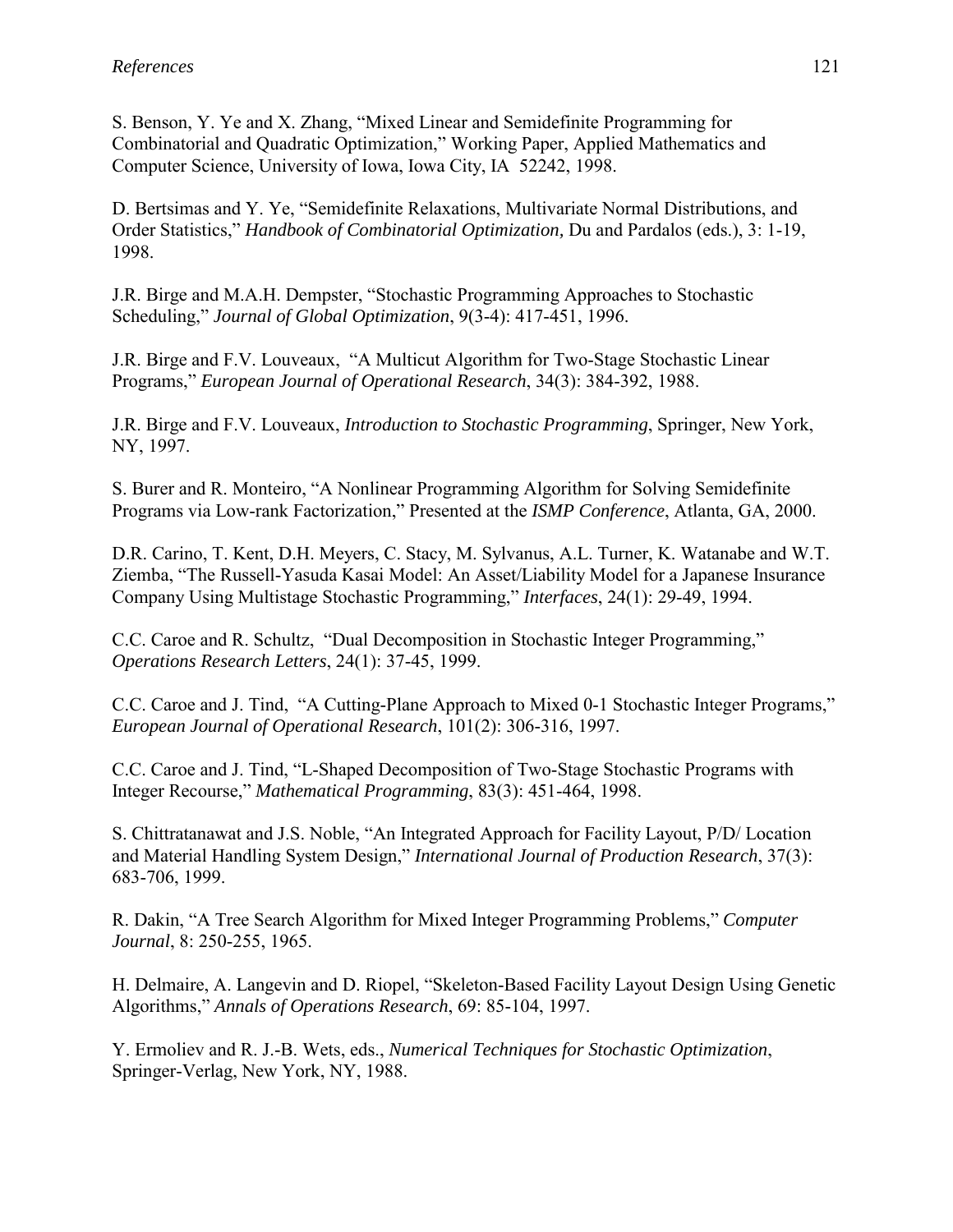S. Benson, Y. Ye and X. Zhang, "Mixed Linear and Semidefinite Programming for Combinatorial and Quadratic Optimization," Working Paper, Applied Mathematics and Computer Science, University of Iowa, Iowa City, IA 52242, 1998.

D. Bertsimas and Y. Ye, "Semidefinite Relaxations, Multivariate Normal Distributions, and Order Statistics," *Handbook of Combinatorial Optimization,* Du and Pardalos (eds.), 3: 1-19, 1998.

J.R. Birge and M.A.H. Dempster, "Stochastic Programming Approaches to Stochastic Scheduling," *Journal of Global Optimization*, 9(3-4): 417-451, 1996.

J.R. Birge and F.V. Louveaux, "A Multicut Algorithm for Two-Stage Stochastic Linear Programs," *European Journal of Operational Research*, 34(3): 384-392, 1988.

J.R. Birge and F.V. Louveaux, *Introduction to Stochastic Programming*, Springer, New York, NY, 1997.

S. Burer and R. Monteiro, "A Nonlinear Programming Algorithm for Solving Semidefinite Programs via Low-rank Factorization," Presented at the *ISMP Conference*, Atlanta, GA, 2000.

D.R. Carino, T. Kent, D.H. Meyers, C. Stacy, M. Sylvanus, A.L. Turner, K. Watanabe and W.T. Ziemba, "The Russell-Yasuda Kasai Model: An Asset/Liability Model for a Japanese Insurance Company Using Multistage Stochastic Programming," *Interfaces*, 24(1): 29-49, 1994.

C.C. Caroe and R. Schultz, "Dual Decomposition in Stochastic Integer Programming," *Operations Research Letters*, 24(1): 37-45, 1999.

C.C. Caroe and J. Tind, "A Cutting-Plane Approach to Mixed 0-1 Stochastic Integer Programs," *European Journal of Operational Research*, 101(2): 306-316, 1997.

C.C. Caroe and J. Tind, "L-Shaped Decomposition of Two-Stage Stochastic Programs with Integer Recourse," *Mathematical Programming*, 83(3): 451-464, 1998.

S. Chittratanawat and J.S. Noble, "An Integrated Approach for Facility Layout, P/D/ Location and Material Handling System Design," *International Journal of Production Research*, 37(3): 683-706, 1999.

R. Dakin, "A Tree Search Algorithm for Mixed Integer Programming Problems," *Computer Journal*, 8: 250-255, 1965.

H. Delmaire, A. Langevin and D. Riopel, "Skeleton-Based Facility Layout Design Using Genetic Algorithms," *Annals of Operations Research*, 69: 85-104, 1997.

Y. Ermoliev and R. J.-B. Wets, eds., *Numerical Techniques for Stochastic Optimization*, Springer-Verlag, New York, NY, 1988.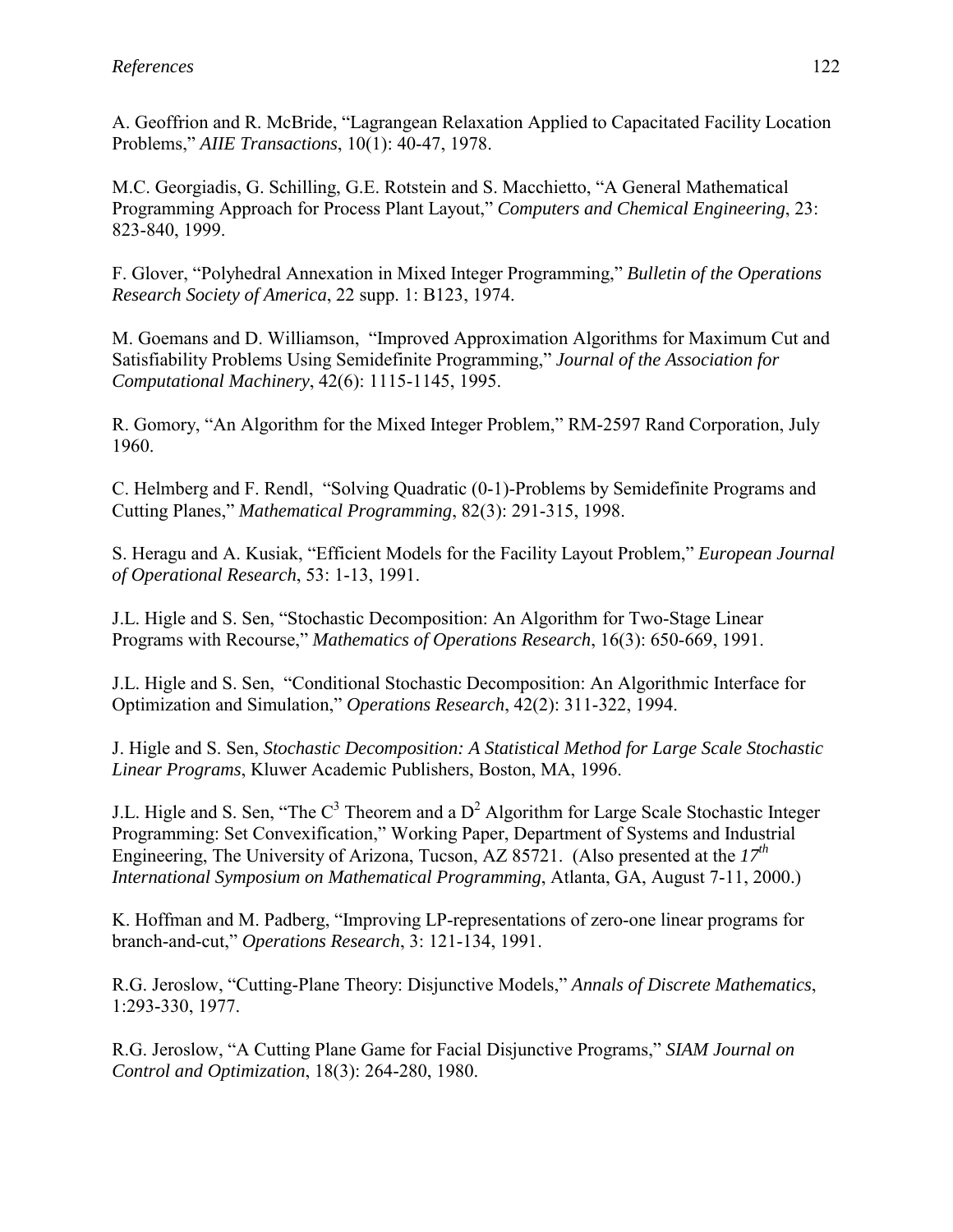A. Geoffrion and R. McBride, "Lagrangean Relaxation Applied to Capacitated Facility Location Problems," *AIIE Transactions*, 10(1): 40-47, 1978.

M.C. Georgiadis, G. Schilling, G.E. Rotstein and S. Macchietto, "A General Mathematical Programming Approach for Process Plant Layout," *Computers and Chemical Engineering*, 23: 823-840, 1999.

F. Glover, "Polyhedral Annexation in Mixed Integer Programming," *Bulletin of the Operations Research Society of America*, 22 supp. 1: B123, 1974.

M. Goemans and D. Williamson, "Improved Approximation Algorithms for Maximum Cut and Satisfiability Problems Using Semidefinite Programming," *Journal of the Association for Computational Machinery*, 42(6): 1115-1145, 1995.

R. Gomory, "An Algorithm for the Mixed Integer Problem," RM-2597 Rand Corporation, July 1960.

C. Helmberg and F. Rendl, "Solving Quadratic (0-1)-Problems by Semidefinite Programs and Cutting Planes," *Mathematical Programming*, 82(3): 291-315, 1998.

S. Heragu and A. Kusiak, "Efficient Models for the Facility Layout Problem," *European Journal of Operational Research*, 53: 1-13, 1991.

J.L. Higle and S. Sen, "Stochastic Decomposition: An Algorithm for Two-Stage Linear Programs with Recourse," *Mathematics of Operations Research*, 16(3): 650-669, 1991.

J.L. Higle and S. Sen, "Conditional Stochastic Decomposition: An Algorithmic Interface for Optimization and Simulation," *Operations Research*, 42(2): 311-322, 1994.

J. Higle and S. Sen, *Stochastic Decomposition: A Statistical Method for Large Scale Stochastic Linear Programs*, Kluwer Academic Publishers, Boston, MA, 1996.

J.L. Higle and S. Sen, "The $C^3$ Theorem and a $D^2$ Algorithm for Large Scale Stochastic Integer Programming: Set Convexification," Working Paper, Department of Systems and Industrial Engineering, The University of Arizona, Tucson, AZ 85721. (Also presented at the *17th International Symposium on Mathematical Programming*, Atlanta, GA, August 7-11, 2000.)

K. Hoffman and M. Padberg, "Improving LP-representations of zero-one linear programs for branch-and-cut," *Operations Research*, 3: 121-134, 1991.

R.G. Jeroslow, "Cutting-Plane Theory: Disjunctive Models," *Annals of Discrete Mathematics*, 1:293-330, 1977.

R.G. Jeroslow, "A Cutting Plane Game for Facial Disjunctive Programs," *SIAM Journal on Control and Optimization*, 18(3): 264-280, 1980.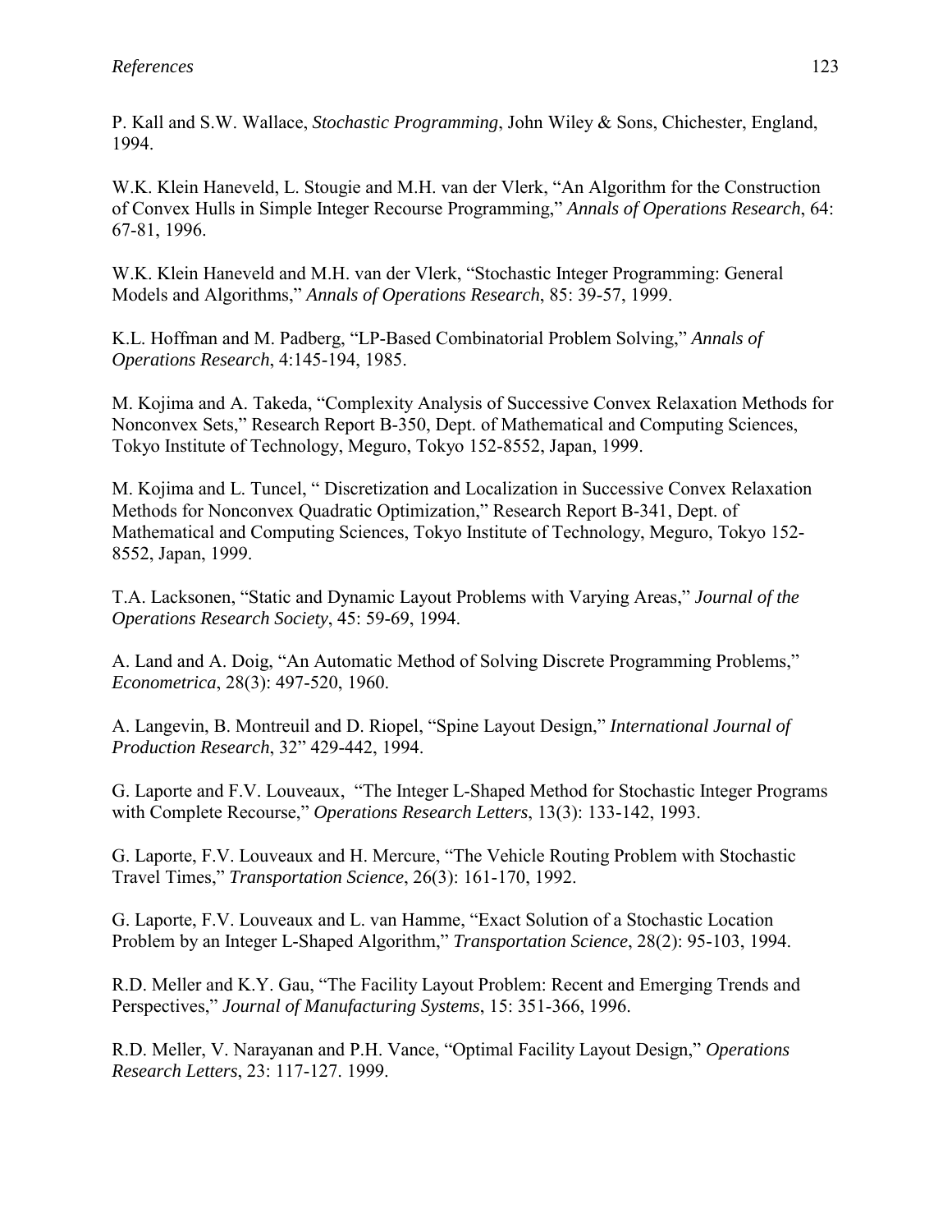P. Kall and S.W. Wallace, *Stochastic Programming*, John Wiley & Sons, Chichester, England, 1994.

W.K. Klein Haneveld, L. Stougie and M.H. van der Vlerk, "An Algorithm for the Construction of Convex Hulls in Simple Integer Recourse Programming," *Annals of Operations Research*, 64: 67-81, 1996.

W.K. Klein Haneveld and M.H. van der Vlerk, "Stochastic Integer Programming: General Models and Algorithms," *Annals of Operations Research*, 85: 39-57, 1999.

K.L. Hoffman and M. Padberg, "LP-Based Combinatorial Problem Solving," *Annals of Operations Research*, 4:145-194, 1985.

M. Kojima and A. Takeda, "Complexity Analysis of Successive Convex Relaxation Methods for Nonconvex Sets," Research Report B-350, Dept. of Mathematical and Computing Sciences, Tokyo Institute of Technology, Meguro, Tokyo 152-8552, Japan, 1999.

M. Kojima and L. Tuncel, " Discretization and Localization in Successive Convex Relaxation Methods for Nonconvex Quadratic Optimization," Research Report B-341, Dept. of Mathematical and Computing Sciences, Tokyo Institute of Technology, Meguro, Tokyo 152-8552, Japan, 1999.

T.A. Lacksonen, "Static and Dynamic Layout Problems with Varying Areas," *Journal of the Operations Research Society*, 45: 59-69, 1994.

A. Land and A. Doig, "An Automatic Method of Solving Discrete Programming Problems," *Econometrica*, 28(3): 497-520, 1960.

A. Langevin, B. Montreuil and D. Riopel, "Spine Layout Design," *International Journal of Production Research*, 32" 429-442, 1994.

G. Laporte and F.V. Louveaux, "The Integer L-Shaped Method for Stochastic Integer Programs with Complete Recourse," *Operations Research Letters*, 13(3): 133-142, 1993.

G. Laporte, F.V. Louveaux and H. Mercure, "The Vehicle Routing Problem with Stochastic Travel Times," *Transportation Science*, 26(3): 161-170, 1992.

G. Laporte, F.V. Louveaux and L. van Hamme, "Exact Solution of a Stochastic Location Problem by an Integer L-Shaped Algorithm," *Transportation Science*, 28(2): 95-103, 1994.

R.D. Meller and K.Y. Gau, "The Facility Layout Problem: Recent and Emerging Trends and Perspectives," *Journal of Manufacturing Systems*, 15: 351-366, 1996.

R.D. Meller, V. Narayanan and P.H. Vance, "Optimal Facility Layout Design," *Operations Research Letters*, 23: 117-127. 1999.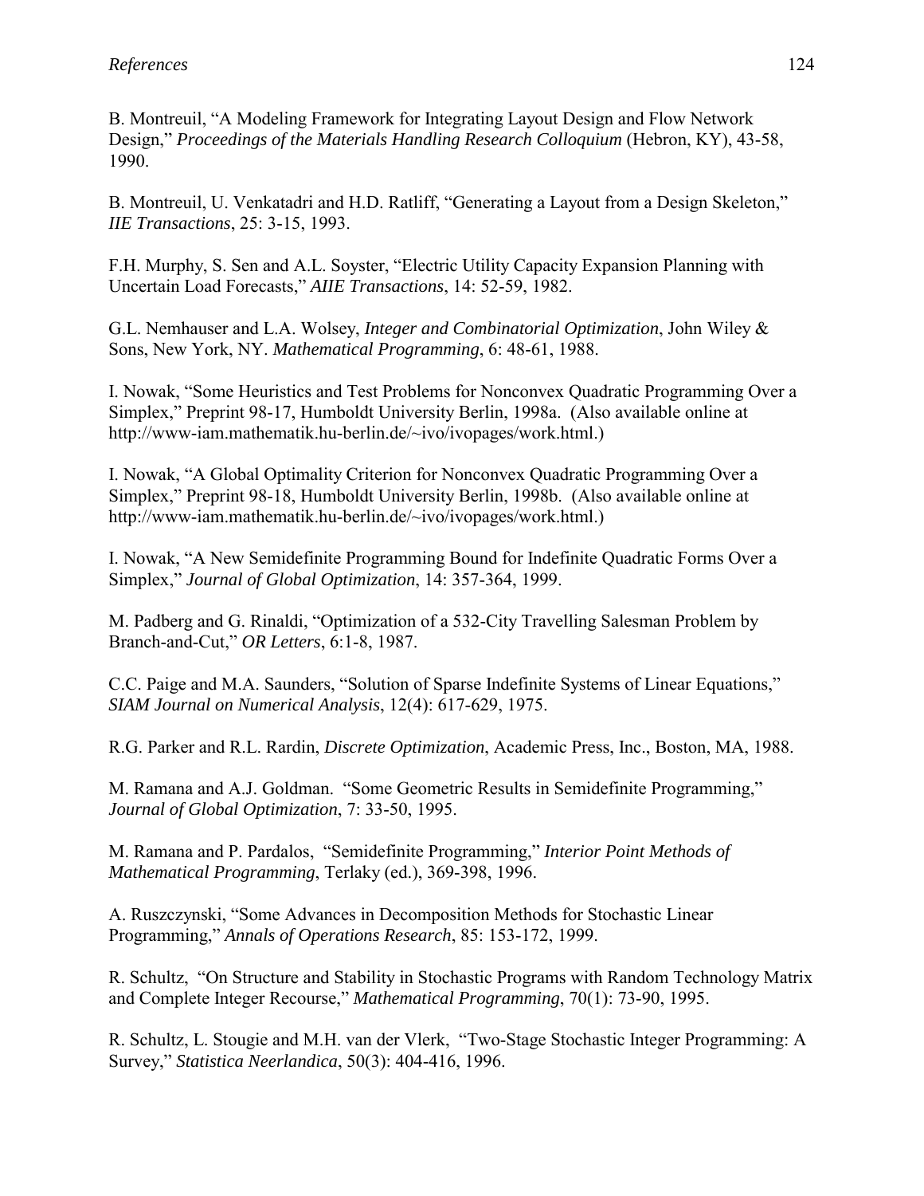B. Montreuil, "A Modeling Framework for Integrating Layout Design and Flow Network Design," *Proceedings of the Materials Handling Research Colloquium* (Hebron, KY), 43-58, 1990.

B. Montreuil, U. Venkatadri and H.D. Ratliff, "Generating a Layout from a Design Skeleton," *IIE Transactions*, 25: 3-15, 1993.

F.H. Murphy, S. Sen and A.L. Soyster, "Electric Utility Capacity Expansion Planning with Uncertain Load Forecasts," *AIIE Transactions*, 14: 52-59, 1982.

G.L. Nemhauser and L.A. Wolsey, *Integer and Combinatorial Optimization*, John Wiley & Sons, New York, NY. *Mathematical Programming*, 6: 48-61, 1988.

I. Nowak, "Some Heuristics and Test Problems for Nonconvex Quadratic Programming Over a Simplex," Preprint 98-17, Humboldt University Berlin, 1998a. (Also available online at http://www-iam.mathematik.hu-berlin.de/~ivo/ivopages/work.html.)

I. Nowak, "A Global Optimality Criterion for Nonconvex Quadratic Programming Over a Simplex," Preprint 98-18, Humboldt University Berlin, 1998b. (Also available online at http://www-iam.mathematik.hu-berlin.de/~ivo/ivopages/work.html.)

I. Nowak, "A New Semidefinite Programming Bound for Indefinite Quadratic Forms Over a Simplex," *Journal of Global Optimization*, 14: 357-364, 1999.

M. Padberg and G. Rinaldi, "Optimization of a 532-City Travelling Salesman Problem by Branch-and-Cut," *OR Letters*, 6:1-8, 1987.

C.C. Paige and M.A. Saunders, "Solution of Sparse Indefinite Systems of Linear Equations," *SIAM Journal on Numerical Analysis*, 12(4): 617-629, 1975.

R.G. Parker and R.L. Rardin, *Discrete Optimization*, Academic Press, Inc., Boston, MA, 1988.

M. Ramana and A.J. Goldman. "Some Geometric Results in Semidefinite Programming," *Journal of Global Optimization*, 7: 33-50, 1995.

M. Ramana and P. Pardalos, "Semidefinite Programming," *Interior Point Methods of Mathematical Programming*, Terlaky (ed.), 369-398, 1996.

A. Ruszczynski, "Some Advances in Decomposition Methods for Stochastic Linear Programming," *Annals of Operations Research*, 85: 153-172, 1999.

R. Schultz, "On Structure and Stability in Stochastic Programs with Random Technology Matrix and Complete Integer Recourse," *Mathematical Programming*, 70(1): 73-90, 1995.

R. Schultz, L. Stougie and M.H. van der Vlerk, "Two-Stage Stochastic Integer Programming: A Survey," *Statistica Neerlandica*, 50(3): 404-416, 1996.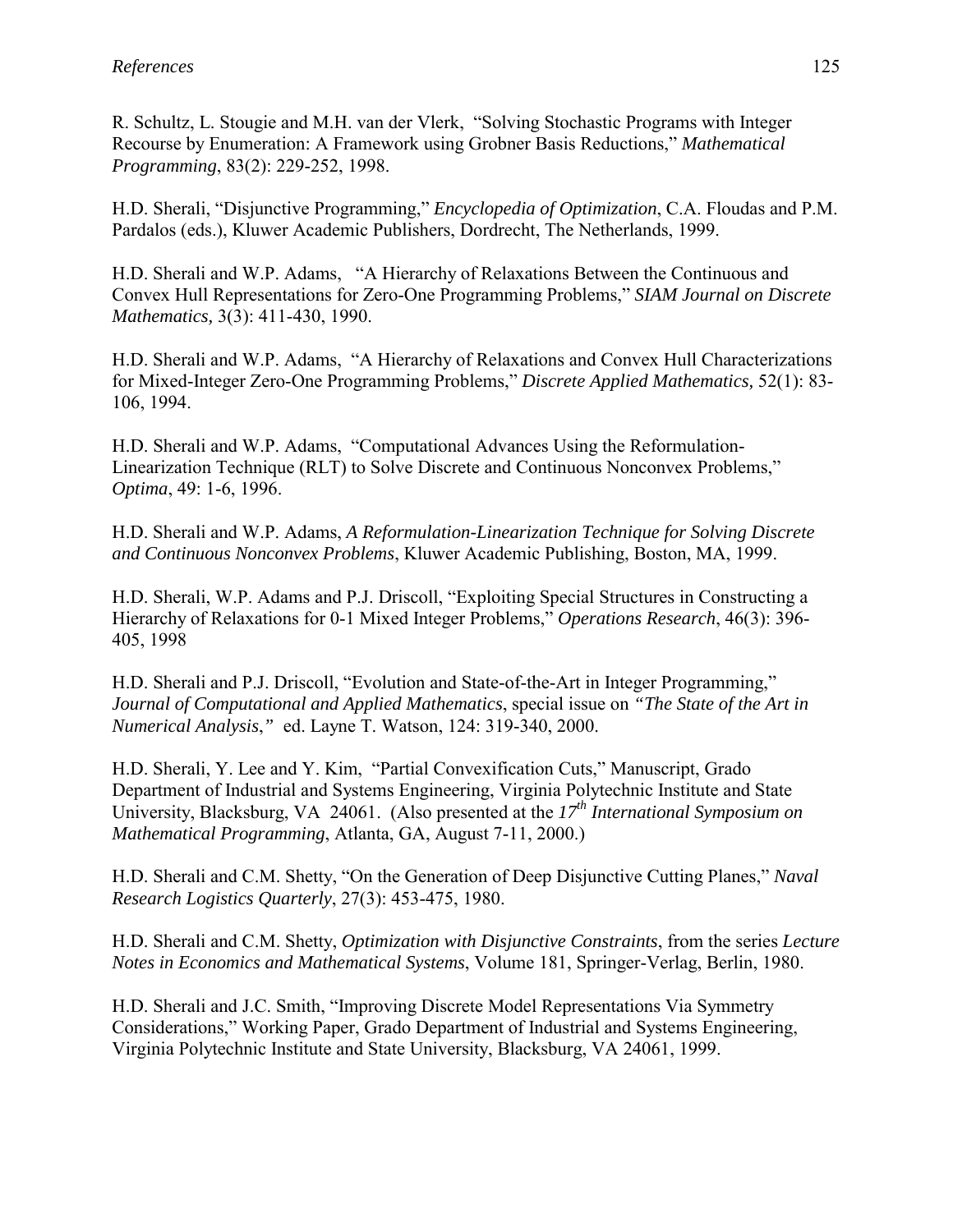R. Schultz, L. Stougie and M.H. van der Vlerk, "Solving Stochastic Programs with Integer Recourse by Enumeration: A Framework using Grobner Basis Reductions," *Mathematical Programming*, 83(2): 229-252, 1998.

H.D. Sherali, "Disjunctive Programming," *Encyclopedia of Optimization*, C.A. Floudas and P.M. Pardalos (eds.), Kluwer Academic Publishers, Dordrecht, The Netherlands, 1999.

H.D. Sherali and W.P. Adams, "A Hierarchy of Relaxations Between the Continuous and Convex Hull Representations for Zero-One Programming Problems," *SIAM Journal on Discrete Mathematics,* 3(3): 411-430, 1990.

H.D. Sherali and W.P. Adams, "A Hierarchy of Relaxations and Convex Hull Characterizations for Mixed-Integer Zero-One Programming Problems," *Discrete Applied Mathematics,* 52(1): 83-106, 1994.

H.D. Sherali and W.P. Adams, "Computational Advances Using the Reformulation-Linearization Technique (RLT) to Solve Discrete and Continuous Nonconvex Problems," *Optima*, 49: 1-6, 1996.

H.D. Sherali and W.P. Adams, *A Reformulation-Linearization Technique for Solving Discrete and Continuous Nonconvex Problems*, Kluwer Academic Publishing, Boston, MA, 1999.

H.D. Sherali, W.P. Adams and P.J. Driscoll, "Exploiting Special Structures in Constructing a Hierarchy of Relaxations for 0-1 Mixed Integer Problems," *Operations Research*, 46(3): 396-405, 1998

H.D. Sherali and P.J. Driscoll, "Evolution and State-of-the-Art in Integer Programming," *Journal of Computational and Applied Mathematics*, special issue on *"The State of the Art in Numerical Analysis*,*"* ed. Layne T. Watson, 124: 319-340, 2000.

H.D. Sherali, Y. Lee and Y. Kim, "Partial Convexification Cuts," Manuscript, Grado Department of Industrial and Systems Engineering, Virginia Polytechnic Institute and State University, Blacksburg, VA 24061. (Also presented at the *17th International Symposium on Mathematical Programming*, Atlanta, GA, August 7-11, 2000.)

H.D. Sherali and C.M. Shetty, "On the Generation of Deep Disjunctive Cutting Planes," *Naval Research Logistics Quarterly*, 27(3): 453-475, 1980.

H.D. Sherali and C.M. Shetty, *Optimization with Disjunctive Constraints*, from the series *Lecture Notes in Economics and Mathematical Systems*, Volume 181, Springer-Verlag, Berlin, 1980.

H.D. Sherali and J.C. Smith, "Improving Discrete Model Representations Via Symmetry Considerations," Working Paper, Grado Department of Industrial and Systems Engineering, Virginia Polytechnic Institute and State University, Blacksburg, VA 24061, 1999.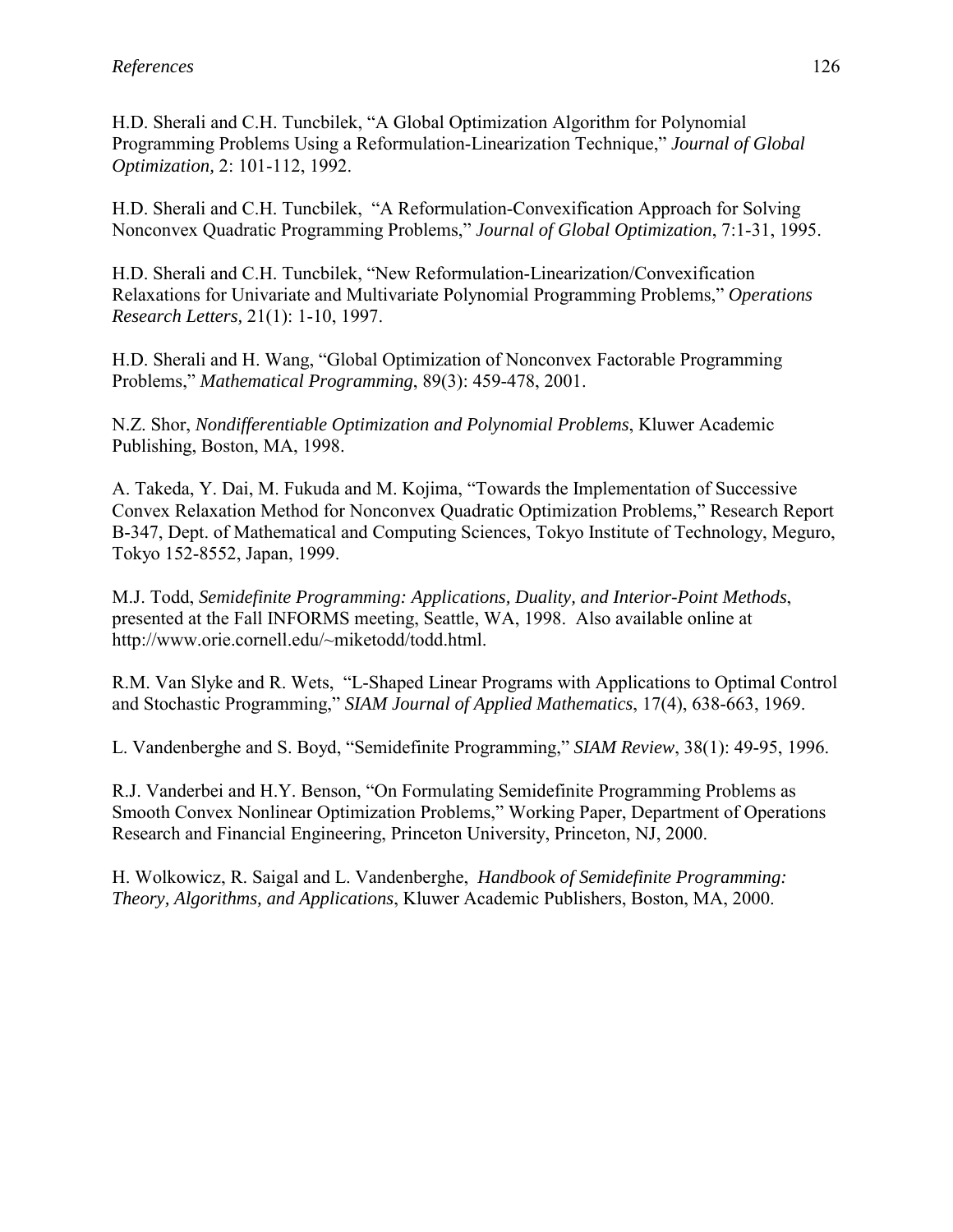H.D. Sherali and C.H. Tuncbilek, "A Global Optimization Algorithm for Polynomial Programming Problems Using a Reformulation-Linearization Technique," *Journal of Global Optimization,* 2: 101-112, 1992.

H.D. Sherali and C.H. Tuncbilek, "A Reformulation-Convexification Approach for Solving Nonconvex Quadratic Programming Problems," *Journal of Global Optimization*, 7:1-31, 1995.

H.D. Sherali and C.H. Tuncbilek, "New Reformulation-Linearization/Convexification Relaxations for Univariate and Multivariate Polynomial Programming Problems," *Operations Research Letters,* 21(1): 1-10, 1997.

H.D. Sherali and H. Wang, "Global Optimization of Nonconvex Factorable Programming Problems," *Mathematical Programming*, 89(3): 459-478, 2001.

N.Z. Shor, *Nondifferentiable Optimization and Polynomial Problems*, Kluwer Academic Publishing, Boston, MA, 1998.

A. Takeda, Y. Dai, M. Fukuda and M. Kojima, "Towards the Implementation of Successive Convex Relaxation Method for Nonconvex Quadratic Optimization Problems," Research Report B-347, Dept. of Mathematical and Computing Sciences, Tokyo Institute of Technology, Meguro, Tokyo 152-8552, Japan, 1999.

M.J. Todd, *Semidefinite Programming: Applications, Duality, and Interior-Point Methods*, presented at the Fall INFORMS meeting, Seattle, WA, 1998. Also available online at http://www.orie.cornell.edu/~miketodd/todd.html.

R.M. Van Slyke and R. Wets, "L-Shaped Linear Programs with Applications to Optimal Control and Stochastic Programming," *SIAM Journal of Applied Mathematics*, 17(4), 638-663, 1969.

L. Vandenberghe and S. Boyd, "Semidefinite Programming," *SIAM Review*, 38(1): 49-95, 1996.

R.J. Vanderbei and H.Y. Benson, "On Formulating Semidefinite Programming Problems as Smooth Convex Nonlinear Optimization Problems," Working Paper, Department of Operations Research and Financial Engineering, Princeton University, Princeton, NJ, 2000.

H. Wolkowicz, R. Saigal and L. Vandenberghe, *Handbook of Semidefinite Programming: Theory, Algorithms, and Applications*, Kluwer Academic Publishers, Boston, MA, 2000.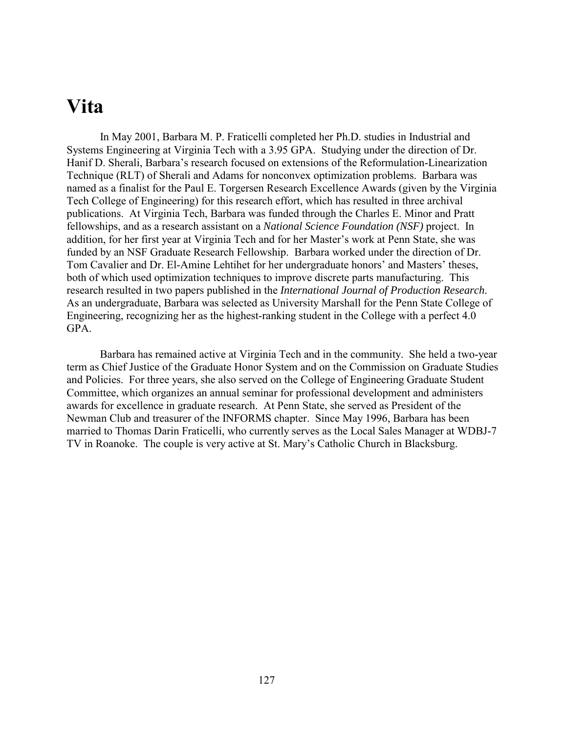# Vita

In May 2001, Barbara M. P. Fraticelli completed her Ph.D. studies in Industrial and Systems Engineering at Virginia Tech with a 3.95 GPA. Studying under the direction of Dr. Hanif D. Sherali, Barbara's research focused on extensions of the Reformulation-Linearization Technique (RLT) of Sherali and Adams for nonconvex optimization problems. Barbara was named as a finalist for the Paul E. Torgersen Research Excellence Awards (given by the Virginia Tech College of Engineering) for this research effort, which has resulted in three archival publications. At Virginia Tech, Barbara was funded through the Charles E. Minor and Pratt fellowships, and as a research assistant on a *National Science Foundation (NSF)* project. In addition, for her first year at Virginia Tech and for her Master's work at Penn State, she was funded by an NSF Graduate Research Fellowship. Barbara worked under the direction of Dr. Tom Cavalier and Dr. El-Amine Lehtihet for her undergraduate honors' and Masters' theses, both of which used optimization techniques to improve discrete parts manufacturing. This research resulted in two papers published in the *International Journal of Production Research*. As an undergraduate, Barbara was selected as University Marshall for the Penn State College of Engineering, recognizing her as the highest-ranking student in the College with a perfect 4.0 GPA.

Barbara has remained active at Virginia Tech and in the community. She held a two-year term as Chief Justice of the Graduate Honor System and on the Commission on Graduate Studies and Policies. For three years, she also served on the College of Engineering Graduate Student Committee, which organizes an annual seminar for professional development and administers awards for excellence in graduate research. At Penn State, she served as President of the Newman Club and treasurer of the INFORMS chapter. Since May 1996, Barbara has been married to Thomas Darin Fraticelli, who currently serves as the Local Sales Manager at WDBJ-7 TV in Roanoke. The couple is very active at St. Mary's Catholic Church in Blacksburg.